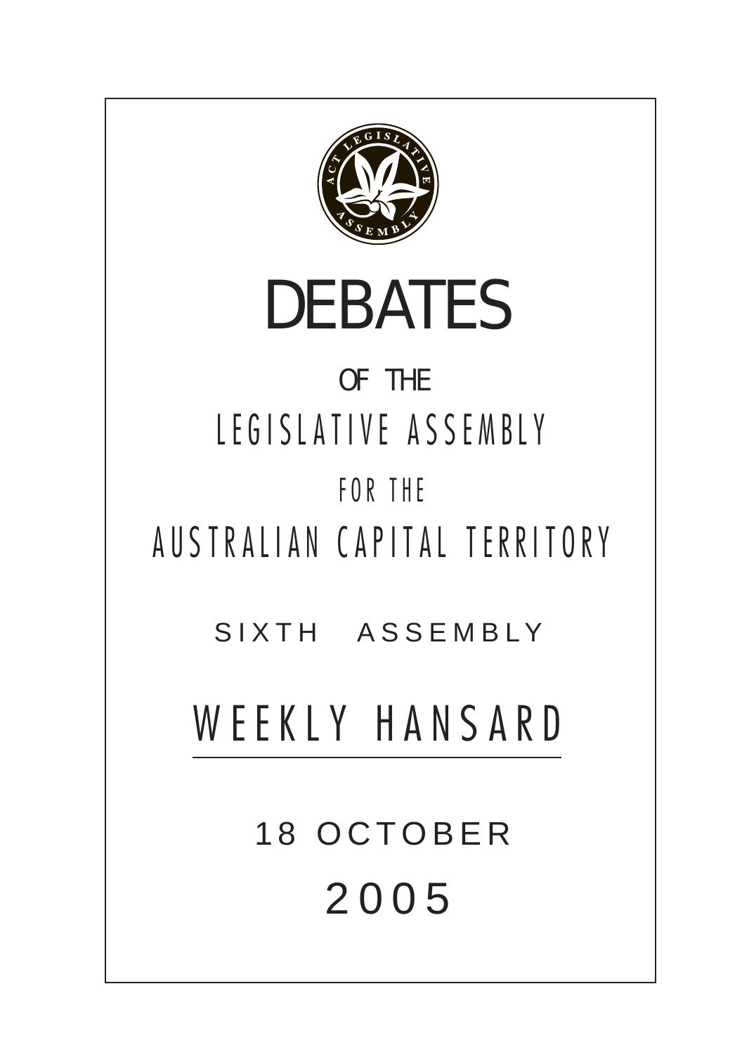# DEBATES

OF THE

LEGISLATIVE ASSEMBLY

FOR THE

AUSTRALIAN CAPITAL TERRITORY

SIXTH ASSEMBLY

## WEEKLY HANSARD

18 OCTOBER

2005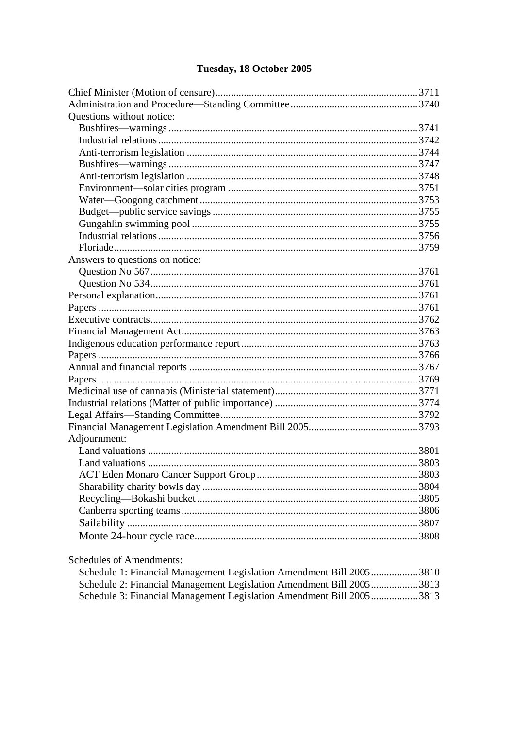## Tuesday, 18 October 2005

Chief Minister (Motion of censure) ... 3711
Administration and Procedure—Standing Committee ... 3740
Questions without notice:
- Bushfires—warnings ... 3741
- Industrial relations ... 3742
- Anti-terrorism legislation ... 3744
- Bushfires—warnings ... 3747
- Anti-terrorism legislation ... 3748
- Environment—solar cities program ... 3751
- Water—Googong catchment ... 3753
- Budget—public service savings ... 3755
- Gungahlin swimming pool ... 3755
- Industrial relations ... 3756
- Floriade ... 3759

Answers to questions on notice:
- Question No 567 ... 3761
- Question No 534 ... 3761

Personal explanation ... 3761
Papers ... 3761
Executive contracts ... 3762
Financial Management Act ... 3763
Indigenous education performance report ... 3763
Papers ... 3766
Annual and financial reports ... 3767
Papers ... 3769
Medicinal use of cannabis (Ministerial statement) ... 3771
Industrial relations (Matter of public importance) ... 3774
Legal Affairs—Standing Committee ... 3792
Financial Management Legislation Amendment Bill 2005 ... 3793
Adjournment:
- Land valuations ... 3801
- Land valuations ... 3803
- ACT Eden Monaro Cancer Support Group ... 3803
- Sharability charity bowls day ... 3804
- Recycling—Bokashi bucket ... 3805
- Canberra sporting teams ... 3806
- Sailability ... 3807
- Monte 24-hour cycle race ... 3808

Schedules of Amendments:
- Schedule 1: Financial Management Legislation Amendment Bill 2005 ... 3810
- Schedule 2: Financial Management Legislation Amendment Bill 2005 ... 3813
- Schedule 3: Financial Management Legislation Amendment Bill 2005 ... 3813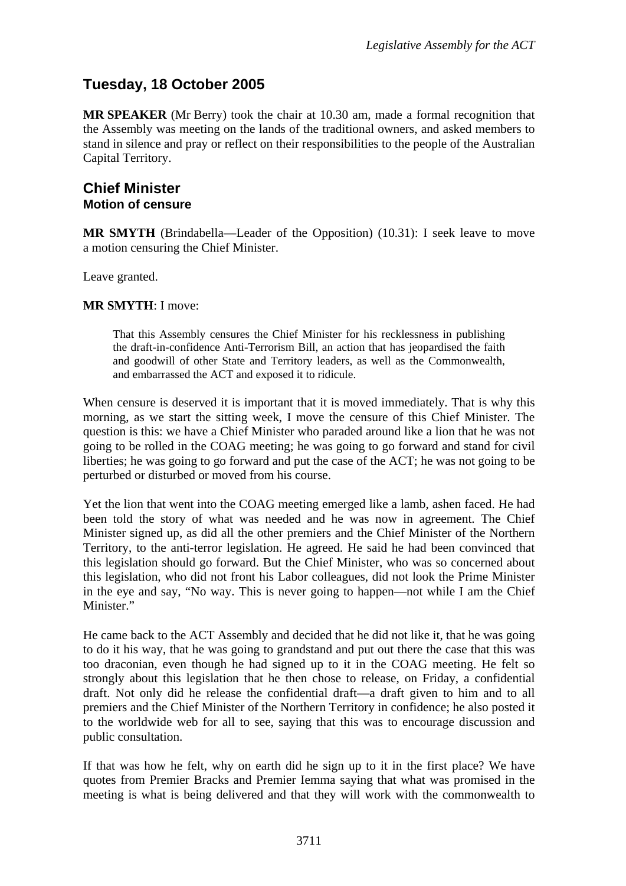## Tuesday, 18 October 2005

**MR SPEAKER** (Mr Berry) took the chair at 10.30 am, made a formal recognition that the Assembly was meeting on the lands of the traditional owners, and asked members to stand in silence and pray or reflect on their responsibilities to the people of the Australian Capital Territory.

## Chief Minister
### Motion of censure

**MR SMYTH** (Brindabella—Leader of the Opposition) (10.31): I seek leave to move a motion censuring the Chief Minister.

Leave granted.

**MR SMYTH**: I move:

> That this Assembly censures the Chief Minister for his recklessness in publishing the draft-in-confidence Anti-Terrorism Bill, an action that has jeopardised the faith and goodwill of other State and Territory leaders, as well as the Commonwealth, and embarrassed the ACT and exposed it to ridicule.

When censure is deserved it is important that it is moved immediately. That is why this morning, as we start the sitting week, I move the censure of this Chief Minister. The question is this: we have a Chief Minister who paraded around like a lion that he was not going to be rolled in the COAG meeting; he was going to go forward and stand for civil liberties; he was going to go forward and put the case of the ACT; he was not going to be perturbed or disturbed or moved from his course.

Yet the lion that went into the COAG meeting emerged like a lamb, ashen faced. He had been told the story of what was needed and he was now in agreement. The Chief Minister signed up, as did all the other premiers and the Chief Minister of the Northern Territory, to the anti-terror legislation. He agreed. He said he had been convinced that this legislation should go forward. But the Chief Minister, who was so concerned about this legislation, who did not front his Labor colleagues, did not look the Prime Minister in the eye and say, "No way. This is never going to happen—not while I am the Chief Minister."

He came back to the ACT Assembly and decided that he did not like it, that he was going to do it his way, that he was going to grandstand and put out there the case that this was too draconian, even though he had signed up to it in the COAG meeting. He felt so strongly about this legislation that he then chose to release, on Friday, a confidential draft. Not only did he release the confidential draft—a draft given to him and to all premiers and the Chief Minister of the Northern Territory in confidence; he also posted it to the worldwide web for all to see, saying that this was to encourage discussion and public consultation.

If that was how he felt, why on earth did he sign up to it in the first place? We have quotes from Premier Bracks and Premier Iemma saying that what was promised in the meeting is what is being delivered and that they will work with the commonwealth to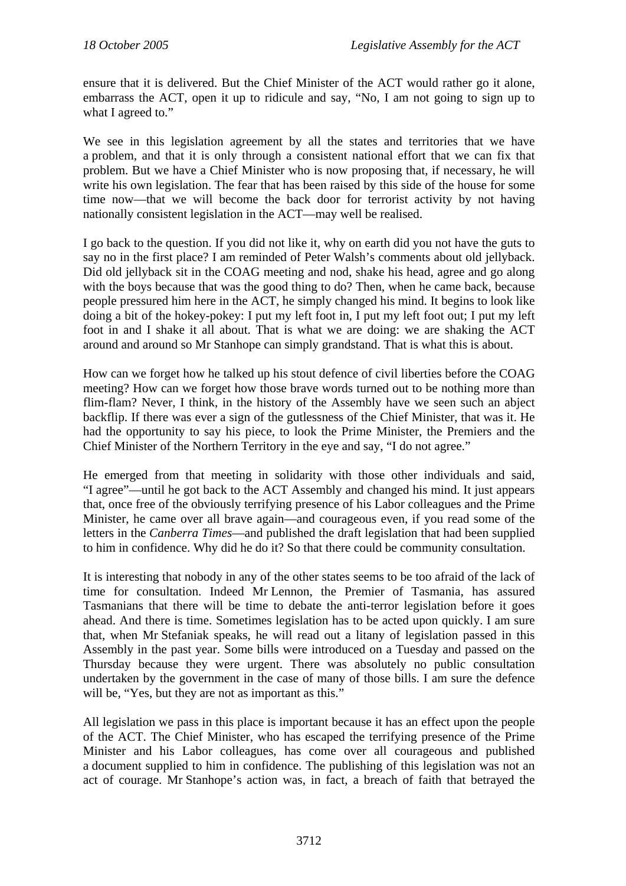ensure that it is delivered. But the Chief Minister of the ACT would rather go it alone, embarrass the ACT, open it up to ridicule and say, "No, I am not going to sign up to what I agreed to."

We see in this legislation agreement by all the states and territories that we have a problem, and that it is only through a consistent national effort that we can fix that problem. But we have a Chief Minister who is now proposing that, if necessary, he will write his own legislation. The fear that has been raised by this side of the house for some time now—that we will become the back door for terrorist activity by not having nationally consistent legislation in the ACT—may well be realised.

I go back to the question. If you did not like it, why on earth did you not have the guts to say no in the first place? I am reminded of Peter Walsh's comments about old jellyback. Did old jellyback sit in the COAG meeting and nod, shake his head, agree and go along with the boys because that was the good thing to do? Then, when he came back, because people pressured him here in the ACT, he simply changed his mind. It begins to look like doing a bit of the hokey-pokey: I put my left foot in, I put my left foot out; I put my left foot in and I shake it all about. That is what we are doing: we are shaking the ACT around and around so Mr Stanhope can simply grandstand. That is what this is about.

How can we forget how he talked up his stout defence of civil liberties before the COAG meeting? How can we forget how those brave words turned out to be nothing more than flim-flam? Never, I think, in the history of the Assembly have we seen such an abject backflip. If there was ever a sign of the gutlessness of the Chief Minister, that was it. He had the opportunity to say his piece, to look the Prime Minister, the Premiers and the Chief Minister of the Northern Territory in the eye and say, "I do not agree."

He emerged from that meeting in solidarity with those other individuals and said, "I agree"—until he got back to the ACT Assembly and changed his mind. It just appears that, once free of the obviously terrifying presence of his Labor colleagues and the Prime Minister, he came over all brave again—and courageous even, if you read some of the letters in the *Canberra Times*—and published the draft legislation that had been supplied to him in confidence. Why did he do it? So that there could be community consultation.

It is interesting that nobody in any of the other states seems to be too afraid of the lack of time for consultation. Indeed Mr Lennon, the Premier of Tasmania, has assured Tasmanians that there will be time to debate the anti-terror legislation before it goes ahead. And there is time. Sometimes legislation has to be acted upon quickly. I am sure that, when Mr Stefaniak speaks, he will read out a litany of legislation passed in this Assembly in the past year. Some bills were introduced on a Tuesday and passed on the Thursday because they were urgent. There was absolutely no public consultation undertaken by the government in the case of many of those bills. I am sure the defence will be, "Yes, but they are not as important as this."

All legislation we pass in this place is important because it has an effect upon the people of the ACT. The Chief Minister, who has escaped the terrifying presence of the Prime Minister and his Labor colleagues, has come over all courageous and published a document supplied to him in confidence. The publishing of this legislation was not an act of courage. Mr Stanhope's action was, in fact, a breach of faith that betrayed the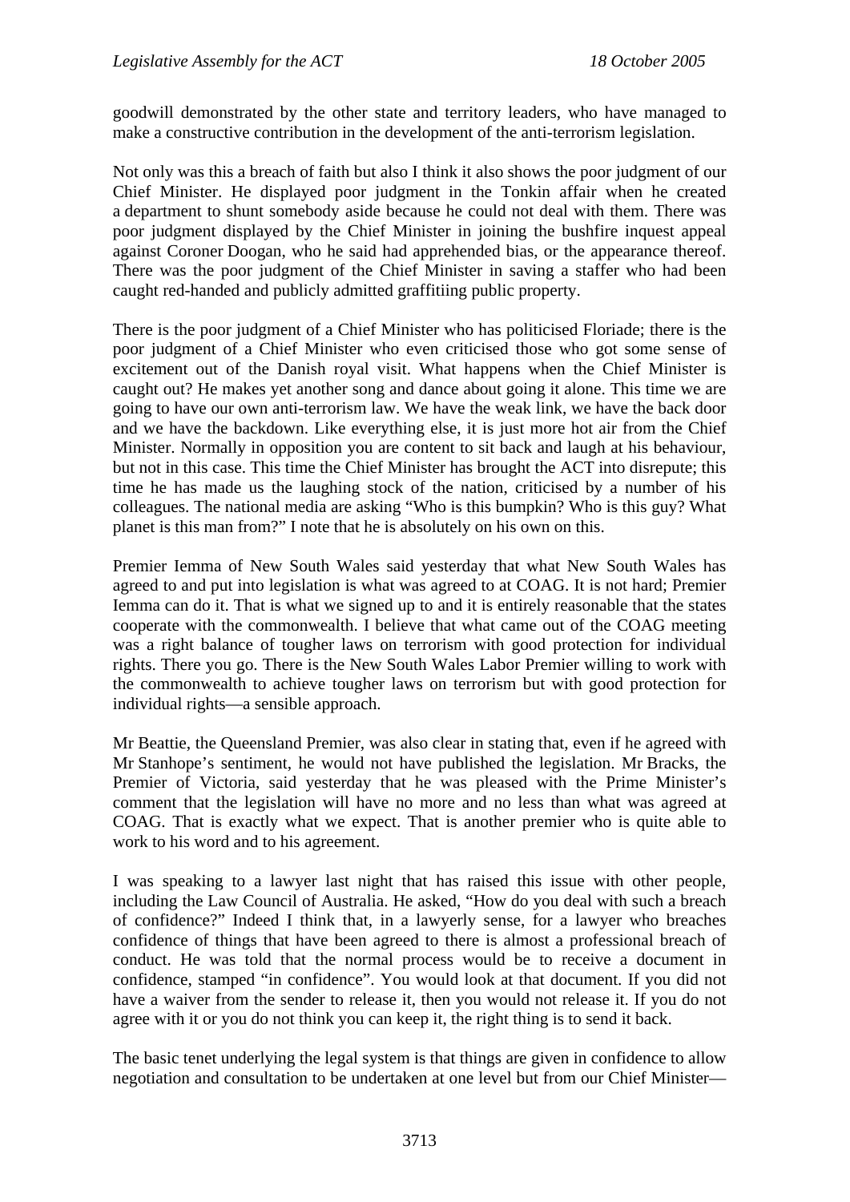goodwill demonstrated by the other state and territory leaders, who have managed to make a constructive contribution in the development of the anti-terrorism legislation.

Not only was this a breach of faith but also I think it also shows the poor judgment of our Chief Minister. He displayed poor judgment in the Tonkin affair when he created a department to shunt somebody aside because he could not deal with them. There was poor judgment displayed by the Chief Minister in joining the bushfire inquest appeal against Coroner Doogan, who he said had apprehended bias, or the appearance thereof. There was the poor judgment of the Chief Minister in saving a staffer who had been caught red-handed and publicly admitted graffitiing public property.

There is the poor judgment of a Chief Minister who has politicised Floriade; there is the poor judgment of a Chief Minister who even criticised those who got some sense of excitement out of the Danish royal visit. What happens when the Chief Minister is caught out? He makes yet another song and dance about going it alone. This time we are going to have our own anti-terrorism law. We have the weak link, we have the back door and we have the backdown. Like everything else, it is just more hot air from the Chief Minister. Normally in opposition you are content to sit back and laugh at his behaviour, but not in this case. This time the Chief Minister has brought the ACT into disrepute; this time he has made us the laughing stock of the nation, criticised by a number of his colleagues. The national media are asking "Who is this bumpkin? Who is this guy? What planet is this man from?" I note that he is absolutely on his own on this.

Premier Iemma of New South Wales said yesterday that what New South Wales has agreed to and put into legislation is what was agreed to at COAG. It is not hard; Premier Iemma can do it. That is what we signed up to and it is entirely reasonable that the states cooperate with the commonwealth. I believe that what came out of the COAG meeting was a right balance of tougher laws on terrorism with good protection for individual rights. There you go. There is the New South Wales Labor Premier willing to work with the commonwealth to achieve tougher laws on terrorism but with good protection for individual rights—a sensible approach.

Mr Beattie, the Queensland Premier, was also clear in stating that, even if he agreed with Mr Stanhope's sentiment, he would not have published the legislation. Mr Bracks, the Premier of Victoria, said yesterday that he was pleased with the Prime Minister's comment that the legislation will have no more and no less than what was agreed at COAG. That is exactly what we expect. That is another premier who is quite able to work to his word and to his agreement.

I was speaking to a lawyer last night that has raised this issue with other people, including the Law Council of Australia. He asked, "How do you deal with such a breach of confidence?" Indeed I think that, in a lawyerly sense, for a lawyer who breaches confidence of things that have been agreed to there is almost a professional breach of conduct. He was told that the normal process would be to receive a document in confidence, stamped "in confidence". You would look at that document. If you did not have a waiver from the sender to release it, then you would not release it. If you do not agree with it or you do not think you can keep it, the right thing is to send it back.

The basic tenet underlying the legal system is that things are given in confidence to allow negotiation and consultation to be undertaken at one level but from our Chief Minister—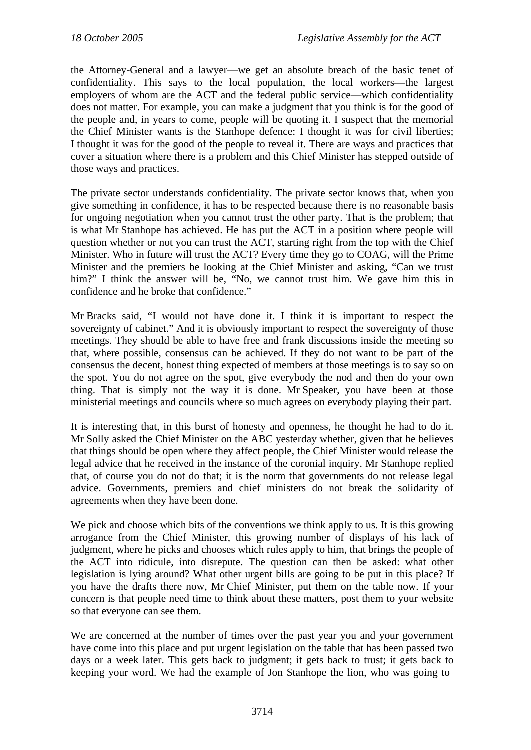the Attorney-General and a lawyer—we get an absolute breach of the basic tenet of confidentiality. This says to the local population, the local workers—the largest employers of whom are the ACT and the federal public service—which confidentiality does not matter. For example, you can make a judgment that you think is for the good of the people and, in years to come, people will be quoting it. I suspect that the memorial the Chief Minister wants is the Stanhope defence: I thought it was for civil liberties; I thought it was for the good of the people to reveal it. There are ways and practices that cover a situation where there is a problem and this Chief Minister has stepped outside of those ways and practices.

The private sector understands confidentiality. The private sector knows that, when you give something in confidence, it has to be respected because there is no reasonable basis for ongoing negotiation when you cannot trust the other party. That is the problem; that is what Mr Stanhope has achieved. He has put the ACT in a position where people will question whether or not you can trust the ACT, starting right from the top with the Chief Minister. Who in future will trust the ACT? Every time they go to COAG, will the Prime Minister and the premiers be looking at the Chief Minister and asking, "Can we trust him?" I think the answer will be, "No, we cannot trust him. We gave him this in confidence and he broke that confidence."

Mr Bracks said, "I would not have done it. I think it is important to respect the sovereignty of cabinet." And it is obviously important to respect the sovereignty of those meetings. They should be able to have free and frank discussions inside the meeting so that, where possible, consensus can be achieved. If they do not want to be part of the consensus the decent, honest thing expected of members at those meetings is to say so on the spot. You do not agree on the spot, give everybody the nod and then do your own thing. That is simply not the way it is done. Mr Speaker, you have been at those ministerial meetings and councils where so much agrees on everybody playing their part.

It is interesting that, in this burst of honesty and openness, he thought he had to do it. Mr Solly asked the Chief Minister on the ABC yesterday whether, given that he believes that things should be open where they affect people, the Chief Minister would release the legal advice that he received in the instance of the coronial inquiry. Mr Stanhope replied that, of course you do not do that; it is the norm that governments do not release legal advice. Governments, premiers and chief ministers do not break the solidarity of agreements when they have been done.

We pick and choose which bits of the conventions we think apply to us. It is this growing arrogance from the Chief Minister, this growing number of displays of his lack of judgment, where he picks and chooses which rules apply to him, that brings the people of the ACT into ridicule, into disrepute. The question can then be asked: what other legislation is lying around? What other urgent bills are going to be put in this place? If you have the drafts there now, Mr Chief Minister, put them on the table now. If your concern is that people need time to think about these matters, post them to your website so that everyone can see them.

We are concerned at the number of times over the past year you and your government have come into this place and put urgent legislation on the table that has been passed two days or a week later. This gets back to judgment; it gets back to trust; it gets back to keeping your word. We had the example of Jon Stanhope the lion, who was going to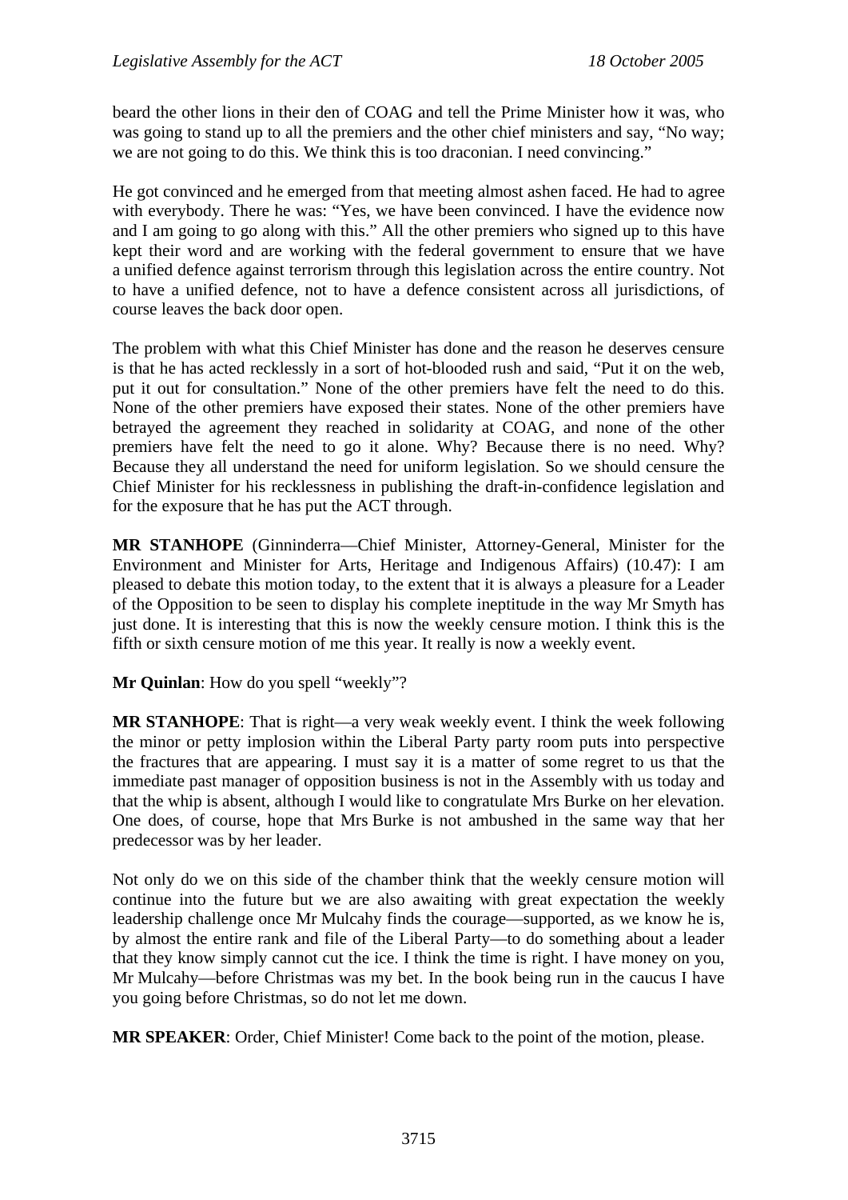beard the other lions in their den of COAG and tell the Prime Minister how it was, who was going to stand up to all the premiers and the other chief ministers and say, "No way; we are not going to do this. We think this is too draconian. I need convincing."

He got convinced and he emerged from that meeting almost ashen faced. He had to agree with everybody. There he was: "Yes, we have been convinced. I have the evidence now and I am going to go along with this." All the other premiers who signed up to this have kept their word and are working with the federal government to ensure that we have a unified defence against terrorism through this legislation across the entire country. Not to have a unified defence, not to have a defence consistent across all jurisdictions, of course leaves the back door open.

The problem with what this Chief Minister has done and the reason he deserves censure is that he has acted recklessly in a sort of hot-blooded rush and said, "Put it on the web, put it out for consultation." None of the other premiers have felt the need to do this. None of the other premiers have exposed their states. None of the other premiers have betrayed the agreement they reached in solidarity at COAG, and none of the other premiers have felt the need to go it alone. Why? Because there is no need. Why? Because they all understand the need for uniform legislation. So we should censure the Chief Minister for his recklessness in publishing the draft-in-confidence legislation and for the exposure that he has put the ACT through.

**MR STANHOPE** (Ginninderra—Chief Minister, Attorney-General, Minister for the Environment and Minister for Arts, Heritage and Indigenous Affairs) (10.47): I am pleased to debate this motion today, to the extent that it is always a pleasure for a Leader of the Opposition to be seen to display his complete ineptitude in the way Mr Smyth has just done. It is interesting that this is now the weekly censure motion. I think this is the fifth or sixth censure motion of me this year. It really is now a weekly event.

**Mr Quinlan**: How do you spell "weekly"?

**MR STANHOPE**: That is right—a very weak weekly event. I think the week following the minor or petty implosion within the Liberal Party party room puts into perspective the fractures that are appearing. I must say it is a matter of some regret to us that the immediate past manager of opposition business is not in the Assembly with us today and that the whip is absent, although I would like to congratulate Mrs Burke on her elevation. One does, of course, hope that Mrs Burke is not ambushed in the same way that her predecessor was by her leader.

Not only do we on this side of the chamber think that the weekly censure motion will continue into the future but we are also awaiting with great expectation the weekly leadership challenge once Mr Mulcahy finds the courage—supported, as we know he is, by almost the entire rank and file of the Liberal Party—to do something about a leader that they know simply cannot cut the ice. I think the time is right. I have money on you, Mr Mulcahy—before Christmas was my bet. In the book being run in the caucus I have you going before Christmas, so do not let me down.

**MR SPEAKER**: Order, Chief Minister! Come back to the point of the motion, please.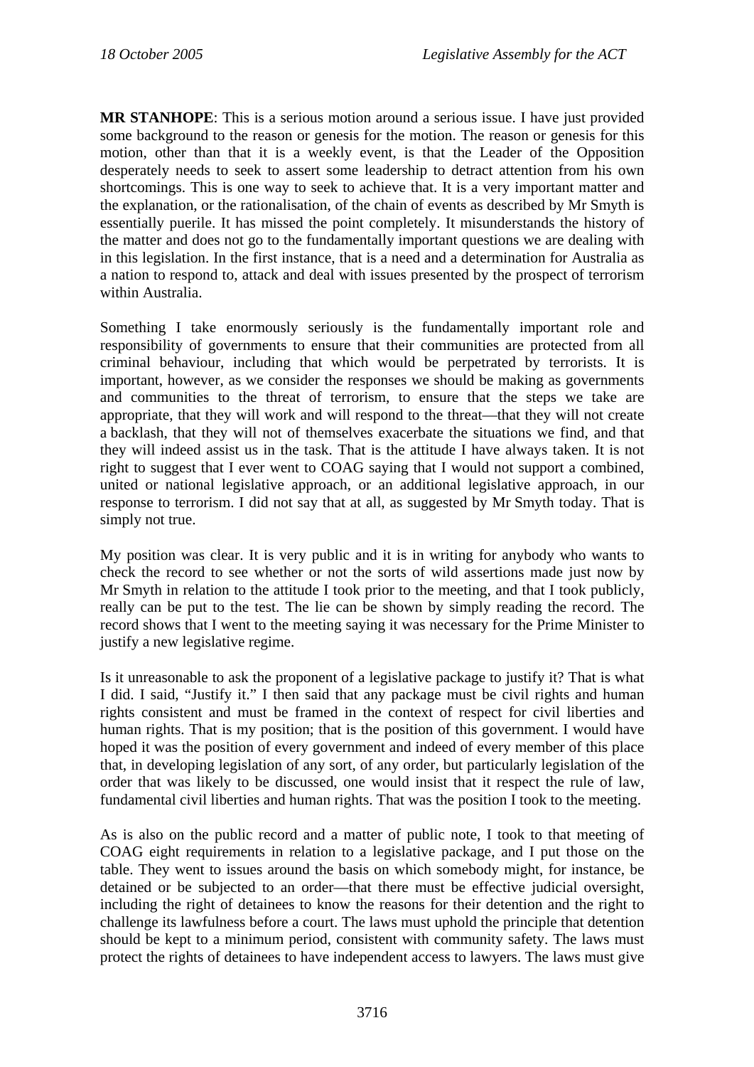**MR STANHOPE**: This is a serious motion around a serious issue. I have just provided some background to the reason or genesis for the motion. The reason or genesis for this motion, other than that it is a weekly event, is that the Leader of the Opposition desperately needs to seek to assert some leadership to detract attention from his own shortcomings. This is one way to seek to achieve that. It is a very important matter and the explanation, or the rationalisation, of the chain of events as described by Mr Smyth is essentially puerile. It has missed the point completely. It misunderstands the history of the matter and does not go to the fundamentally important questions we are dealing with in this legislation. In the first instance, that is a need and a determination for Australia as a nation to respond to, attack and deal with issues presented by the prospect of terrorism within Australia.

Something I take enormously seriously is the fundamentally important role and responsibility of governments to ensure that their communities are protected from all criminal behaviour, including that which would be perpetrated by terrorists. It is important, however, as we consider the responses we should be making as governments and communities to the threat of terrorism, to ensure that the steps we take are appropriate, that they will work and will respond to the threat—that they will not create a backlash, that they will not of themselves exacerbate the situations we find, and that they will indeed assist us in the task. That is the attitude I have always taken. It is not right to suggest that I ever went to COAG saying that I would not support a combined, united or national legislative approach, or an additional legislative approach, in our response to terrorism. I did not say that at all, as suggested by Mr Smyth today. That is simply not true.

My position was clear. It is very public and it is in writing for anybody who wants to check the record to see whether or not the sorts of wild assertions made just now by Mr Smyth in relation to the attitude I took prior to the meeting, and that I took publicly, really can be put to the test. The lie can be shown by simply reading the record. The record shows that I went to the meeting saying it was necessary for the Prime Minister to justify a new legislative regime.

Is it unreasonable to ask the proponent of a legislative package to justify it? That is what I did. I said, "Justify it." I then said that any package must be civil rights and human rights consistent and must be framed in the context of respect for civil liberties and human rights. That is my position; that is the position of this government. I would have hoped it was the position of every government and indeed of every member of this place that, in developing legislation of any sort, of any order, but particularly legislation of the order that was likely to be discussed, one would insist that it respect the rule of law, fundamental civil liberties and human rights. That was the position I took to the meeting.

As is also on the public record and a matter of public note, I took to that meeting of COAG eight requirements in relation to a legislative package, and I put those on the table. They went to issues around the basis on which somebody might, for instance, be detained or be subjected to an order—that there must be effective judicial oversight, including the right of detainees to know the reasons for their detention and the right to challenge its lawfulness before a court. The laws must uphold the principle that detention should be kept to a minimum period, consistent with community safety. The laws must protect the rights of detainees to have independent access to lawyers. The laws must give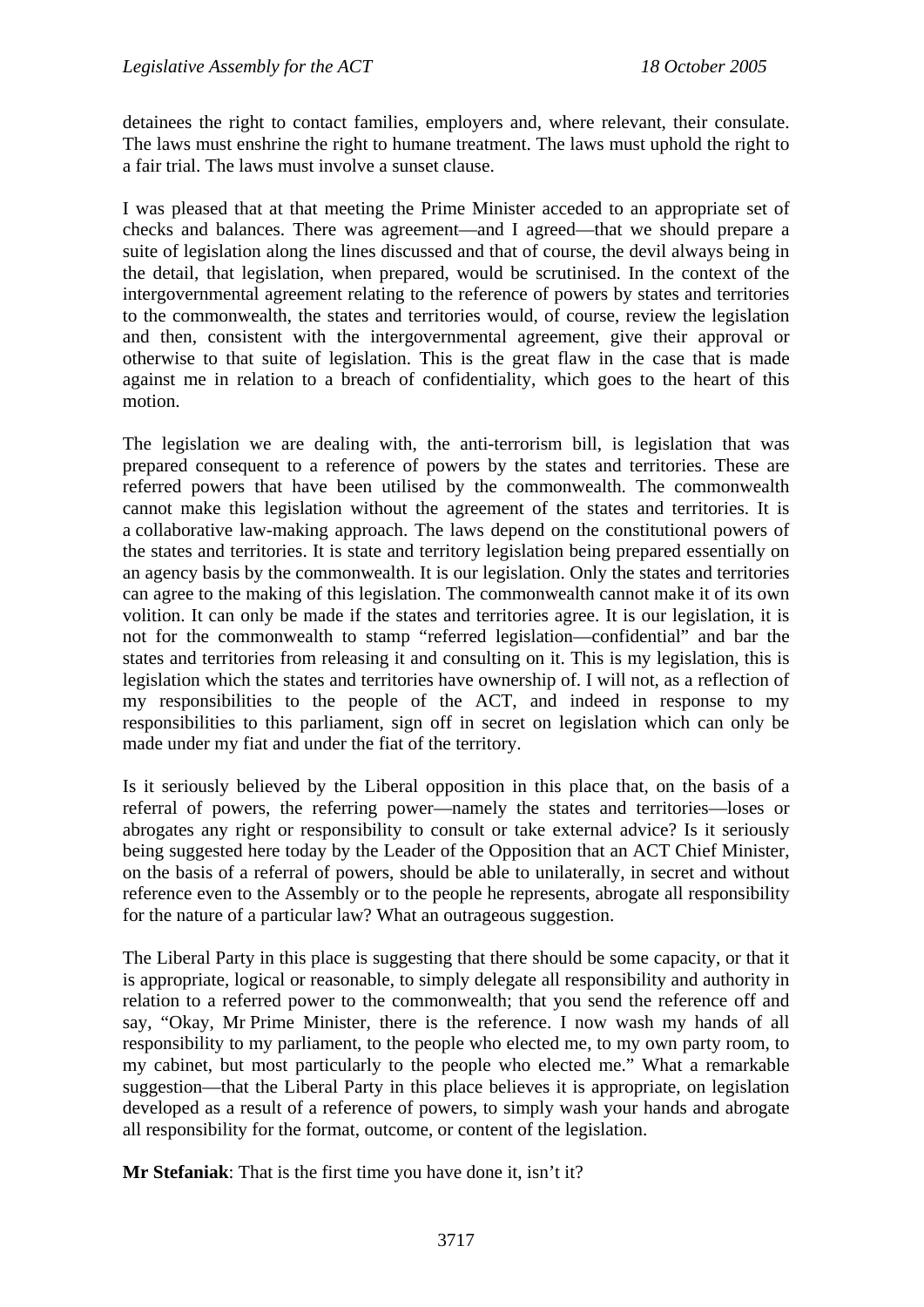detainees the right to contact families, employers and, where relevant, their consulate. The laws must enshrine the right to humane treatment. The laws must uphold the right to a fair trial. The laws must involve a sunset clause.

I was pleased that at that meeting the Prime Minister acceded to an appropriate set of checks and balances. There was agreement—and I agreed—that we should prepare a suite of legislation along the lines discussed and that of course, the devil always being in the detail, that legislation, when prepared, would be scrutinised. In the context of the intergovernmental agreement relating to the reference of powers by states and territories to the commonwealth, the states and territories would, of course, review the legislation and then, consistent with the intergovernmental agreement, give their approval or otherwise to that suite of legislation. This is the great flaw in the case that is made against me in relation to a breach of confidentiality, which goes to the heart of this motion.

The legislation we are dealing with, the anti-terrorism bill, is legislation that was prepared consequent to a reference of powers by the states and territories. These are referred powers that have been utilised by the commonwealth. The commonwealth cannot make this legislation without the agreement of the states and territories. It is a collaborative law-making approach. The laws depend on the constitutional powers of the states and territories. It is state and territory legislation being prepared essentially on an agency basis by the commonwealth. It is our legislation. Only the states and territories can agree to the making of this legislation. The commonwealth cannot make it of its own volition. It can only be made if the states and territories agree. It is our legislation, it is not for the commonwealth to stamp "referred legislation—confidential" and bar the states and territories from releasing it and consulting on it. This is my legislation, this is legislation which the states and territories have ownership of. I will not, as a reflection of my responsibilities to the people of the ACT, and indeed in response to my responsibilities to this parliament, sign off in secret on legislation which can only be made under my fiat and under the fiat of the territory.

Is it seriously believed by the Liberal opposition in this place that, on the basis of a referral of powers, the referring power—namely the states and territories—loses or abrogates any right or responsibility to consult or take external advice? Is it seriously being suggested here today by the Leader of the Opposition that an ACT Chief Minister, on the basis of a referral of powers, should be able to unilaterally, in secret and without reference even to the Assembly or to the people he represents, abrogate all responsibility for the nature of a particular law? What an outrageous suggestion.

The Liberal Party in this place is suggesting that there should be some capacity, or that it is appropriate, logical or reasonable, to simply delegate all responsibility and authority in relation to a referred power to the commonwealth; that you send the reference off and say, "Okay, Mr Prime Minister, there is the reference. I now wash my hands of all responsibility to my parliament, to the people who elected me, to my own party room, to my cabinet, but most particularly to the people who elected me." What a remarkable suggestion—that the Liberal Party in this place believes it is appropriate, on legislation developed as a result of a reference of powers, to simply wash your hands and abrogate all responsibility for the format, outcome, or content of the legislation.

**Mr Stefaniak**: That is the first time you have done it, isn't it?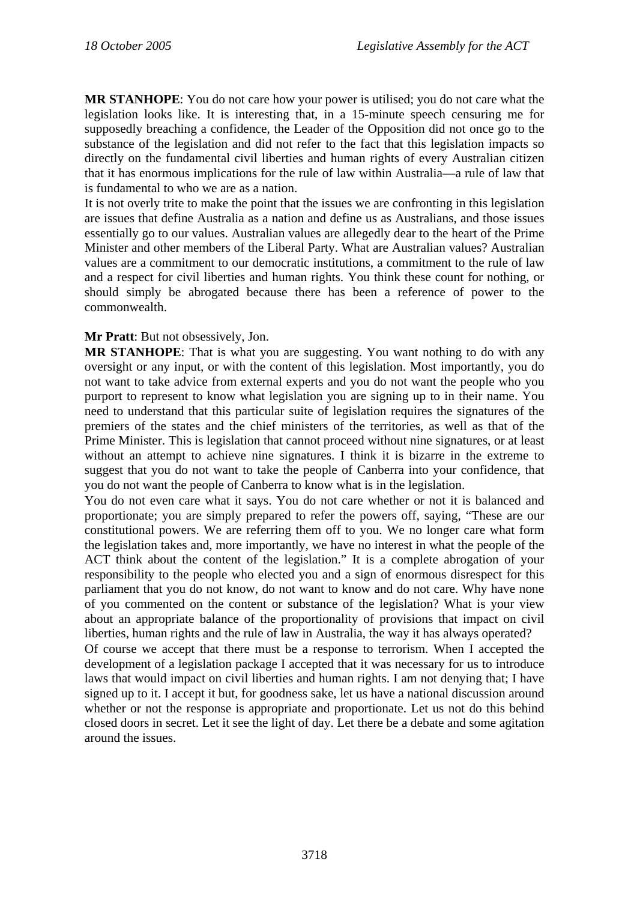**MR STANHOPE**: You do not care how your power is utilised; you do not care what the legislation looks like. It is interesting that, in a 15-minute speech censuring me for supposedly breaching a confidence, the Leader of the Opposition did not once go to the substance of the legislation and did not refer to the fact that this legislation impacts so directly on the fundamental civil liberties and human rights of every Australian citizen that it has enormous implications for the rule of law within Australia—a rule of law that is fundamental to who we are as a nation.

It is not overly trite to make the point that the issues we are confronting in this legislation are issues that define Australia as a nation and define us as Australians, and those issues essentially go to our values. Australian values are allegedly dear to the heart of the Prime Minister and other members of the Liberal Party. What are Australian values? Australian values are a commitment to our democratic institutions, a commitment to the rule of law and a respect for civil liberties and human rights. You think these count for nothing, or should simply be abrogated because there has been a reference of power to the commonwealth.

**Mr Pratt**: But not obsessively, Jon.

**MR STANHOPE**: That is what you are suggesting. You want nothing to do with any oversight or any input, or with the content of this legislation. Most importantly, you do not want to take advice from external experts and you do not want the people who you purport to represent to know what legislation you are signing up to in their name. You need to understand that this particular suite of legislation requires the signatures of the premiers of the states and the chief ministers of the territories, as well as that of the Prime Minister. This is legislation that cannot proceed without nine signatures, or at least without an attempt to achieve nine signatures. I think it is bizarre in the extreme to suggest that you do not want to take the people of Canberra into your confidence, that you do not want the people of Canberra to know what is in the legislation.

You do not even care what it says. You do not care whether or not it is balanced and proportionate; you are simply prepared to refer the powers off, saying, "These are our constitutional powers. We are referring them off to you. We no longer care what form the legislation takes and, more importantly, we have no interest in what the people of the ACT think about the content of the legislation." It is a complete abrogation of your responsibility to the people who elected you and a sign of enormous disrespect for this parliament that you do not know, do not want to know and do not care. Why have none of you commented on the content or substance of the legislation? What is your view about an appropriate balance of the proportionality of provisions that impact on civil liberties, human rights and the rule of law in Australia, the way it has always operated?

Of course we accept that there must be a response to terrorism. When I accepted the development of a legislation package I accepted that it was necessary for us to introduce laws that would impact on civil liberties and human rights. I am not denying that; I have signed up to it. I accept it but, for goodness sake, let us have a national discussion around whether or not the response is appropriate and proportionate. Let us not do this behind closed doors in secret. Let it see the light of day. Let there be a debate and some agitation around the issues.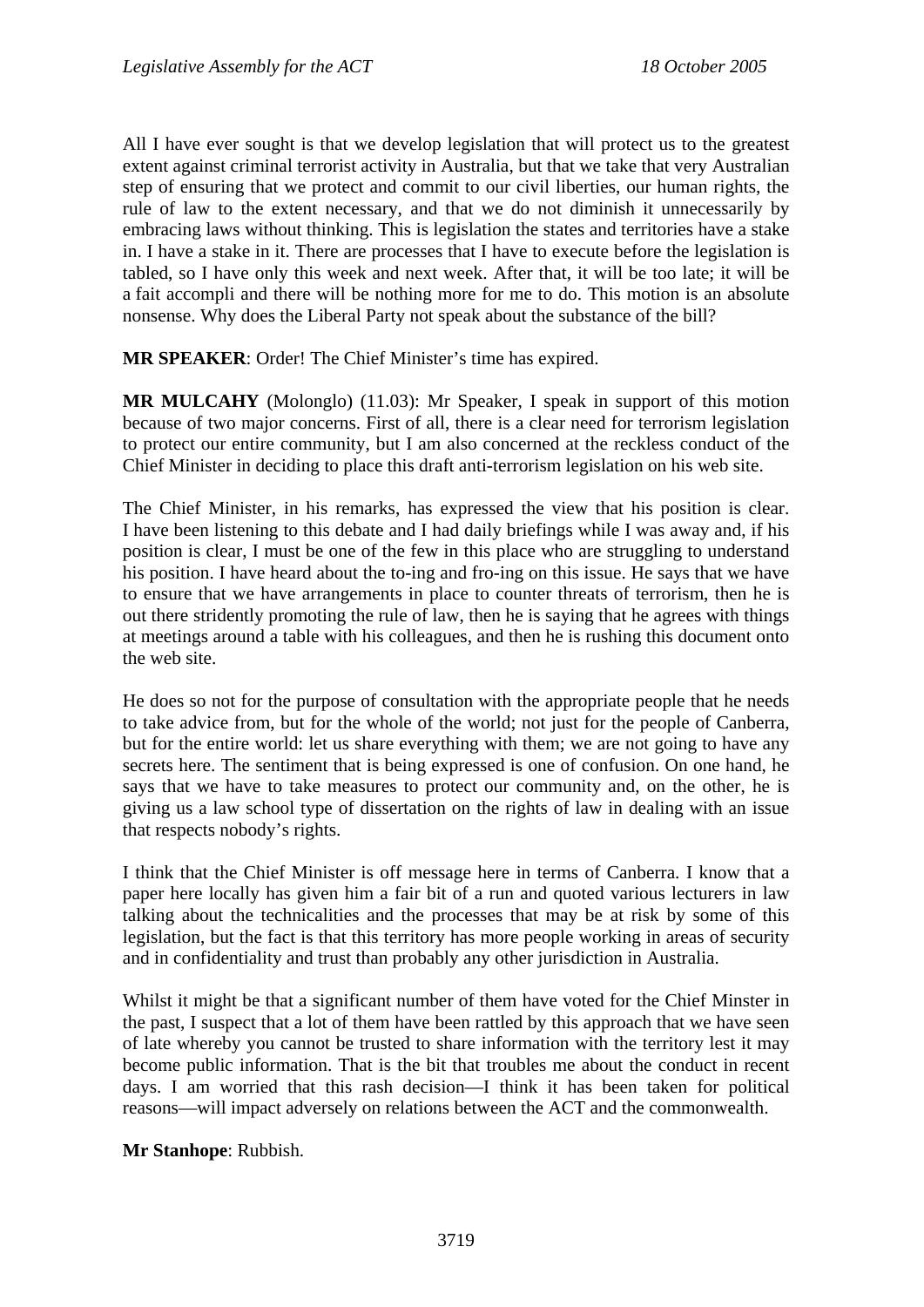All I have ever sought is that we develop legislation that will protect us to the greatest extent against criminal terrorist activity in Australia, but that we take that very Australian step of ensuring that we protect and commit to our civil liberties, our human rights, the rule of law to the extent necessary, and that we do not diminish it unnecessarily by embracing laws without thinking. This is legislation the states and territories have a stake in. I have a stake in it. There are processes that I have to execute before the legislation is tabled, so I have only this week and next week. After that, it will be too late; it will be a fait accompli and there will be nothing more for me to do. This motion is an absolute nonsense. Why does the Liberal Party not speak about the substance of the bill?

**MR SPEAKER**: Order! The Chief Minister's time has expired.

**MR MULCAHY** (Molonglo) (11.03): Mr Speaker, I speak in support of this motion because of two major concerns. First of all, there is a clear need for terrorism legislation to protect our entire community, but I am also concerned at the reckless conduct of the Chief Minister in deciding to place this draft anti-terrorism legislation on his web site.

The Chief Minister, in his remarks, has expressed the view that his position is clear. I have been listening to this debate and I had daily briefings while I was away and, if his position is clear, I must be one of the few in this place who are struggling to understand his position. I have heard about the to-ing and fro-ing on this issue. He says that we have to ensure that we have arrangements in place to counter threats of terrorism, then he is out there stridently promoting the rule of law, then he is saying that he agrees with things at meetings around a table with his colleagues, and then he is rushing this document onto the web site.

He does so not for the purpose of consultation with the appropriate people that he needs to take advice from, but for the whole of the world; not just for the people of Canberra, but for the entire world: let us share everything with them; we are not going to have any secrets here. The sentiment that is being expressed is one of confusion. On one hand, he says that we have to take measures to protect our community and, on the other, he is giving us a law school type of dissertation on the rights of law in dealing with an issue that respects nobody's rights.

I think that the Chief Minister is off message here in terms of Canberra. I know that a paper here locally has given him a fair bit of a run and quoted various lecturers in law talking about the technicalities and the processes that may be at risk by some of this legislation, but the fact is that this territory has more people working in areas of security and in confidentiality and trust than probably any other jurisdiction in Australia.

Whilst it might be that a significant number of them have voted for the Chief Minster in the past, I suspect that a lot of them have been rattled by this approach that we have seen of late whereby you cannot be trusted to share information with the territory lest it may become public information. That is the bit that troubles me about the conduct in recent days. I am worried that this rash decision—I think it has been taken for political reasons—will impact adversely on relations between the ACT and the commonwealth.

**Mr Stanhope**: Rubbish.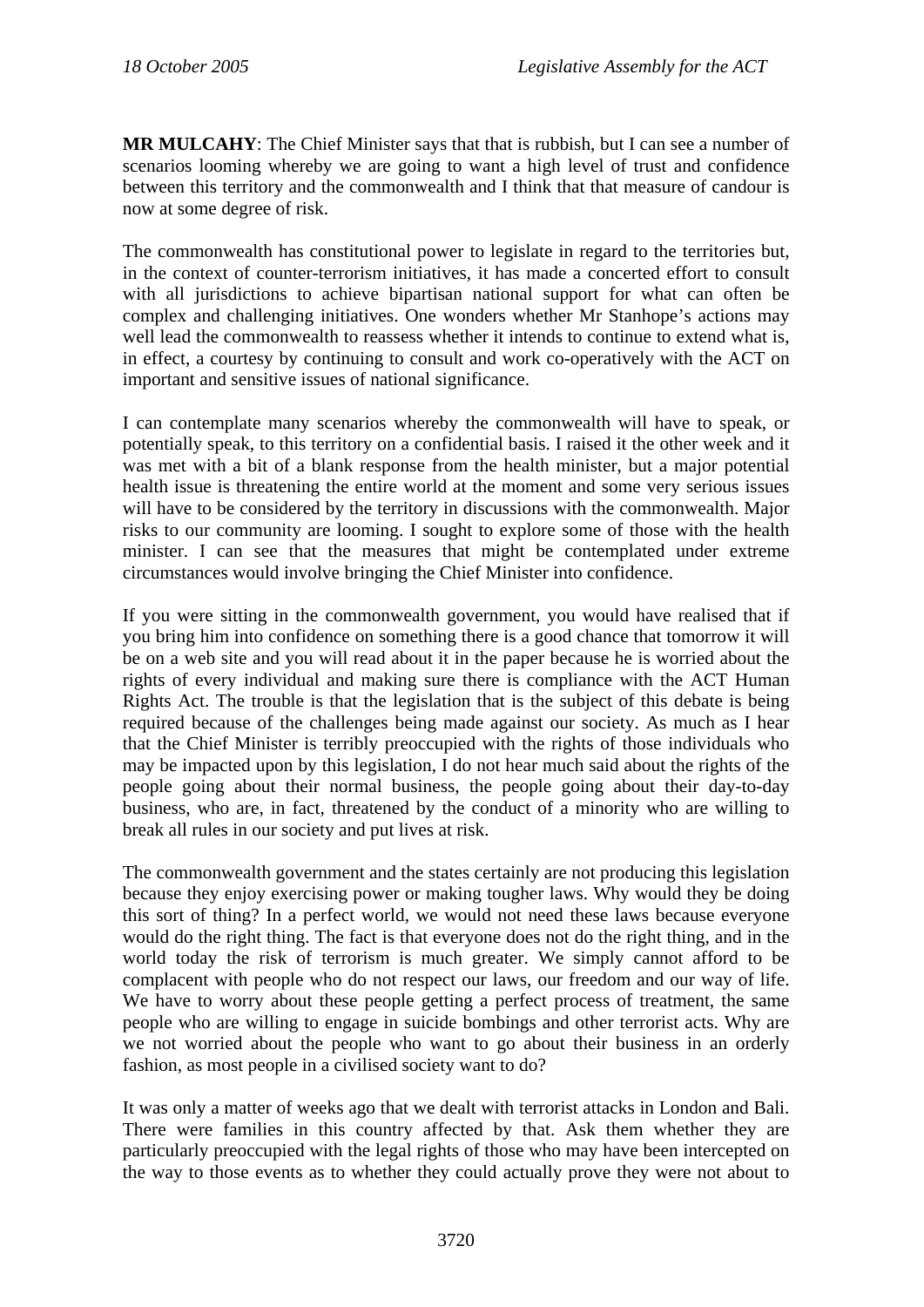**MR MULCAHY**: The Chief Minister says that that is rubbish, but I can see a number of scenarios looming whereby we are going to want a high level of trust and confidence between this territory and the commonwealth and I think that that measure of candour is now at some degree of risk.

The commonwealth has constitutional power to legislate in regard to the territories but, in the context of counter-terrorism initiatives, it has made a concerted effort to consult with all jurisdictions to achieve bipartisan national support for what can often be complex and challenging initiatives. One wonders whether Mr Stanhope's actions may well lead the commonwealth to reassess whether it intends to continue to extend what is, in effect, a courtesy by continuing to consult and work co-operatively with the ACT on important and sensitive issues of national significance.

I can contemplate many scenarios whereby the commonwealth will have to speak, or potentially speak, to this territory on a confidential basis. I raised it the other week and it was met with a bit of a blank response from the health minister, but a major potential health issue is threatening the entire world at the moment and some very serious issues will have to be considered by the territory in discussions with the commonwealth. Major risks to our community are looming. I sought to explore some of those with the health minister. I can see that the measures that might be contemplated under extreme circumstances would involve bringing the Chief Minister into confidence.

If you were sitting in the commonwealth government, you would have realised that if you bring him into confidence on something there is a good chance that tomorrow it will be on a web site and you will read about it in the paper because he is worried about the rights of every individual and making sure there is compliance with the ACT Human Rights Act. The trouble is that the legislation that is the subject of this debate is being required because of the challenges being made against our society. As much as I hear that the Chief Minister is terribly preoccupied with the rights of those individuals who may be impacted upon by this legislation, I do not hear much said about the rights of the people going about their normal business, the people going about their day-to-day business, who are, in fact, threatened by the conduct of a minority who are willing to break all rules in our society and put lives at risk.

The commonwealth government and the states certainly are not producing this legislation because they enjoy exercising power or making tougher laws. Why would they be doing this sort of thing? In a perfect world, we would not need these laws because everyone would do the right thing. The fact is that everyone does not do the right thing, and in the world today the risk of terrorism is much greater. We simply cannot afford to be complacent with people who do not respect our laws, our freedom and our way of life. We have to worry about these people getting a perfect process of treatment, the same people who are willing to engage in suicide bombings and other terrorist acts. Why are we not worried about the people who want to go about their business in an orderly fashion, as most people in a civilised society want to do?

It was only a matter of weeks ago that we dealt with terrorist attacks in London and Bali. There were families in this country affected by that. Ask them whether they are particularly preoccupied with the legal rights of those who may have been intercepted on the way to those events as to whether they could actually prove they were not about to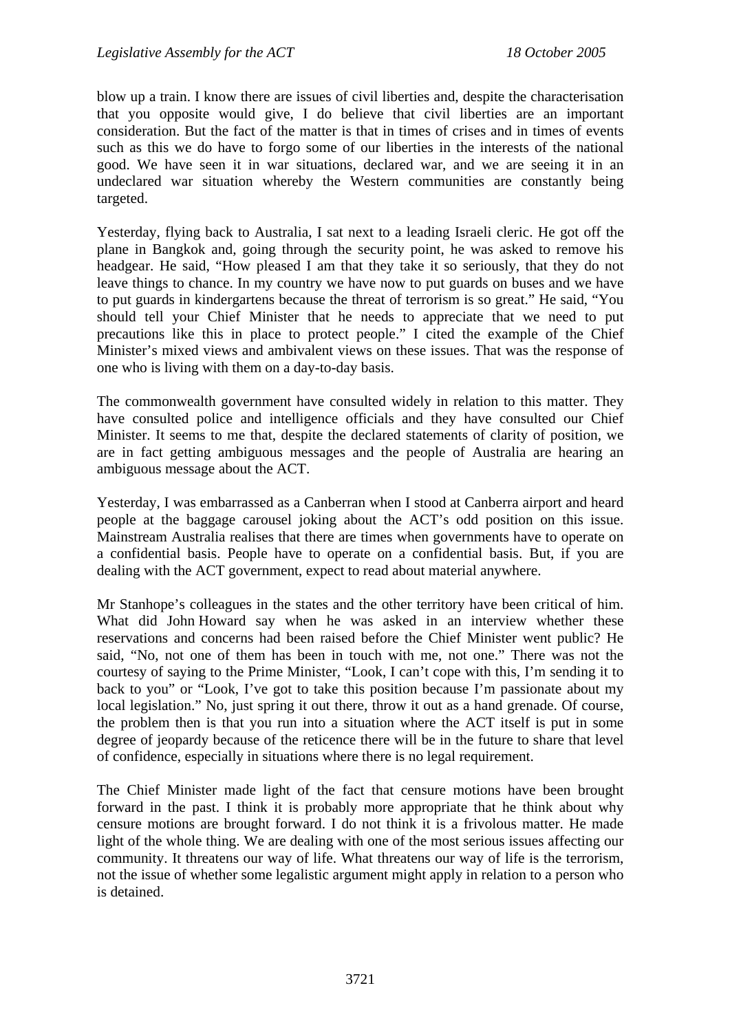blow up a train. I know there are issues of civil liberties and, despite the characterisation that you opposite would give, I do believe that civil liberties are an important consideration. But the fact of the matter is that in times of crises and in times of events such as this we do have to forgo some of our liberties in the interests of the national good. We have seen it in war situations, declared war, and we are seeing it in an undeclared war situation whereby the Western communities are constantly being targeted.

Yesterday, flying back to Australia, I sat next to a leading Israeli cleric. He got off the plane in Bangkok and, going through the security point, he was asked to remove his headgear. He said, "How pleased I am that they take it so seriously, that they do not leave things to chance. In my country we have now to put guards on buses and we have to put guards in kindergartens because the threat of terrorism is so great." He said, "You should tell your Chief Minister that he needs to appreciate that we need to put precautions like this in place to protect people." I cited the example of the Chief Minister's mixed views and ambivalent views on these issues. That was the response of one who is living with them on a day-to-day basis.

The commonwealth government have consulted widely in relation to this matter. They have consulted police and intelligence officials and they have consulted our Chief Minister. It seems to me that, despite the declared statements of clarity of position, we are in fact getting ambiguous messages and the people of Australia are hearing an ambiguous message about the ACT.

Yesterday, I was embarrassed as a Canberran when I stood at Canberra airport and heard people at the baggage carousel joking about the ACT's odd position on this issue. Mainstream Australia realises that there are times when governments have to operate on a confidential basis. People have to operate on a confidential basis. But, if you are dealing with the ACT government, expect to read about material anywhere.

Mr Stanhope's colleagues in the states and the other territory have been critical of him. What did John Howard say when he was asked in an interview whether these reservations and concerns had been raised before the Chief Minister went public? He said, "No, not one of them has been in touch with me, not one." There was not the courtesy of saying to the Prime Minister, "Look, I can't cope with this, I'm sending it to back to you" or "Look, I've got to take this position because I'm passionate about my local legislation." No, just spring it out there, throw it out as a hand grenade. Of course, the problem then is that you run into a situation where the ACT itself is put in some degree of jeopardy because of the reticence there will be in the future to share that level of confidence, especially in situations where there is no legal requirement.

The Chief Minister made light of the fact that censure motions have been brought forward in the past. I think it is probably more appropriate that he think about why censure motions are brought forward. I do not think it is a frivolous matter. He made light of the whole thing. We are dealing with one of the most serious issues affecting our community. It threatens our way of life. What threatens our way of life is the terrorism, not the issue of whether some legalistic argument might apply in relation to a person who is detained.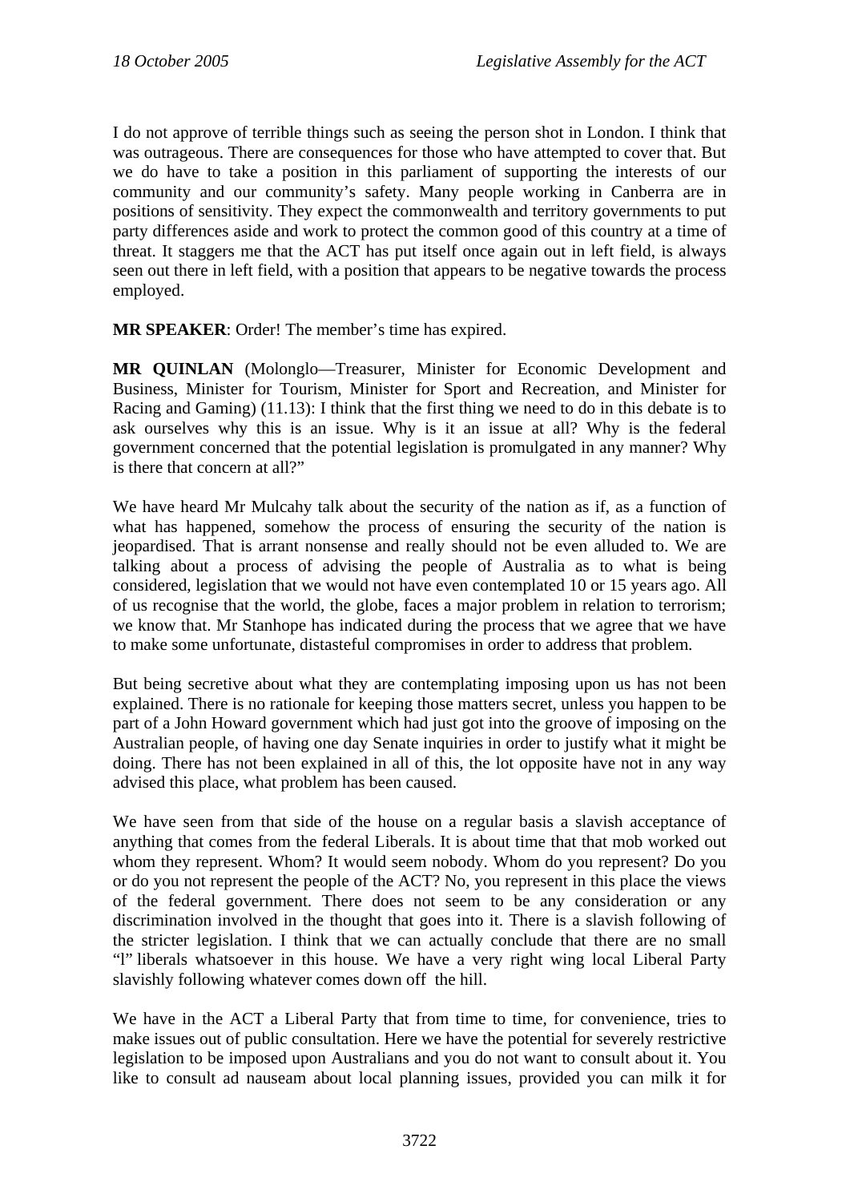I do not approve of terrible things such as seeing the person shot in London. I think that was outrageous. There are consequences for those who have attempted to cover that. But we do have to take a position in this parliament of supporting the interests of our community and our community's safety. Many people working in Canberra are in positions of sensitivity. They expect the commonwealth and territory governments to put party differences aside and work to protect the common good of this country at a time of threat. It staggers me that the ACT has put itself once again out in left field, is always seen out there in left field, with a position that appears to be negative towards the process employed.

**MR SPEAKER**: Order! The member's time has expired.

**MR QUINLAN** (Molonglo—Treasurer, Minister for Economic Development and Business, Minister for Tourism, Minister for Sport and Recreation, and Minister for Racing and Gaming) (11.13): I think that the first thing we need to do in this debate is to ask ourselves why this is an issue. Why is it an issue at all? Why is the federal government concerned that the potential legislation is promulgated in any manner? Why is there that concern at all?"

We have heard Mr Mulcahy talk about the security of the nation as if, as a function of what has happened, somehow the process of ensuring the security of the nation is jeopardised. That is arrant nonsense and really should not be even alluded to. We are talking about a process of advising the people of Australia as to what is being considered, legislation that we would not have even contemplated 10 or 15 years ago. All of us recognise that the world, the globe, faces a major problem in relation to terrorism; we know that. Mr Stanhope has indicated during the process that we agree that we have to make some unfortunate, distasteful compromises in order to address that problem.

But being secretive about what they are contemplating imposing upon us has not been explained. There is no rationale for keeping those matters secret, unless you happen to be part of a John Howard government which had just got into the groove of imposing on the Australian people, of having one day Senate inquiries in order to justify what it might be doing. There has not been explained in all of this, the lot opposite have not in any way advised this place, what problem has been caused.

We have seen from that side of the house on a regular basis a slavish acceptance of anything that comes from the federal Liberals. It is about time that that mob worked out whom they represent. Whom? It would seem nobody. Whom do you represent? Do you or do you not represent the people of the ACT? No, you represent in this place the views of the federal government. There does not seem to be any consideration or any discrimination involved in the thought that goes into it. There is a slavish following of the stricter legislation. I think that we can actually conclude that there are no small "l" liberals whatsoever in this house. We have a very right wing local Liberal Party slavishly following whatever comes down off the hill.

We have in the ACT a Liberal Party that from time to time, for convenience, tries to make issues out of public consultation. Here we have the potential for severely restrictive legislation to be imposed upon Australians and you do not want to consult about it. You like to consult ad nauseam about local planning issues, provided you can milk it for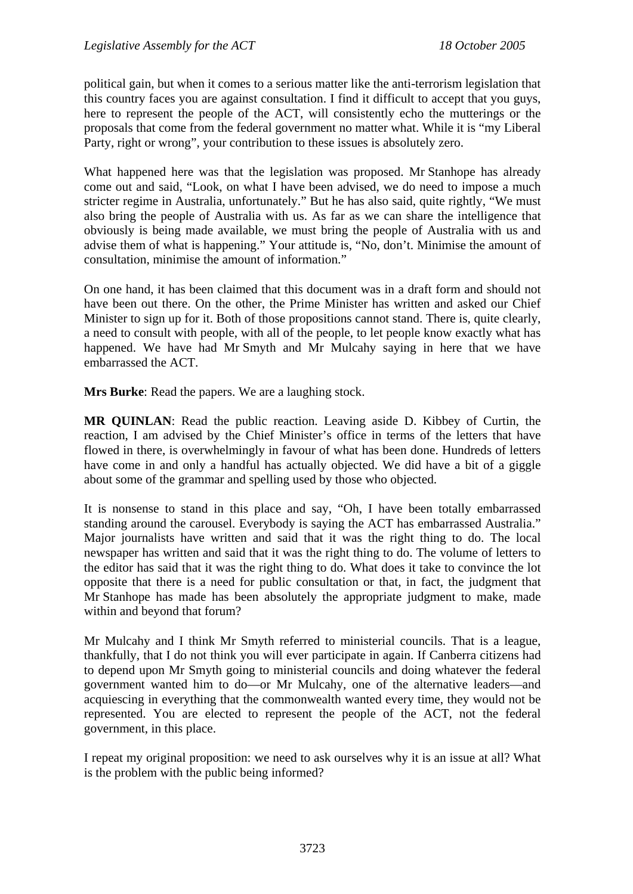political gain, but when it comes to a serious matter like the anti-terrorism legislation that this country faces you are against consultation. I find it difficult to accept that you guys, here to represent the people of the ACT, will consistently echo the mutterings or the proposals that come from the federal government no matter what. While it is "my Liberal Party, right or wrong", your contribution to these issues is absolutely zero.

What happened here was that the legislation was proposed. Mr Stanhope has already come out and said, "Look, on what I have been advised, we do need to impose a much stricter regime in Australia, unfortunately." But he has also said, quite rightly, "We must also bring the people of Australia with us. As far as we can share the intelligence that obviously is being made available, we must bring the people of Australia with us and advise them of what is happening." Your attitude is, "No, don't. Minimise the amount of consultation, minimise the amount of information."

On one hand, it has been claimed that this document was in a draft form and should not have been out there. On the other, the Prime Minister has written and asked our Chief Minister to sign up for it. Both of those propositions cannot stand. There is, quite clearly, a need to consult with people, with all of the people, to let people know exactly what has happened. We have had Mr Smyth and Mr Mulcahy saying in here that we have embarrassed the ACT.

**Mrs Burke**: Read the papers. We are a laughing stock.

**MR QUINLAN**: Read the public reaction. Leaving aside D. Kibbey of Curtin, the reaction, I am advised by the Chief Minister's office in terms of the letters that have flowed in there, is overwhelmingly in favour of what has been done. Hundreds of letters have come in and only a handful has actually objected. We did have a bit of a giggle about some of the grammar and spelling used by those who objected.

It is nonsense to stand in this place and say, "Oh, I have been totally embarrassed standing around the carousel. Everybody is saying the ACT has embarrassed Australia." Major journalists have written and said that it was the right thing to do. The local newspaper has written and said that it was the right thing to do. The volume of letters to the editor has said that it was the right thing to do. What does it take to convince the lot opposite that there is a need for public consultation or that, in fact, the judgment that Mr Stanhope has made has been absolutely the appropriate judgment to make, made within and beyond that forum?

Mr Mulcahy and I think Mr Smyth referred to ministerial councils. That is a league, thankfully, that I do not think you will ever participate in again. If Canberra citizens had to depend upon Mr Smyth going to ministerial councils and doing whatever the federal government wanted him to do—or Mr Mulcahy, one of the alternative leaders—and acquiescing in everything that the commonwealth wanted every time, they would not be represented. You are elected to represent the people of the ACT, not the federal government, in this place.

I repeat my original proposition: we need to ask ourselves why it is an issue at all? What is the problem with the public being informed?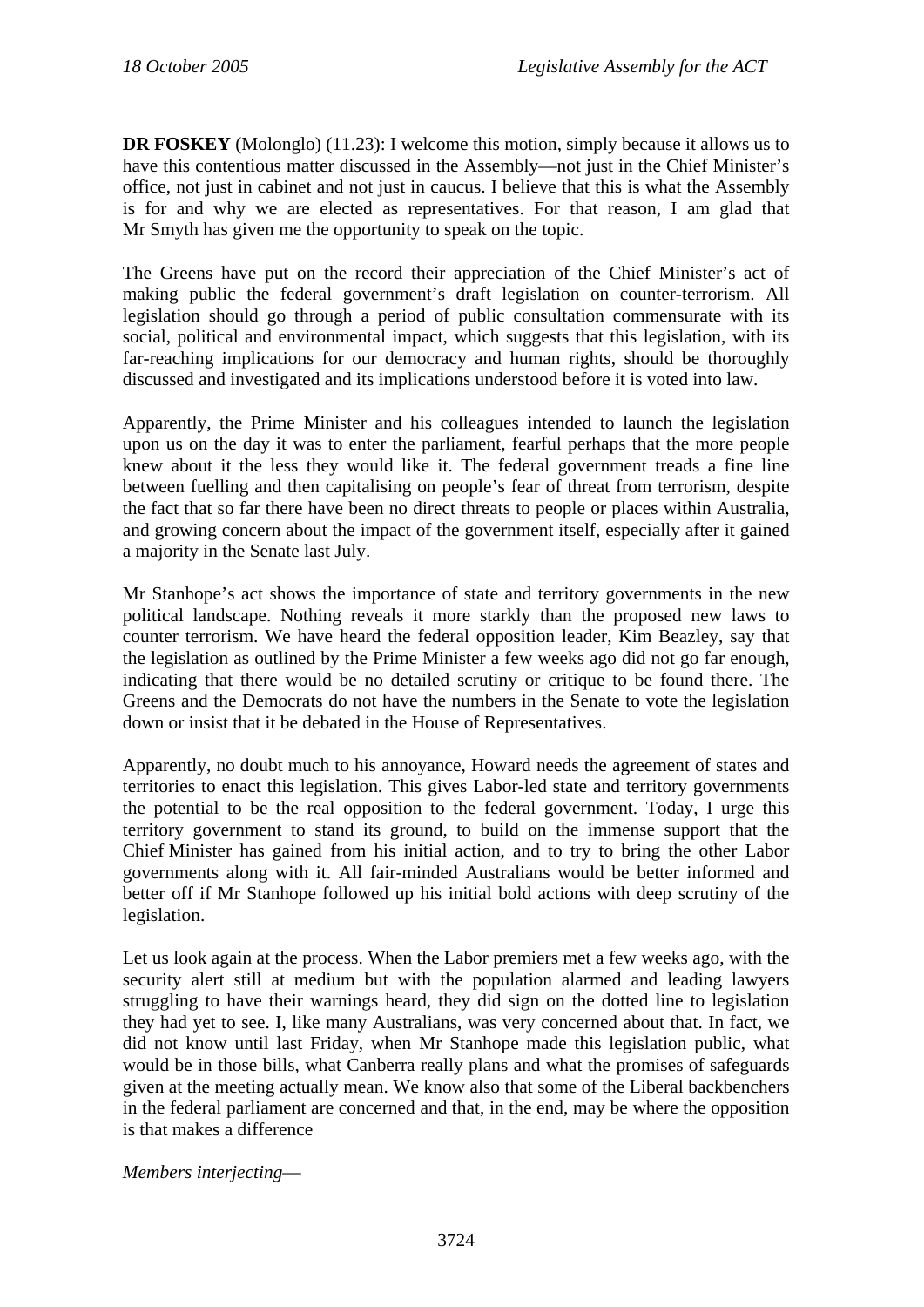**DR FOSKEY** (Molonglo) (11.23): I welcome this motion, simply because it allows us to have this contentious matter discussed in the Assembly—not just in the Chief Minister's office, not just in cabinet and not just in caucus. I believe that this is what the Assembly is for and why we are elected as representatives. For that reason, I am glad that Mr Smyth has given me the opportunity to speak on the topic.

The Greens have put on the record their appreciation of the Chief Minister's act of making public the federal government's draft legislation on counter-terrorism. All legislation should go through a period of public consultation commensurate with its social, political and environmental impact, which suggests that this legislation, with its far-reaching implications for our democracy and human rights, should be thoroughly discussed and investigated and its implications understood before it is voted into law.

Apparently, the Prime Minister and his colleagues intended to launch the legislation upon us on the day it was to enter the parliament, fearful perhaps that the more people knew about it the less they would like it. The federal government treads a fine line between fuelling and then capitalising on people's fear of threat from terrorism, despite the fact that so far there have been no direct threats to people or places within Australia, and growing concern about the impact of the government itself, especially after it gained a majority in the Senate last July.

Mr Stanhope's act shows the importance of state and territory governments in the new political landscape. Nothing reveals it more starkly than the proposed new laws to counter terrorism. We have heard the federal opposition leader, Kim Beazley, say that the legislation as outlined by the Prime Minister a few weeks ago did not go far enough, indicating that there would be no detailed scrutiny or critique to be found there. The Greens and the Democrats do not have the numbers in the Senate to vote the legislation down or insist that it be debated in the House of Representatives.

Apparently, no doubt much to his annoyance, Howard needs the agreement of states and territories to enact this legislation. This gives Labor-led state and territory governments the potential to be the real opposition to the federal government. Today, I urge this territory government to stand its ground, to build on the immense support that the Chief Minister has gained from his initial action, and to try to bring the other Labor governments along with it. All fair-minded Australians would be better informed and better off if Mr Stanhope followed up his initial bold actions with deep scrutiny of the legislation.

Let us look again at the process. When the Labor premiers met a few weeks ago, with the security alert still at medium but with the population alarmed and leading lawyers struggling to have their warnings heard, they did sign on the dotted line to legislation they had yet to see. I, like many Australians, was very concerned about that. In fact, we did not know until last Friday, when Mr Stanhope made this legislation public, what would be in those bills, what Canberra really plans and what the promises of safeguards given at the meeting actually mean. We know also that some of the Liberal backbenchers in the federal parliament are concerned and that, in the end, may be where the opposition is that makes a difference

*Members interjecting*—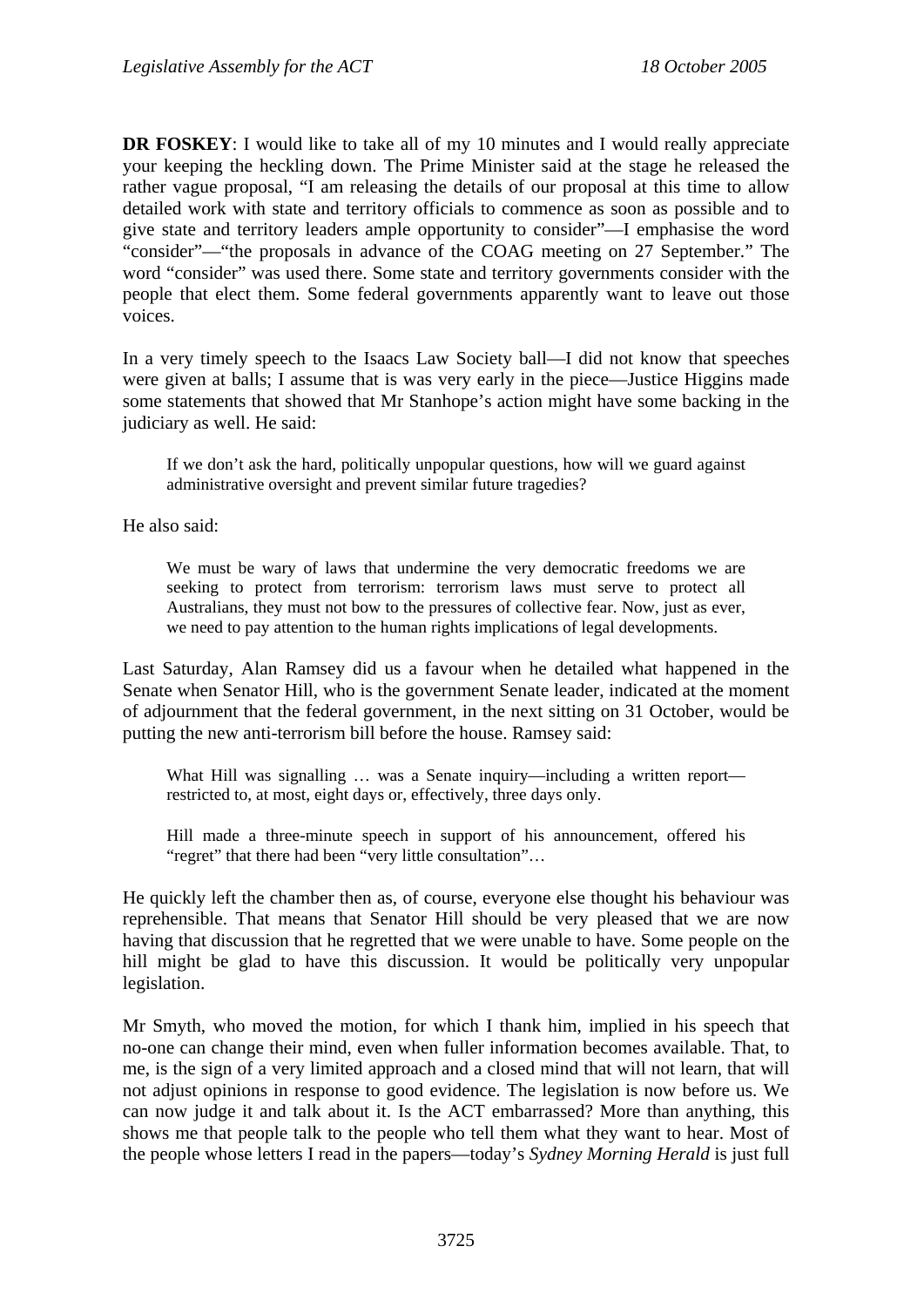**DR FOSKEY**: I would like to take all of my 10 minutes and I would really appreciate your keeping the heckling down. The Prime Minister said at the stage he released the rather vague proposal, "I am releasing the details of our proposal at this time to allow detailed work with state and territory officials to commence as soon as possible and to give state and territory leaders ample opportunity to consider"—I emphasise the word "consider"—"the proposals in advance of the COAG meeting on 27 September." The word "consider" was used there. Some state and territory governments consider with the people that elect them. Some federal governments apparently want to leave out those voices.

In a very timely speech to the Isaacs Law Society ball—I did not know that speeches were given at balls; I assume that is was very early in the piece—Justice Higgins made some statements that showed that Mr Stanhope's action might have some backing in the judiciary as well. He said:

> If we don't ask the hard, politically unpopular questions, how will we guard against administrative oversight and prevent similar future tragedies?

He also said:

> We must be wary of laws that undermine the very democratic freedoms we are seeking to protect from terrorism: terrorism laws must serve to protect all Australians, they must not bow to the pressures of collective fear. Now, just as ever, we need to pay attention to the human rights implications of legal developments.

Last Saturday, Alan Ramsey did us a favour when he detailed what happened in the Senate when Senator Hill, who is the government Senate leader, indicated at the moment of adjournment that the federal government, in the next sitting on 31 October, would be putting the new anti-terrorism bill before the house. Ramsey said:

> What Hill was signalling … was a Senate inquiry—including a written report—restricted to, at most, eight days or, effectively, three days only.
>
> Hill made a three-minute speech in support of his announcement, offered his "regret" that there had been "very little consultation"…

He quickly left the chamber then as, of course, everyone else thought his behaviour was reprehensible. That means that Senator Hill should be very pleased that we are now having that discussion that he regretted that we were unable to have. Some people on the hill might be glad to have this discussion. It would be politically very unpopular legislation.

Mr Smyth, who moved the motion, for which I thank him, implied in his speech that no-one can change their mind, even when fuller information becomes available. That, to me, is the sign of a very limited approach and a closed mind that will not learn, that will not adjust opinions in response to good evidence. The legislation is now before us. We can now judge it and talk about it. Is the ACT embarrassed? More than anything, this shows me that people talk to the people who tell them what they want to hear. Most of the people whose letters I read in the papers—today's *Sydney Morning Herald* is just full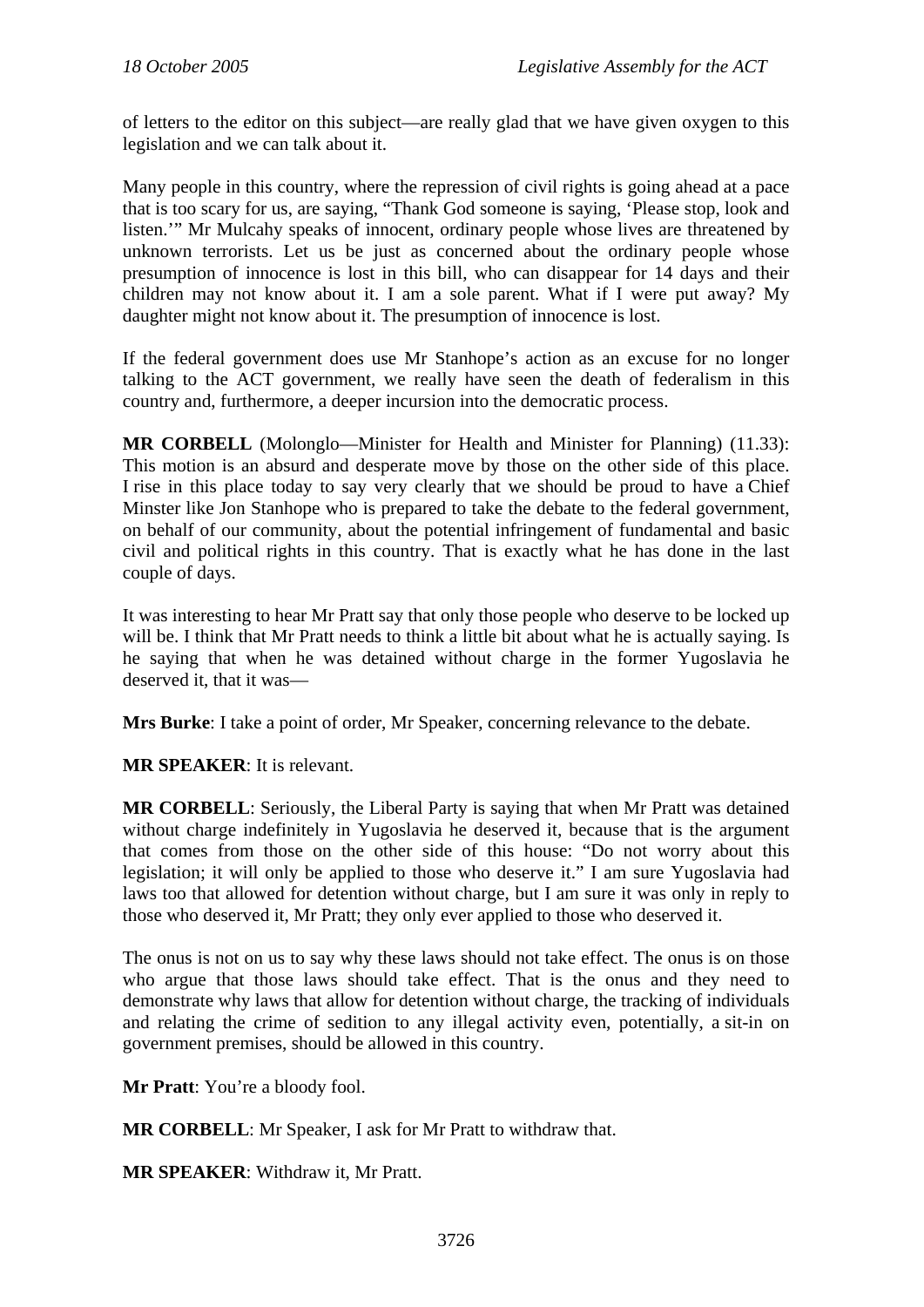of letters to the editor on this subject—are really glad that we have given oxygen to this legislation and we can talk about it.

Many people in this country, where the repression of civil rights is going ahead at a pace that is too scary for us, are saying, "Thank God someone is saying, 'Please stop, look and listen.'" Mr Mulcahy speaks of innocent, ordinary people whose lives are threatened by unknown terrorists. Let us be just as concerned about the ordinary people whose presumption of innocence is lost in this bill, who can disappear for 14 days and their children may not know about it. I am a sole parent. What if I were put away? My daughter might not know about it. The presumption of innocence is lost.

If the federal government does use Mr Stanhope's action as an excuse for no longer talking to the ACT government, we really have seen the death of federalism in this country and, furthermore, a deeper incursion into the democratic process.

**MR CORBELL** (Molonglo—Minister for Health and Minister for Planning) (11.33): This motion is an absurd and desperate move by those on the other side of this place. I rise in this place today to say very clearly that we should be proud to have a Chief Minister like Jon Stanhope who is prepared to take the debate to the federal government, on behalf of our community, about the potential infringement of fundamental and basic civil and political rights in this country. That is exactly what he has done in the last couple of days.

It was interesting to hear Mr Pratt say that only those people who deserve to be locked up will be. I think that Mr Pratt needs to think a little bit about what he is actually saying. Is he saying that when he was detained without charge in the former Yugoslavia he deserved it, that it was—

**Mrs Burke**: I take a point of order, Mr Speaker, concerning relevance to the debate.

**MR SPEAKER**: It is relevant.

**MR CORBELL**: Seriously, the Liberal Party is saying that when Mr Pratt was detained without charge indefinitely in Yugoslavia he deserved it, because that is the argument that comes from those on the other side of this house: "Do not worry about this legislation; it will only be applied to those who deserve it." I am sure Yugoslavia had laws too that allowed for detention without charge, but I am sure it was only in reply to those who deserved it, Mr Pratt; they only ever applied to those who deserved it.

The onus is not on us to say why these laws should not take effect. The onus is on those who argue that those laws should take effect. That is the onus and they need to demonstrate why laws that allow for detention without charge, the tracking of individuals and relating the crime of sedition to any illegal activity even, potentially, a sit-in on government premises, should be allowed in this country.

**Mr Pratt**: You're a bloody fool.

**MR CORBELL**: Mr Speaker, I ask for Mr Pratt to withdraw that.

**MR SPEAKER**: Withdraw it, Mr Pratt.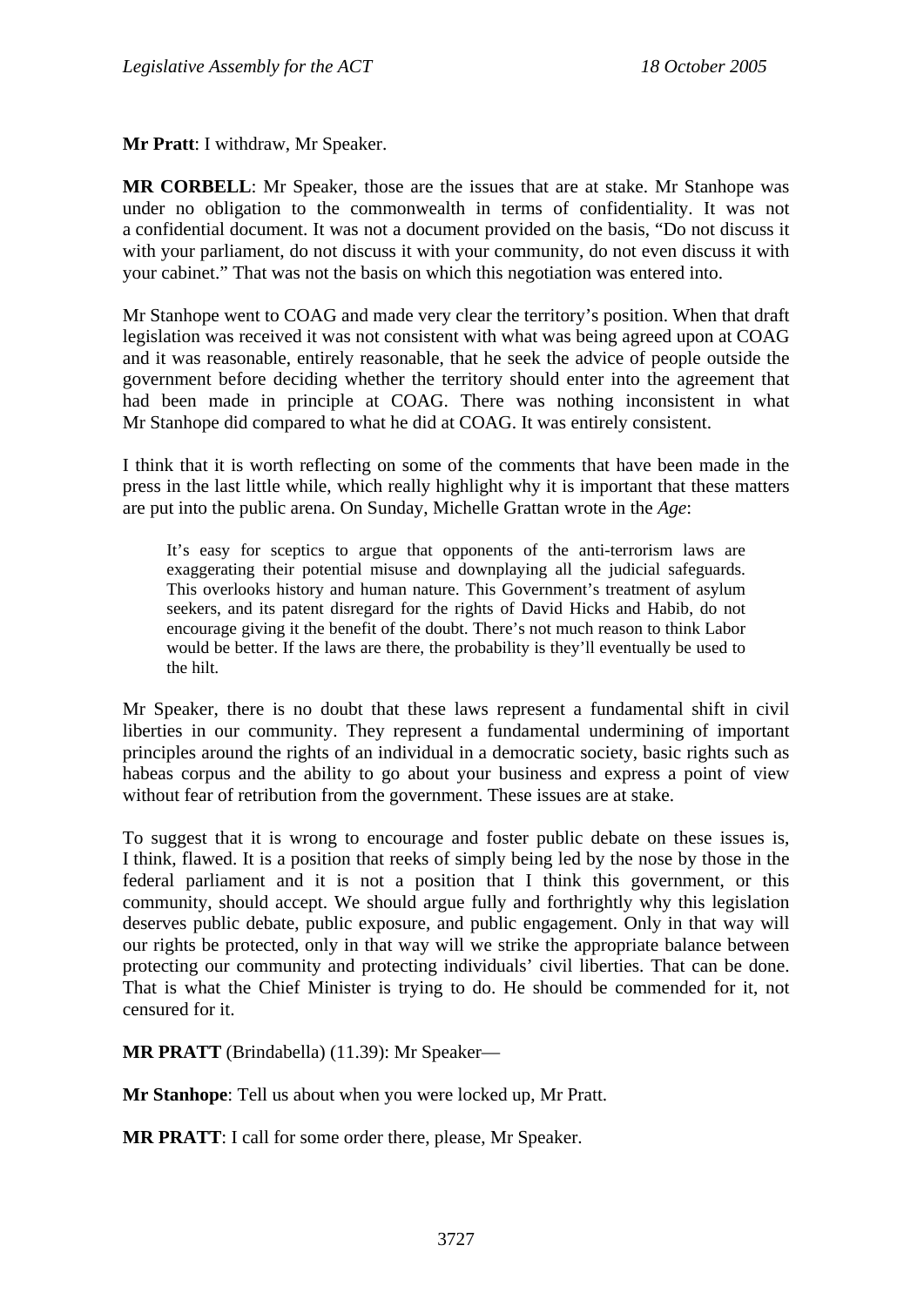**Mr Pratt**: I withdraw, Mr Speaker.

**MR CORBELL**: Mr Speaker, those are the issues that are at stake. Mr Stanhope was under no obligation to the commonwealth in terms of confidentiality. It was not a confidential document. It was not a document provided on the basis, "Do not discuss it with your parliament, do not discuss it with your community, do not even discuss it with your cabinet." That was not the basis on which this negotiation was entered into.

Mr Stanhope went to COAG and made very clear the territory's position. When that draft legislation was received it was not consistent with what was being agreed upon at COAG and it was reasonable, entirely reasonable, that he seek the advice of people outside the government before deciding whether the territory should enter into the agreement that had been made in principle at COAG. There was nothing inconsistent in what Mr Stanhope did compared to what he did at COAG. It was entirely consistent.

I think that it is worth reflecting on some of the comments that have been made in the press in the last little while, which really highlight why it is important that these matters are put into the public arena. On Sunday, Michelle Grattan wrote in the *Age*:

> It's easy for sceptics to argue that opponents of the anti-terrorism laws are exaggerating their potential misuse and downplaying all the judicial safeguards. This overlooks history and human nature. This Government's treatment of asylum seekers, and its patent disregard for the rights of David Hicks and Habib, do not encourage giving it the benefit of the doubt. There's not much reason to think Labor would be better. If the laws are there, the probability is they'll eventually be used to the hilt.

Mr Speaker, there is no doubt that these laws represent a fundamental shift in civil liberties in our community. They represent a fundamental undermining of important principles around the rights of an individual in a democratic society, basic rights such as habeas corpus and the ability to go about your business and express a point of view without fear of retribution from the government. These issues are at stake.

To suggest that it is wrong to encourage and foster public debate on these issues is, I think, flawed. It is a position that reeks of simply being led by the nose by those in the federal parliament and it is not a position that I think this government, or this community, should accept. We should argue fully and forthrightly why this legislation deserves public debate, public exposure, and public engagement. Only in that way will our rights be protected, only in that way will we strike the appropriate balance between protecting our community and protecting individuals' civil liberties. That can be done. That is what the Chief Minister is trying to do. He should be commended for it, not censured for it.

**MR PRATT** (Brindabella) (11.39): Mr Speaker—

**Mr Stanhope**: Tell us about when you were locked up, Mr Pratt.

**MR PRATT**: I call for some order there, please, Mr Speaker.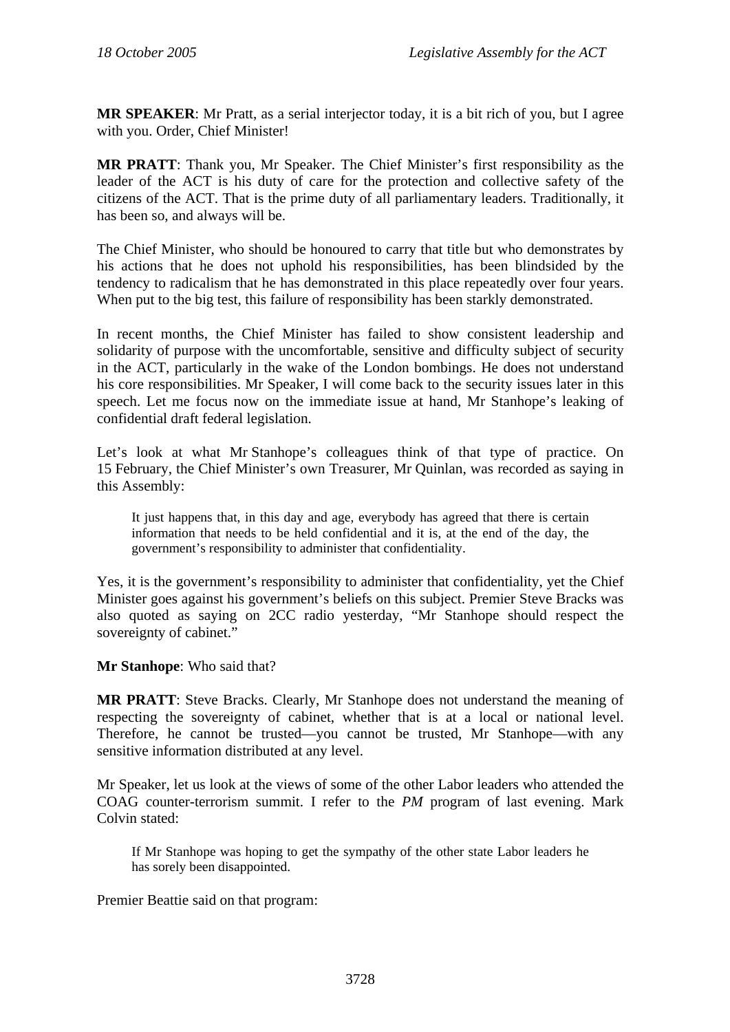**MR SPEAKER**: Mr Pratt, as a serial interjector today, it is a bit rich of you, but I agree with you. Order, Chief Minister!

**MR PRATT**: Thank you, Mr Speaker. The Chief Minister's first responsibility as the leader of the ACT is his duty of care for the protection and collective safety of the citizens of the ACT. That is the prime duty of all parliamentary leaders. Traditionally, it has been so, and always will be.

The Chief Minister, who should be honoured to carry that title but who demonstrates by his actions that he does not uphold his responsibilities, has been blindsided by the tendency to radicalism that he has demonstrated in this place repeatedly over four years. When put to the big test, this failure of responsibility has been starkly demonstrated.

In recent months, the Chief Minister has failed to show consistent leadership and solidarity of purpose with the uncomfortable, sensitive and difficulty subject of security in the ACT, particularly in the wake of the London bombings. He does not understand his core responsibilities. Mr Speaker, I will come back to the security issues later in this speech. Let me focus now on the immediate issue at hand, Mr Stanhope's leaking of confidential draft federal legislation.

Let's look at what Mr Stanhope's colleagues think of that type of practice. On 15 February, the Chief Minister's own Treasurer, Mr Quinlan, was recorded as saying in this Assembly:

> It just happens that, in this day and age, everybody has agreed that there is certain information that needs to be held confidential and it is, at the end of the day, the government's responsibility to administer that confidentiality.

Yes, it is the government's responsibility to administer that confidentiality, yet the Chief Minister goes against his government's beliefs on this subject. Premier Steve Bracks was also quoted as saying on 2CC radio yesterday, "Mr Stanhope should respect the sovereignty of cabinet."

**Mr Stanhope**: Who said that?

**MR PRATT**: Steve Bracks. Clearly, Mr Stanhope does not understand the meaning of respecting the sovereignty of cabinet, whether that is at a local or national level. Therefore, he cannot be trusted—you cannot be trusted, Mr Stanhope—with any sensitive information distributed at any level.

Mr Speaker, let us look at the views of some of the other Labor leaders who attended the COAG counter-terrorism summit. I refer to the *PM* program of last evening. Mark Colvin stated:

> If Mr Stanhope was hoping to get the sympathy of the other state Labor leaders he has sorely been disappointed.

Premier Beattie said on that program: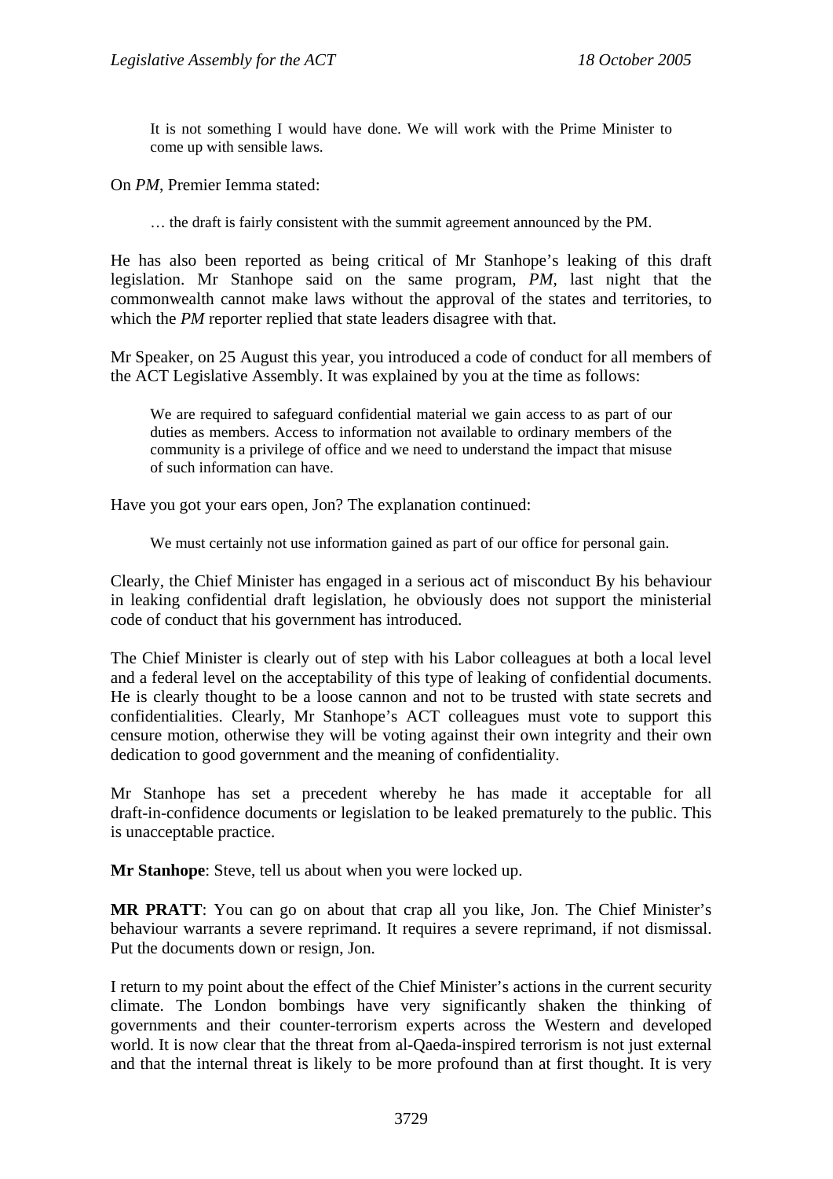> It is not something I would have done. We will work with the Prime Minister to come up with sensible laws.

On *PM*, Premier Iemma stated:

> … the draft is fairly consistent with the summit agreement announced by the PM.

He has also been reported as being critical of Mr Stanhope's leaking of this draft legislation. Mr Stanhope said on the same program, *PM*, last night that the commonwealth cannot make laws without the approval of the states and territories, to which the *PM* reporter replied that state leaders disagree with that.

Mr Speaker, on 25 August this year, you introduced a code of conduct for all members of the ACT Legislative Assembly. It was explained by you at the time as follows:

> We are required to safeguard confidential material we gain access to as part of our duties as members. Access to information not available to ordinary members of the community is a privilege of office and we need to understand the impact that misuse of such information can have.

Have you got your ears open, Jon? The explanation continued:

> We must certainly not use information gained as part of our office for personal gain.

Clearly, the Chief Minister has engaged in a serious act of misconduct By his behaviour in leaking confidential draft legislation, he obviously does not support the ministerial code of conduct that his government has introduced.

The Chief Minister is clearly out of step with his Labor colleagues at both a local level and a federal level on the acceptability of this type of leaking of confidential documents. He is clearly thought to be a loose cannon and not to be trusted with state secrets and confidentialities. Clearly, Mr Stanhope's ACT colleagues must vote to support this censure motion, otherwise they will be voting against their own integrity and their own dedication to good government and the meaning of confidentiality.

Mr Stanhope has set a precedent whereby he has made it acceptable for all draft-in-confidence documents or legislation to be leaked prematurely to the public. This is unacceptable practice.

**Mr Stanhope**: Steve, tell us about when you were locked up.

**MR PRATT**: You can go on about that crap all you like, Jon. The Chief Minister's behaviour warrants a severe reprimand. It requires a severe reprimand, if not dismissal. Put the documents down or resign, Jon.

I return to my point about the effect of the Chief Minister's actions in the current security climate. The London bombings have very significantly shaken the thinking of governments and their counter-terrorism experts across the Western and developed world. It is now clear that the threat from al-Qaeda-inspired terrorism is not just external and that the internal threat is likely to be more profound than at first thought. It is very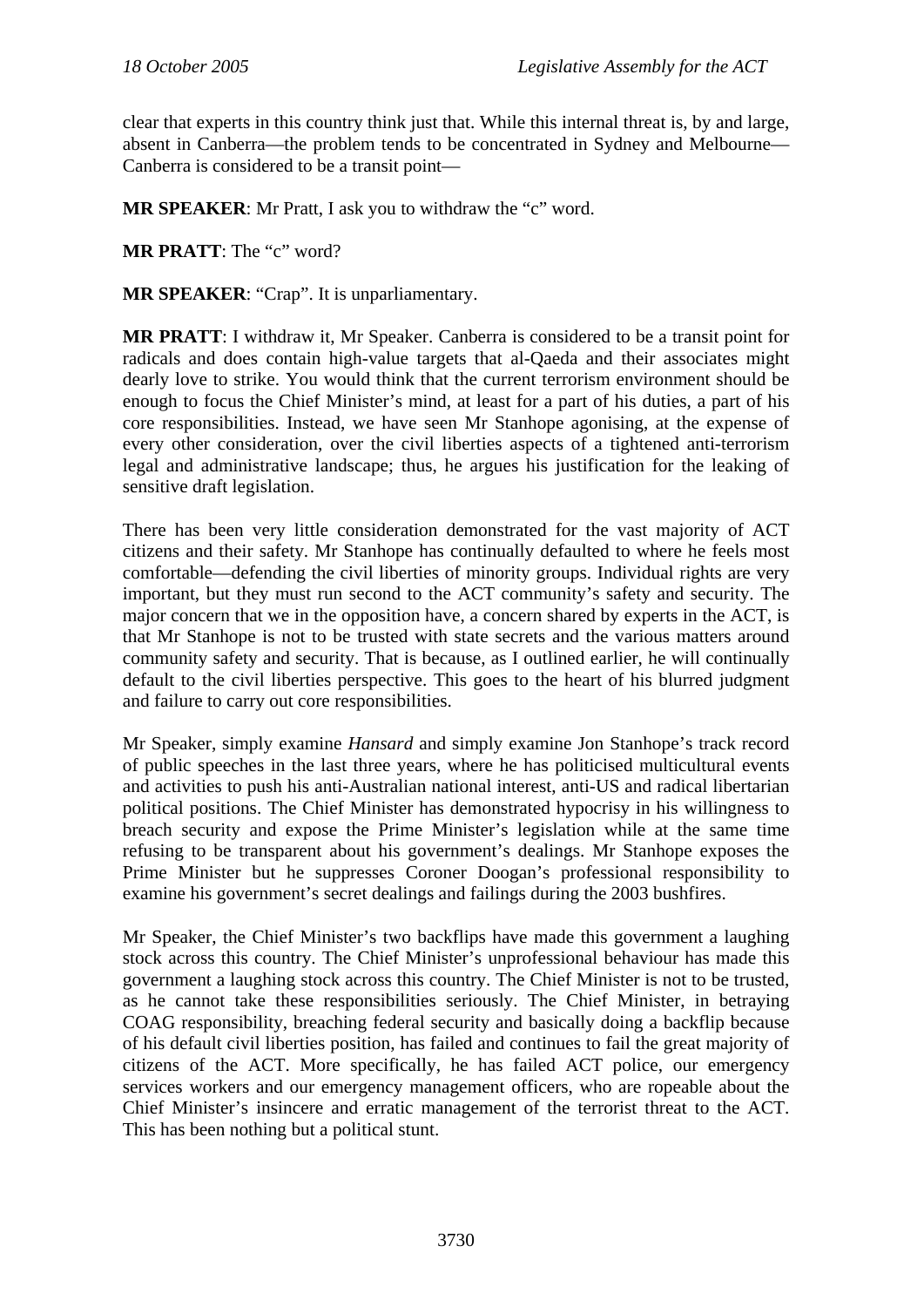clear that experts in this country think just that. While this internal threat is, by and large, absent in Canberra—the problem tends to be concentrated in Sydney and Melbourne—Canberra is considered to be a transit point—

**MR SPEAKER**: Mr Pratt, I ask you to withdraw the "c" word.

**MR PRATT**: The "c" word?

**MR SPEAKER**: "Crap". It is unparliamentary.

**MR PRATT**: I withdraw it, Mr Speaker. Canberra is considered to be a transit point for radicals and does contain high-value targets that al-Qaeda and their associates might dearly love to strike. You would think that the current terrorism environment should be enough to focus the Chief Minister's mind, at least for a part of his duties, a part of his core responsibilities. Instead, we have seen Mr Stanhope agonising, at the expense of every other consideration, over the civil liberties aspects of a tightened anti-terrorism legal and administrative landscape; thus, he argues his justification for the leaking of sensitive draft legislation.

There has been very little consideration demonstrated for the vast majority of ACT citizens and their safety. Mr Stanhope has continually defaulted to where he feels most comfortable—defending the civil liberties of minority groups. Individual rights are very important, but they must run second to the ACT community's safety and security. The major concern that we in the opposition have, a concern shared by experts in the ACT, is that Mr Stanhope is not to be trusted with state secrets and the various matters around community safety and security. That is because, as I outlined earlier, he will continually default to the civil liberties perspective. This goes to the heart of his blurred judgment and failure to carry out core responsibilities.

Mr Speaker, simply examine *Hansard* and simply examine Jon Stanhope's track record of public speeches in the last three years, where he has politicised multicultural events and activities to push his anti-Australian national interest, anti-US and radical libertarian political positions. The Chief Minister has demonstrated hypocrisy in his willingness to breach security and expose the Prime Minister's legislation while at the same time refusing to be transparent about his government's dealings. Mr Stanhope exposes the Prime Minister but he suppresses Coroner Doogan's professional responsibility to examine his government's secret dealings and failings during the 2003 bushfires.

Mr Speaker, the Chief Minister's two backflips have made this government a laughing stock across this country. The Chief Minister's unprofessional behaviour has made this government a laughing stock across this country. The Chief Minister is not to be trusted, as he cannot take these responsibilities seriously. The Chief Minister, in betraying COAG responsibility, breaching federal security and basically doing a backflip because of his default civil liberties position, has failed and continues to fail the great majority of citizens of the ACT. More specifically, he has failed ACT police, our emergency services workers and our emergency management officers, who are ropeable about the Chief Minister's insincere and erratic management of the terrorist threat to the ACT. This has been nothing but a political stunt.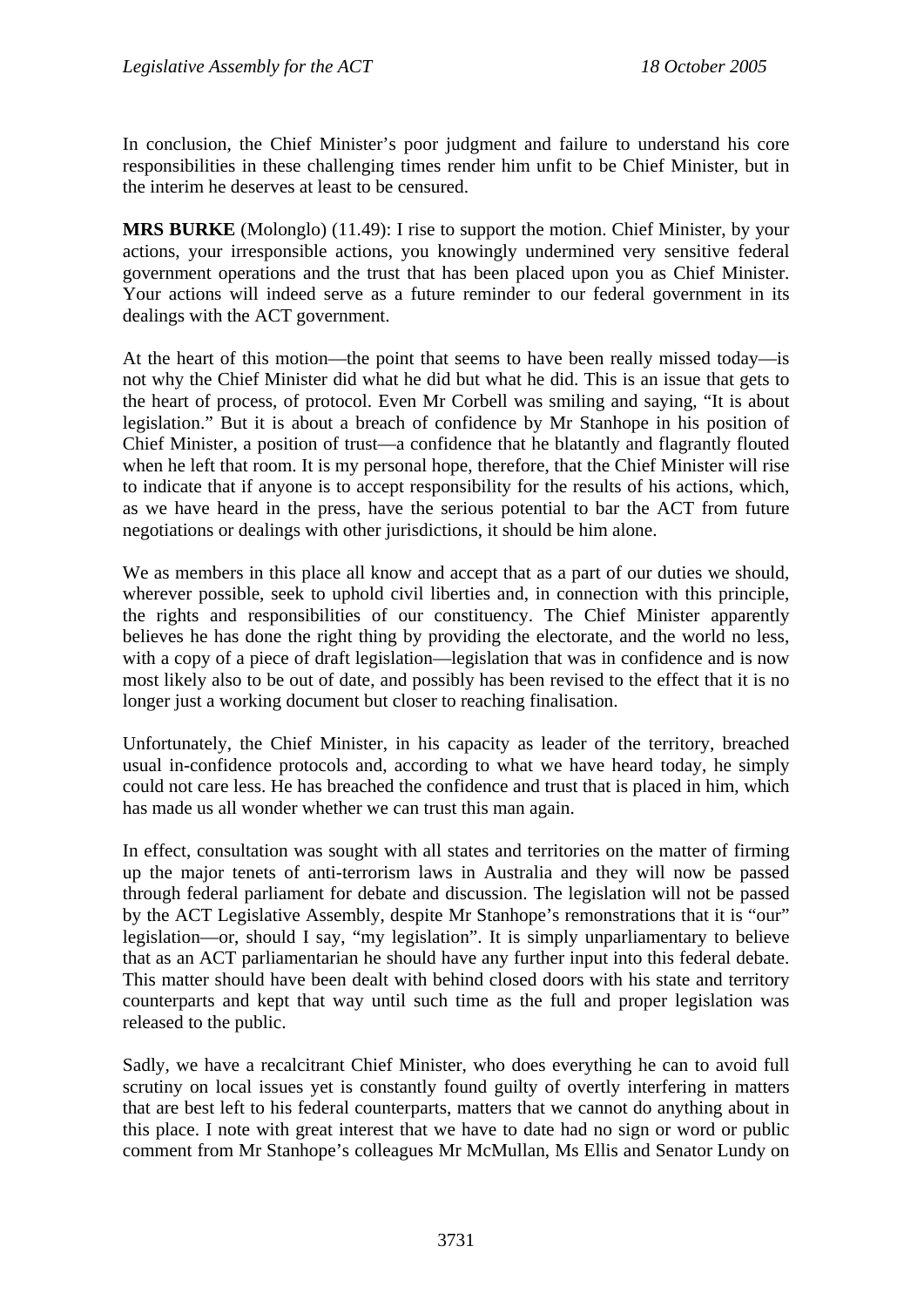In conclusion, the Chief Minister's poor judgment and failure to understand his core responsibilities in these challenging times render him unfit to be Chief Minister, but in the interim he deserves at least to be censured.

**MRS BURKE** (Molonglo) (11.49): I rise to support the motion. Chief Minister, by your actions, your irresponsible actions, you knowingly undermined very sensitive federal government operations and the trust that has been placed upon you as Chief Minister. Your actions will indeed serve as a future reminder to our federal government in its dealings with the ACT government.

At the heart of this motion—the point that seems to have been really missed today—is not why the Chief Minister did what he did but what he did. This is an issue that gets to the heart of process, of protocol. Even Mr Corbell was smiling and saying, "It is about legislation." But it is about a breach of confidence by Mr Stanhope in his position of Chief Minister, a position of trust—a confidence that he blatantly and flagrantly flouted when he left that room. It is my personal hope, therefore, that the Chief Minister will rise to indicate that if anyone is to accept responsibility for the results of his actions, which, as we have heard in the press, have the serious potential to bar the ACT from future negotiations or dealings with other jurisdictions, it should be him alone.

We as members in this place all know and accept that as a part of our duties we should, wherever possible, seek to uphold civil liberties and, in connection with this principle, the rights and responsibilities of our constituency. The Chief Minister apparently believes he has done the right thing by providing the electorate, and the world no less, with a copy of a piece of draft legislation—legislation that was in confidence and is now most likely also to be out of date, and possibly has been revised to the effect that it is no longer just a working document but closer to reaching finalisation.

Unfortunately, the Chief Minister, in his capacity as leader of the territory, breached usual in-confidence protocols and, according to what we have heard today, he simply could not care less. He has breached the confidence and trust that is placed in him, which has made us all wonder whether we can trust this man again.

In effect, consultation was sought with all states and territories on the matter of firming up the major tenets of anti-terrorism laws in Australia and they will now be passed through federal parliament for debate and discussion. The legislation will not be passed by the ACT Legislative Assembly, despite Mr Stanhope's remonstrations that it is "our" legislation—or, should I say, "my legislation". It is simply unparliamentary to believe that as an ACT parliamentarian he should have any further input into this federal debate. This matter should have been dealt with behind closed doors with his state and territory counterparts and kept that way until such time as the full and proper legislation was released to the public.

Sadly, we have a recalcitrant Chief Minister, who does everything he can to avoid full scrutiny on local issues yet is constantly found guilty of overtly interfering in matters that are best left to his federal counterparts, matters that we cannot do anything about in this place. I note with great interest that we have to date had no sign or word or public comment from Mr Stanhope's colleagues Mr McMullan, Ms Ellis and Senator Lundy on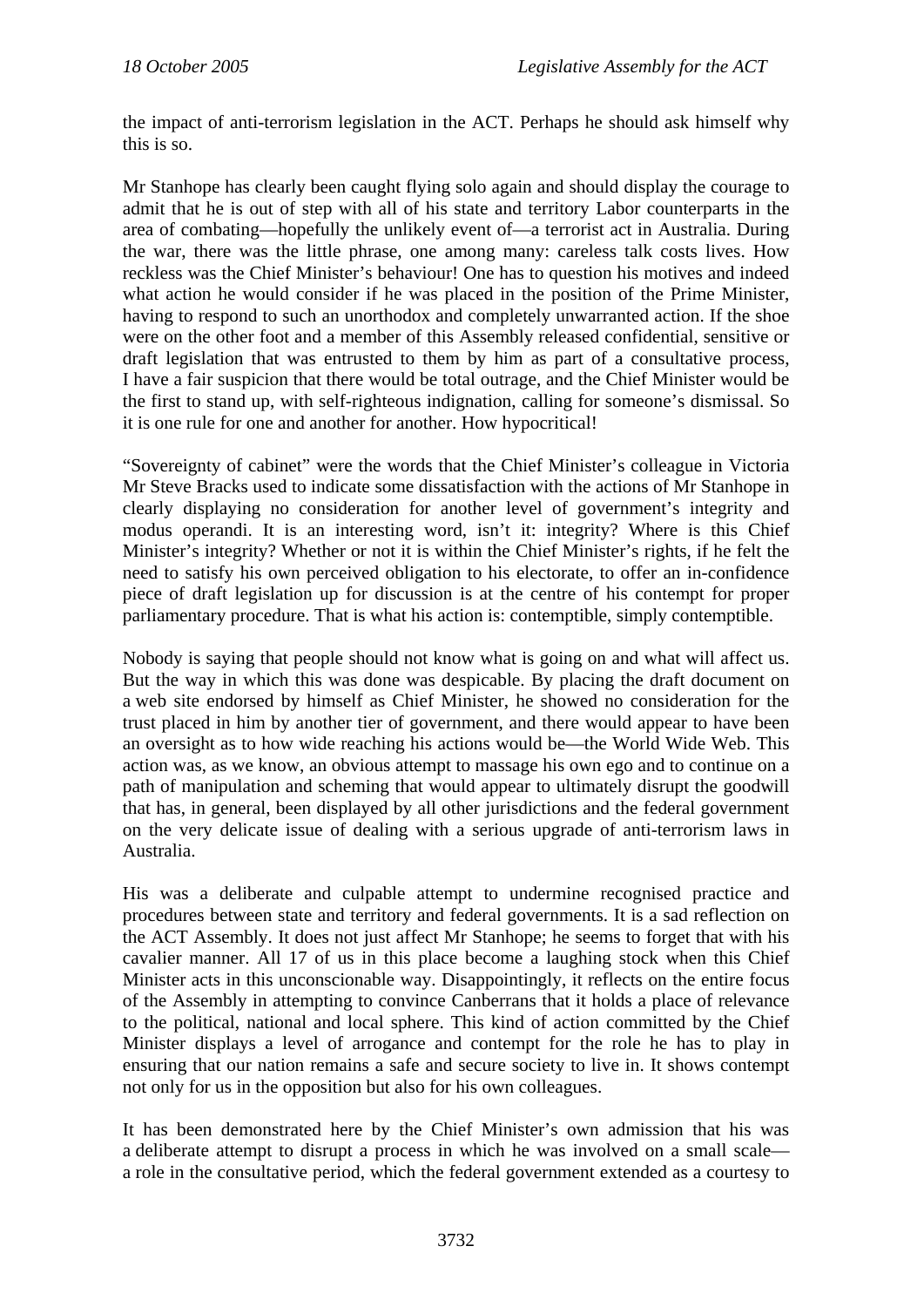the impact of anti-terrorism legislation in the ACT. Perhaps he should ask himself why this is so.

Mr Stanhope has clearly been caught flying solo again and should display the courage to admit that he is out of step with all of his state and territory Labor counterparts in the area of combating—hopefully the unlikely event of—a terrorist act in Australia. During the war, there was the little phrase, one among many: careless talk costs lives. How reckless was the Chief Minister's behaviour! One has to question his motives and indeed what action he would consider if he was placed in the position of the Prime Minister, having to respond to such an unorthodox and completely unwarranted action. If the shoe were on the other foot and a member of this Assembly released confidential, sensitive or draft legislation that was entrusted to them by him as part of a consultative process, I have a fair suspicion that there would be total outrage, and the Chief Minister would be the first to stand up, with self-righteous indignation, calling for someone's dismissal. So it is one rule for one and another for another. How hypocritical!

"Sovereignty of cabinet" were the words that the Chief Minister's colleague in Victoria Mr Steve Bracks used to indicate some dissatisfaction with the actions of Mr Stanhope in clearly displaying no consideration for another level of government's integrity and modus operandi. It is an interesting word, isn't it: integrity? Where is this Chief Minister's integrity? Whether or not it is within the Chief Minister's rights, if he felt the need to satisfy his own perceived obligation to his electorate, to offer an in-confidence piece of draft legislation up for discussion is at the centre of his contempt for proper parliamentary procedure. That is what his action is: contemptible, simply contemptible.

Nobody is saying that people should not know what is going on and what will affect us. But the way in which this was done was despicable. By placing the draft document on a web site endorsed by himself as Chief Minister, he showed no consideration for the trust placed in him by another tier of government, and there would appear to have been an oversight as to how wide reaching his actions would be—the World Wide Web. This action was, as we know, an obvious attempt to massage his own ego and to continue on a path of manipulation and scheming that would appear to ultimately disrupt the goodwill that has, in general, been displayed by all other jurisdictions and the federal government on the very delicate issue of dealing with a serious upgrade of anti-terrorism laws in Australia.

His was a deliberate and culpable attempt to undermine recognised practice and procedures between state and territory and federal governments. It is a sad reflection on the ACT Assembly. It does not just affect Mr Stanhope; he seems to forget that with his cavalier manner. All 17 of us in this place become a laughing stock when this Chief Minister acts in this unconscionable way. Disappointingly, it reflects on the entire focus of the Assembly in attempting to convince Canberrans that it holds a place of relevance to the political, national and local sphere. This kind of action committed by the Chief Minister displays a level of arrogance and contempt for the role he has to play in ensuring that our nation remains a safe and secure society to live in. It shows contempt not only for us in the opposition but also for his own colleagues.

It has been demonstrated here by the Chief Minister's own admission that his was a deliberate attempt to disrupt a process in which he was involved on a small scale—a role in the consultative period, which the federal government extended as a courtesy to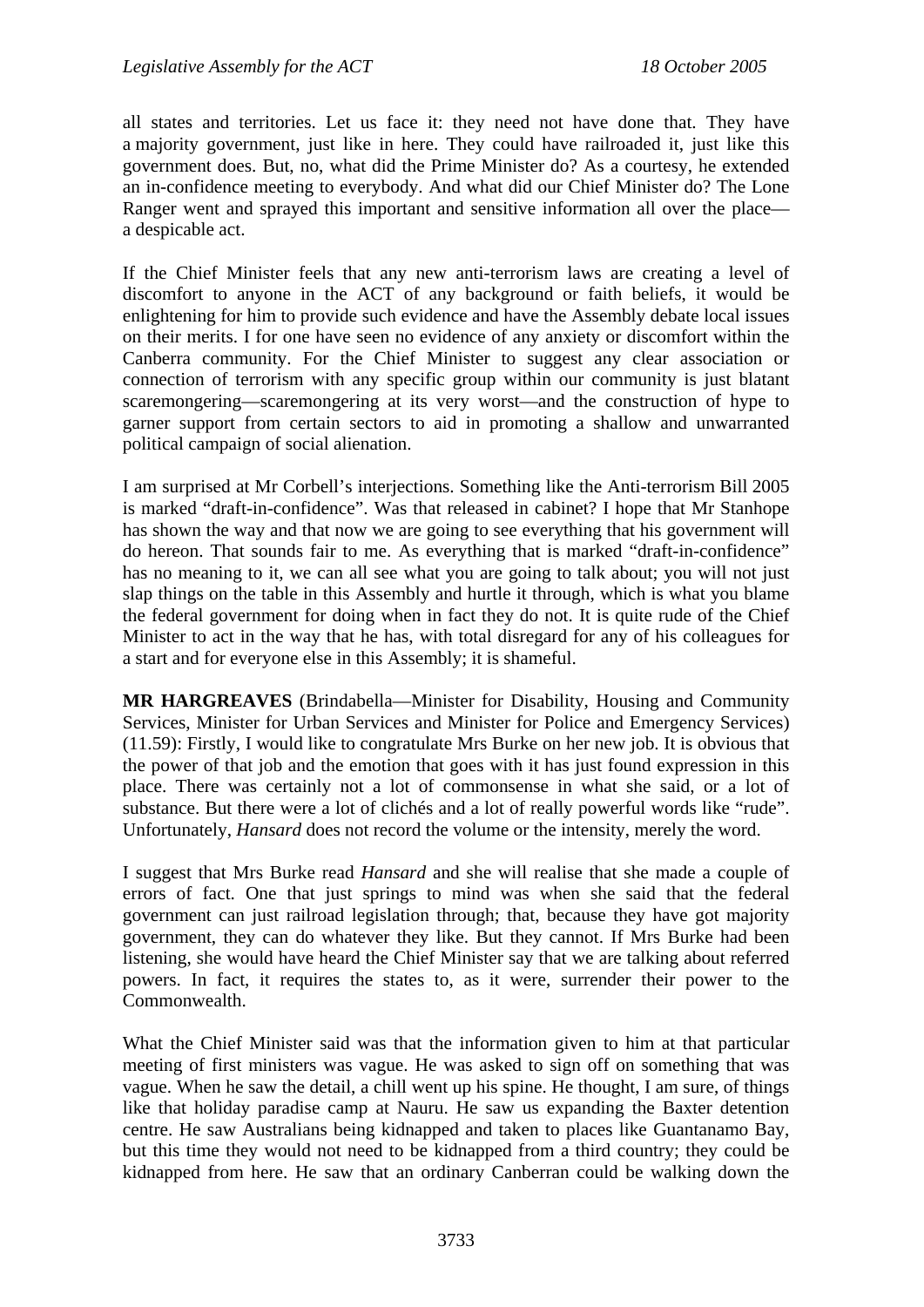all states and territories. Let us face it: they need not have done that. They have a majority government, just like in here. They could have railroaded it, just like this government does. But, no, what did the Prime Minister do? As a courtesy, he extended an in-confidence meeting to everybody. And what did our Chief Minister do? The Lone Ranger went and sprayed this important and sensitive information all over the place—a despicable act.

If the Chief Minister feels that any new anti-terrorism laws are creating a level of discomfort to anyone in the ACT of any background or faith beliefs, it would be enlightening for him to provide such evidence and have the Assembly debate local issues on their merits. I for one have seen no evidence of any anxiety or discomfort within the Canberra community. For the Chief Minister to suggest any clear association or connection of terrorism with any specific group within our community is just blatant scaremongering—scaremongering at its very worst—and the construction of hype to garner support from certain sectors to aid in promoting a shallow and unwarranted political campaign of social alienation.

I am surprised at Mr Corbell's interjections. Something like the Anti-terrorism Bill 2005 is marked "draft-in-confidence". Was that released in cabinet? I hope that Mr Stanhope has shown the way and that now we are going to see everything that his government will do hereon. That sounds fair to me. As everything that is marked "draft-in-confidence" has no meaning to it, we can all see what you are going to talk about; you will not just slap things on the table in this Assembly and hurtle it through, which is what you blame the federal government for doing when in fact they do not. It is quite rude of the Chief Minister to act in the way that he has, with total disregard for any of his colleagues for a start and for everyone else in this Assembly; it is shameful.

**MR HARGREAVES** (Brindabella—Minister for Disability, Housing and Community Services, Minister for Urban Services and Minister for Police and Emergency Services) (11.59): Firstly, I would like to congratulate Mrs Burke on her new job. It is obvious that the power of that job and the emotion that goes with it has just found expression in this place. There was certainly not a lot of commonsense in what she said, or a lot of substance. But there were a lot of clichés and a lot of really powerful words like "rude". Unfortunately, *Hansard* does not record the volume or the intensity, merely the word.

I suggest that Mrs Burke read *Hansard* and she will realise that she made a couple of errors of fact. One that just springs to mind was when she said that the federal government can just railroad legislation through; that, because they have got majority government, they can do whatever they like. But they cannot. If Mrs Burke had been listening, she would have heard the Chief Minister say that we are talking about referred powers. In fact, it requires the states to, as it were, surrender their power to the Commonwealth.

What the Chief Minister said was that the information given to him at that particular meeting of first ministers was vague. He was asked to sign off on something that was vague. When he saw the detail, a chill went up his spine. He thought, I am sure, of things like that holiday paradise camp at Nauru. He saw us expanding the Baxter detention centre. He saw Australians being kidnapped and taken to places like Guantanamo Bay, but this time they would not need to be kidnapped from a third country; they could be kidnapped from here. He saw that an ordinary Canberran could be walking down the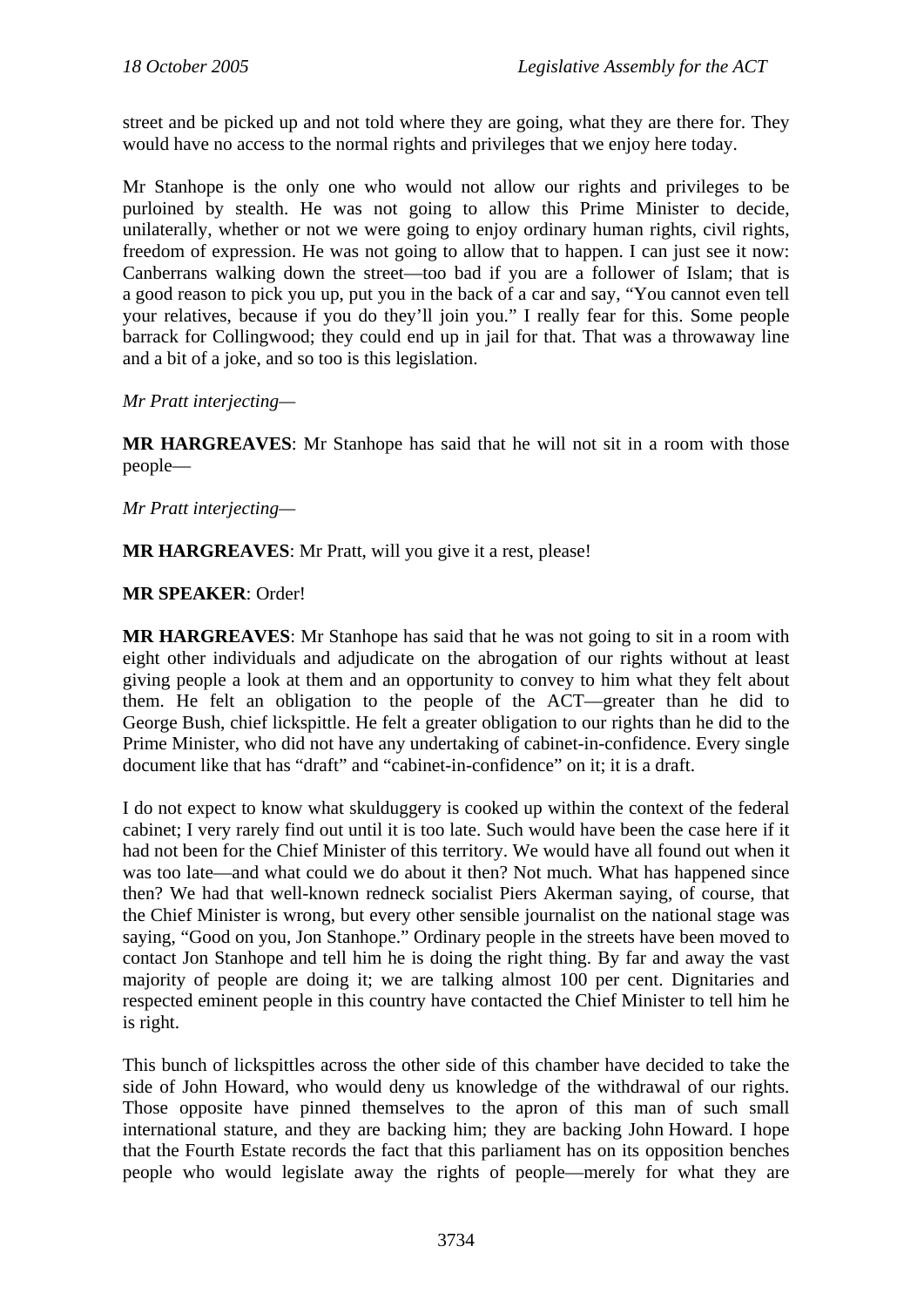street and be picked up and not told where they are going, what they are there for. They would have no access to the normal rights and privileges that we enjoy here today.

Mr Stanhope is the only one who would not allow our rights and privileges to be purloined by stealth. He was not going to allow this Prime Minister to decide, unilaterally, whether or not we were going to enjoy ordinary human rights, civil rights, freedom of expression. He was not going to allow that to happen. I can just see it now: Canberrans walking down the street—too bad if you are a follower of Islam; that is a good reason to pick you up, put you in the back of a car and say, "You cannot even tell your relatives, because if you do they'll join you." I really fear for this. Some people barrack for Collingwood; they could end up in jail for that. That was a throwaway line and a bit of a joke, and so too is this legislation.

*Mr Pratt interjecting—*

**MR HARGREAVES**: Mr Stanhope has said that he will not sit in a room with those people—

*Mr Pratt interjecting—*

**MR HARGREAVES**: Mr Pratt, will you give it a rest, please!

**MR SPEAKER**: Order!

**MR HARGREAVES**: Mr Stanhope has said that he was not going to sit in a room with eight other individuals and adjudicate on the abrogation of our rights without at least giving people a look at them and an opportunity to convey to him what they felt about them. He felt an obligation to the people of the ACT—greater than he did to George Bush, chief lickspittle. He felt a greater obligation to our rights than he did to the Prime Minister, who did not have any undertaking of cabinet-in-confidence. Every single document like that has "draft" and "cabinet-in-confidence" on it; it is a draft.

I do not expect to know what skulduggery is cooked up within the context of the federal cabinet; I very rarely find out until it is too late. Such would have been the case here if it had not been for the Chief Minister of this territory. We would have all found out when it was too late—and what could we do about it then? Not much. What has happened since then? We had that well-known redneck socialist Piers Akerman saying, of course, that the Chief Minister is wrong, but every other sensible journalist on the national stage was saying, "Good on you, Jon Stanhope." Ordinary people in the streets have been moved to contact Jon Stanhope and tell him he is doing the right thing. By far and away the vast majority of people are doing it; we are talking almost 100 per cent. Dignitaries and respected eminent people in this country have contacted the Chief Minister to tell him he is right.

This bunch of lickspittles across the other side of this chamber have decided to take the side of John Howard, who would deny us knowledge of the withdrawal of our rights. Those opposite have pinned themselves to the apron of this man of such small international stature, and they are backing him; they are backing John Howard. I hope that the Fourth Estate records the fact that this parliament has on its opposition benches people who would legislate away the rights of people—merely for what they are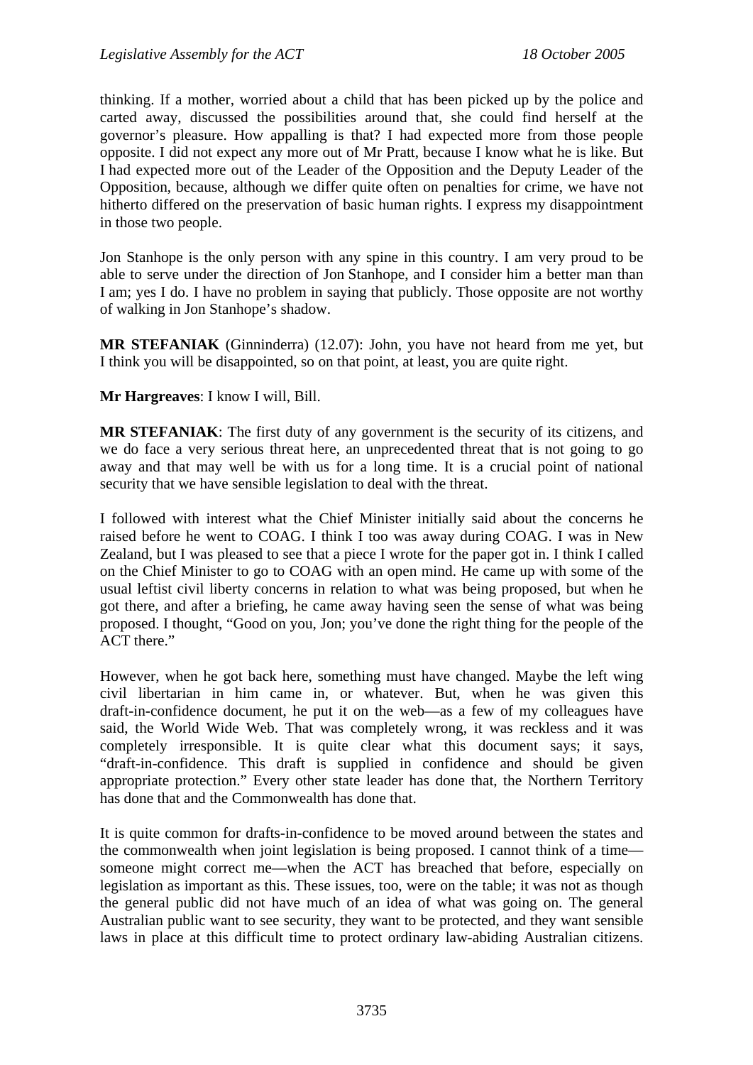thinking. If a mother, worried about a child that has been picked up by the police and carted away, discussed the possibilities around that, she could find herself at the governor's pleasure. How appalling is that? I had expected more from those people opposite. I did not expect any more out of Mr Pratt, because I know what he is like. But I had expected more out of the Leader of the Opposition and the Deputy Leader of the Opposition, because, although we differ quite often on penalties for crime, we have not hitherto differed on the preservation of basic human rights. I express my disappointment in those two people.

Jon Stanhope is the only person with any spine in this country. I am very proud to be able to serve under the direction of Jon Stanhope, and I consider him a better man than I am; yes I do. I have no problem in saying that publicly. Those opposite are not worthy of walking in Jon Stanhope's shadow.

**MR STEFANIAK** (Ginninderra) (12.07): John, you have not heard from me yet, but I think you will be disappointed, so on that point, at least, you are quite right.

**Mr Hargreaves**: I know I will, Bill.

**MR STEFANIAK**: The first duty of any government is the security of its citizens, and we do face a very serious threat here, an unprecedented threat that is not going to go away and that may well be with us for a long time. It is a crucial point of national security that we have sensible legislation to deal with the threat.

I followed with interest what the Chief Minister initially said about the concerns he raised before he went to COAG. I think I too was away during COAG. I was in New Zealand, but I was pleased to see that a piece I wrote for the paper got in. I think I called on the Chief Minister to go to COAG with an open mind. He came up with some of the usual leftist civil liberty concerns in relation to what was being proposed, but when he got there, and after a briefing, he came away having seen the sense of what was being proposed. I thought, "Good on you, Jon; you've done the right thing for the people of the ACT there."

However, when he got back here, something must have changed. Maybe the left wing civil libertarian in him came in, or whatever. But, when he was given this draft-in-confidence document, he put it on the web—as a few of my colleagues have said, the World Wide Web. That was completely wrong, it was reckless and it was completely irresponsible. It is quite clear what this document says; it says, "draft-in-confidence. This draft is supplied in confidence and should be given appropriate protection." Every other state leader has done that, the Northern Territory has done that and the Commonwealth has done that.

It is quite common for drafts-in-confidence to be moved around between the states and the commonwealth when joint legislation is being proposed. I cannot think of a time—someone might correct me—when the ACT has breached that before, especially on legislation as important as this. These issues, too, were on the table; it was not as though the general public did not have much of an idea of what was going on. The general Australian public want to see security, they want to be protected, and they want sensible laws in place at this difficult time to protect ordinary law-abiding Australian citizens.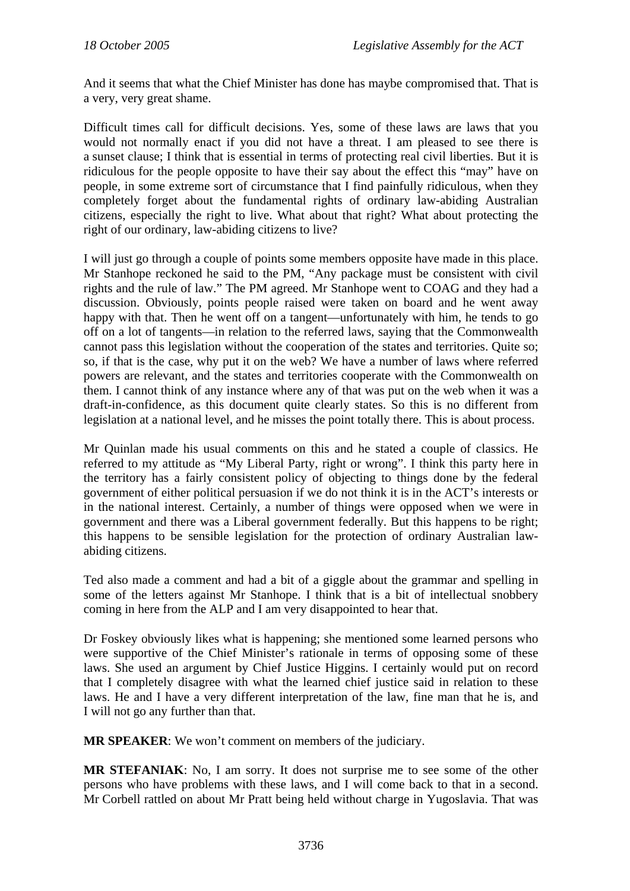And it seems that what the Chief Minister has done has maybe compromised that. That is a very, very great shame.

Difficult times call for difficult decisions. Yes, some of these laws are laws that you would not normally enact if you did not have a threat. I am pleased to see there is a sunset clause; I think that is essential in terms of protecting real civil liberties. But it is ridiculous for the people opposite to have their say about the effect this "may" have on people, in some extreme sort of circumstance that I find painfully ridiculous, when they completely forget about the fundamental rights of ordinary law-abiding Australian citizens, especially the right to live. What about that right? What about protecting the right of our ordinary, law-abiding citizens to live?

I will just go through a couple of points some members opposite have made in this place. Mr Stanhope reckoned he said to the PM, "Any package must be consistent with civil rights and the rule of law." The PM agreed. Mr Stanhope went to COAG and they had a discussion. Obviously, points people raised were taken on board and he went away happy with that. Then he went off on a tangent—unfortunately with him, he tends to go off on a lot of tangents—in relation to the referred laws, saying that the Commonwealth cannot pass this legislation without the cooperation of the states and territories. Quite so; so, if that is the case, why put it on the web? We have a number of laws where referred powers are relevant, and the states and territories cooperate with the Commonwealth on them. I cannot think of any instance where any of that was put on the web when it was a draft-in-confidence, as this document quite clearly states. So this is no different from legislation at a national level, and he misses the point totally there. This is about process.

Mr Quinlan made his usual comments on this and he stated a couple of classics. He referred to my attitude as "My Liberal Party, right or wrong". I think this party here in the territory has a fairly consistent policy of objecting to things done by the federal government of either political persuasion if we do not think it is in the ACT's interests or in the national interest. Certainly, a number of things were opposed when we were in government and there was a Liberal government federally. But this happens to be right; this happens to be sensible legislation for the protection of ordinary Australian law-abiding citizens.

Ted also made a comment and had a bit of a giggle about the grammar and spelling in some of the letters against Mr Stanhope. I think that is a bit of intellectual snobbery coming in here from the ALP and I am very disappointed to hear that.

Dr Foskey obviously likes what is happening; she mentioned some learned persons who were supportive of the Chief Minister's rationale in terms of opposing some of these laws. She used an argument by Chief Justice Higgins. I certainly would put on record that I completely disagree with what the learned chief justice said in relation to these laws. He and I have a very different interpretation of the law, fine man that he is, and I will not go any further than that.

**MR SPEAKER**: We won't comment on members of the judiciary.

**MR STEFANIAK**: No, I am sorry. It does not surprise me to see some of the other persons who have problems with these laws, and I will come back to that in a second. Mr Corbell rattled on about Mr Pratt being held without charge in Yugoslavia. That was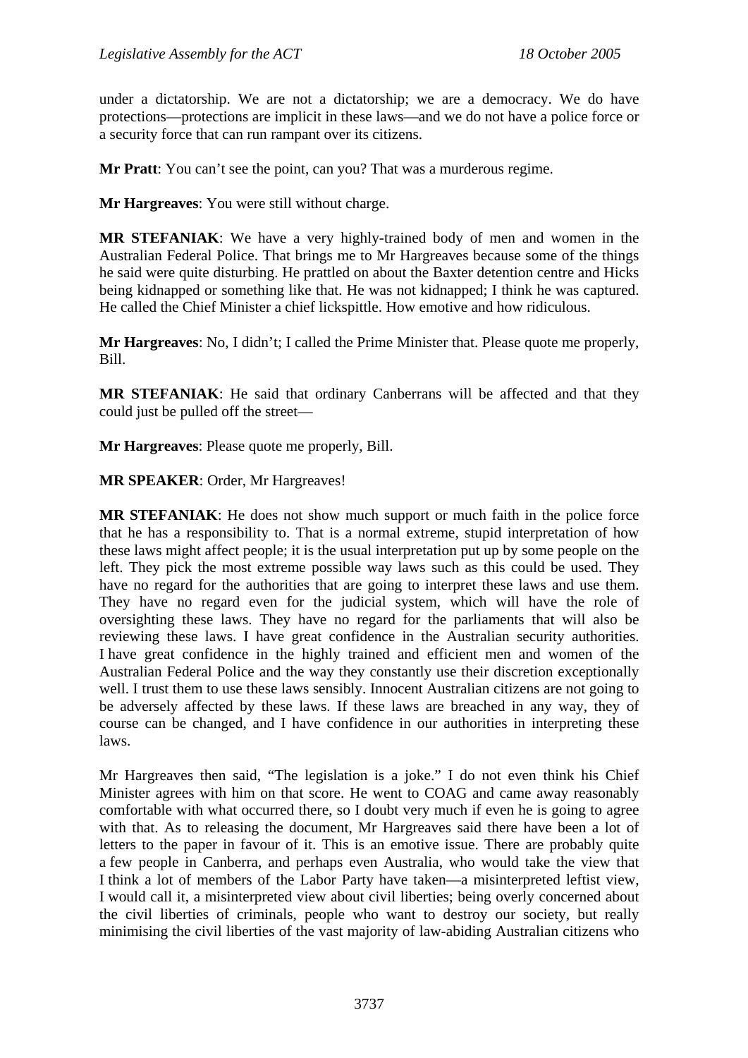under a dictatorship. We are not a dictatorship; we are a democracy. We do have protections—protections are implicit in these laws—and we do not have a police force or a security force that can run rampant over its citizens.

**Mr Pratt**: You can't see the point, can you? That was a murderous regime.

**Mr Hargreaves**: You were still without charge.

**MR STEFANIAK**: We have a very highly-trained body of men and women in the Australian Federal Police. That brings me to Mr Hargreaves because some of the things he said were quite disturbing. He prattled on about the Baxter detention centre and Hicks being kidnapped or something like that. He was not kidnapped; I think he was captured. He called the Chief Minister a chief lickspittle. How emotive and how ridiculous.

**Mr Hargreaves**: No, I didn't; I called the Prime Minister that. Please quote me properly, Bill.

**MR STEFANIAK**: He said that ordinary Canberrans will be affected and that they could just be pulled off the street—

**Mr Hargreaves**: Please quote me properly, Bill.

**MR SPEAKER**: Order, Mr Hargreaves!

**MR STEFANIAK**: He does not show much support or much faith in the police force that he has a responsibility to. That is a normal extreme, stupid interpretation of how these laws might affect people; it is the usual interpretation put up by some people on the left. They pick the most extreme possible way laws such as this could be used. They have no regard for the authorities that are going to interpret these laws and use them. They have no regard even for the judicial system, which will have the role of oversighting these laws. They have no regard for the parliaments that will also be reviewing these laws. I have great confidence in the Australian security authorities. I have great confidence in the highly trained and efficient men and women of the Australian Federal Police and the way they constantly use their discretion exceptionally well. I trust them to use these laws sensibly. Innocent Australian citizens are not going to be adversely affected by these laws. If these laws are breached in any way, they of course can be changed, and I have confidence in our authorities in interpreting these laws.

Mr Hargreaves then said, "The legislation is a joke." I do not even think his Chief Minister agrees with him on that score. He went to COAG and came away reasonably comfortable with what occurred there, so I doubt very much if even he is going to agree with that. As to releasing the document, Mr Hargreaves said there have been a lot of letters to the paper in favour of it. This is an emotive issue. There are probably quite a few people in Canberra, and perhaps even Australia, who would take the view that I think a lot of members of the Labor Party have taken—a misinterpreted leftist view, I would call it, a misinterpreted view about civil liberties; being overly concerned about the civil liberties of criminals, people who want to destroy our society, but really minimising the civil liberties of the vast majority of law-abiding Australian citizens who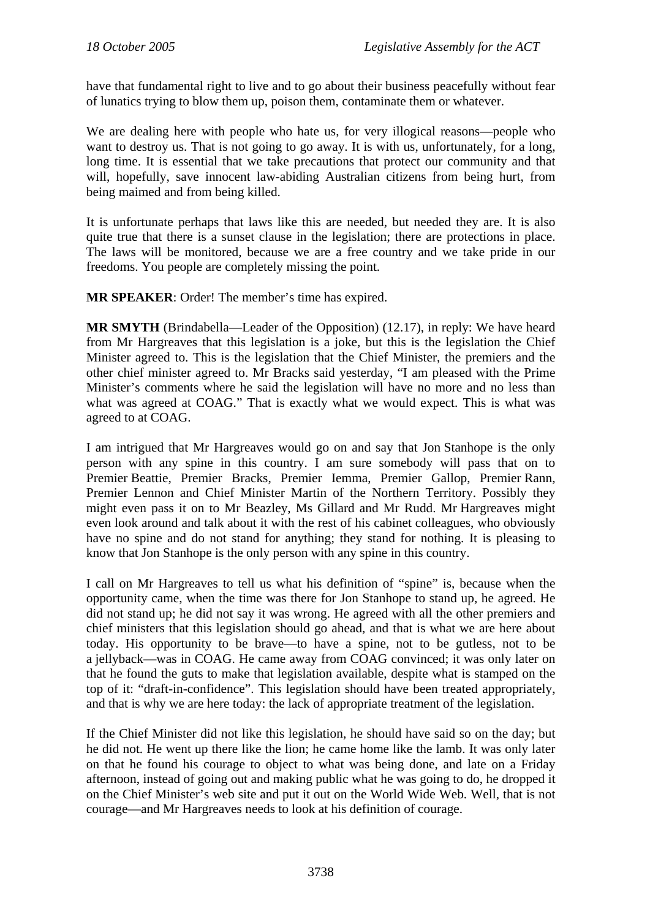have that fundamental right to live and to go about their business peacefully without fear of lunatics trying to blow them up, poison them, contaminate them or whatever.

We are dealing here with people who hate us, for very illogical reasons—people who want to destroy us. That is not going to go away. It is with us, unfortunately, for a long, long time. It is essential that we take precautions that protect our community and that will, hopefully, save innocent law-abiding Australian citizens from being hurt, from being maimed and from being killed.

It is unfortunate perhaps that laws like this are needed, but needed they are. It is also quite true that there is a sunset clause in the legislation; there are protections in place. The laws will be monitored, because we are a free country and we take pride in our freedoms. You people are completely missing the point.

**MR SPEAKER**: Order! The member's time has expired.

**MR SMYTH** (Brindabella—Leader of the Opposition) (12.17), in reply: We have heard from Mr Hargreaves that this legislation is a joke, but this is the legislation the Chief Minister agreed to. This is the legislation that the Chief Minister, the premiers and the other chief minister agreed to. Mr Bracks said yesterday, "I am pleased with the Prime Minister's comments where he said the legislation will have no more and no less than what was agreed at COAG." That is exactly what we would expect. This is what was agreed to at COAG.

I am intrigued that Mr Hargreaves would go on and say that Jon Stanhope is the only person with any spine in this country. I am sure somebody will pass that on to Premier Beattie, Premier Bracks, Premier Iemma, Premier Gallop, Premier Rann, Premier Lennon and Chief Minister Martin of the Northern Territory. Possibly they might even pass it on to Mr Beazley, Ms Gillard and Mr Rudd. Mr Hargreaves might even look around and talk about it with the rest of his cabinet colleagues, who obviously have no spine and do not stand for anything; they stand for nothing. It is pleasing to know that Jon Stanhope is the only person with any spine in this country.

I call on Mr Hargreaves to tell us what his definition of "spine" is, because when the opportunity came, when the time was there for Jon Stanhope to stand up, he agreed. He did not stand up; he did not say it was wrong. He agreed with all the other premiers and chief ministers that this legislation should go ahead, and that is what we are here about today. His opportunity to be brave—to have a spine, not to be gutless, not to be a jellyback—was in COAG. He came away from COAG convinced; it was only later on that he found the guts to make that legislation available, despite what is stamped on the top of it: "draft-in-confidence". This legislation should have been treated appropriately, and that is why we are here today: the lack of appropriate treatment of the legislation.

If the Chief Minister did not like this legislation, he should have said so on the day; but he did not. He went up there like the lion; he came home like the lamb. It was only later on that he found his courage to object to what was being done, and late on a Friday afternoon, instead of going out and making public what he was going to do, he dropped it on the Chief Minister's web site and put it out on the World Wide Web. Well, that is not courage—and Mr Hargreaves needs to look at his definition of courage.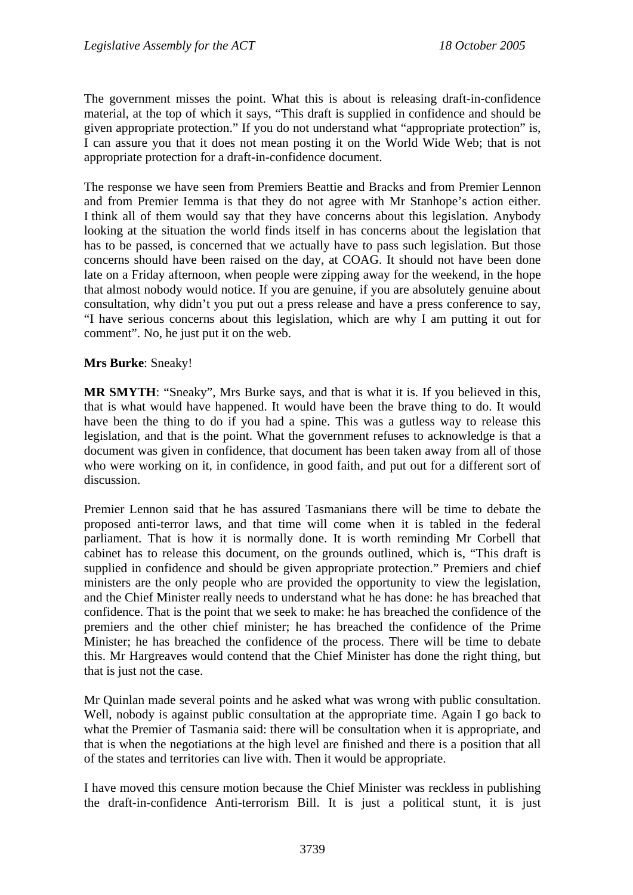The government misses the point. What this is about is releasing draft-in-confidence material, at the top of which it says, "This draft is supplied in confidence and should be given appropriate protection." If you do not understand what "appropriate protection" is, I can assure you that it does not mean posting it on the World Wide Web; that is not appropriate protection for a draft-in-confidence document.

The response we have seen from Premiers Beattie and Bracks and from Premier Lennon and from Premier Iemma is that they do not agree with Mr Stanhope's action either. I think all of them would say that they have concerns about this legislation. Anybody looking at the situation the world finds itself in has concerns about the legislation that has to be passed, is concerned that we actually have to pass such legislation. But those concerns should have been raised on the day, at COAG. It should not have been done late on a Friday afternoon, when people were zipping away for the weekend, in the hope that almost nobody would notice. If you are genuine, if you are absolutely genuine about consultation, why didn't you put out a press release and have a press conference to say, "I have serious concerns about this legislation, which are why I am putting it out for comment". No, he just put it on the web.

**Mrs Burke**: Sneaky!

**MR SMYTH**: "Sneaky", Mrs Burke says, and that is what it is. If you believed in this, that is what would have happened. It would have been the brave thing to do. It would have been the thing to do if you had a spine. This was a gutless way to release this legislation, and that is the point. What the government refuses to acknowledge is that a document was given in confidence, that document has been taken away from all of those who were working on it, in confidence, in good faith, and put out for a different sort of discussion.

Premier Lennon said that he has assured Tasmanians there will be time to debate the proposed anti-terror laws, and that time will come when it is tabled in the federal parliament. That is how it is normally done. It is worth reminding Mr Corbell that cabinet has to release this document, on the grounds outlined, which is, "This draft is supplied in confidence and should be given appropriate protection." Premiers and chief ministers are the only people who are provided the opportunity to view the legislation, and the Chief Minister really needs to understand what he has done: he has breached that confidence. That is the point that we seek to make: he has breached the confidence of the premiers and the other chief minister; he has breached the confidence of the Prime Minister; he has breached the confidence of the process. There will be time to debate this. Mr Hargreaves would contend that the Chief Minister has done the right thing, but that is just not the case.

Mr Quinlan made several points and he asked what was wrong with public consultation. Well, nobody is against public consultation at the appropriate time. Again I go back to what the Premier of Tasmania said: there will be consultation when it is appropriate, and that is when the negotiations at the high level are finished and there is a position that all of the states and territories can live with. Then it would be appropriate.

I have moved this censure motion because the Chief Minister was reckless in publishing the draft-in-confidence Anti-terrorism Bill. It is just a political stunt, it is just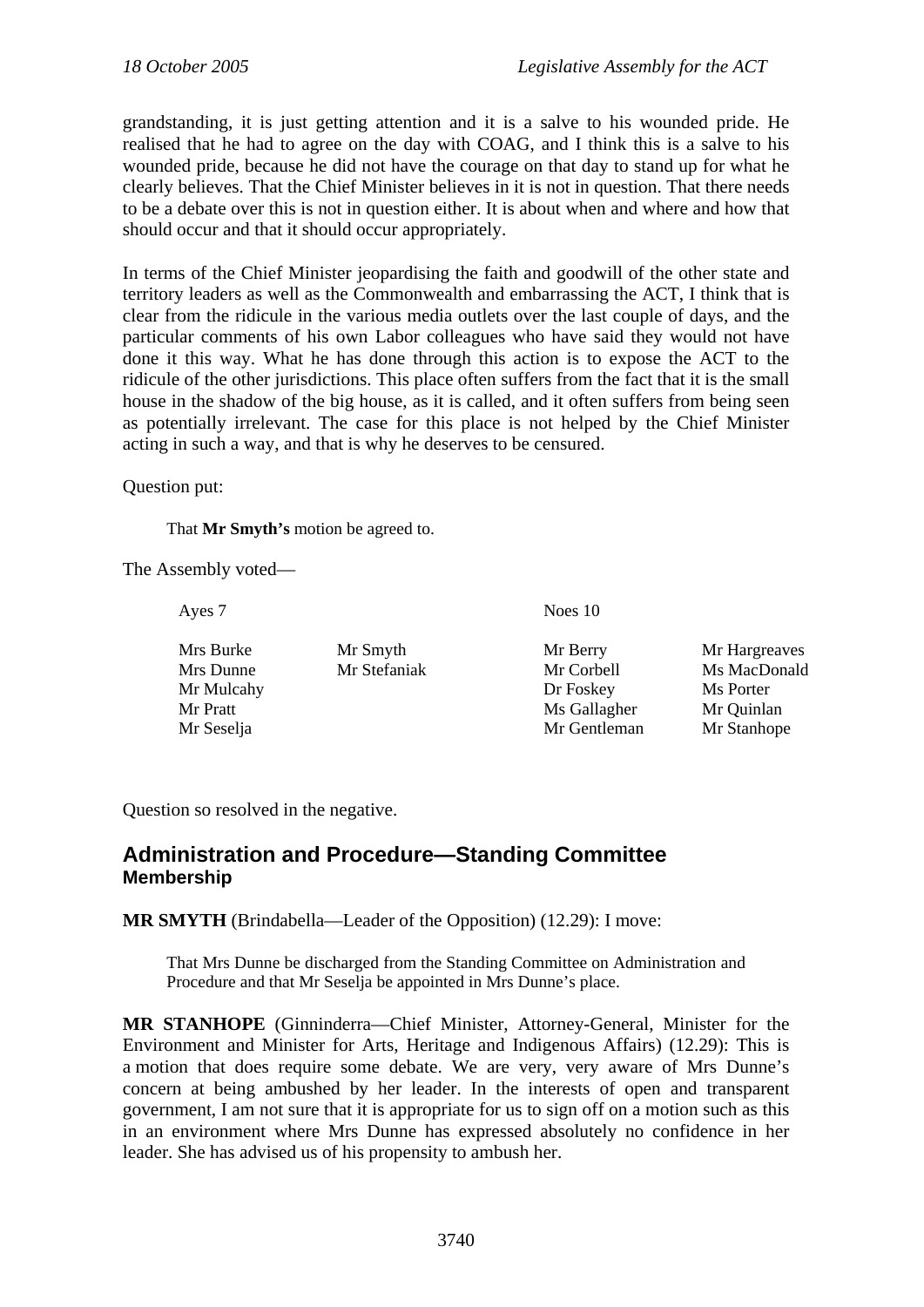grandstanding, it is just getting attention and it is a salve to his wounded pride. He realised that he had to agree on the day with COAG, and I think this is a salve to his wounded pride, because he did not have the courage on that day to stand up for what he clearly believes. That the Chief Minister believes in it is not in question. That there needs to be a debate over this is not in question either. It is about when and where and how that should occur and that it should occur appropriately.

In terms of the Chief Minister jeopardising the faith and goodwill of the other state and territory leaders as well as the Commonwealth and embarrassing the ACT, I think that is clear from the ridicule in the various media outlets over the last couple of days, and the particular comments of his own Labor colleagues who have said they would not have done it this way. What he has done through this action is to expose the ACT to the ridicule of the other jurisdictions. This place often suffers from the fact that it is the small house in the shadow of the big house, as it is called, and it often suffers from being seen as potentially irrelevant. The case for this place is not helped by the Chief Minister acting in such a way, and that is why he deserves to be censured.

Question put:

> That **Mr Smyth's** motion be agreed to.

The Assembly voted—

| Ayes 7 | | Noes 10 | |
|---|---|---|---|
| Mrs Burke | Mr Smyth | Mr Berry | Mr Hargreaves |
| Mrs Dunne | Mr Stefaniak | Mr Corbell | Ms MacDonald |
| Mr Mulcahy | | Dr Foskey | Ms Porter |
| Mr Pratt | | Ms Gallagher | Mr Quinlan |
| Mr Seselja | | Mr Gentleman | Mr Stanhope |

Question so resolved in the negative.

## Administration and Procedure—Standing Committee
### Membership

**MR SMYTH** (Brindabella—Leader of the Opposition) (12.29): I move:

> That Mrs Dunne be discharged from the Standing Committee on Administration and Procedure and that Mr Seselja be appointed in Mrs Dunne's place.

**MR STANHOPE** (Ginninderra—Chief Minister, Attorney-General, Minister for the Environment and Minister for Arts, Heritage and Indigenous Affairs) (12.29): This is a motion that does require some debate. We are very, very aware of Mrs Dunne's concern at being ambushed by her leader. In the interests of open and transparent government, I am not sure that it is appropriate for us to sign off on a motion such as this in an environment where Mrs Dunne has expressed absolutely no confidence in her leader. She has advised us of his propensity to ambush her.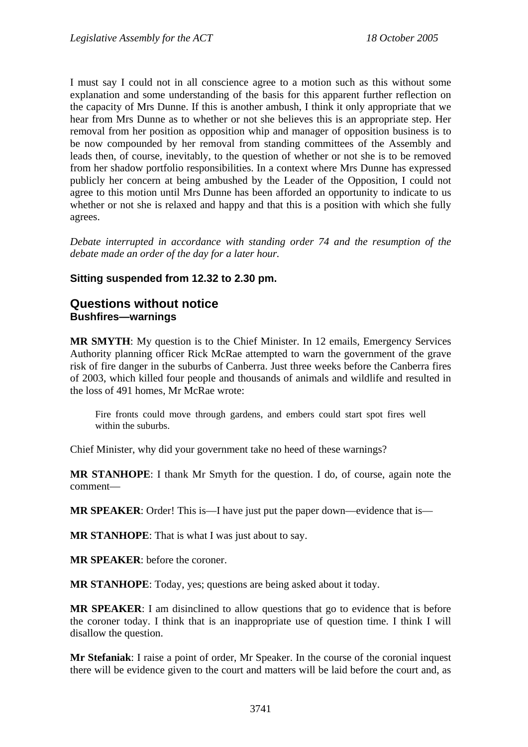I must say I could not in all conscience agree to a motion such as this without some explanation and some understanding of the basis for this apparent further reflection on the capacity of Mrs Dunne. If this is another ambush, I think it only appropriate that we hear from Mrs Dunne as to whether or not she believes this is an appropriate step. Her removal from her position as opposition whip and manager of opposition business is to be now compounded by her removal from standing committees of the Assembly and leads then, of course, inevitably, to the question of whether or not she is to be removed from her shadow portfolio responsibilities. In a context where Mrs Dunne has expressed publicly her concern at being ambushed by the Leader of the Opposition, I could not agree to this motion until Mrs Dunne has been afforded an opportunity to indicate to us whether or not she is relaxed and happy and that this is a position with which she fully agrees.

*Debate interrupted in accordance with standing order 74 and the resumption of the debate made an order of the day for a later hour.*

**Sitting suspended from 12.32 to 2.30 pm.**

## Questions without notice

### Bushfires—warnings

**MR SMYTH**: My question is to the Chief Minister. In 12 emails, Emergency Services Authority planning officer Rick McRae attempted to warn the government of the grave risk of fire danger in the suburbs of Canberra. Just three weeks before the Canberra fires of 2003, which killed four people and thousands of animals and wildlife and resulted in the loss of 491 homes, Mr McRae wrote:

> Fire fronts could move through gardens, and embers could start spot fires well within the suburbs.

Chief Minister, why did your government take no heed of these warnings?

**MR STANHOPE**: I thank Mr Smyth for the question. I do, of course, again note the comment—

**MR SPEAKER**: Order! This is—I have just put the paper down—evidence that is—

**MR STANHOPE**: That is what I was just about to say.

**MR SPEAKER**: before the coroner.

**MR STANHOPE**: Today, yes; questions are being asked about it today.

**MR SPEAKER**: I am disinclined to allow questions that go to evidence that is before the coroner today. I think that is an inappropriate use of question time. I think I will disallow the question.

**Mr Stefaniak**: I raise a point of order, Mr Speaker. In the course of the coronial inquest there will be evidence given to the court and matters will be laid before the court and, as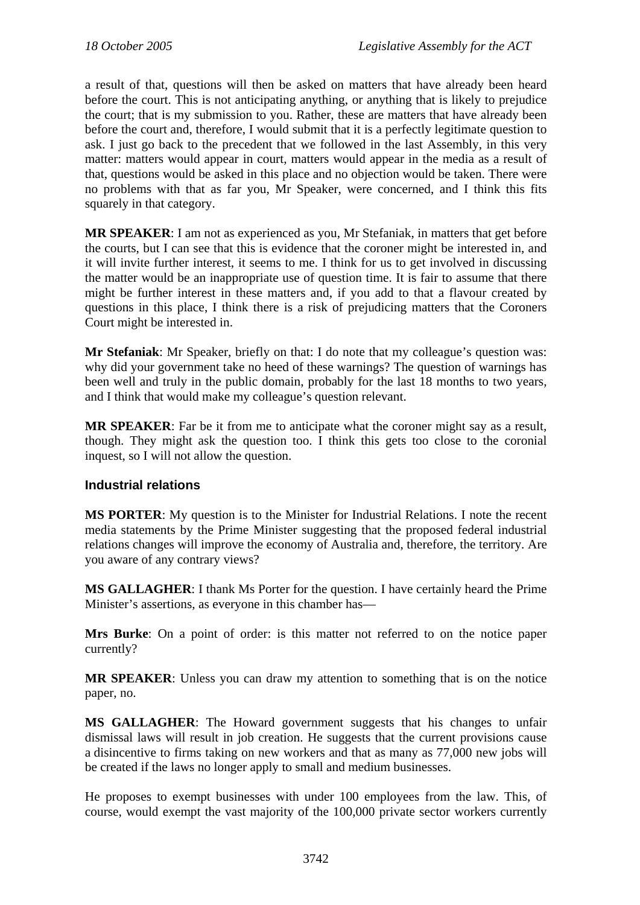a result of that, questions will then be asked on matters that have already been heard before the court. This is not anticipating anything, or anything that is likely to prejudice the court; that is my submission to you. Rather, these are matters that have already been before the court and, therefore, I would submit that it is a perfectly legitimate question to ask. I just go back to the precedent that we followed in the last Assembly, in this very matter: matters would appear in court, matters would appear in the media as a result of that, questions would be asked in this place and no objection would be taken. There were no problems with that as far you, Mr Speaker, were concerned, and I think this fits squarely in that category.

**MR SPEAKER**: I am not as experienced as you, Mr Stefaniak, in matters that get before the courts, but I can see that this is evidence that the coroner might be interested in, and it will invite further interest, it seems to me. I think for us to get involved in discussing the matter would be an inappropriate use of question time. It is fair to assume that there might be further interest in these matters and, if you add to that a flavour created by questions in this place, I think there is a risk of prejudicing matters that the Coroners Court might be interested in.

**Mr Stefaniak**: Mr Speaker, briefly on that: I do note that my colleague's question was: why did your government take no heed of these warnings? The question of warnings has been well and truly in the public domain, probably for the last 18 months to two years, and I think that would make my colleague's question relevant.

**MR SPEAKER**: Far be it from me to anticipate what the coroner might say as a result, though. They might ask the question too. I think this gets too close to the coronial inquest, so I will not allow the question.

### Industrial relations

**MS PORTER**: My question is to the Minister for Industrial Relations. I note the recent media statements by the Prime Minister suggesting that the proposed federal industrial relations changes will improve the economy of Australia and, therefore, the territory. Are you aware of any contrary views?

**MS GALLAGHER**: I thank Ms Porter for the question. I have certainly heard the Prime Minister's assertions, as everyone in this chamber has—

**Mrs Burke**: On a point of order: is this matter not referred to on the notice paper currently?

**MR SPEAKER**: Unless you can draw my attention to something that is on the notice paper, no.

**MS GALLAGHER**: The Howard government suggests that his changes to unfair dismissal laws will result in job creation. He suggests that the current provisions cause a disincentive to firms taking on new workers and that as many as 77,000 new jobs will be created if the laws no longer apply to small and medium businesses.

He proposes to exempt businesses with under 100 employees from the law. This, of course, would exempt the vast majority of the 100,000 private sector workers currently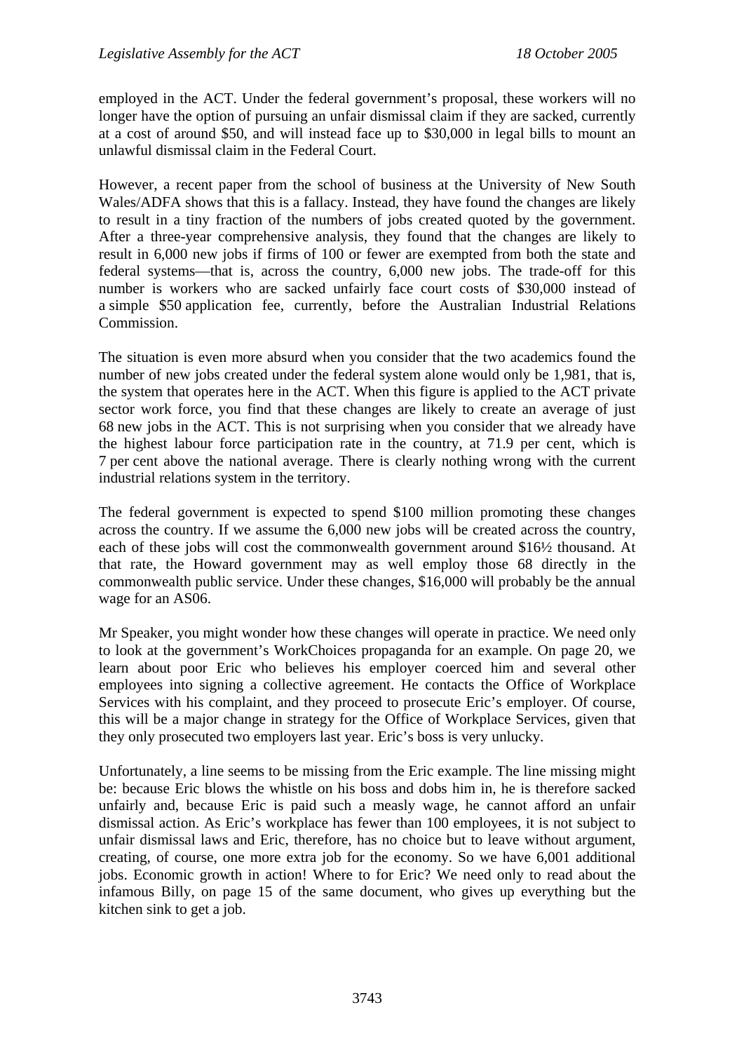employed in the ACT. Under the federal government's proposal, these workers will no longer have the option of pursuing an unfair dismissal claim if they are sacked, currently at a cost of around $50, and will instead face up to $30,000 in legal bills to mount an unlawful dismissal claim in the Federal Court.

However, a recent paper from the school of business at the University of New South Wales/ADFA shows that this is a fallacy. Instead, they have found the changes are likely to result in a tiny fraction of the numbers of jobs created quoted by the government. After a three-year comprehensive analysis, they found that the changes are likely to result in 6,000 new jobs if firms of 100 or fewer are exempted from both the state and federal systems—that is, across the country, 6,000 new jobs. The trade-off for this number is workers who are sacked unfairly face court costs of $30,000 instead of a simple $50 application fee, currently, before the Australian Industrial Relations Commission.

The situation is even more absurd when you consider that the two academics found the number of new jobs created under the federal system alone would only be 1,981, that is, the system that operates here in the ACT. When this figure is applied to the ACT private sector work force, you find that these changes are likely to create an average of just 68 new jobs in the ACT. This is not surprising when you consider that we already have the highest labour force participation rate in the country, at 71.9 per cent, which is 7 per cent above the national average. There is clearly nothing wrong with the current industrial relations system in the territory.

The federal government is expected to spend $100 million promoting these changes across the country. If we assume the 6,000 new jobs will be created across the country, each of these jobs will cost the commonwealth government around $16½ thousand. At that rate, the Howard government may as well employ those 68 directly in the commonwealth public service. Under these changes, $16,000 will probably be the annual wage for an AS06.

Mr Speaker, you might wonder how these changes will operate in practice. We need only to look at the government's WorkChoices propaganda for an example. On page 20, we learn about poor Eric who believes his employer coerced him and several other employees into signing a collective agreement. He contacts the Office of Workplace Services with his complaint, and they proceed to prosecute Eric's employer. Of course, this will be a major change in strategy for the Office of Workplace Services, given that they only prosecuted two employers last year. Eric's boss is very unlucky.

Unfortunately, a line seems to be missing from the Eric example. The line missing might be: because Eric blows the whistle on his boss and dobs him in, he is therefore sacked unfairly and, because Eric is paid such a measly wage, he cannot afford an unfair dismissal action. As Eric's workplace has fewer than 100 employees, it is not subject to unfair dismissal laws and Eric, therefore, has no choice but to leave without argument, creating, of course, one more extra job for the economy. So we have 6,001 additional jobs. Economic growth in action! Where to for Eric? We need only to read about the infamous Billy, on page 15 of the same document, who gives up everything but the kitchen sink to get a job.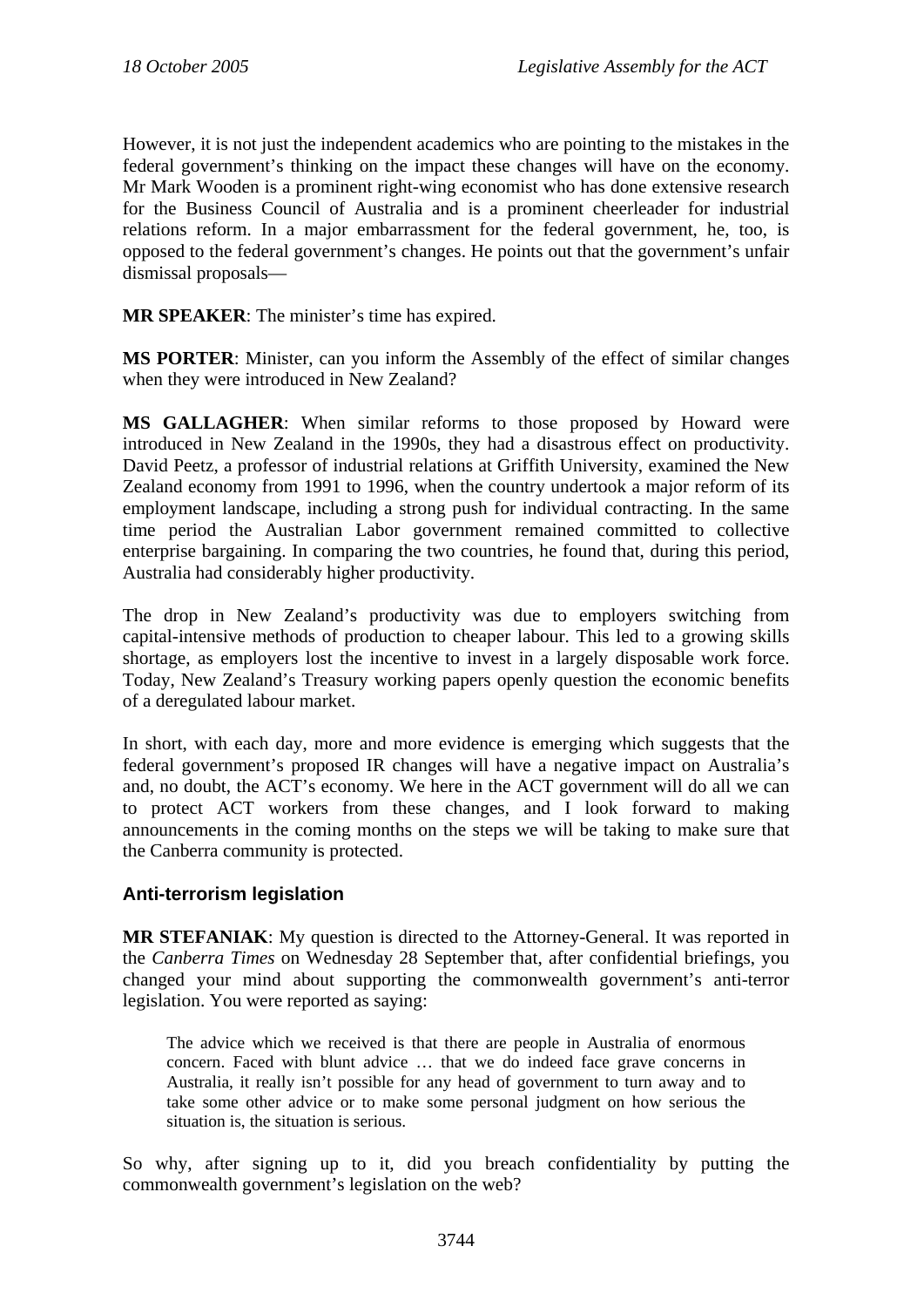However, it is not just the independent academics who are pointing to the mistakes in the federal government's thinking on the impact these changes will have on the economy. Mr Mark Wooden is a prominent right-wing economist who has done extensive research for the Business Council of Australia and is a prominent cheerleader for industrial relations reform. In a major embarrassment for the federal government, he, too, is opposed to the federal government's changes. He points out that the government's unfair dismissal proposals—

**MR SPEAKER**: The minister's time has expired.

**MS PORTER**: Minister, can you inform the Assembly of the effect of similar changes when they were introduced in New Zealand?

**MS GALLAGHER**: When similar reforms to those proposed by Howard were introduced in New Zealand in the 1990s, they had a disastrous effect on productivity. David Peetz, a professor of industrial relations at Griffith University, examined the New Zealand economy from 1991 to 1996, when the country undertook a major reform of its employment landscape, including a strong push for individual contracting. In the same time period the Australian Labor government remained committed to collective enterprise bargaining. In comparing the two countries, he found that, during this period, Australia had considerably higher productivity.

The drop in New Zealand's productivity was due to employers switching from capital-intensive methods of production to cheaper labour. This led to a growing skills shortage, as employers lost the incentive to invest in a largely disposable work force. Today, New Zealand's Treasury working papers openly question the economic benefits of a deregulated labour market.

In short, with each day, more and more evidence is emerging which suggests that the federal government's proposed IR changes will have a negative impact on Australia's and, no doubt, the ACT's economy. We here in the ACT government will do all we can to protect ACT workers from these changes, and I look forward to making announcements in the coming months on the steps we will be taking to make sure that the Canberra community is protected.

### Anti-terrorism legislation

**MR STEFANIAK**: My question is directed to the Attorney-General. It was reported in the *Canberra Times* on Wednesday 28 September that, after confidential briefings, you changed your mind about supporting the commonwealth government's anti-terror legislation. You were reported as saying:

> The advice which we received is that there are people in Australia of enormous concern. Faced with blunt advice … that we do indeed face grave concerns in Australia, it really isn't possible for any head of government to turn away and to take some other advice or to make some personal judgment on how serious the situation is, the situation is serious.

So why, after signing up to it, did you breach confidentiality by putting the commonwealth government's legislation on the web?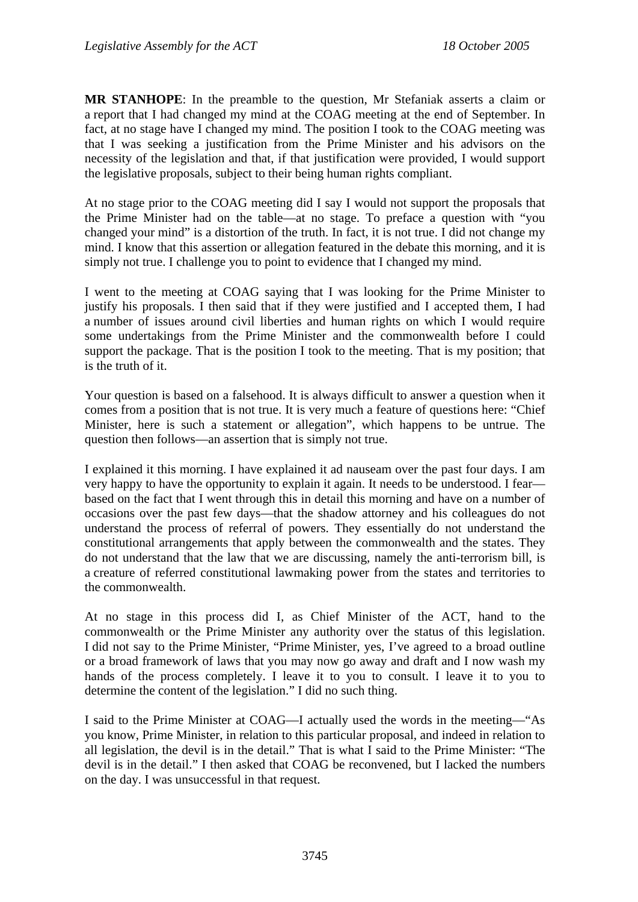**MR STANHOPE**: In the preamble to the question, Mr Stefaniak asserts a claim or a report that I had changed my mind at the COAG meeting at the end of September. In fact, at no stage have I changed my mind. The position I took to the COAG meeting was that I was seeking a justification from the Prime Minister and his advisors on the necessity of the legislation and that, if that justification were provided, I would support the legislative proposals, subject to their being human rights compliant.

At no stage prior to the COAG meeting did I say I would not support the proposals that the Prime Minister had on the table—at no stage. To preface a question with "you changed your mind" is a distortion of the truth. In fact, it is not true. I did not change my mind. I know that this assertion or allegation featured in the debate this morning, and it is simply not true. I challenge you to point to evidence that I changed my mind.

I went to the meeting at COAG saying that I was looking for the Prime Minister to justify his proposals. I then said that if they were justified and I accepted them, I had a number of issues around civil liberties and human rights on which I would require some undertakings from the Prime Minister and the commonwealth before I could support the package. That is the position I took to the meeting. That is my position; that is the truth of it.

Your question is based on a falsehood. It is always difficult to answer a question when it comes from a position that is not true. It is very much a feature of questions here: "Chief Minister, here is such a statement or allegation", which happens to be untrue. The question then follows—an assertion that is simply not true.

I explained it this morning. I have explained it ad nauseam over the past four days. I am very happy to have the opportunity to explain it again. It needs to be understood. I fear—based on the fact that I went through this in detail this morning and have on a number of occasions over the past few days—that the shadow attorney and his colleagues do not understand the process of referral of powers. They essentially do not understand the constitutional arrangements that apply between the commonwealth and the states. They do not understand that the law that we are discussing, namely the anti-terrorism bill, is a creature of referred constitutional lawmaking power from the states and territories to the commonwealth.

At no stage in this process did I, as Chief Minister of the ACT, hand to the commonwealth or the Prime Minister any authority over the status of this legislation. I did not say to the Prime Minister, "Prime Minister, yes, I've agreed to a broad outline or a broad framework of laws that you may now go away and draft and I now wash my hands of the process completely. I leave it to you to consult. I leave it to you to determine the content of the legislation." I did no such thing.

I said to the Prime Minister at COAG—I actually used the words in the meeting—"As you know, Prime Minister, in relation to this particular proposal, and indeed in relation to all legislation, the devil is in the detail." That is what I said to the Prime Minister: "The devil is in the detail." I then asked that COAG be reconvened, but I lacked the numbers on the day. I was unsuccessful in that request.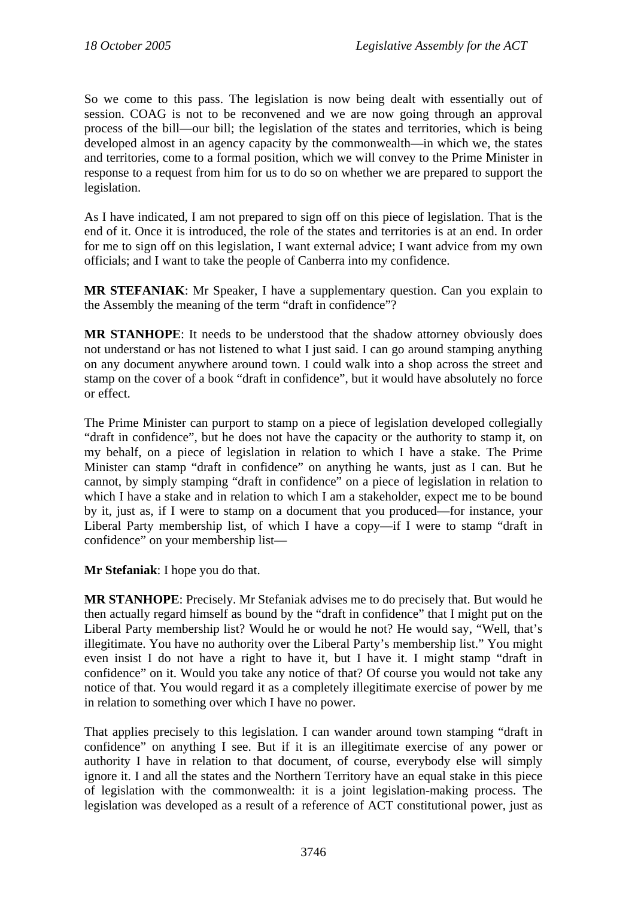So we come to this pass. The legislation is now being dealt with essentially out of session. COAG is not to be reconvened and we are now going through an approval process of the bill—our bill; the legislation of the states and territories, which is being developed almost in an agency capacity by the commonwealth—in which we, the states and territories, come to a formal position, which we will convey to the Prime Minister in response to a request from him for us to do so on whether we are prepared to support the legislation.

As I have indicated, I am not prepared to sign off on this piece of legislation. That is the end of it. Once it is introduced, the role of the states and territories is at an end. In order for me to sign off on this legislation, I want external advice; I want advice from my own officials; and I want to take the people of Canberra into my confidence.

**MR STEFANIAK**: Mr Speaker, I have a supplementary question. Can you explain to the Assembly the meaning of the term "draft in confidence"?

**MR STANHOPE**: It needs to be understood that the shadow attorney obviously does not understand or has not listened to what I just said. I can go around stamping anything on any document anywhere around town. I could walk into a shop across the street and stamp on the cover of a book "draft in confidence", but it would have absolutely no force or effect.

The Prime Minister can purport to stamp on a piece of legislation developed collegially "draft in confidence", but he does not have the capacity or the authority to stamp it, on my behalf, on a piece of legislation in relation to which I have a stake. The Prime Minister can stamp "draft in confidence" on anything he wants, just as I can. But he cannot, by simply stamping "draft in confidence" on a piece of legislation in relation to which I have a stake and in relation to which I am a stakeholder, expect me to be bound by it, just as, if I were to stamp on a document that you produced—for instance, your Liberal Party membership list, of which I have a copy—if I were to stamp "draft in confidence" on your membership list—

**Mr Stefaniak**: I hope you do that.

**MR STANHOPE**: Precisely. Mr Stefaniak advises me to do precisely that. But would he then actually regard himself as bound by the "draft in confidence" that I might put on the Liberal Party membership list? Would he or would he not? He would say, "Well, that's illegitimate. You have no authority over the Liberal Party's membership list." You might even insist I do not have a right to have it, but I have it. I might stamp "draft in confidence" on it. Would you take any notice of that? Of course you would not take any notice of that. You would regard it as a completely illegitimate exercise of power by me in relation to something over which I have no power.

That applies precisely to this legislation. I can wander around town stamping "draft in confidence" on anything I see. But if it is an illegitimate exercise of any power or authority I have in relation to that document, of course, everybody else will simply ignore it. I and all the states and the Northern Territory have an equal stake in this piece of legislation with the commonwealth: it is a joint legislation-making process. The legislation was developed as a result of a reference of ACT constitutional power, just as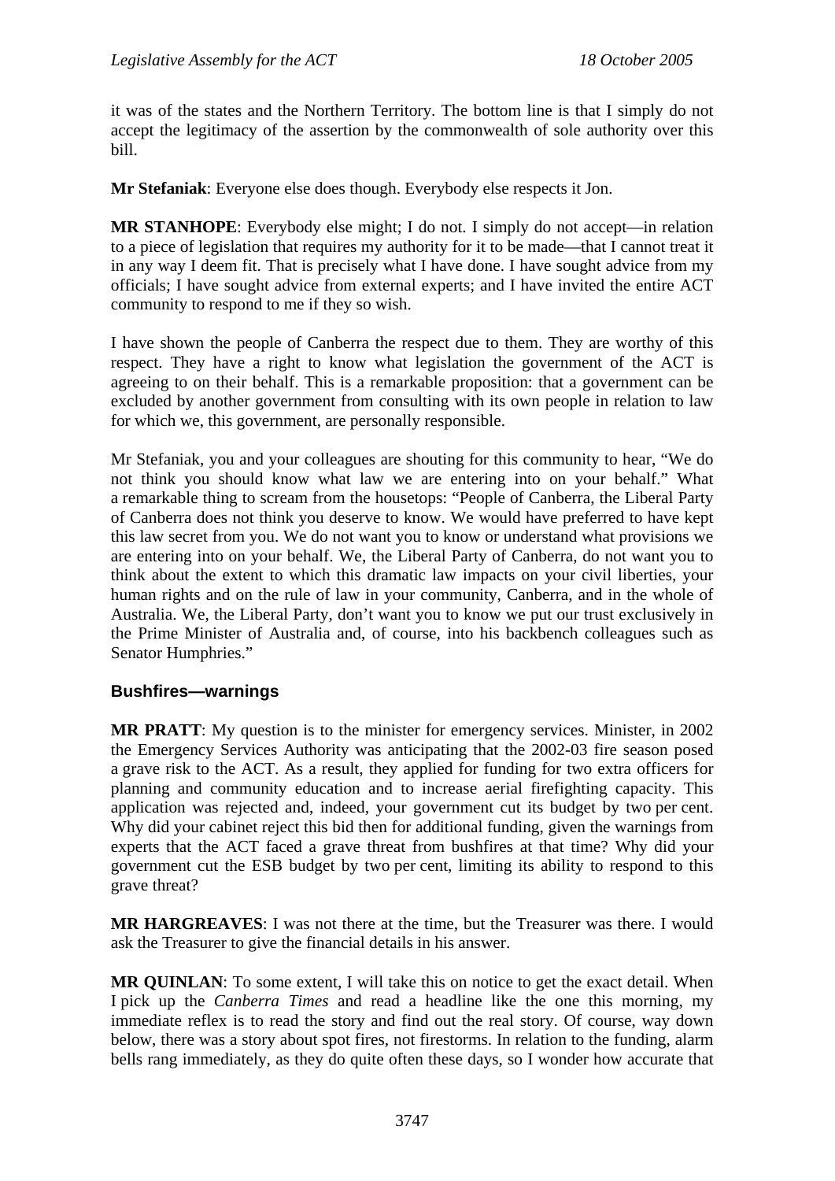it was of the states and the Northern Territory. The bottom line is that I simply do not accept the legitimacy of the assertion by the commonwealth of sole authority over this bill.

**Mr Stefaniak**: Everyone else does though. Everybody else respects it Jon.

**MR STANHOPE**: Everybody else might; I do not. I simply do not accept—in relation to a piece of legislation that requires my authority for it to be made—that I cannot treat it in any way I deem fit. That is precisely what I have done. I have sought advice from my officials; I have sought advice from external experts; and I have invited the entire ACT community to respond to me if they so wish.

I have shown the people of Canberra the respect due to them. They are worthy of this respect. They have a right to know what legislation the government of the ACT is agreeing to on their behalf. This is a remarkable proposition: that a government can be excluded by another government from consulting with its own people in relation to law for which we, this government, are personally responsible.

Mr Stefaniak, you and your colleagues are shouting for this community to hear, "We do not think you should know what law we are entering into on your behalf." What a remarkable thing to scream from the housetops: "People of Canberra, the Liberal Party of Canberra does not think you deserve to know. We would have preferred to have kept this law secret from you. We do not want you to know or understand what provisions we are entering into on your behalf. We, the Liberal Party of Canberra, do not want you to think about the extent to which this dramatic law impacts on your civil liberties, your human rights and on the rule of law in your community, Canberra, and in the whole of Australia. We, the Liberal Party, don't want you to know we put our trust exclusively in the Prime Minister of Australia and, of course, into his backbench colleagues such as Senator Humphries."

### Bushfires—warnings

**MR PRATT**: My question is to the minister for emergency services. Minister, in 2002 the Emergency Services Authority was anticipating that the 2002-03 fire season posed a grave risk to the ACT. As a result, they applied for funding for two extra officers for planning and community education and to increase aerial firefighting capacity. This application was rejected and, indeed, your government cut its budget by two per cent. Why did your cabinet reject this bid then for additional funding, given the warnings from experts that the ACT faced a grave threat from bushfires at that time? Why did your government cut the ESB budget by two per cent, limiting its ability to respond to this grave threat?

**MR HARGREAVES**: I was not there at the time, but the Treasurer was there. I would ask the Treasurer to give the financial details in his answer.

**MR QUINLAN**: To some extent, I will take this on notice to get the exact detail. When I pick up the *Canberra Times* and read a headline like the one this morning, my immediate reflex is to read the story and find out the real story. Of course, way down below, there was a story about spot fires, not firestorms. In relation to the funding, alarm bells rang immediately, as they do quite often these days, so I wonder how accurate that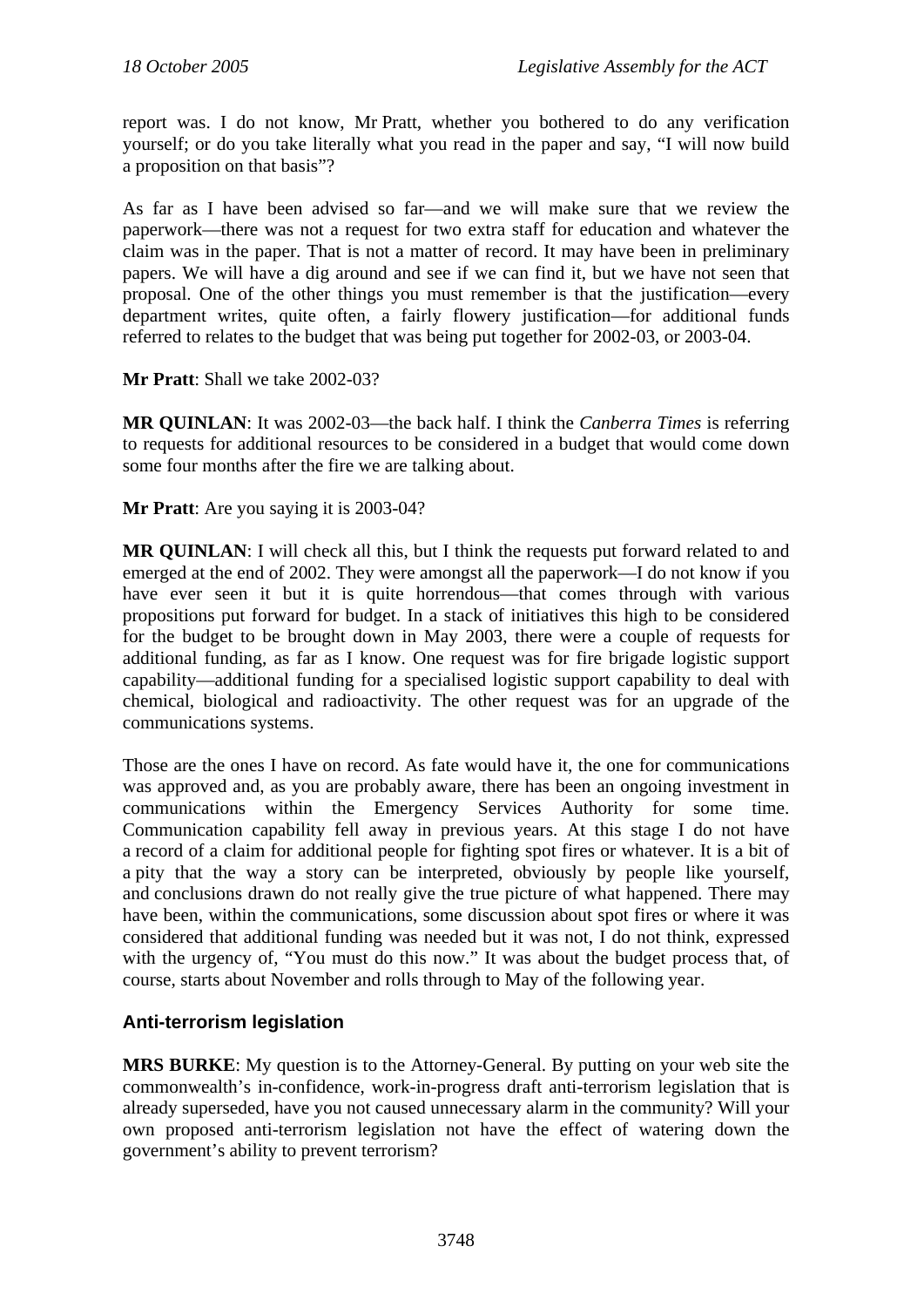report was. I do not know, Mr Pratt, whether you bothered to do any verification yourself; or do you take literally what you read in the paper and say, "I will now build a proposition on that basis"?

As far as I have been advised so far—and we will make sure that we review the paperwork—there was not a request for two extra staff for education and whatever the claim was in the paper. That is not a matter of record. It may have been in preliminary papers. We will have a dig around and see if we can find it, but we have not seen that proposal. One of the other things you must remember is that the justification—every department writes, quite often, a fairly flowery justification—for additional funds referred to relates to the budget that was being put together for 2002-03, or 2003-04.

**Mr Pratt**: Shall we take 2002-03?

**MR QUINLAN**: It was 2002-03—the back half. I think the *Canberra Times* is referring to requests for additional resources to be considered in a budget that would come down some four months after the fire we are talking about.

**Mr Pratt**: Are you saying it is 2003-04?

**MR QUINLAN**: I will check all this, but I think the requests put forward related to and emerged at the end of 2002. They were amongst all the paperwork—I do not know if you have ever seen it but it is quite horrendous—that comes through with various propositions put forward for budget. In a stack of initiatives this high to be considered for the budget to be brought down in May 2003, there were a couple of requests for additional funding, as far as I know. One request was for fire brigade logistic support capability—additional funding for a specialised logistic support capability to deal with chemical, biological and radioactivity. The other request was for an upgrade of the communications systems.

Those are the ones I have on record. As fate would have it, the one for communications was approved and, as you are probably aware, there has been an ongoing investment in communications within the Emergency Services Authority for some time. Communication capability fell away in previous years. At this stage I do not have a record of a claim for additional people for fighting spot fires or whatever. It is a bit of a pity that the way a story can be interpreted, obviously by people like yourself, and conclusions drawn do not really give the true picture of what happened. There may have been, within the communications, some discussion about spot fires or where it was considered that additional funding was needed but it was not, I do not think, expressed with the urgency of, "You must do this now." It was about the budget process that, of course, starts about November and rolls through to May of the following year.

## Anti-terrorism legislation

**MRS BURKE**: My question is to the Attorney-General. By putting on your web site the commonwealth's in-confidence, work-in-progress draft anti-terrorism legislation that is already superseded, have you not caused unnecessary alarm in the community? Will your own proposed anti-terrorism legislation not have the effect of watering down the government's ability to prevent terrorism?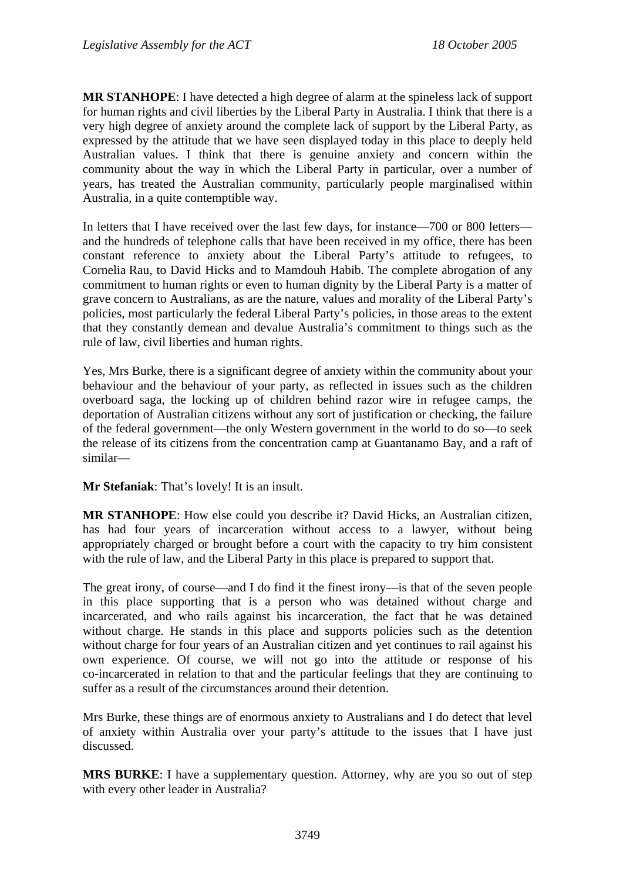**MR STANHOPE**: I have detected a high degree of alarm at the spineless lack of support for human rights and civil liberties by the Liberal Party in Australia. I think that there is a very high degree of anxiety around the complete lack of support by the Liberal Party, as expressed by the attitude that we have seen displayed today in this place to deeply held Australian values. I think that there is genuine anxiety and concern within the community about the way in which the Liberal Party in particular, over a number of years, has treated the Australian community, particularly people marginalised within Australia, in a quite contemptible way.

In letters that I have received over the last few days, for instance—700 or 800 letters—and the hundreds of telephone calls that have been received in my office, there has been constant reference to anxiety about the Liberal Party's attitude to refugees, to Cornelia Rau, to David Hicks and to Mamdouh Habib. The complete abrogation of any commitment to human rights or even to human dignity by the Liberal Party is a matter of grave concern to Australians, as are the nature, values and morality of the Liberal Party's policies, most particularly the federal Liberal Party's policies, in those areas to the extent that they constantly demean and devalue Australia's commitment to things such as the rule of law, civil liberties and human rights.

Yes, Mrs Burke, there is a significant degree of anxiety within the community about your behaviour and the behaviour of your party, as reflected in issues such as the children overboard saga, the locking up of children behind razor wire in refugee camps, the deportation of Australian citizens without any sort of justification or checking, the failure of the federal government—the only Western government in the world to do so—to seek the release of its citizens from the concentration camp at Guantanamo Bay, and a raft of similar—

**Mr Stefaniak**: That's lovely! It is an insult.

**MR STANHOPE**: How else could you describe it? David Hicks, an Australian citizen, has had four years of incarceration without access to a lawyer, without being appropriately charged or brought before a court with the capacity to try him consistent with the rule of law, and the Liberal Party in this place is prepared to support that.

The great irony, of course—and I do find it the finest irony—is that of the seven people in this place supporting that is a person who was detained without charge and incarcerated, and who rails against his incarceration, the fact that he was detained without charge. He stands in this place and supports policies such as the detention without charge for four years of an Australian citizen and yet continues to rail against his own experience. Of course, we will not go into the attitude or response of his co-incarcerated in relation to that and the particular feelings that they are continuing to suffer as a result of the circumstances around their detention.

Mrs Burke, these things are of enormous anxiety to Australians and I do detect that level of anxiety within Australia over your party's attitude to the issues that I have just discussed.

**MRS BURKE**: I have a supplementary question. Attorney, why are you so out of step with every other leader in Australia?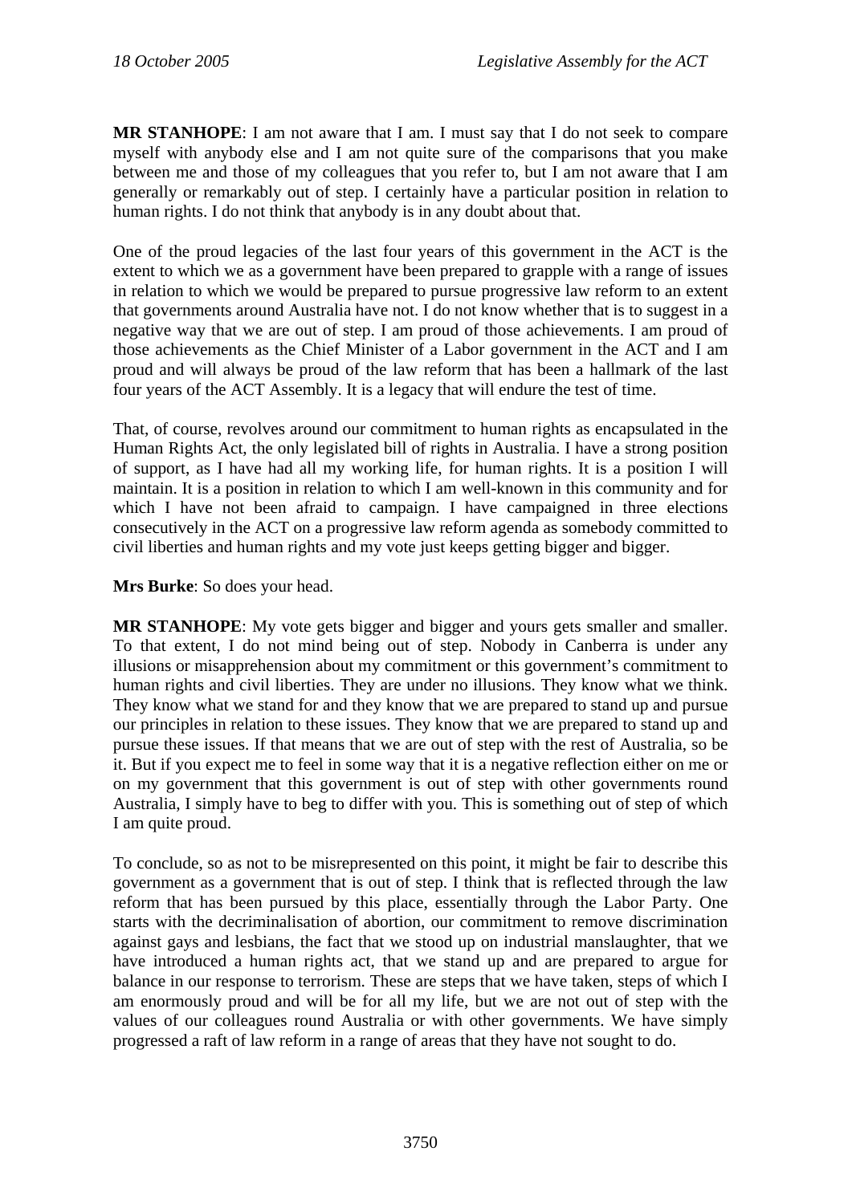**MR STANHOPE**: I am not aware that I am. I must say that I do not seek to compare myself with anybody else and I am not quite sure of the comparisons that you make between me and those of my colleagues that you refer to, but I am not aware that I am generally or remarkably out of step. I certainly have a particular position in relation to human rights. I do not think that anybody is in any doubt about that.

One of the proud legacies of the last four years of this government in the ACT is the extent to which we as a government have been prepared to grapple with a range of issues in relation to which we would be prepared to pursue progressive law reform to an extent that governments around Australia have not. I do not know whether that is to suggest in a negative way that we are out of step. I am proud of those achievements. I am proud of those achievements as the Chief Minister of a Labor government in the ACT and I am proud and will always be proud of the law reform that has been a hallmark of the last four years of the ACT Assembly. It is a legacy that will endure the test of time.

That, of course, revolves around our commitment to human rights as encapsulated in the Human Rights Act, the only legislated bill of rights in Australia. I have a strong position of support, as I have had all my working life, for human rights. It is a position I will maintain. It is a position in relation to which I am well-known in this community and for which I have not been afraid to campaign. I have campaigned in three elections consecutively in the ACT on a progressive law reform agenda as somebody committed to civil liberties and human rights and my vote just keeps getting bigger and bigger.

**Mrs Burke**: So does your head.

**MR STANHOPE**: My vote gets bigger and bigger and yours gets smaller and smaller. To that extent, I do not mind being out of step. Nobody in Canberra is under any illusions or misapprehension about my commitment or this government's commitment to human rights and civil liberties. They are under no illusions. They know what we think. They know what we stand for and they know that we are prepared to stand up and pursue our principles in relation to these issues. They know that we are prepared to stand up and pursue these issues. If that means that we are out of step with the rest of Australia, so be it. But if you expect me to feel in some way that it is a negative reflection either on me or on my government that this government is out of step with other governments round Australia, I simply have to beg to differ with you. This is something out of step of which I am quite proud.

To conclude, so as not to be misrepresented on this point, it might be fair to describe this government as a government that is out of step. I think that is reflected through the law reform that has been pursued by this place, essentially through the Labor Party. One starts with the decriminalisation of abortion, our commitment to remove discrimination against gays and lesbians, the fact that we stood up on industrial manslaughter, that we have introduced a human rights act, that we stand up and are prepared to argue for balance in our response to terrorism. These are steps that we have taken, steps of which I am enormously proud and will be for all my life, but we are not out of step with the values of our colleagues round Australia or with other governments. We have simply progressed a raft of law reform in a range of areas that they have not sought to do.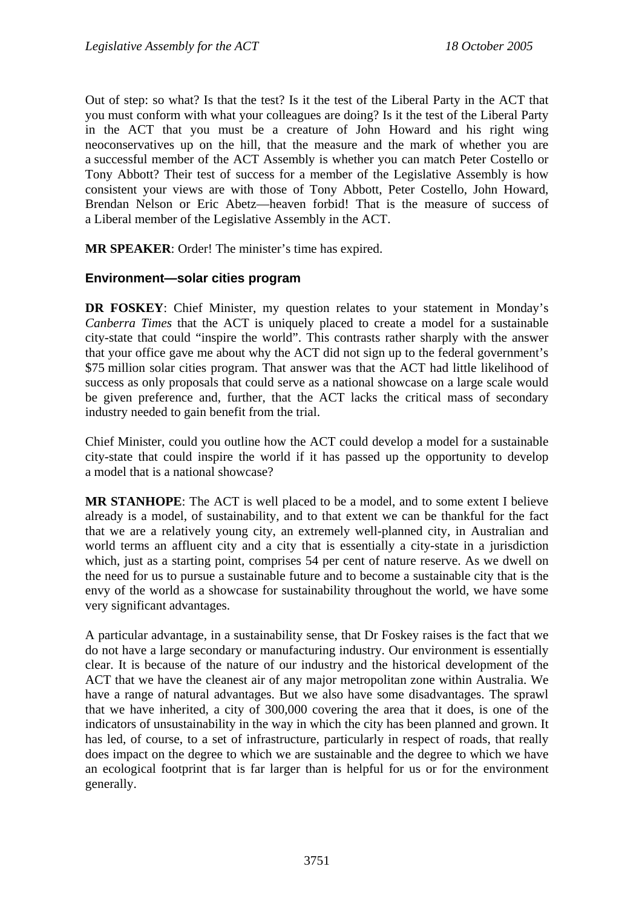Out of step: so what? Is that the test? Is it the test of the Liberal Party in the ACT that you must conform with what your colleagues are doing? Is it the test of the Liberal Party in the ACT that you must be a creature of John Howard and his right wing neoconservatives up on the hill, that the measure and the mark of whether you are a successful member of the ACT Assembly is whether you can match Peter Costello or Tony Abbott? Their test of success for a member of the Legislative Assembly is how consistent your views are with those of Tony Abbott, Peter Costello, John Howard, Brendan Nelson or Eric Abetz—heaven forbid! That is the measure of success of a Liberal member of the Legislative Assembly in the ACT.

**MR SPEAKER**: Order! The minister's time has expired.

### Environment—solar cities program

**DR FOSKEY**: Chief Minister, my question relates to your statement in Monday's *Canberra Times* that the ACT is uniquely placed to create a model for a sustainable city-state that could "inspire the world". This contrasts rather sharply with the answer that your office gave me about why the ACT did not sign up to the federal government's $75 million solar cities program. That answer was that the ACT had little likelihood of success as only proposals that could serve as a national showcase on a large scale would be given preference and, further, that the ACT lacks the critical mass of secondary industry needed to gain benefit from the trial.

Chief Minister, could you outline how the ACT could develop a model for a sustainable city-state that could inspire the world if it has passed up the opportunity to develop a model that is a national showcase?

**MR STANHOPE**: The ACT is well placed to be a model, and to some extent I believe already is a model, of sustainability, and to that extent we can be thankful for the fact that we are a relatively young city, an extremely well-planned city, in Australian and world terms an affluent city and a city that is essentially a city-state in a jurisdiction which, just as a starting point, comprises 54 per cent of nature reserve. As we dwell on the need for us to pursue a sustainable future and to become a sustainable city that is the envy of the world as a showcase for sustainability throughout the world, we have some very significant advantages.

A particular advantage, in a sustainability sense, that Dr Foskey raises is the fact that we do not have a large secondary or manufacturing industry. Our environment is essentially clear. It is because of the nature of our industry and the historical development of the ACT that we have the cleanest air of any major metropolitan zone within Australia. We have a range of natural advantages. But we also have some disadvantages. The sprawl that we have inherited, a city of 300,000 covering the area that it does, is one of the indicators of unsustainability in the way in which the city has been planned and grown. It has led, of course, to a set of infrastructure, particularly in respect of roads, that really does impact on the degree to which we are sustainable and the degree to which we have an ecological footprint that is far larger than is helpful for us or for the environment generally.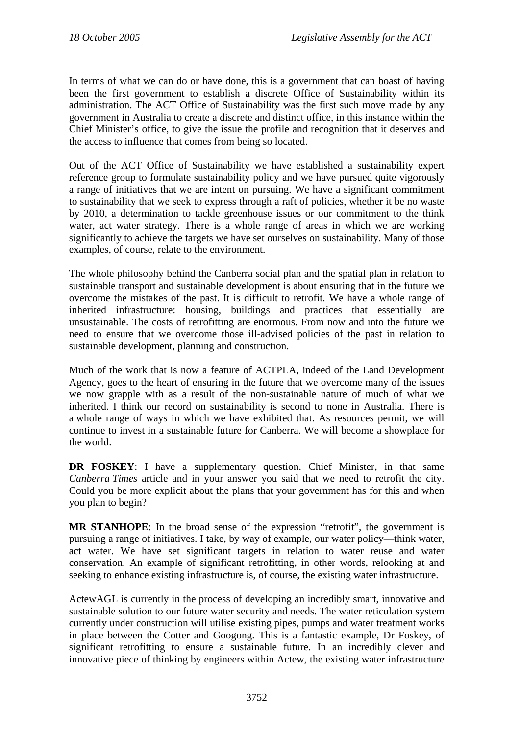In terms of what we can do or have done, this is a government that can boast of having been the first government to establish a discrete Office of Sustainability within its administration. The ACT Office of Sustainability was the first such move made by any government in Australia to create a discrete and distinct office, in this instance within the Chief Minister's office, to give the issue the profile and recognition that it deserves and the access to influence that comes from being so located.

Out of the ACT Office of Sustainability we have established a sustainability expert reference group to formulate sustainability policy and we have pursued quite vigorously a range of initiatives that we are intent on pursuing. We have a significant commitment to sustainability that we seek to express through a raft of policies, whether it be no waste by 2010, a determination to tackle greenhouse issues or our commitment to the think water, act water strategy. There is a whole range of areas in which we are working significantly to achieve the targets we have set ourselves on sustainability. Many of those examples, of course, relate to the environment.

The whole philosophy behind the Canberra social plan and the spatial plan in relation to sustainable transport and sustainable development is about ensuring that in the future we overcome the mistakes of the past. It is difficult to retrofit. We have a whole range of inherited infrastructure: housing, buildings and practices that essentially are unsustainable. The costs of retrofitting are enormous. From now and into the future we need to ensure that we overcome those ill-advised policies of the past in relation to sustainable development, planning and construction.

Much of the work that is now a feature of ACTPLA, indeed of the Land Development Agency, goes to the heart of ensuring in the future that we overcome many of the issues we now grapple with as a result of the non-sustainable nature of much of what we inherited. I think our record on sustainability is second to none in Australia. There is a whole range of ways in which we have exhibited that. As resources permit, we will continue to invest in a sustainable future for Canberra. We will become a showplace for the world.

**DR FOSKEY**: I have a supplementary question. Chief Minister, in that same *Canberra Times* article and in your answer you said that we need to retrofit the city. Could you be more explicit about the plans that your government has for this and when you plan to begin?

**MR STANHOPE**: In the broad sense of the expression "retrofit", the government is pursuing a range of initiatives. I take, by way of example, our water policy—think water, act water. We have set significant targets in relation to water reuse and water conservation. An example of significant retrofitting, in other words, relooking at and seeking to enhance existing infrastructure is, of course, the existing water infrastructure.

ActewAGL is currently in the process of developing an incredibly smart, innovative and sustainable solution to our future water security and needs. The water reticulation system currently under construction will utilise existing pipes, pumps and water treatment works in place between the Cotter and Googong. This is a fantastic example, Dr Foskey, of significant retrofitting to ensure a sustainable future. In an incredibly clever and innovative piece of thinking by engineers within Actew, the existing water infrastructure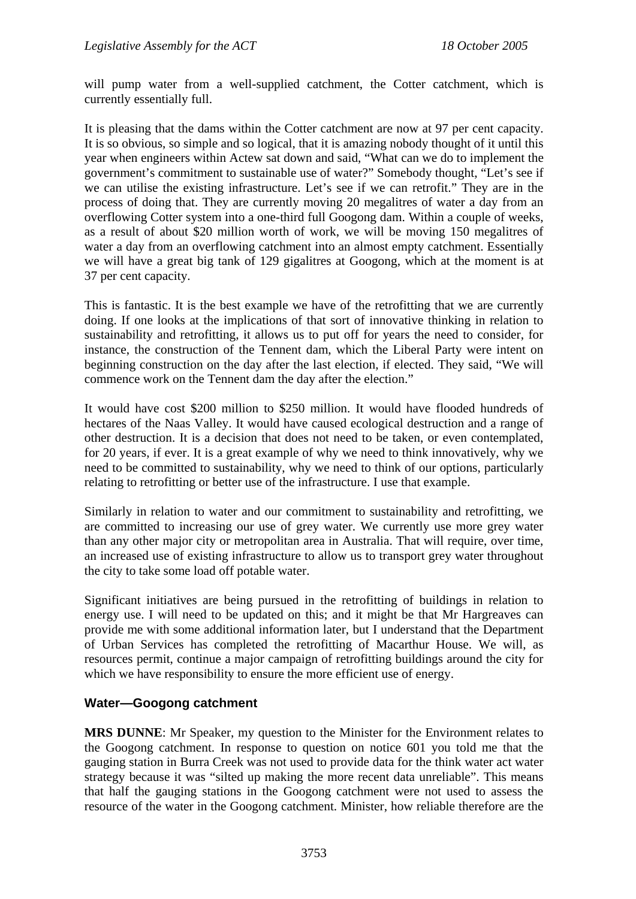will pump water from a well-supplied catchment, the Cotter catchment, which is currently essentially full.

It is pleasing that the dams within the Cotter catchment are now at 97 per cent capacity. It is so obvious, so simple and so logical, that it is amazing nobody thought of it until this year when engineers within Actew sat down and said, "What can we do to implement the government's commitment to sustainable use of water?" Somebody thought, "Let's see if we can utilise the existing infrastructure. Let's see if we can retrofit." They are in the process of doing that. They are currently moving 20 megalitres of water a day from an overflowing Cotter system into a one-third full Googong dam. Within a couple of weeks, as a result of about $20 million worth of work, we will be moving 150 megalitres of water a day from an overflowing catchment into an almost empty catchment. Essentially we will have a great big tank of 129 gigalitres at Googong, which at the moment is at 37 per cent capacity.

This is fantastic. It is the best example we have of the retrofitting that we are currently doing. If one looks at the implications of that sort of innovative thinking in relation to sustainability and retrofitting, it allows us to put off for years the need to consider, for instance, the construction of the Tennent dam, which the Liberal Party were intent on beginning construction on the day after the last election, if elected. They said, "We will commence work on the Tennent dam the day after the election."

It would have cost $200 million to $250 million. It would have flooded hundreds of hectares of the Naas Valley. It would have caused ecological destruction and a range of other destruction. It is a decision that does not need to be taken, or even contemplated, for 20 years, if ever. It is a great example of why we need to think innovatively, why we need to be committed to sustainability, why we need to think of our options, particularly relating to retrofitting or better use of the infrastructure. I use that example.

Similarly in relation to water and our commitment to sustainability and retrofitting, we are committed to increasing our use of grey water. We currently use more grey water than any other major city or metropolitan area in Australia. That will require, over time, an increased use of existing infrastructure to allow us to transport grey water throughout the city to take some load off potable water.

Significant initiatives are being pursued in the retrofitting of buildings in relation to energy use. I will need to be updated on this; and it might be that Mr Hargreaves can provide me with some additional information later, but I understand that the Department of Urban Services has completed the retrofitting of Macarthur House. We will, as resources permit, continue a major campaign of retrofitting buildings around the city for which we have responsibility to ensure the more efficient use of energy.

## Water—Googong catchment

**MRS DUNNE**: Mr Speaker, my question to the Minister for the Environment relates to the Googong catchment. In response to question on notice 601 you told me that the gauging station in Burra Creek was not used to provide data for the think water act water strategy because it was "silted up making the more recent data unreliable". This means that half the gauging stations in the Googong catchment were not used to assess the resource of the water in the Googong catchment. Minister, how reliable therefore are the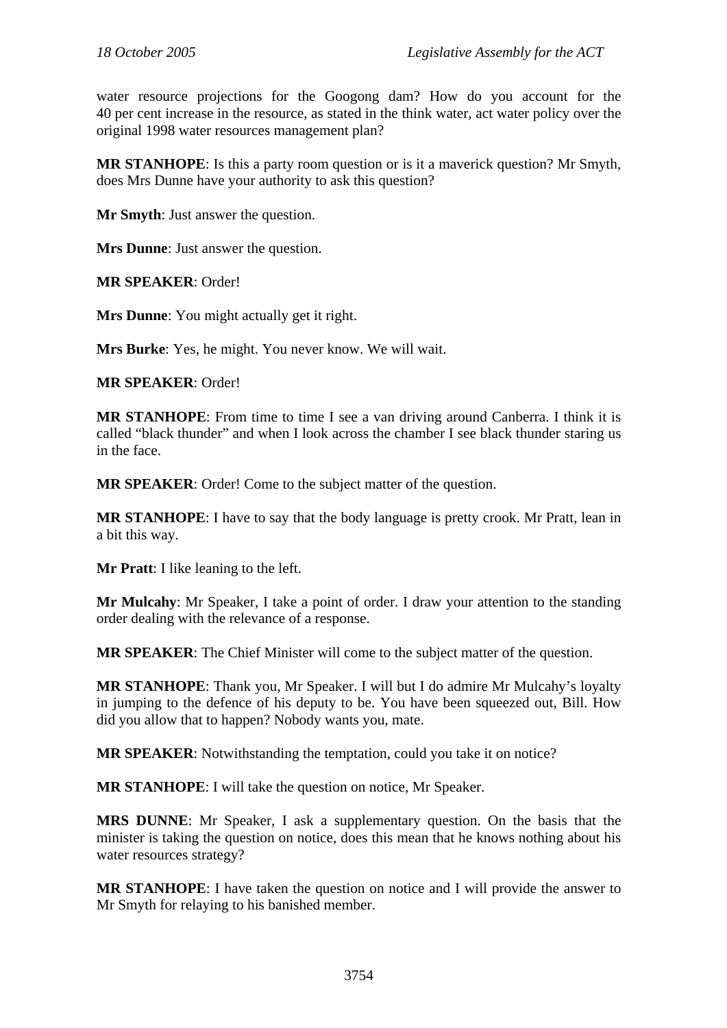water resource projections for the Googong dam? How do you account for the 40 per cent increase in the resource, as stated in the think water, act water policy over the original 1998 water resources management plan?

**MR STANHOPE**: Is this a party room question or is it a maverick question? Mr Smyth, does Mrs Dunne have your authority to ask this question?

**Mr Smyth**: Just answer the question.

**Mrs Dunne**: Just answer the question.

**MR SPEAKER**: Order!

**Mrs Dunne**: You might actually get it right.

**Mrs Burke**: Yes, he might. You never know. We will wait.

**MR SPEAKER**: Order!

**MR STANHOPE**: From time to time I see a van driving around Canberra. I think it is called "black thunder" and when I look across the chamber I see black thunder staring us in the face.

**MR SPEAKER**: Order! Come to the subject matter of the question.

**MR STANHOPE**: I have to say that the body language is pretty crook. Mr Pratt, lean in a bit this way.

**Mr Pratt**: I like leaning to the left.

**Mr Mulcahy**: Mr Speaker, I take a point of order. I draw your attention to the standing order dealing with the relevance of a response.

**MR SPEAKER**: The Chief Minister will come to the subject matter of the question.

**MR STANHOPE**: Thank you, Mr Speaker. I will but I do admire Mr Mulcahy's loyalty in jumping to the defence of his deputy to be. You have been squeezed out, Bill. How did you allow that to happen? Nobody wants you, mate.

**MR SPEAKER**: Notwithstanding the temptation, could you take it on notice?

**MR STANHOPE**: I will take the question on notice, Mr Speaker.

**MRS DUNNE**: Mr Speaker, I ask a supplementary question. On the basis that the minister is taking the question on notice, does this mean that he knows nothing about his water resources strategy?

**MR STANHOPE**: I have taken the question on notice and I will provide the answer to Mr Smyth for relaying to his banished member.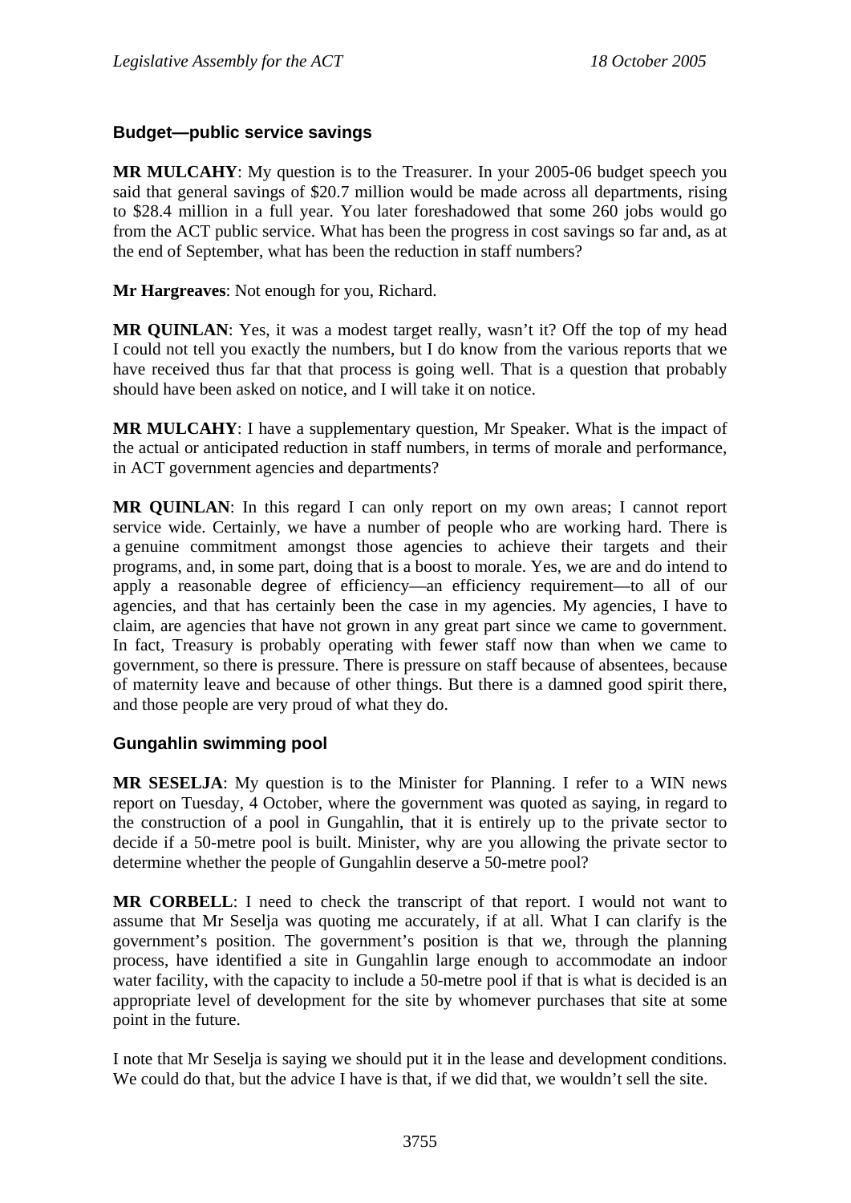### Budget—public service savings

**MR MULCAHY**: My question is to the Treasurer. In your 2005-06 budget speech you said that general savings of $20.7 million would be made across all departments, rising to $28.4 million in a full year. You later foreshadowed that some 260 jobs would go from the ACT public service. What has been the progress in cost savings so far and, as at the end of September, what has been the reduction in staff numbers?

**Mr Hargreaves**: Not enough for you, Richard.

**MR QUINLAN**: Yes, it was a modest target really, wasn't it? Off the top of my head I could not tell you exactly the numbers, but I do know from the various reports that we have received thus far that that process is going well. That is a question that probably should have been asked on notice, and I will take it on notice.

**MR MULCAHY**: I have a supplementary question, Mr Speaker. What is the impact of the actual or anticipated reduction in staff numbers, in terms of morale and performance, in ACT government agencies and departments?

**MR QUINLAN**: In this regard I can only report on my own areas; I cannot report service wide. Certainly, we have a number of people who are working hard. There is a genuine commitment amongst those agencies to achieve their targets and their programs, and, in some part, doing that is a boost to morale. Yes, we are and do intend to apply a reasonable degree of efficiency—an efficiency requirement—to all of our agencies, and that has certainly been the case in my agencies. My agencies, I have to claim, are agencies that have not grown in any great part since we came to government. In fact, Treasury is probably operating with fewer staff now than when we came to government, so there is pressure. There is pressure on staff because of absentees, because of maternity leave and because of other things. But there is a damned good spirit there, and those people are very proud of what they do.

### Gungahlin swimming pool

**MR SESELJA**: My question is to the Minister for Planning. I refer to a WIN news report on Tuesday, 4 October, where the government was quoted as saying, in regard to the construction of a pool in Gungahlin, that it is entirely up to the private sector to decide if a 50-metre pool is built. Minister, why are you allowing the private sector to determine whether the people of Gungahlin deserve a 50-metre pool?

**MR CORBELL**: I need to check the transcript of that report. I would not want to assume that Mr Seselja was quoting me accurately, if at all. What I can clarify is the government's position. The government's position is that we, through the planning process, have identified a site in Gungahlin large enough to accommodate an indoor water facility, with the capacity to include a 50-metre pool if that is what is decided is an appropriate level of development for the site by whomever purchases that site at some point in the future.

I note that Mr Seselja is saying we should put it in the lease and development conditions. We could do that, but the advice I have is that, if we did that, we wouldn't sell the site.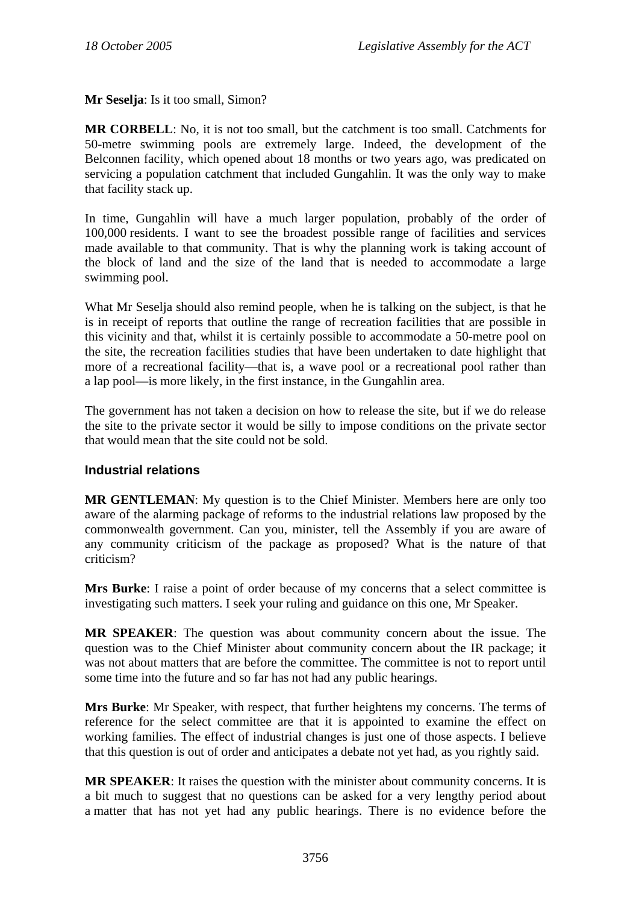**Mr Seselja**: Is it too small, Simon?

**MR CORBELL**: No, it is not too small, but the catchment is too small. Catchments for 50-metre swimming pools are extremely large. Indeed, the development of the Belconnen facility, which opened about 18 months or two years ago, was predicated on servicing a population catchment that included Gungahlin. It was the only way to make that facility stack up.

In time, Gungahlin will have a much larger population, probably of the order of 100,000 residents. I want to see the broadest possible range of facilities and services made available to that community. That is why the planning work is taking account of the block of land and the size of the land that is needed to accommodate a large swimming pool.

What Mr Seselja should also remind people, when he is talking on the subject, is that he is in receipt of reports that outline the range of recreation facilities that are possible in this vicinity and that, whilst it is certainly possible to accommodate a 50-metre pool on the site, the recreation facilities studies that have been undertaken to date highlight that more of a recreational facility—that is, a wave pool or a recreational pool rather than a lap pool—is more likely, in the first instance, in the Gungahlin area.

The government has not taken a decision on how to release the site, but if we do release the site to the private sector it would be silly to impose conditions on the private sector that would mean that the site could not be sold.

### Industrial relations

**MR GENTLEMAN**: My question is to the Chief Minister. Members here are only too aware of the alarming package of reforms to the industrial relations law proposed by the commonwealth government. Can you, minister, tell the Assembly if you are aware of any community criticism of the package as proposed? What is the nature of that criticism?

**Mrs Burke**: I raise a point of order because of my concerns that a select committee is investigating such matters. I seek your ruling and guidance on this one, Mr Speaker.

**MR SPEAKER**: The question was about community concern about the issue. The question was to the Chief Minister about community concern about the IR package; it was not about matters that are before the committee. The committee is not to report until some time into the future and so far has not had any public hearings.

**Mrs Burke**: Mr Speaker, with respect, that further heightens my concerns. The terms of reference for the select committee are that it is appointed to examine the effect on working families. The effect of industrial changes is just one of those aspects. I believe that this question is out of order and anticipates a debate not yet had, as you rightly said.

**MR SPEAKER**: It raises the question with the minister about community concerns. It is a bit much to suggest that no questions can be asked for a very lengthy period about a matter that has not yet had any public hearings. There is no evidence before the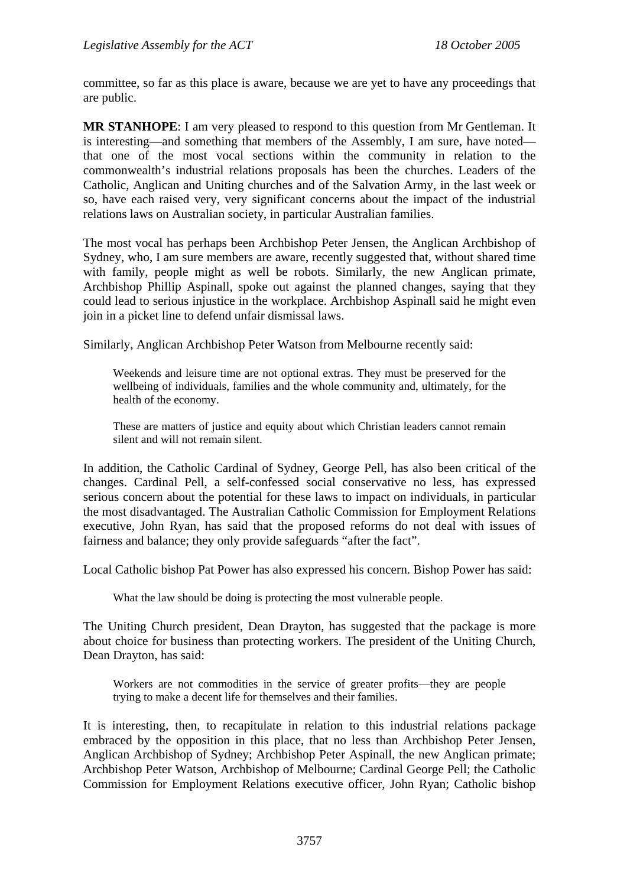committee, so far as this place is aware, because we are yet to have any proceedings that are public.

**MR STANHOPE**: I am very pleased to respond to this question from Mr Gentleman. It is interesting—and something that members of the Assembly, I am sure, have noted—that one of the most vocal sections within the community in relation to the commonwealth's industrial relations proposals has been the churches. Leaders of the Catholic, Anglican and Uniting churches and of the Salvation Army, in the last week or so, have each raised very, very significant concerns about the impact of the industrial relations laws on Australian society, in particular Australian families.

The most vocal has perhaps been Archbishop Peter Jensen, the Anglican Archbishop of Sydney, who, I am sure members are aware, recently suggested that, without shared time with family, people might as well be robots. Similarly, the new Anglican primate, Archbishop Phillip Aspinall, spoke out against the planned changes, saying that they could lead to serious injustice in the workplace. Archbishop Aspinall said he might even join in a picket line to defend unfair dismissal laws.

Similarly, Anglican Archbishop Peter Watson from Melbourne recently said:

> Weekends and leisure time are not optional extras. They must be preserved for the wellbeing of individuals, families and the whole community and, ultimately, for the health of the economy.
>
> These are matters of justice and equity about which Christian leaders cannot remain silent and will not remain silent.

In addition, the Catholic Cardinal of Sydney, George Pell, has also been critical of the changes. Cardinal Pell, a self-confessed social conservative no less, has expressed serious concern about the potential for these laws to impact on individuals, in particular the most disadvantaged. The Australian Catholic Commission for Employment Relations executive, John Ryan, has said that the proposed reforms do not deal with issues of fairness and balance; they only provide safeguards "after the fact".

Local Catholic bishop Pat Power has also expressed his concern. Bishop Power has said:

> What the law should be doing is protecting the most vulnerable people.

The Uniting Church president, Dean Drayton, has suggested that the package is more about choice for business than protecting workers. The president of the Uniting Church, Dean Drayton, has said:

> Workers are not commodities in the service of greater profits—they are people trying to make a decent life for themselves and their families.

It is interesting, then, to recapitulate in relation to this industrial relations package embraced by the opposition in this place, that no less than Archbishop Peter Jensen, Anglican Archbishop of Sydney; Archbishop Peter Aspinall, the new Anglican primate; Archbishop Peter Watson, Archbishop of Melbourne; Cardinal George Pell; the Catholic Commission for Employment Relations executive officer, John Ryan; Catholic bishop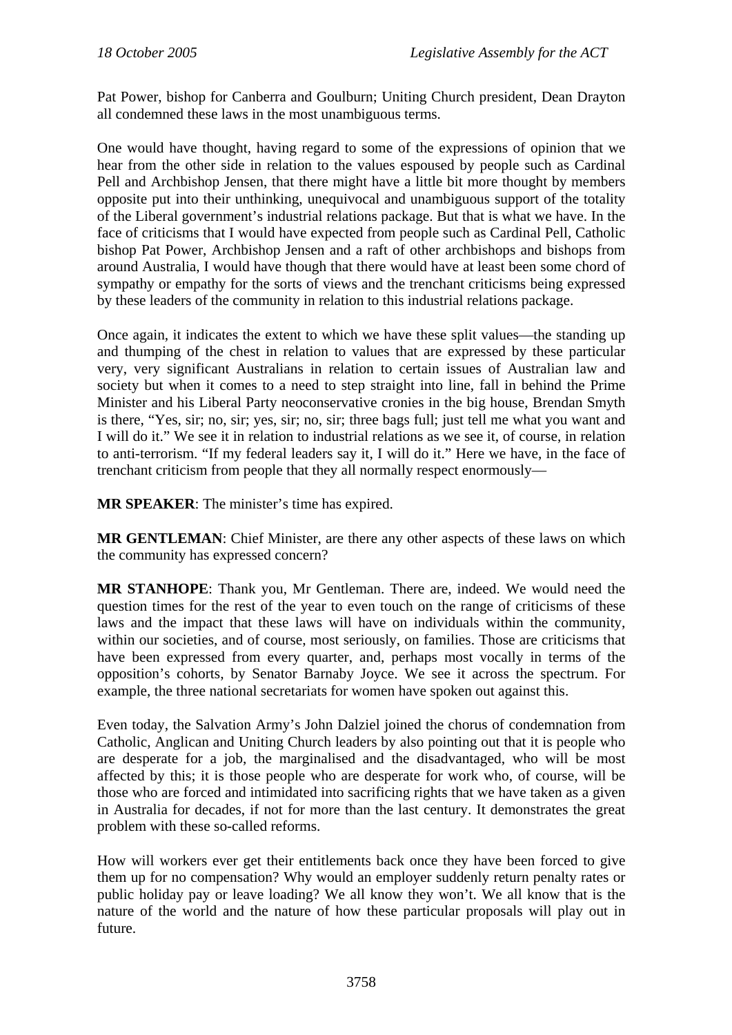Pat Power, bishop for Canberra and Goulburn; Uniting Church president, Dean Drayton all condemned these laws in the most unambiguous terms.

One would have thought, having regard to some of the expressions of opinion that we hear from the other side in relation to the values espoused by people such as Cardinal Pell and Archbishop Jensen, that there might have a little bit more thought by members opposite put into their unthinking, unequivocal and unambiguous support of the totality of the Liberal government's industrial relations package. But that is what we have. In the face of criticisms that I would have expected from people such as Cardinal Pell, Catholic bishop Pat Power, Archbishop Jensen and a raft of other archbishops and bishops from around Australia, I would have though that there would have at least been some chord of sympathy or empathy for the sorts of views and the trenchant criticisms being expressed by these leaders of the community in relation to this industrial relations package.

Once again, it indicates the extent to which we have these split values—the standing up and thumping of the chest in relation to values that are expressed by these particular very, very significant Australians in relation to certain issues of Australian law and society but when it comes to a need to step straight into line, fall in behind the Prime Minister and his Liberal Party neoconservative cronies in the big house, Brendan Smyth is there, "Yes, sir; no, sir; yes, sir; no, sir; three bags full; just tell me what you want and I will do it." We see it in relation to industrial relations as we see it, of course, in relation to anti-terrorism. "If my federal leaders say it, I will do it." Here we have, in the face of trenchant criticism from people that they all normally respect enormously—

**MR SPEAKER**: The minister's time has expired.

**MR GENTLEMAN**: Chief Minister, are there any other aspects of these laws on which the community has expressed concern?

**MR STANHOPE**: Thank you, Mr Gentleman. There are, indeed. We would need the question times for the rest of the year to even touch on the range of criticisms of these laws and the impact that these laws will have on individuals within the community, within our societies, and of course, most seriously, on families. Those are criticisms that have been expressed from every quarter, and, perhaps most vocally in terms of the opposition's cohorts, by Senator Barnaby Joyce. We see it across the spectrum. For example, the three national secretariats for women have spoken out against this.

Even today, the Salvation Army's John Dalziel joined the chorus of condemnation from Catholic, Anglican and Uniting Church leaders by also pointing out that it is people who are desperate for a job, the marginalised and the disadvantaged, who will be most affected by this; it is those people who are desperate for work who, of course, will be those who are forced and intimidated into sacrificing rights that we have taken as a given in Australia for decades, if not for more than the last century. It demonstrates the great problem with these so-called reforms.

How will workers ever get their entitlements back once they have been forced to give them up for no compensation? Why would an employer suddenly return penalty rates or public holiday pay or leave loading? We all know they won't. We all know that is the nature of the world and the nature of how these particular proposals will play out in future.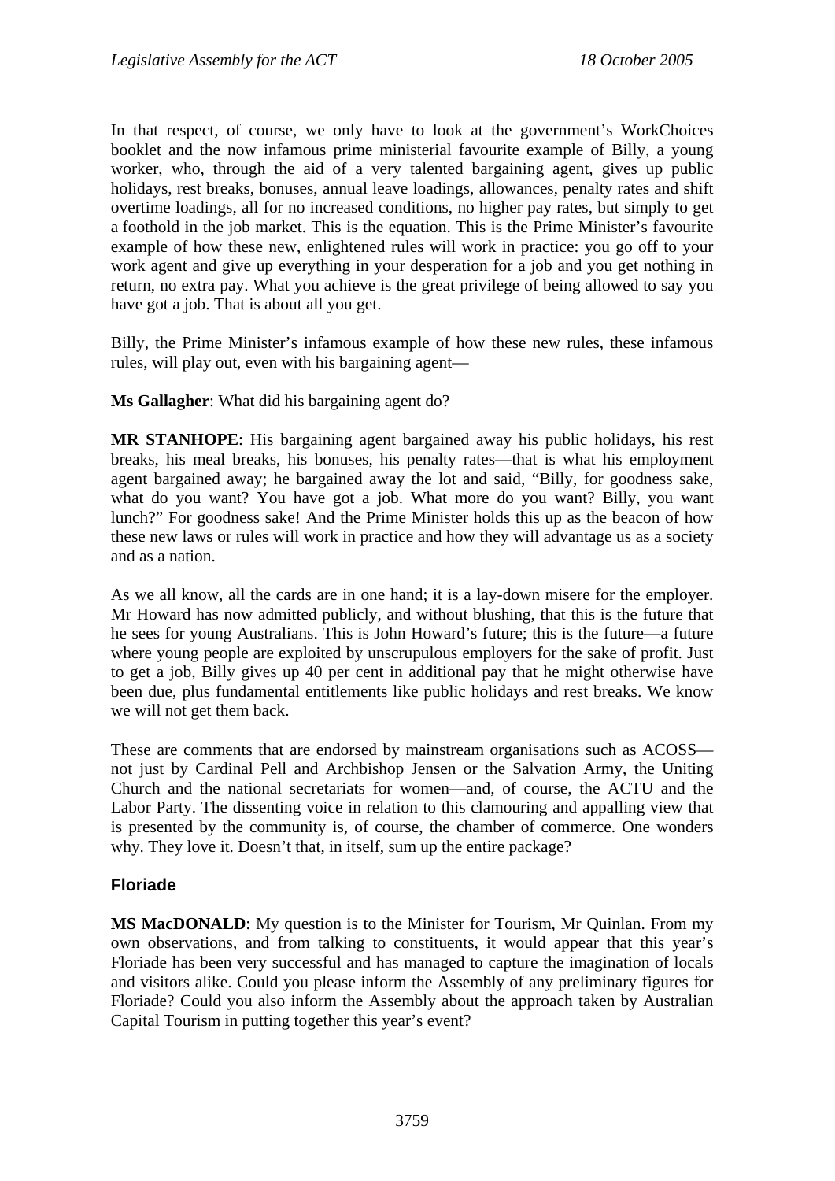In that respect, of course, we only have to look at the government's WorkChoices booklet and the now infamous prime ministerial favourite example of Billy, a young worker, who, through the aid of a very talented bargaining agent, gives up public holidays, rest breaks, bonuses, annual leave loadings, allowances, penalty rates and shift overtime loadings, all for no increased conditions, no higher pay rates, but simply to get a foothold in the job market. This is the equation. This is the Prime Minister's favourite example of how these new, enlightened rules will work in practice: you go off to your work agent and give up everything in your desperation for a job and you get nothing in return, no extra pay. What you achieve is the great privilege of being allowed to say you have got a job. That is about all you get.

Billy, the Prime Minister's infamous example of how these new rules, these infamous rules, will play out, even with his bargaining agent—

**Ms Gallagher**: What did his bargaining agent do?

**MR STANHOPE**: His bargaining agent bargained away his public holidays, his rest breaks, his meal breaks, his bonuses, his penalty rates—that is what his employment agent bargained away; he bargained away the lot and said, "Billy, for goodness sake, what do you want? You have got a job. What more do you want? Billy, you want lunch?" For goodness sake! And the Prime Minister holds this up as the beacon of how these new laws or rules will work in practice and how they will advantage us as a society and as a nation.

As we all know, all the cards are in one hand; it is a lay-down misere for the employer. Mr Howard has now admitted publicly, and without blushing, that this is the future that he sees for young Australians. This is John Howard's future; this is the future—a future where young people are exploited by unscrupulous employers for the sake of profit. Just to get a job, Billy gives up 40 per cent in additional pay that he might otherwise have been due, plus fundamental entitlements like public holidays and rest breaks. We know we will not get them back.

These are comments that are endorsed by mainstream organisations such as ACOSS—not just by Cardinal Pell and Archbishop Jensen or the Salvation Army, the Uniting Church and the national secretariats for women—and, of course, the ACTU and the Labor Party. The dissenting voice in relation to this clamouring and appalling view that is presented by the community is, of course, the chamber of commerce. One wonders why. They love it. Doesn't that, in itself, sum up the entire package?

## Floriade

**MS MacDONALD**: My question is to the Minister for Tourism, Mr Quinlan. From my own observations, and from talking to constituents, it would appear that this year's Floriade has been very successful and has managed to capture the imagination of locals and visitors alike. Could you please inform the Assembly of any preliminary figures for Floriade? Could you also inform the Assembly about the approach taken by Australian Capital Tourism in putting together this year's event?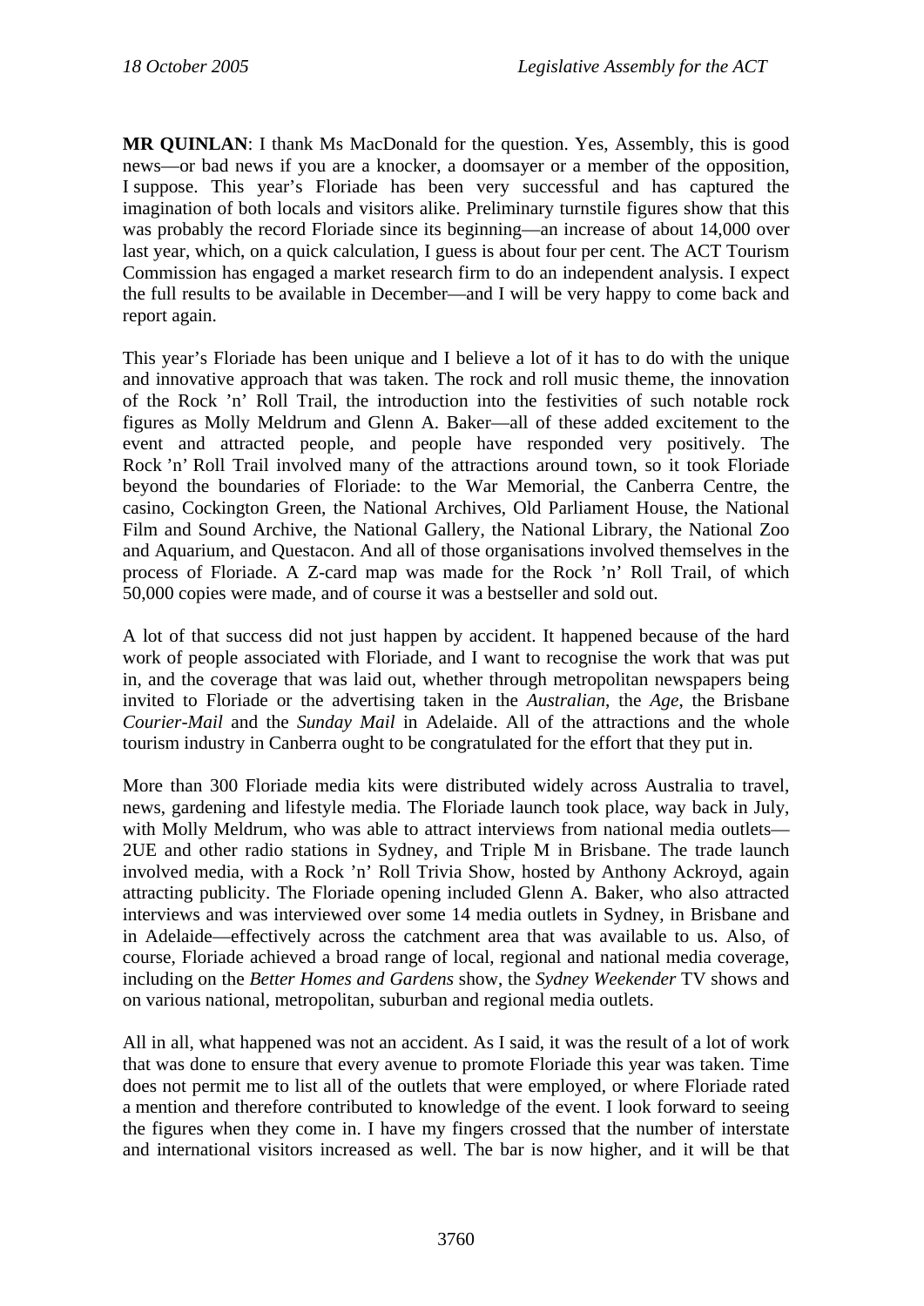**MR QUINLAN**: I thank Ms MacDonald for the question. Yes, Assembly, this is good news—or bad news if you are a knocker, a doomsayer or a member of the opposition, I suppose. This year's Floriade has been very successful and has captured the imagination of both locals and visitors alike. Preliminary turnstile figures show that this was probably the record Floriade since its beginning—an increase of about 14,000 over last year, which, on a quick calculation, I guess is about four per cent. The ACT Tourism Commission has engaged a market research firm to do an independent analysis. I expect the full results to be available in December—and I will be very happy to come back and report again.

This year's Floriade has been unique and I believe a lot of it has to do with the unique and innovative approach that was taken. The rock and roll music theme, the innovation of the Rock 'n' Roll Trail, the introduction into the festivities of such notable rock figures as Molly Meldrum and Glenn A. Baker—all of these added excitement to the event and attracted people, and people have responded very positively. The Rock 'n' Roll Trail involved many of the attractions around town, so it took Floriade beyond the boundaries of Floriade: to the War Memorial, the Canberra Centre, the casino, Cockington Green, the National Archives, Old Parliament House, the National Film and Sound Archive, the National Gallery, the National Library, the National Zoo and Aquarium, and Questacon. And all of those organisations involved themselves in the process of Floriade. A Z-card map was made for the Rock 'n' Roll Trail, of which 50,000 copies were made, and of course it was a bestseller and sold out.

A lot of that success did not just happen by accident. It happened because of the hard work of people associated with Floriade, and I want to recognise the work that was put in, and the coverage that was laid out, whether through metropolitan newspapers being invited to Floriade or the advertising taken in the *Australian*, the *Age*, the Brisbane *Courier-Mail* and the *Sunday Mail* in Adelaide. All of the attractions and the whole tourism industry in Canberra ought to be congratulated for the effort that they put in.

More than 300 Floriade media kits were distributed widely across Australia to travel, news, gardening and lifestyle media. The Floriade launch took place, way back in July, with Molly Meldrum, who was able to attract interviews from national media outlets—2UE and other radio stations in Sydney, and Triple M in Brisbane. The trade launch involved media, with a Rock 'n' Roll Trivia Show, hosted by Anthony Ackroyd, again attracting publicity. The Floriade opening included Glenn A. Baker, who also attracted interviews and was interviewed over some 14 media outlets in Sydney, in Brisbane and in Adelaide—effectively across the catchment area that was available to us. Also, of course, Floriade achieved a broad range of local, regional and national media coverage, including on the *Better Homes and Gardens* show, the *Sydney Weekender* TV shows and on various national, metropolitan, suburban and regional media outlets.

All in all, what happened was not an accident. As I said, it was the result of a lot of work that was done to ensure that every avenue to promote Floriade this year was taken. Time does not permit me to list all of the outlets that were employed, or where Floriade rated a mention and therefore contributed to knowledge of the event. I look forward to seeing the figures when they come in. I have my fingers crossed that the number of interstate and international visitors increased as well. The bar is now higher, and it will be that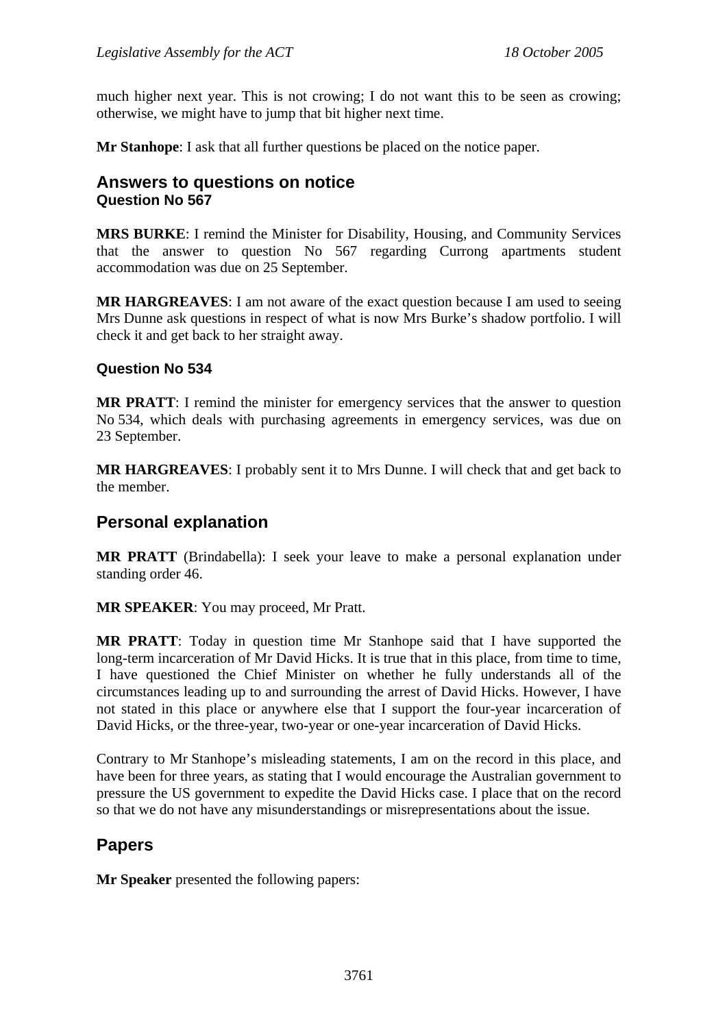much higher next year. This is not crowing; I do not want this to be seen as crowing; otherwise, we might have to jump that bit higher next time.

**Mr Stanhope**: I ask that all further questions be placed on the notice paper.

## Answers to questions on notice

### Question No 567

**MRS BURKE**: I remind the Minister for Disability, Housing, and Community Services that the answer to question No 567 regarding Currong apartments student accommodation was due on 25 September.

**MR HARGREAVES**: I am not aware of the exact question because I am used to seeing Mrs Dunne ask questions in respect of what is now Mrs Burke's shadow portfolio. I will check it and get back to her straight away.

### Question No 534

**MR PRATT**: I remind the minister for emergency services that the answer to question No 534, which deals with purchasing agreements in emergency services, was due on 23 September.

**MR HARGREAVES**: I probably sent it to Mrs Dunne. I will check that and get back to the member.

## Personal explanation

**MR PRATT** (Brindabella): I seek your leave to make a personal explanation under standing order 46.

**MR SPEAKER**: You may proceed, Mr Pratt.

**MR PRATT**: Today in question time Mr Stanhope said that I have supported the long-term incarceration of Mr David Hicks. It is true that in this place, from time to time, I have questioned the Chief Minister on whether he fully understands all of the circumstances leading up to and surrounding the arrest of David Hicks. However, I have not stated in this place or anywhere else that I support the four-year incarceration of David Hicks, or the three-year, two-year or one-year incarceration of David Hicks.

Contrary to Mr Stanhope's misleading statements, I am on the record in this place, and have been for three years, as stating that I would encourage the Australian government to pressure the US government to expedite the David Hicks case. I place that on the record so that we do not have any misunderstandings or misrepresentations about the issue.

## Papers

**Mr Speaker** presented the following papers: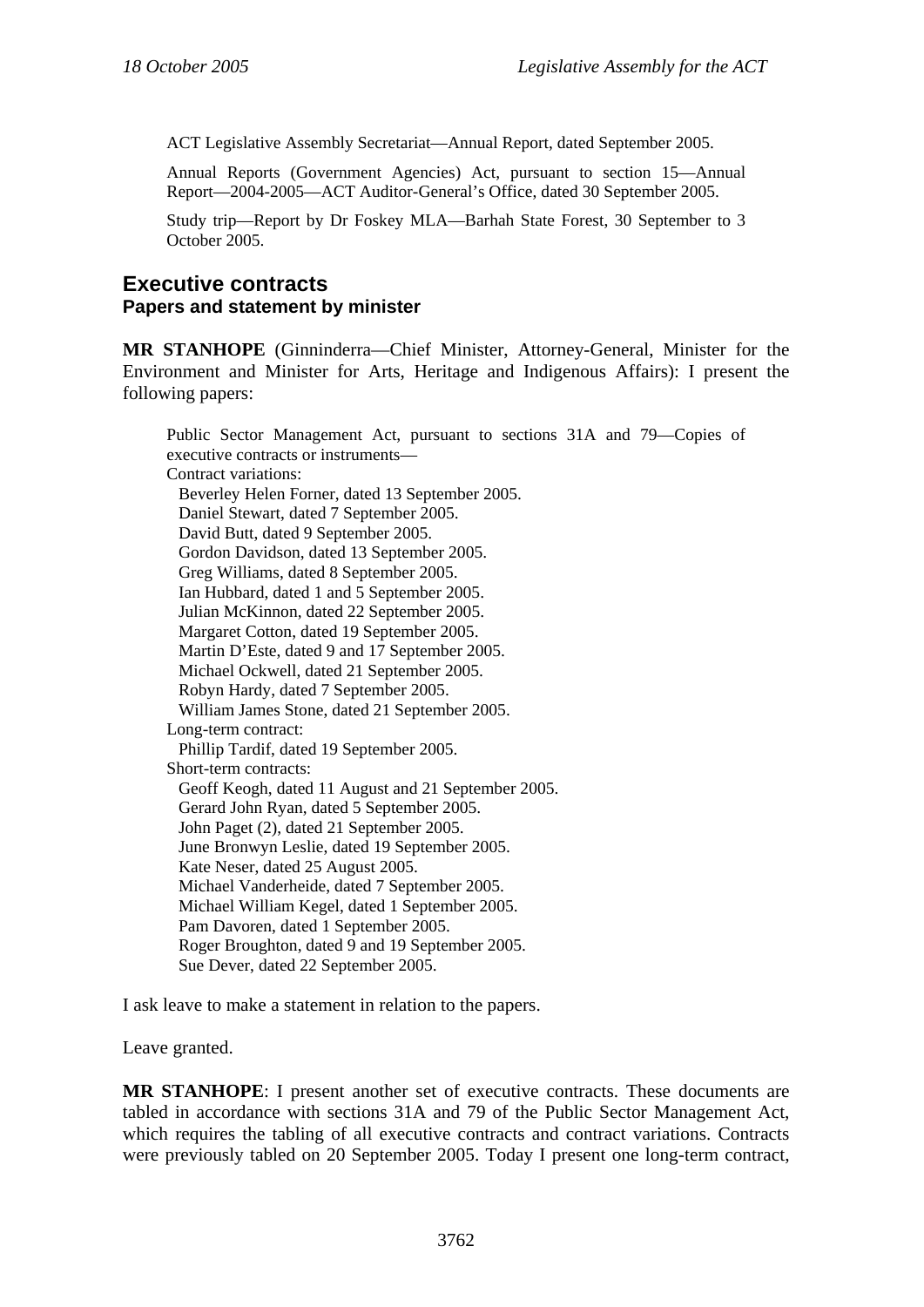ACT Legislative Assembly Secretariat—Annual Report, dated September 2005.

Annual Reports (Government Agencies) Act, pursuant to section 15—Annual Report—2004-2005—ACT Auditor-General's Office, dated 30 September 2005.

Study trip—Report by Dr Foskey MLA—Barhah State Forest, 30 September to 3 October 2005.

## Executive contracts

### Papers and statement by minister

**MR STANHOPE** (Ginninderra—Chief Minister, Attorney-General, Minister for the Environment and Minister for Arts, Heritage and Indigenous Affairs): I present the following papers:

> Public Sector Management Act, pursuant to sections 31A and 79—Copies of executive contracts or instruments—
> Contract variations:
> Beverley Helen Forner, dated 13 September 2005.
> Daniel Stewart, dated 7 September 2005.
> David Butt, dated 9 September 2005.
> Gordon Davidson, dated 13 September 2005.
> Greg Williams, dated 8 September 2005.
> Ian Hubbard, dated 1 and 5 September 2005.
> Julian McKinnon, dated 22 September 2005.
> Margaret Cotton, dated 19 September 2005.
> Martin D'Este, dated 9 and 17 September 2005.
> Michael Ockwell, dated 21 September 2005.
> Robyn Hardy, dated 7 September 2005.
> William James Stone, dated 21 September 2005.
> Long-term contract:
> Phillip Tardif, dated 19 September 2005.
> Short-term contracts:
> Geoff Keogh, dated 11 August and 21 September 2005.
> Gerard John Ryan, dated 5 September 2005.
> John Paget (2), dated 21 September 2005.
> June Bronwyn Leslie, dated 19 September 2005.
> Kate Neser, dated 25 August 2005.
> Michael Vanderheide, dated 7 September 2005.
> Michael William Kegel, dated 1 September 2005.
> Pam Davoren, dated 1 September 2005.
> Roger Broughton, dated 9 and 19 September 2005.
> Sue Dever, dated 22 September 2005.

I ask leave to make a statement in relation to the papers.

Leave granted.

**MR STANHOPE**: I present another set of executive contracts. These documents are tabled in accordance with sections 31A and 79 of the Public Sector Management Act, which requires the tabling of all executive contracts and contract variations. Contracts were previously tabled on 20 September 2005. Today I present one long-term contract,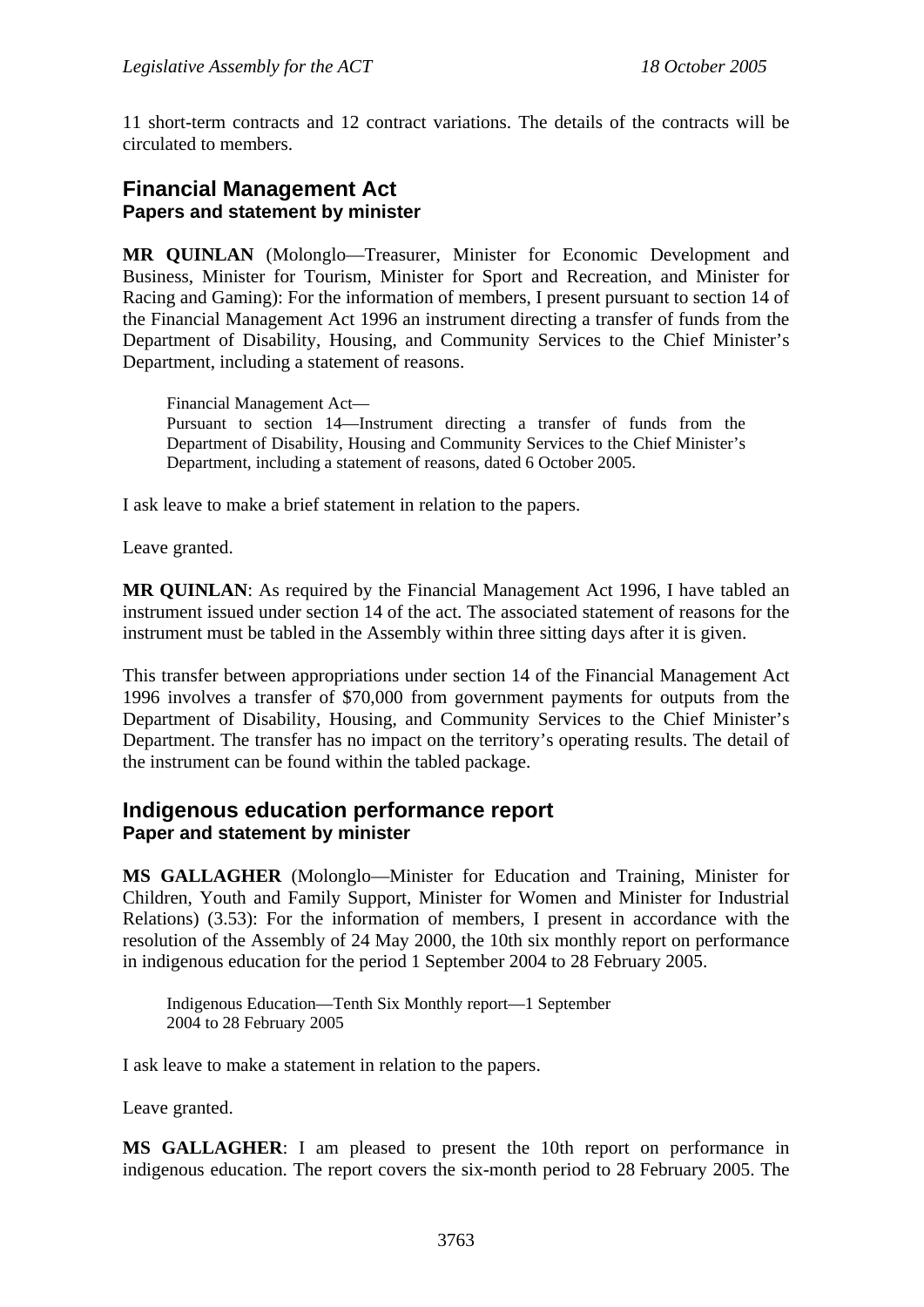11 short-term contracts and 12 contract variations. The details of the contracts will be circulated to members.

## Financial Management Act
### Papers and statement by minister

**MR QUINLAN** (Molonglo—Treasurer, Minister for Economic Development and Business, Minister for Tourism, Minister for Sport and Recreation, and Minister for Racing and Gaming): For the information of members, I present pursuant to section 14 of the Financial Management Act 1996 an instrument directing a transfer of funds from the Department of Disability, Housing, and Community Services to the Chief Minister's Department, including a statement of reasons.

> Financial Management Act—
> Pursuant to section 14—Instrument directing a transfer of funds from the Department of Disability, Housing and Community Services to the Chief Minister's Department, including a statement of reasons, dated 6 October 2005.

I ask leave to make a brief statement in relation to the papers.

Leave granted.

**MR QUINLAN**: As required by the Financial Management Act 1996, I have tabled an instrument issued under section 14 of the act. The associated statement of reasons for the instrument must be tabled in the Assembly within three sitting days after it is given.

This transfer between appropriations under section 14 of the Financial Management Act 1996 involves a transfer of $70,000 from government payments for outputs from the Department of Disability, Housing, and Community Services to the Chief Minister's Department. The transfer has no impact on the territory's operating results. The detail of the instrument can be found within the tabled package.

## Indigenous education performance report
### Paper and statement by minister

**MS GALLAGHER** (Molonglo—Minister for Education and Training, Minister for Children, Youth and Family Support, Minister for Women and Minister for Industrial Relations) (3.53): For the information of members, I present in accordance with the resolution of the Assembly of 24 May 2000, the 10th six monthly report on performance in indigenous education for the period 1 September 2004 to 28 February 2005.

> Indigenous Education—Tenth Six Monthly report—1 September 2004 to 28 February 2005

I ask leave to make a statement in relation to the papers.

Leave granted.

**MS GALLAGHER**: I am pleased to present the 10th report on performance in indigenous education. The report covers the six-month period to 28 February 2005. The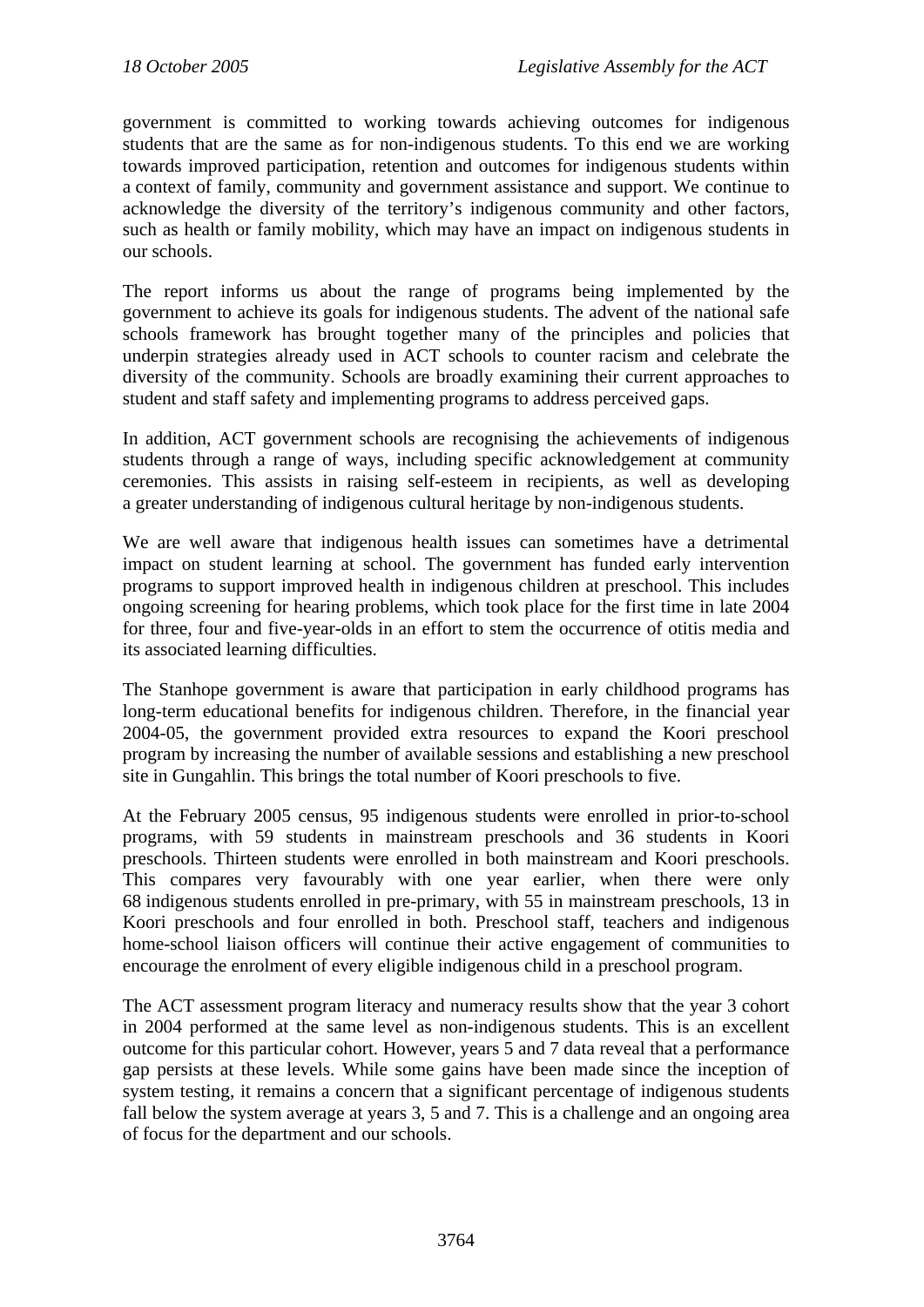government is committed to working towards achieving outcomes for indigenous students that are the same as for non-indigenous students. To this end we are working towards improved participation, retention and outcomes for indigenous students within a context of family, community and government assistance and support. We continue to acknowledge the diversity of the territory's indigenous community and other factors, such as health or family mobility, which may have an impact on indigenous students in our schools.

The report informs us about the range of programs being implemented by the government to achieve its goals for indigenous students. The advent of the national safe schools framework has brought together many of the principles and policies that underpin strategies already used in ACT schools to counter racism and celebrate the diversity of the community. Schools are broadly examining their current approaches to student and staff safety and implementing programs to address perceived gaps.

In addition, ACT government schools are recognising the achievements of indigenous students through a range of ways, including specific acknowledgement at community ceremonies. This assists in raising self-esteem in recipients, as well as developing a greater understanding of indigenous cultural heritage by non-indigenous students.

We are well aware that indigenous health issues can sometimes have a detrimental impact on student learning at school. The government has funded early intervention programs to support improved health in indigenous children at preschool. This includes ongoing screening for hearing problems, which took place for the first time in late 2004 for three, four and five-year-olds in an effort to stem the occurrence of otitis media and its associated learning difficulties.

The Stanhope government is aware that participation in early childhood programs has long-term educational benefits for indigenous children. Therefore, in the financial year 2004-05, the government provided extra resources to expand the Koori preschool program by increasing the number of available sessions and establishing a new preschool site in Gungahlin. This brings the total number of Koori preschools to five.

At the February 2005 census, 95 indigenous students were enrolled in prior-to-school programs, with 59 students in mainstream preschools and 36 students in Koori preschools. Thirteen students were enrolled in both mainstream and Koori preschools. This compares very favourably with one year earlier, when there were only 68 indigenous students enrolled in pre-primary, with 55 in mainstream preschools, 13 in Koori preschools and four enrolled in both. Preschool staff, teachers and indigenous home-school liaison officers will continue their active engagement of communities to encourage the enrolment of every eligible indigenous child in a preschool program.

The ACT assessment program literacy and numeracy results show that the year 3 cohort in 2004 performed at the same level as non-indigenous students. This is an excellent outcome for this particular cohort. However, years 5 and 7 data reveal that a performance gap persists at these levels. While some gains have been made since the inception of system testing, it remains a concern that a significant percentage of indigenous students fall below the system average at years 3, 5 and 7. This is a challenge and an ongoing area of focus for the department and our schools.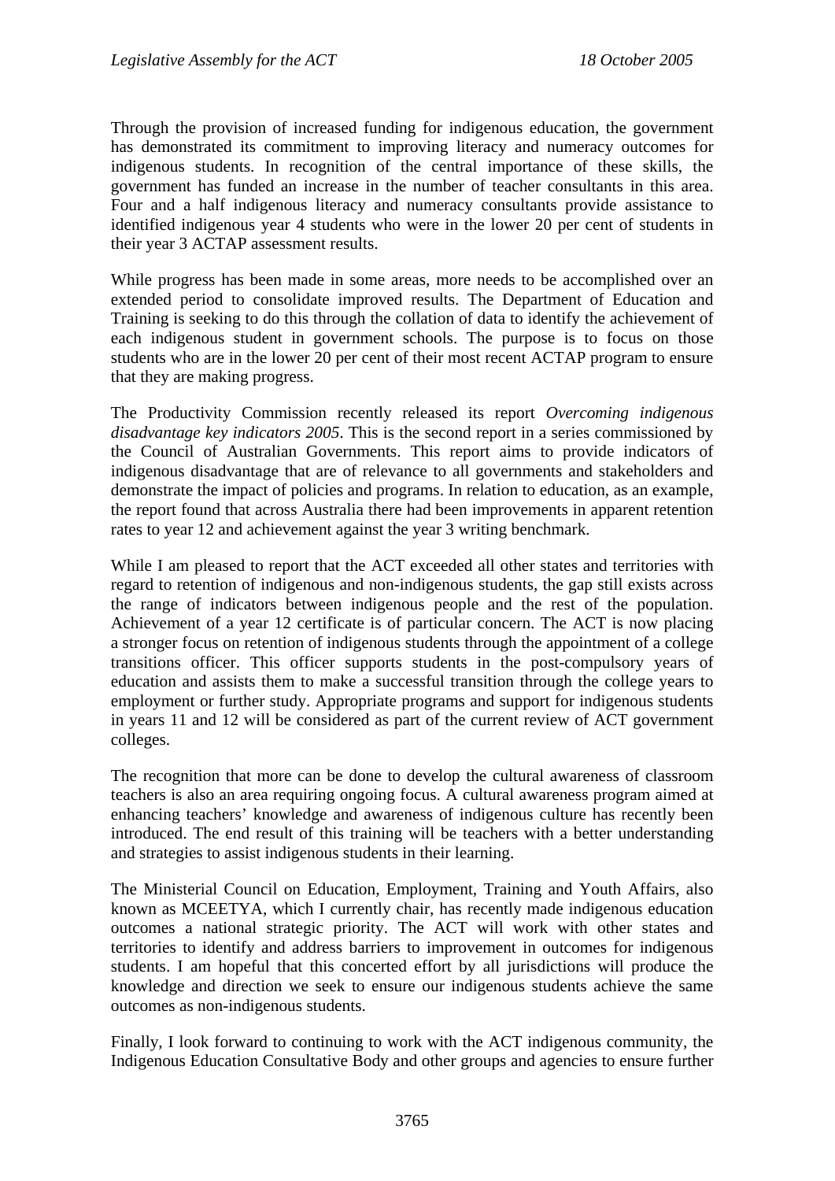Through the provision of increased funding for indigenous education, the government has demonstrated its commitment to improving literacy and numeracy outcomes for indigenous students. In recognition of the central importance of these skills, the government has funded an increase in the number of teacher consultants in this area. Four and a half indigenous literacy and numeracy consultants provide assistance to identified indigenous year 4 students who were in the lower 20 per cent of students in their year 3 ACTAP assessment results.

While progress has been made in some areas, more needs to be accomplished over an extended period to consolidate improved results. The Department of Education and Training is seeking to do this through the collation of data to identify the achievement of each indigenous student in government schools. The purpose is to focus on those students who are in the lower 20 per cent of their most recent ACTAP program to ensure that they are making progress.

The Productivity Commission recently released its report *Overcoming indigenous disadvantage key indicators 2005*. This is the second report in a series commissioned by the Council of Australian Governments. This report aims to provide indicators of indigenous disadvantage that are of relevance to all governments and stakeholders and demonstrate the impact of policies and programs. In relation to education, as an example, the report found that across Australia there had been improvements in apparent retention rates to year 12 and achievement against the year 3 writing benchmark.

While I am pleased to report that the ACT exceeded all other states and territories with regard to retention of indigenous and non-indigenous students, the gap still exists across the range of indicators between indigenous people and the rest of the population. Achievement of a year 12 certificate is of particular concern. The ACT is now placing a stronger focus on retention of indigenous students through the appointment of a college transitions officer. This officer supports students in the post-compulsory years of education and assists them to make a successful transition through the college years to employment or further study. Appropriate programs and support for indigenous students in years 11 and 12 will be considered as part of the current review of ACT government colleges.

The recognition that more can be done to develop the cultural awareness of classroom teachers is also an area requiring ongoing focus. A cultural awareness program aimed at enhancing teachers' knowledge and awareness of indigenous culture has recently been introduced. The end result of this training will be teachers with a better understanding and strategies to assist indigenous students in their learning.

The Ministerial Council on Education, Employment, Training and Youth Affairs, also known as MCEETYA, which I currently chair, has recently made indigenous education outcomes a national strategic priority. The ACT will work with other states and territories to identify and address barriers to improvement in outcomes for indigenous students. I am hopeful that this concerted effort by all jurisdictions will produce the knowledge and direction we seek to ensure our indigenous students achieve the same outcomes as non-indigenous students.

Finally, I look forward to continuing to work with the ACT indigenous community, the Indigenous Education Consultative Body and other groups and agencies to ensure further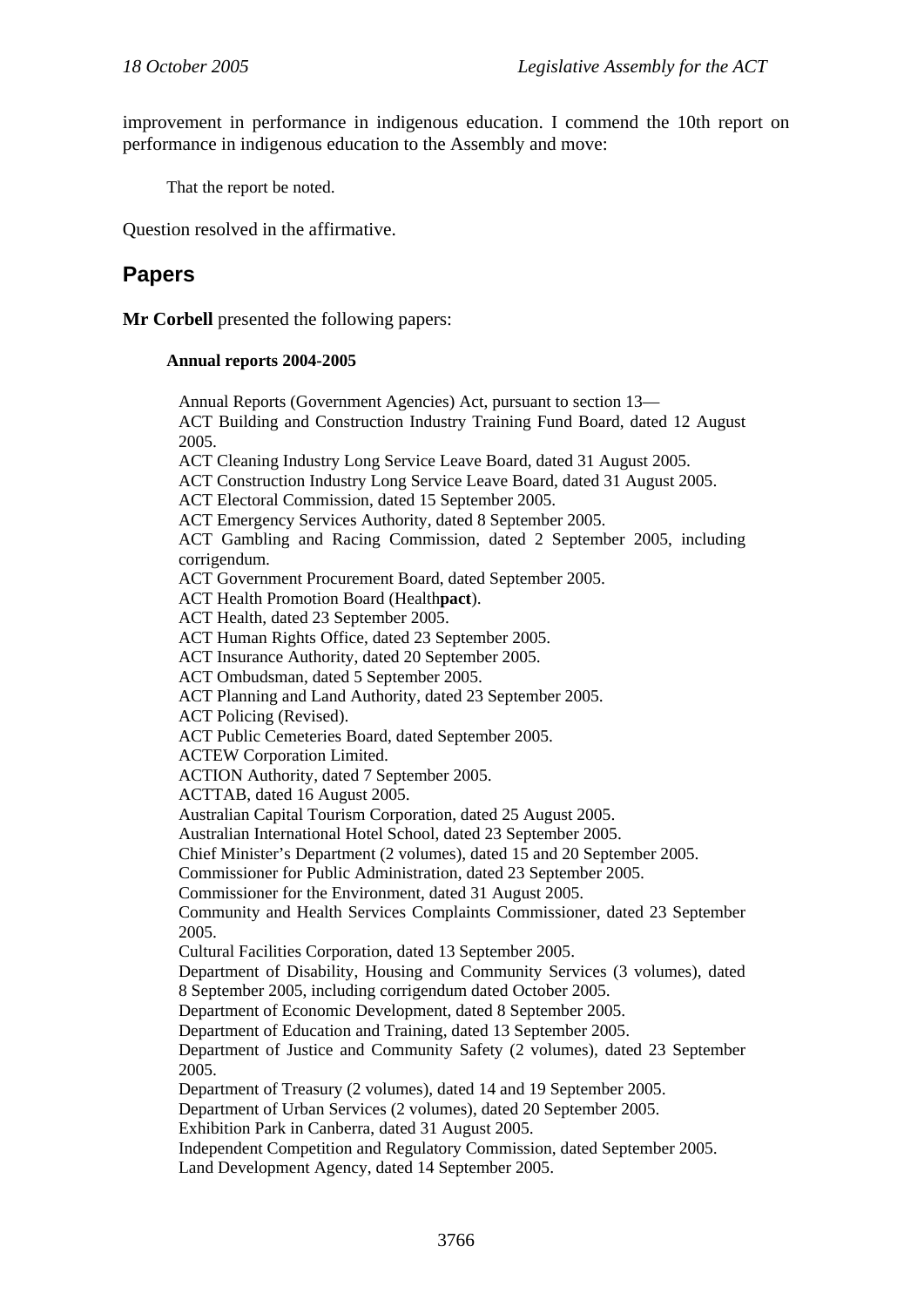improvement in performance in indigenous education. I commend the 10th report on performance in indigenous education to the Assembly and move:

> That the report be noted.

Question resolved in the affirmative.

## Papers

**Mr Corbell** presented the following papers:

**Annual reports 2004-2005**

Annual Reports (Government Agencies) Act, pursuant to section 13—
ACT Building and Construction Industry Training Fund Board, dated 12 August 2005.
ACT Cleaning Industry Long Service Leave Board, dated 31 August 2005.
ACT Construction Industry Long Service Leave Board, dated 31 August 2005.
ACT Electoral Commission, dated 15 September 2005.
ACT Emergency Services Authority, dated 8 September 2005.
ACT Gambling and Racing Commission, dated 2 September 2005, including corrigendum.
ACT Government Procurement Board, dated September 2005.
ACT Health Promotion Board (Health**pact**).
ACT Health, dated 23 September 2005.
ACT Human Rights Office, dated 23 September 2005.
ACT Insurance Authority, dated 20 September 2005.
ACT Ombudsman, dated 5 September 2005.
ACT Planning and Land Authority, dated 23 September 2005.
ACT Policing (Revised).
ACT Public Cemeteries Board, dated September 2005.
ACTEW Corporation Limited.
ACTION Authority, dated 7 September 2005.
ACTTAB, dated 16 August 2005.
Australian Capital Tourism Corporation, dated 25 August 2005.
Australian International Hotel School, dated 23 September 2005.
Chief Minister's Department (2 volumes), dated 15 and 20 September 2005.
Commissioner for Public Administration, dated 23 September 2005.
Commissioner for the Environment, dated 31 August 2005.
Community and Health Services Complaints Commissioner, dated 23 September 2005.
Cultural Facilities Corporation, dated 13 September 2005.
Department of Disability, Housing and Community Services (3 volumes), dated 8 September 2005, including corrigendum dated October 2005.
Department of Economic Development, dated 8 September 2005.
Department of Education and Training, dated 13 September 2005.
Department of Justice and Community Safety (2 volumes), dated 23 September 2005.
Department of Treasury (2 volumes), dated 14 and 19 September 2005.
Department of Urban Services (2 volumes), dated 20 September 2005.
Exhibition Park in Canberra, dated 31 August 2005.
Independent Competition and Regulatory Commission, dated September 2005.
Land Development Agency, dated 14 September 2005.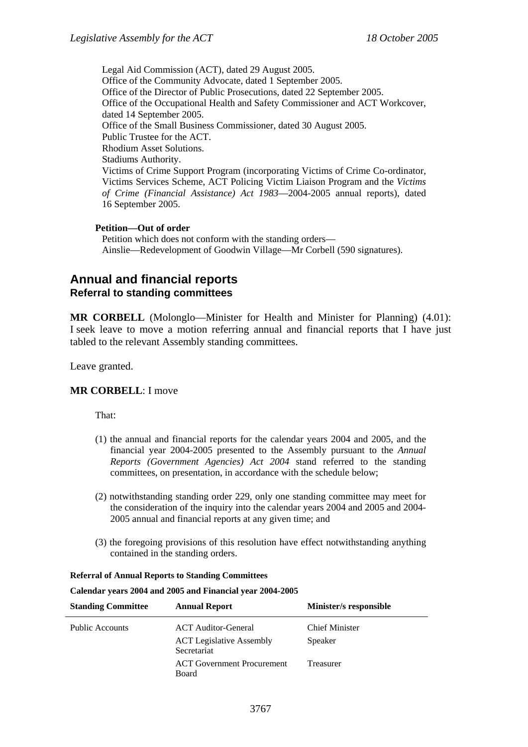Legal Aid Commission (ACT), dated 29 August 2005.
Office of the Community Advocate, dated 1 September 2005.
Office of the Director of Public Prosecutions, dated 22 September 2005.
Office of the Occupational Health and Safety Commissioner and ACT Workcover, dated 14 September 2005.
Office of the Small Business Commissioner, dated 30 August 2005.
Public Trustee for the ACT.
Rhodium Asset Solutions.
Stadiums Authority.
Victims of Crime Support Program (incorporating Victims of Crime Co-ordinator, Victims Services Scheme, ACT Policing Victim Liaison Program and the *Victims of Crime (Financial Assistance) Act 1983*—2004-2005 annual reports), dated 16 September 2005.

**Petition—Out of order**

Petition which does not conform with the standing orders—
Ainslie—Redevelopment of Goodwin Village—Mr Corbell (590 signatures).

## Annual and financial reports
### Referral to standing committees

**MR CORBELL** (Molonglo—Minister for Health and Minister for Planning) (4.01): I seek leave to move a motion referring annual and financial reports that I have just tabled to the relevant Assembly standing committees.

Leave granted.

**MR CORBELL**: I move

That:

(1) the annual and financial reports for the calendar years 2004 and 2005, and the financial year 2004-2005 presented to the Assembly pursuant to the *Annual Reports (Government Agencies) Act 2004* stand referred to the standing committees, on presentation, in accordance with the schedule below;

(2) notwithstanding standing order 229, only one standing committee may meet for the consideration of the inquiry into the calendar years 2004 and 2005 and 2004-2005 annual and financial reports at any given time; and

(3) the foregoing provisions of this resolution have effect notwithstanding anything contained in the standing orders.

**Referral of Annual Reports to Standing Committees**

**Calendar years 2004 and 2005 and Financial year 2004-2005**

| Standing Committee | Annual Report | Minister/s responsible |
|---|---|---|
| Public Accounts | ACT Auditor-General | Chief Minister |
| | ACT Legislative Assembly Secretariat | Speaker |
| | ACT Government Procurement Board | Treasurer |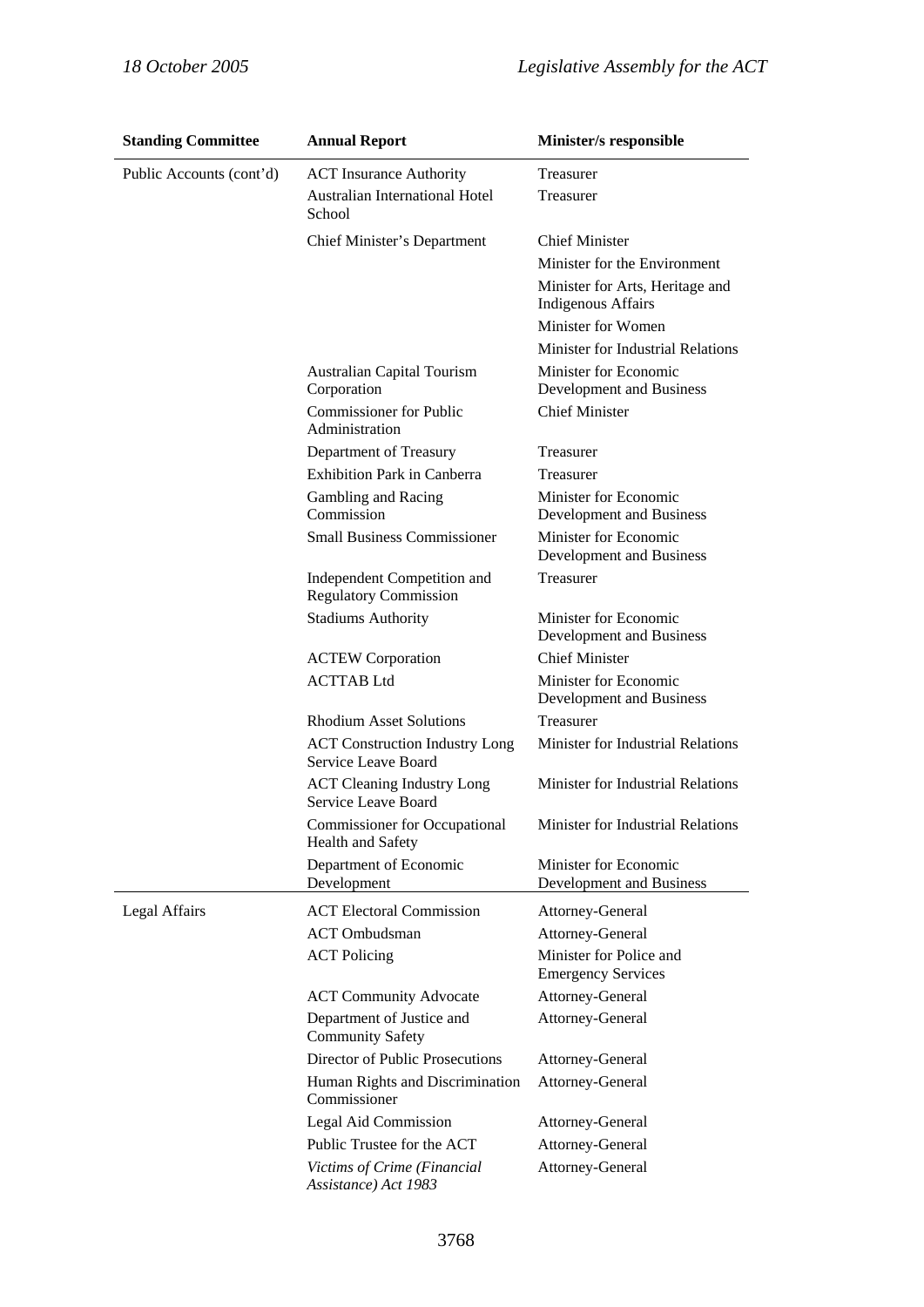| Standing Committee | Annual Report | Minister/s responsible |
|---|---|---|
| Public Accounts (cont'd) | ACT Insurance Authority | Treasurer |
| | Australian International Hotel School | Treasurer |
| | Chief Minister's Department | Chief Minister |
| | | Minister for the Environment |
| | | Minister for Arts, Heritage and Indigenous Affairs |
| | | Minister for Women |
| | | Minister for Industrial Relations |
| | Australian Capital Tourism Corporation | Minister for Economic Development and Business |
| | Commissioner for Public Administration | Chief Minister |
| | Department of Treasury | Treasurer |
| | Exhibition Park in Canberra | Treasurer |
| | Gambling and Racing Commission | Minister for Economic Development and Business |
| | Small Business Commissioner | Minister for Economic Development and Business |
| | Independent Competition and Regulatory Commission | Treasurer |
| | Stadiums Authority | Minister for Economic Development and Business |
| | ACTEW Corporation | Chief Minister |
| | ACTTAB Ltd | Minister for Economic Development and Business |
| | Rhodium Asset Solutions | Treasurer |
| | ACT Construction Industry Long Service Leave Board | Minister for Industrial Relations |
| | ACT Cleaning Industry Long Service Leave Board | Minister for Industrial Relations |
| | Commissioner for Occupational Health and Safety | Minister for Industrial Relations |
| | Department of Economic Development | Minister for Economic Development and Business |
| Legal Affairs | ACT Electoral Commission | Attorney-General |
| | ACT Ombudsman | Attorney-General |
| | ACT Policing | Minister for Police and Emergency Services |
| | ACT Community Advocate | Attorney-General |
| | Department of Justice and Community Safety | Attorney-General |
| | Director of Public Prosecutions | Attorney-General |
| | Human Rights and Discrimination Commissioner | Attorney-General |
| | Legal Aid Commission | Attorney-General |
| | Public Trustee for the ACT | Attorney-General |
| | *Victims of Crime (Financial Assistance) Act 1983* | Attorney-General |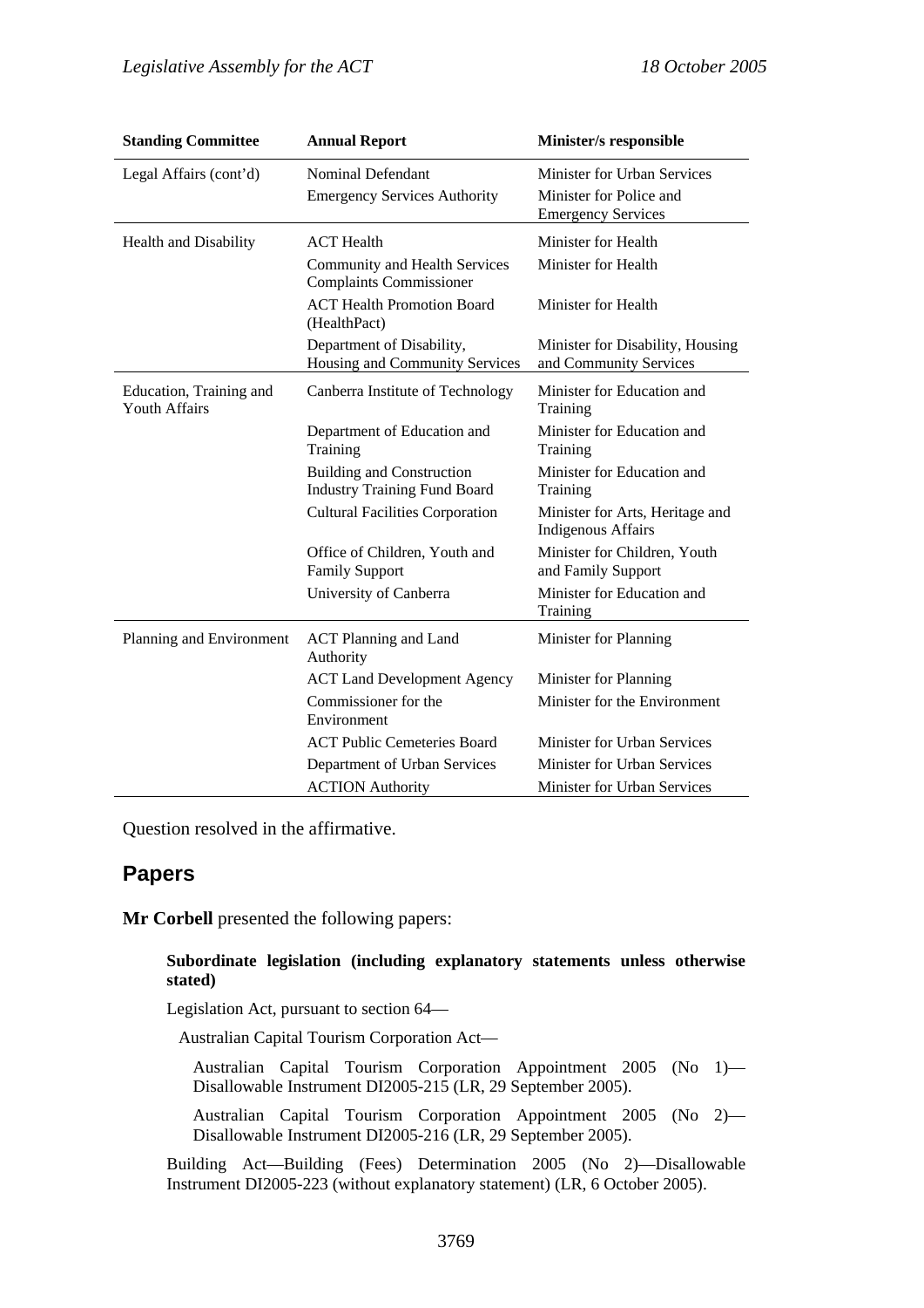| Standing Committee | Annual Report | Minister/s responsible |
| --- | --- | --- |
| Legal Affairs (cont'd) | Nominal Defendant | Minister for Urban Services |
| | Emergency Services Authority | Minister for Police and Emergency Services |
| Health and Disability | ACT Health | Minister for Health |
| | Community and Health Services Complaints Commissioner | Minister for Health |
| | ACT Health Promotion Board (HealthPact) | Minister for Health |
| | Department of Disability, Housing and Community Services | Minister for Disability, Housing and Community Services |
| Education, Training and Youth Affairs | Canberra Institute of Technology | Minister for Education and Training |
| | Department of Education and Training | Minister for Education and Training |
| | Building and Construction Industry Training Fund Board | Minister for Education and Training |
| | Cultural Facilities Corporation | Minister for Arts, Heritage and Indigenous Affairs |
| | Office of Children, Youth and Family Support | Minister for Children, Youth and Family Support |
| | University of Canberra | Minister for Education and Training |
| Planning and Environment | ACT Planning and Land Authority | Minister for Planning |
| | ACT Land Development Agency | Minister for Planning |
| | Commissioner for the Environment | Minister for the Environment |
| | ACT Public Cemeteries Board | Minister for Urban Services |
| | Department of Urban Services | Minister for Urban Services |
| | ACTION Authority | Minister for Urban Services |

Question resolved in the affirmative.

## Papers

**Mr Corbell** presented the following papers:

**Subordinate legislation (including explanatory statements unless otherwise stated)**

Legislation Act, pursuant to section 64—

Australian Capital Tourism Corporation Act—

Australian Capital Tourism Corporation Appointment 2005 (No 1)—Disallowable Instrument DI2005-215 (LR, 29 September 2005).

Australian Capital Tourism Corporation Appointment 2005 (No 2)—Disallowable Instrument DI2005-216 (LR, 29 September 2005).

Building Act—Building (Fees) Determination 2005 (No 2)—Disallowable Instrument DI2005-223 (without explanatory statement) (LR, 6 October 2005).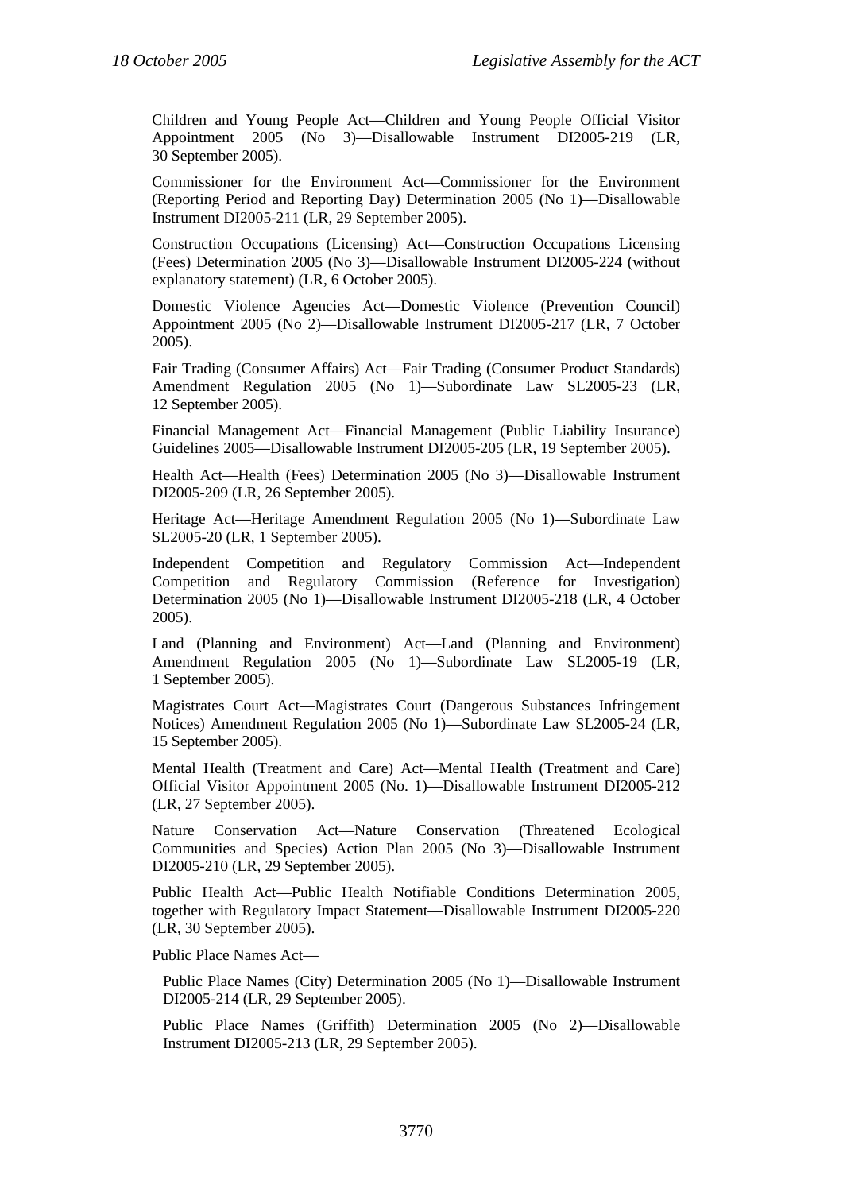Children and Young People Act—Children and Young People Official Visitor Appointment 2005 (No 3)—Disallowable Instrument DI2005-219 (LR, 30 September 2005).

Commissioner for the Environment Act—Commissioner for the Environment (Reporting Period and Reporting Day) Determination 2005 (No 1)—Disallowable Instrument DI2005-211 (LR, 29 September 2005).

Construction Occupations (Licensing) Act—Construction Occupations Licensing (Fees) Determination 2005 (No 3)—Disallowable Instrument DI2005-224 (without explanatory statement) (LR, 6 October 2005).

Domestic Violence Agencies Act—Domestic Violence (Prevention Council) Appointment 2005 (No 2)—Disallowable Instrument DI2005-217 (LR, 7 October 2005).

Fair Trading (Consumer Affairs) Act—Fair Trading (Consumer Product Standards) Amendment Regulation 2005 (No 1)—Subordinate Law SL2005-23 (LR, 12 September 2005).

Financial Management Act—Financial Management (Public Liability Insurance) Guidelines 2005—Disallowable Instrument DI2005-205 (LR, 19 September 2005).

Health Act—Health (Fees) Determination 2005 (No 3)—Disallowable Instrument DI2005-209 (LR, 26 September 2005).

Heritage Act—Heritage Amendment Regulation 2005 (No 1)—Subordinate Law SL2005-20 (LR, 1 September 2005).

Independent Competition and Regulatory Commission Act—Independent Competition and Regulatory Commission (Reference for Investigation) Determination 2005 (No 1)—Disallowable Instrument DI2005-218 (LR, 4 October 2005).

Land (Planning and Environment) Act—Land (Planning and Environment) Amendment Regulation 2005 (No 1)—Subordinate Law SL2005-19 (LR, 1 September 2005).

Magistrates Court Act—Magistrates Court (Dangerous Substances Infringement Notices) Amendment Regulation 2005 (No 1)—Subordinate Law SL2005-24 (LR, 15 September 2005).

Mental Health (Treatment and Care) Act—Mental Health (Treatment and Care) Official Visitor Appointment 2005 (No. 1)—Disallowable Instrument DI2005-212 (LR, 27 September 2005).

Nature Conservation Act—Nature Conservation (Threatened Ecological Communities and Species) Action Plan 2005 (No 3)—Disallowable Instrument DI2005-210 (LR, 29 September 2005).

Public Health Act—Public Health Notifiable Conditions Determination 2005, together with Regulatory Impact Statement—Disallowable Instrument DI2005-220 (LR, 30 September 2005).

Public Place Names Act—

Public Place Names (City) Determination 2005 (No 1)—Disallowable Instrument DI2005-214 (LR, 29 September 2005).

Public Place Names (Griffith) Determination 2005 (No 2)—Disallowable Instrument DI2005-213 (LR, 29 September 2005).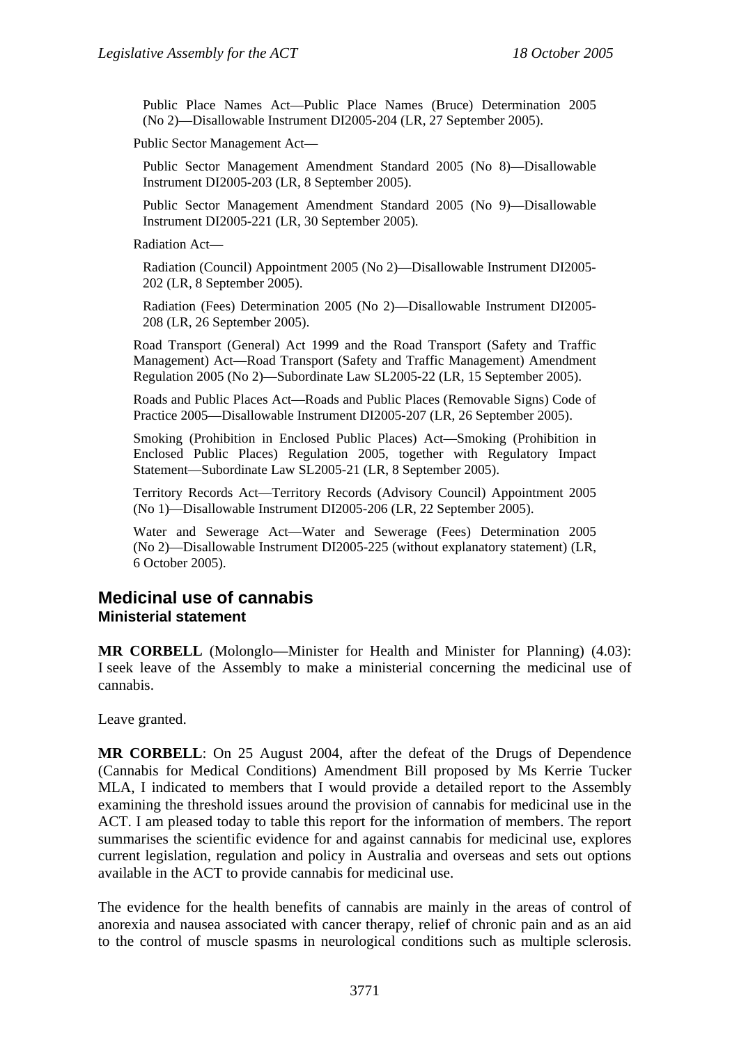Public Place Names Act—Public Place Names (Bruce) Determination 2005 (No 2)—Disallowable Instrument DI2005-204 (LR, 27 September 2005).

Public Sector Management Act—

Public Sector Management Amendment Standard 2005 (No 8)—Disallowable Instrument DI2005-203 (LR, 8 September 2005).

Public Sector Management Amendment Standard 2005 (No 9)—Disallowable Instrument DI2005-221 (LR, 30 September 2005).

Radiation Act—

Radiation (Council) Appointment 2005 (No 2)—Disallowable Instrument DI2005-202 (LR, 8 September 2005).

Radiation (Fees) Determination 2005 (No 2)—Disallowable Instrument DI2005-208 (LR, 26 September 2005).

Road Transport (General) Act 1999 and the Road Transport (Safety and Traffic Management) Act—Road Transport (Safety and Traffic Management) Amendment Regulation 2005 (No 2)—Subordinate Law SL2005-22 (LR, 15 September 2005).

Roads and Public Places Act—Roads and Public Places (Removable Signs) Code of Practice 2005—Disallowable Instrument DI2005-207 (LR, 26 September 2005).

Smoking (Prohibition in Enclosed Public Places) Act—Smoking (Prohibition in Enclosed Public Places) Regulation 2005, together with Regulatory Impact Statement—Subordinate Law SL2005-21 (LR, 8 September 2005).

Territory Records Act—Territory Records (Advisory Council) Appointment 2005 (No 1)—Disallowable Instrument DI2005-206 (LR, 22 September 2005).

Water and Sewerage Act—Water and Sewerage (Fees) Determination 2005 (No 2)—Disallowable Instrument DI2005-225 (without explanatory statement) (LR, 6 October 2005).

## Medicinal use of cannabis
### Ministerial statement

**MR CORBELL** (Molonglo—Minister for Health and Minister for Planning) (4.03): I seek leave of the Assembly to make a ministerial concerning the medicinal use of cannabis.

Leave granted.

**MR CORBELL**: On 25 August 2004, after the defeat of the Drugs of Dependence (Cannabis for Medical Conditions) Amendment Bill proposed by Ms Kerrie Tucker MLA, I indicated to members that I would provide a detailed report to the Assembly examining the threshold issues around the provision of cannabis for medicinal use in the ACT. I am pleased today to table this report for the information of members. The report summarises the scientific evidence for and against cannabis for medicinal use, explores current legislation, regulation and policy in Australia and overseas and sets out options available in the ACT to provide cannabis for medicinal use.

The evidence for the health benefits of cannabis are mainly in the areas of control of anorexia and nausea associated with cancer therapy, relief of chronic pain and as an aid to the control of muscle spasms in neurological conditions such as multiple sclerosis.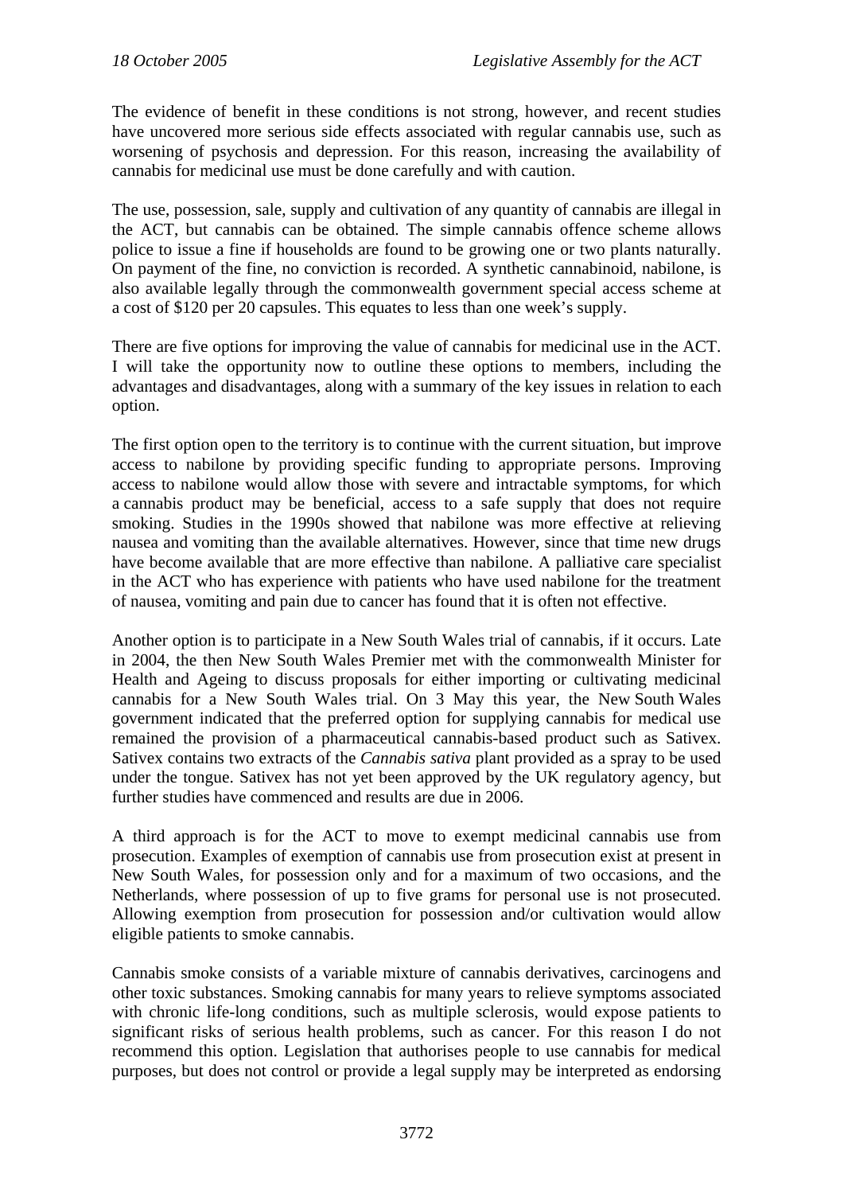The evidence of benefit in these conditions is not strong, however, and recent studies have uncovered more serious side effects associated with regular cannabis use, such as worsening of psychosis and depression. For this reason, increasing the availability of cannabis for medicinal use must be done carefully and with caution.

The use, possession, sale, supply and cultivation of any quantity of cannabis are illegal in the ACT, but cannabis can be obtained. The simple cannabis offence scheme allows police to issue a fine if households are found to be growing one or two plants naturally. On payment of the fine, no conviction is recorded. A synthetic cannabinoid, nabilone, is also available legally through the commonwealth government special access scheme at a cost of $120 per 20 capsules. This equates to less than one week's supply.

There are five options for improving the value of cannabis for medicinal use in the ACT. I will take the opportunity now to outline these options to members, including the advantages and disadvantages, along with a summary of the key issues in relation to each option.

The first option open to the territory is to continue with the current situation, but improve access to nabilone by providing specific funding to appropriate persons. Improving access to nabilone would allow those with severe and intractable symptoms, for which a cannabis product may be beneficial, access to a safe supply that does not require smoking. Studies in the 1990s showed that nabilone was more effective at relieving nausea and vomiting than the available alternatives. However, since that time new drugs have become available that are more effective than nabilone. A palliative care specialist in the ACT who has experience with patients who have used nabilone for the treatment of nausea, vomiting and pain due to cancer has found that it is often not effective.

Another option is to participate in a New South Wales trial of cannabis, if it occurs. Late in 2004, the then New South Wales Premier met with the commonwealth Minister for Health and Ageing to discuss proposals for either importing or cultivating medicinal cannabis for a New South Wales trial. On 3 May this year, the New South Wales government indicated that the preferred option for supplying cannabis for medical use remained the provision of a pharmaceutical cannabis-based product such as Sativex. Sativex contains two extracts of the *Cannabis sativa* plant provided as a spray to be used under the tongue. Sativex has not yet been approved by the UK regulatory agency, but further studies have commenced and results are due in 2006.

A third approach is for the ACT to move to exempt medicinal cannabis use from prosecution. Examples of exemption of cannabis use from prosecution exist at present in New South Wales, for possession only and for a maximum of two occasions, and the Netherlands, where possession of up to five grams for personal use is not prosecuted. Allowing exemption from prosecution for possession and/or cultivation would allow eligible patients to smoke cannabis.

Cannabis smoke consists of a variable mixture of cannabis derivatives, carcinogens and other toxic substances. Smoking cannabis for many years to relieve symptoms associated with chronic life-long conditions, such as multiple sclerosis, would expose patients to significant risks of serious health problems, such as cancer. For this reason I do not recommend this option. Legislation that authorises people to use cannabis for medical purposes, but does not control or provide a legal supply may be interpreted as endorsing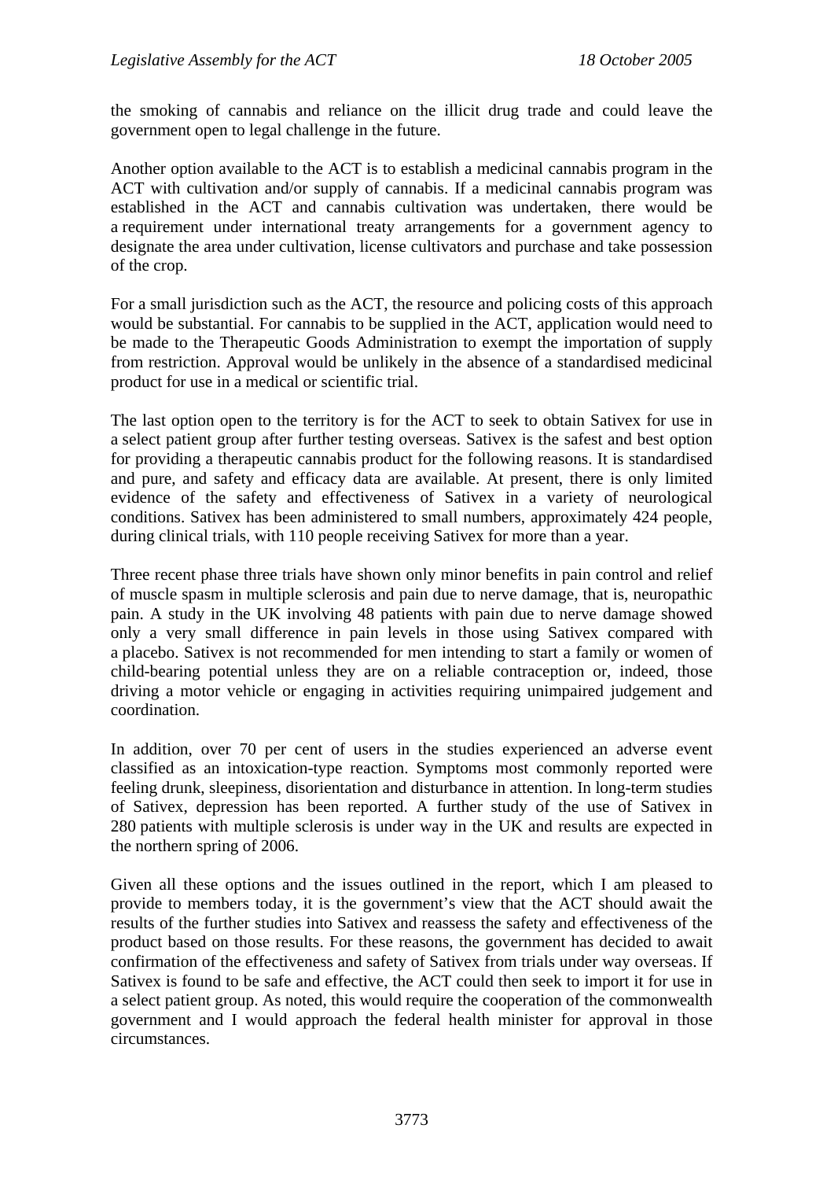the smoking of cannabis and reliance on the illicit drug trade and could leave the government open to legal challenge in the future.

Another option available to the ACT is to establish a medicinal cannabis program in the ACT with cultivation and/or supply of cannabis. If a medicinal cannabis program was established in the ACT and cannabis cultivation was undertaken, there would be a requirement under international treaty arrangements for a government agency to designate the area under cultivation, license cultivators and purchase and take possession of the crop.

For a small jurisdiction such as the ACT, the resource and policing costs of this approach would be substantial. For cannabis to be supplied in the ACT, application would need to be made to the Therapeutic Goods Administration to exempt the importation of supply from restriction. Approval would be unlikely in the absence of a standardised medicinal product for use in a medical or scientific trial.

The last option open to the territory is for the ACT to seek to obtain Sativex for use in a select patient group after further testing overseas. Sativex is the safest and best option for providing a therapeutic cannabis product for the following reasons. It is standardised and pure, and safety and efficacy data are available. At present, there is only limited evidence of the safety and effectiveness of Sativex in a variety of neurological conditions. Sativex has been administered to small numbers, approximately 424 people, during clinical trials, with 110 people receiving Sativex for more than a year.

Three recent phase three trials have shown only minor benefits in pain control and relief of muscle spasm in multiple sclerosis and pain due to nerve damage, that is, neuropathic pain. A study in the UK involving 48 patients with pain due to nerve damage showed only a very small difference in pain levels in those using Sativex compared with a placebo. Sativex is not recommended for men intending to start a family or women of child-bearing potential unless they are on a reliable contraception or, indeed, those driving a motor vehicle or engaging in activities requiring unimpaired judgement and coordination.

In addition, over 70 per cent of users in the studies experienced an adverse event classified as an intoxication-type reaction. Symptoms most commonly reported were feeling drunk, sleepiness, disorientation and disturbance in attention. In long-term studies of Sativex, depression has been reported. A further study of the use of Sativex in 280 patients with multiple sclerosis is under way in the UK and results are expected in the northern spring of 2006.

Given all these options and the issues outlined in the report, which I am pleased to provide to members today, it is the government's view that the ACT should await the results of the further studies into Sativex and reassess the safety and effectiveness of the product based on those results. For these reasons, the government has decided to await confirmation of the effectiveness and safety of Sativex from trials under way overseas. If Sativex is found to be safe and effective, the ACT could then seek to import it for use in a select patient group. As noted, this would require the cooperation of the commonwealth government and I would approach the federal health minister for approval in those circumstances.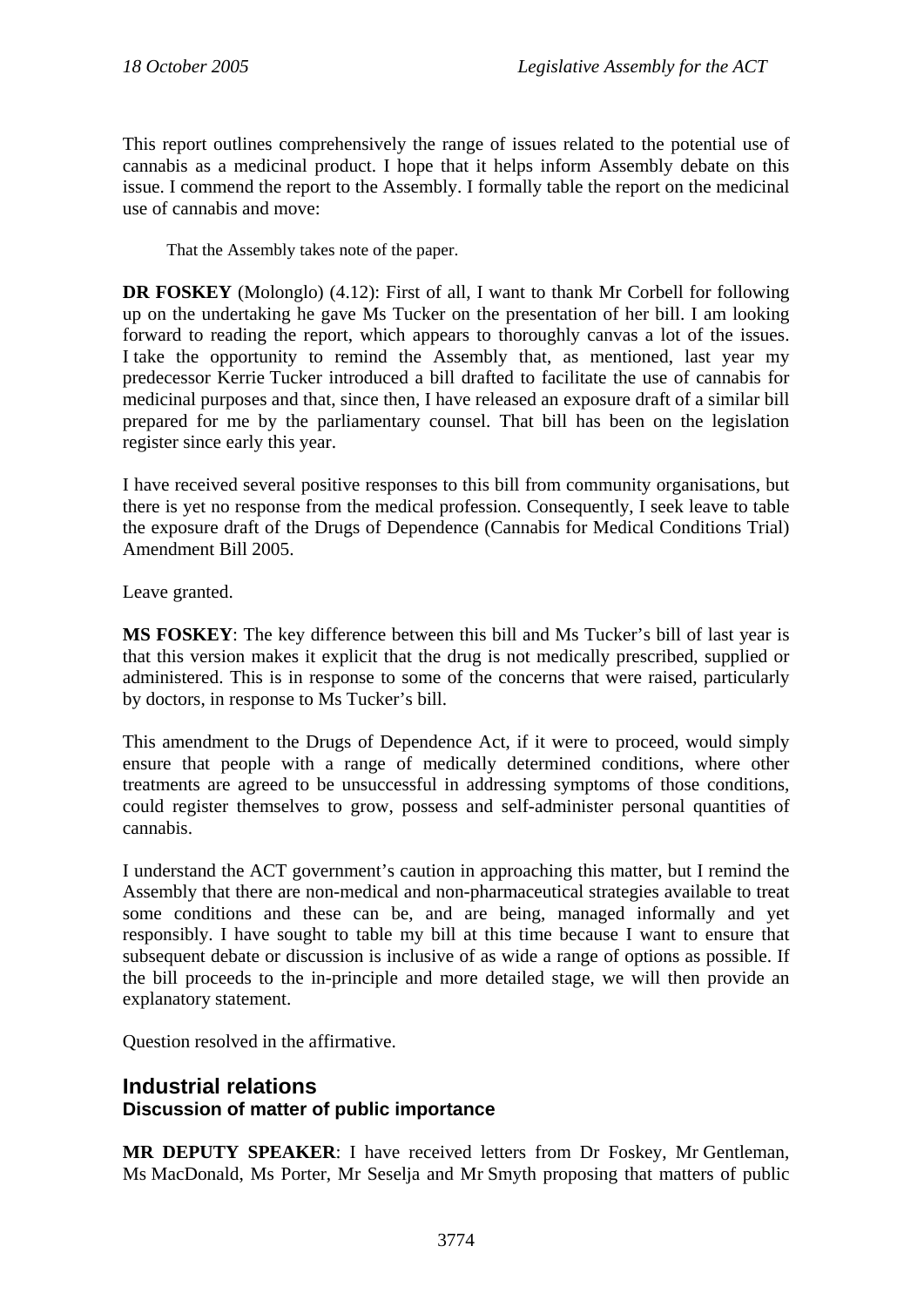This report outlines comprehensively the range of issues related to the potential use of cannabis as a medicinal product. I hope that it helps inform Assembly debate on this issue. I commend the report to the Assembly. I formally table the report on the medicinal use of cannabis and move:

> That the Assembly takes note of the paper.

**DR FOSKEY** (Molonglo) (4.12): First of all, I want to thank Mr Corbell for following up on the undertaking he gave Ms Tucker on the presentation of her bill. I am looking forward to reading the report, which appears to thoroughly canvas a lot of the issues. I take the opportunity to remind the Assembly that, as mentioned, last year my predecessor Kerrie Tucker introduced a bill drafted to facilitate the use of cannabis for medicinal purposes and that, since then, I have released an exposure draft of a similar bill prepared for me by the parliamentary counsel. That bill has been on the legislation register since early this year.

I have received several positive responses to this bill from community organisations, but there is yet no response from the medical profession. Consequently, I seek leave to table the exposure draft of the Drugs of Dependence (Cannabis for Medical Conditions Trial) Amendment Bill 2005.

Leave granted.

**MS FOSKEY**: The key difference between this bill and Ms Tucker's bill of last year is that this version makes it explicit that the drug is not medically prescribed, supplied or administered. This is in response to some of the concerns that were raised, particularly by doctors, in response to Ms Tucker's bill.

This amendment to the Drugs of Dependence Act, if it were to proceed, would simply ensure that people with a range of medically determined conditions, where other treatments are agreed to be unsuccessful in addressing symptoms of those conditions, could register themselves to grow, possess and self-administer personal quantities of cannabis.

I understand the ACT government's caution in approaching this matter, but I remind the Assembly that there are non-medical and non-pharmaceutical strategies available to treat some conditions and these can be, and are being, managed informally and yet responsibly. I have sought to table my bill at this time because I want to ensure that subsequent debate or discussion is inclusive of as wide a range of options as possible. If the bill proceeds to the in-principle and more detailed stage, we will then provide an explanatory statement.

Question resolved in the affirmative.

## Industrial relations

### Discussion of matter of public importance

**MR DEPUTY SPEAKER**: I have received letters from Dr Foskey, Mr Gentleman, Ms MacDonald, Ms Porter, Mr Seselja and Mr Smyth proposing that matters of public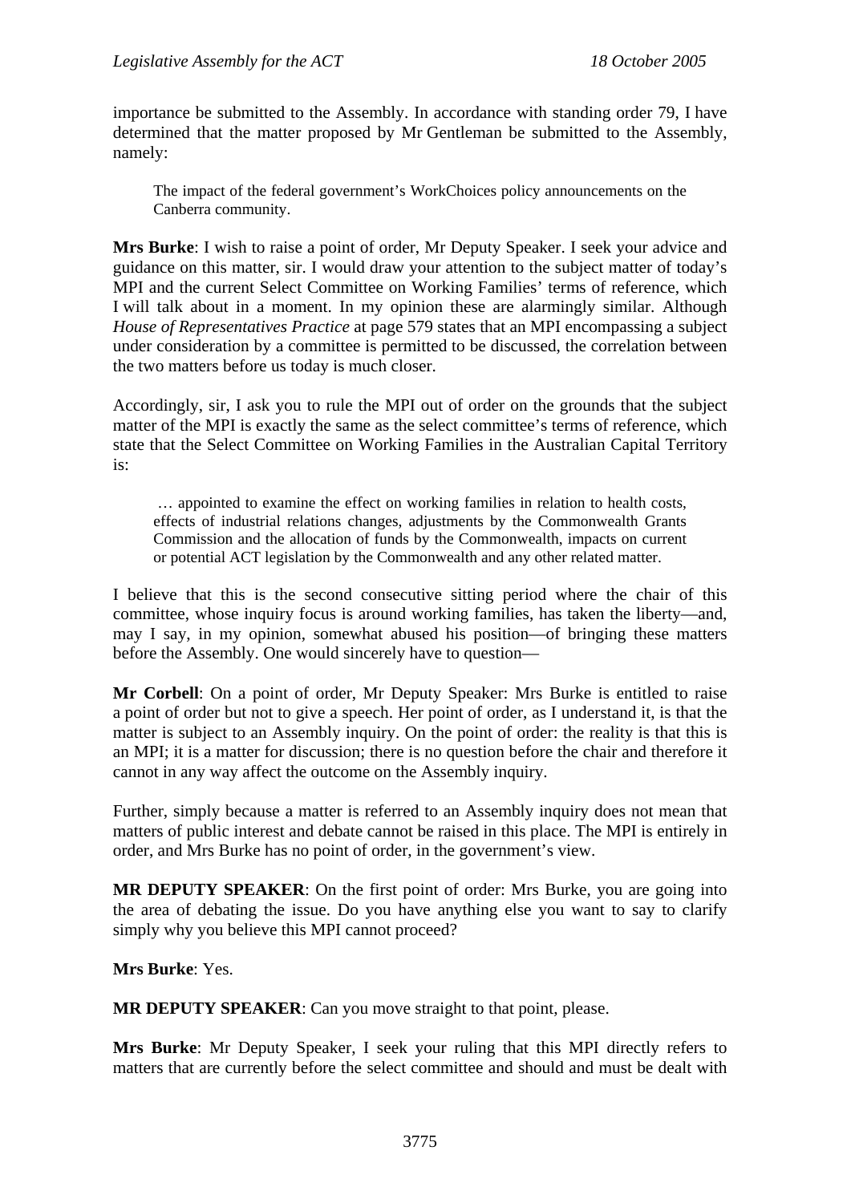importance be submitted to the Assembly. In accordance with standing order 79, I have determined that the matter proposed by Mr Gentleman be submitted to the Assembly, namely:

> The impact of the federal government's WorkChoices policy announcements on the Canberra community.

**Mrs Burke**: I wish to raise a point of order, Mr Deputy Speaker. I seek your advice and guidance on this matter, sir. I would draw your attention to the subject matter of today's MPI and the current Select Committee on Working Families' terms of reference, which I will talk about in a moment. In my opinion these are alarmingly similar. Although *House of Representatives Practice* at page 579 states that an MPI encompassing a subject under consideration by a committee is permitted to be discussed, the correlation between the two matters before us today is much closer.

Accordingly, sir, I ask you to rule the MPI out of order on the grounds that the subject matter of the MPI is exactly the same as the select committee's terms of reference, which state that the Select Committee on Working Families in the Australian Capital Territory is:

> … appointed to examine the effect on working families in relation to health costs, effects of industrial relations changes, adjustments by the Commonwealth Grants Commission and the allocation of funds by the Commonwealth, impacts on current or potential ACT legislation by the Commonwealth and any other related matter.

I believe that this is the second consecutive sitting period where the chair of this committee, whose inquiry focus is around working families, has taken the liberty—and, may I say, in my opinion, somewhat abused his position—of bringing these matters before the Assembly. One would sincerely have to question—

**Mr Corbell**: On a point of order, Mr Deputy Speaker: Mrs Burke is entitled to raise a point of order but not to give a speech. Her point of order, as I understand it, is that the matter is subject to an Assembly inquiry. On the point of order: the reality is that this is an MPI; it is a matter for discussion; there is no question before the chair and therefore it cannot in any way affect the outcome on the Assembly inquiry.

Further, simply because a matter is referred to an Assembly inquiry does not mean that matters of public interest and debate cannot be raised in this place. The MPI is entirely in order, and Mrs Burke has no point of order, in the government's view.

**MR DEPUTY SPEAKER**: On the first point of order: Mrs Burke, you are going into the area of debating the issue. Do you have anything else you want to say to clarify simply why you believe this MPI cannot proceed?

**Mrs Burke**: Yes.

**MR DEPUTY SPEAKER**: Can you move straight to that point, please.

**Mrs Burke**: Mr Deputy Speaker, I seek your ruling that this MPI directly refers to matters that are currently before the select committee and should and must be dealt with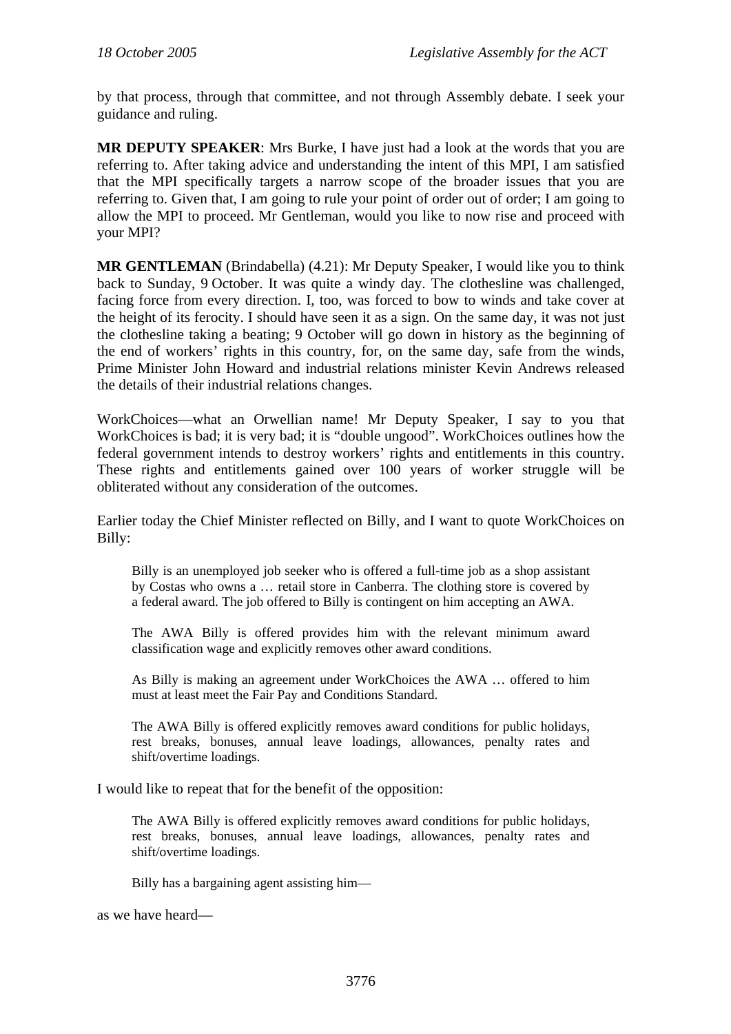by that process, through that committee, and not through Assembly debate. I seek your guidance and ruling.

**MR DEPUTY SPEAKER**: Mrs Burke, I have just had a look at the words that you are referring to. After taking advice and understanding the intent of this MPI, I am satisfied that the MPI specifically targets a narrow scope of the broader issues that you are referring to. Given that, I am going to rule your point of order out of order; I am going to allow the MPI to proceed. Mr Gentleman, would you like to now rise and proceed with your MPI?

**MR GENTLEMAN** (Brindabella) (4.21): Mr Deputy Speaker, I would like you to think back to Sunday, 9 October. It was quite a windy day. The clothesline was challenged, facing force from every direction. I, too, was forced to bow to winds and take cover at the height of its ferocity. I should have seen it as a sign. On the same day, it was not just the clothesline taking a beating; 9 October will go down in history as the beginning of the end of workers' rights in this country, for, on the same day, safe from the winds, Prime Minister John Howard and industrial relations minister Kevin Andrews released the details of their industrial relations changes.

WorkChoices—what an Orwellian name! Mr Deputy Speaker, I say to you that WorkChoices is bad; it is very bad; it is "double ungood". WorkChoices outlines how the federal government intends to destroy workers' rights and entitlements in this country. These rights and entitlements gained over 100 years of worker struggle will be obliterated without any consideration of the outcomes.

Earlier today the Chief Minister reflected on Billy, and I want to quote WorkChoices on Billy:

> Billy is an unemployed job seeker who is offered a full-time job as a shop assistant by Costas who owns a … retail store in Canberra. The clothing store is covered by a federal award. The job offered to Billy is contingent on him accepting an AWA.
>
> The AWA Billy is offered provides him with the relevant minimum award classification wage and explicitly removes other award conditions.
>
> As Billy is making an agreement under WorkChoices the AWA … offered to him must at least meet the Fair Pay and Conditions Standard.
>
> The AWA Billy is offered explicitly removes award conditions for public holidays, rest breaks, bonuses, annual leave loadings, allowances, penalty rates and shift/overtime loadings.

I would like to repeat that for the benefit of the opposition:

> The AWA Billy is offered explicitly removes award conditions for public holidays, rest breaks, bonuses, annual leave loadings, allowances, penalty rates and shift/overtime loadings.
>
> Billy has a bargaining agent assisting him—

as we have heard—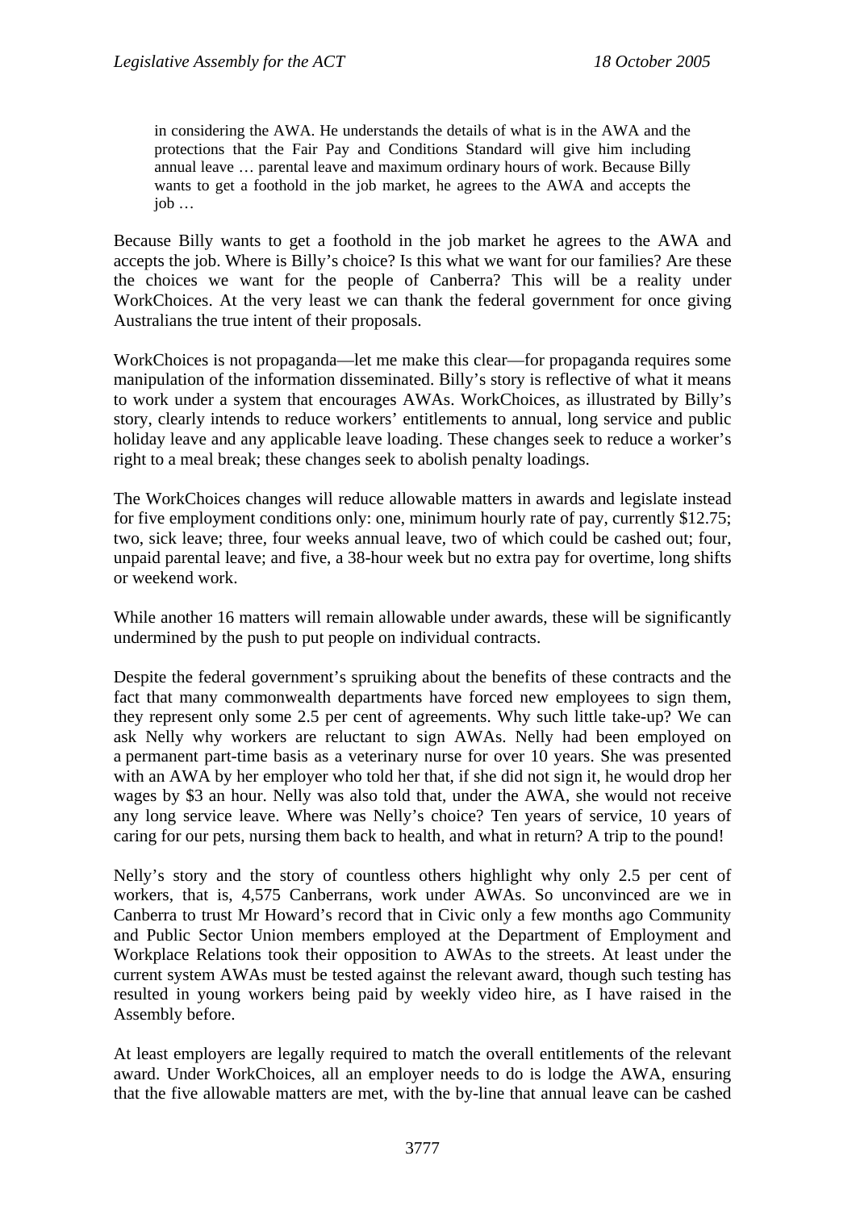> in considering the AWA. He understands the details of what is in the AWA and the protections that the Fair Pay and Conditions Standard will give him including annual leave … parental leave and maximum ordinary hours of work. Because Billy wants to get a foothold in the job market, he agrees to the AWA and accepts the job …

Because Billy wants to get a foothold in the job market he agrees to the AWA and accepts the job. Where is Billy's choice? Is this what we want for our families? Are these the choices we want for the people of Canberra? This will be a reality under WorkChoices. At the very least we can thank the federal government for once giving Australians the true intent of their proposals.

WorkChoices is not propaganda—let me make this clear—for propaganda requires some manipulation of the information disseminated. Billy's story is reflective of what it means to work under a system that encourages AWAs. WorkChoices, as illustrated by Billy's story, clearly intends to reduce workers' entitlements to annual, long service and public holiday leave and any applicable leave loading. These changes seek to reduce a worker's right to a meal break; these changes seek to abolish penalty loadings.

The WorkChoices changes will reduce allowable matters in awards and legislate instead for five employment conditions only: one, minimum hourly rate of pay, currently $12.75; two, sick leave; three, four weeks annual leave, two of which could be cashed out; four, unpaid parental leave; and five, a 38-hour week but no extra pay for overtime, long shifts or weekend work.

While another 16 matters will remain allowable under awards, these will be significantly undermined by the push to put people on individual contracts.

Despite the federal government's spruiking about the benefits of these contracts and the fact that many commonwealth departments have forced new employees to sign them, they represent only some 2.5 per cent of agreements. Why such little take-up? We can ask Nelly why workers are reluctant to sign AWAs. Nelly had been employed on a permanent part-time basis as a veterinary nurse for over 10 years. She was presented with an AWA by her employer who told her that, if she did not sign it, he would drop her wages by $3 an hour. Nelly was also told that, under the AWA, she would not receive any long service leave. Where was Nelly's choice? Ten years of service, 10 years of caring for our pets, nursing them back to health, and what in return? A trip to the pound!

Nelly's story and the story of countless others highlight why only 2.5 per cent of workers, that is, 4,575 Canberrans, work under AWAs. So unconvinced are we in Canberra to trust Mr Howard's record that in Civic only a few months ago Community and Public Sector Union members employed at the Department of Employment and Workplace Relations took their opposition to AWAs to the streets. At least under the current system AWAs must be tested against the relevant award, though such testing has resulted in young workers being paid by weekly video hire, as I have raised in the Assembly before.

At least employers are legally required to match the overall entitlements of the relevant award. Under WorkChoices, all an employer needs to do is lodge the AWA, ensuring that the five allowable matters are met, with the by-line that annual leave can be cashed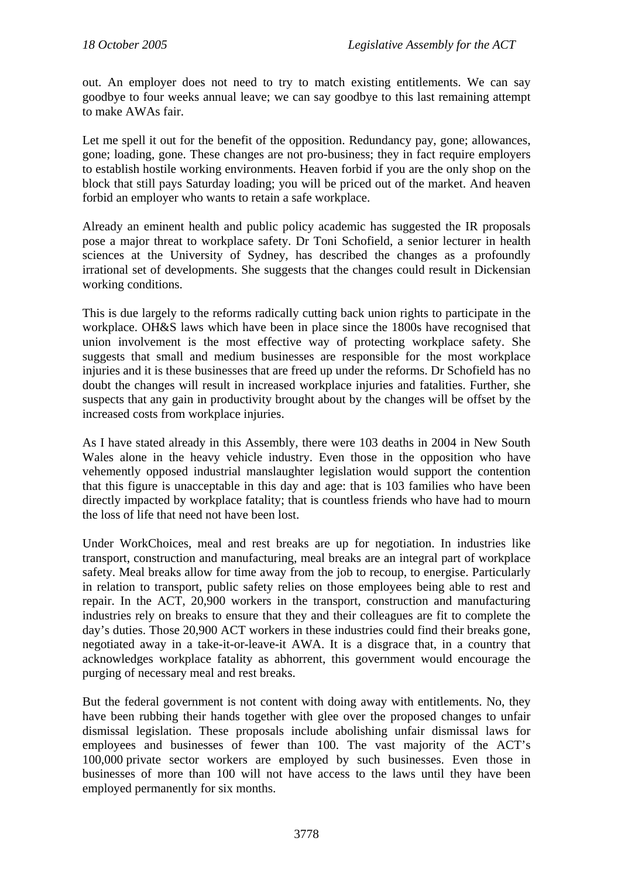out. An employer does not need to try to match existing entitlements. We can say goodbye to four weeks annual leave; we can say goodbye to this last remaining attempt to make AWAs fair.

Let me spell it out for the benefit of the opposition. Redundancy pay, gone; allowances, gone; loading, gone. These changes are not pro-business; they in fact require employers to establish hostile working environments. Heaven forbid if you are the only shop on the block that still pays Saturday loading; you will be priced out of the market. And heaven forbid an employer who wants to retain a safe workplace.

Already an eminent health and public policy academic has suggested the IR proposals pose a major threat to workplace safety. Dr Toni Schofield, a senior lecturer in health sciences at the University of Sydney, has described the changes as a profoundly irrational set of developments. She suggests that the changes could result in Dickensian working conditions.

This is due largely to the reforms radically cutting back union rights to participate in the workplace. OH&S laws which have been in place since the 1800s have recognised that union involvement is the most effective way of protecting workplace safety. She suggests that small and medium businesses are responsible for the most workplace injuries and it is these businesses that are freed up under the reforms. Dr Schofield has no doubt the changes will result in increased workplace injuries and fatalities. Further, she suspects that any gain in productivity brought about by the changes will be offset by the increased costs from workplace injuries.

As I have stated already in this Assembly, there were 103 deaths in 2004 in New South Wales alone in the heavy vehicle industry. Even those in the opposition who have vehemently opposed industrial manslaughter legislation would support the contention that this figure is unacceptable in this day and age: that is 103 families who have been directly impacted by workplace fatality; that is countless friends who have had to mourn the loss of life that need not have been lost.

Under WorkChoices, meal and rest breaks are up for negotiation. In industries like transport, construction and manufacturing, meal breaks are an integral part of workplace safety. Meal breaks allow for time away from the job to recoup, to energise. Particularly in relation to transport, public safety relies on those employees being able to rest and repair. In the ACT, 20,900 workers in the transport, construction and manufacturing industries rely on breaks to ensure that they and their colleagues are fit to complete the day's duties. Those 20,900 ACT workers in these industries could find their breaks gone, negotiated away in a take-it-or-leave-it AWA. It is a disgrace that, in a country that acknowledges workplace fatality as abhorrent, this government would encourage the purging of necessary meal and rest breaks.

But the federal government is not content with doing away with entitlements. No, they have been rubbing their hands together with glee over the proposed changes to unfair dismissal legislation. These proposals include abolishing unfair dismissal laws for employees and businesses of fewer than 100. The vast majority of the ACT's 100,000 private sector workers are employed by such businesses. Even those in businesses of more than 100 will not have access to the laws until they have been employed permanently for six months.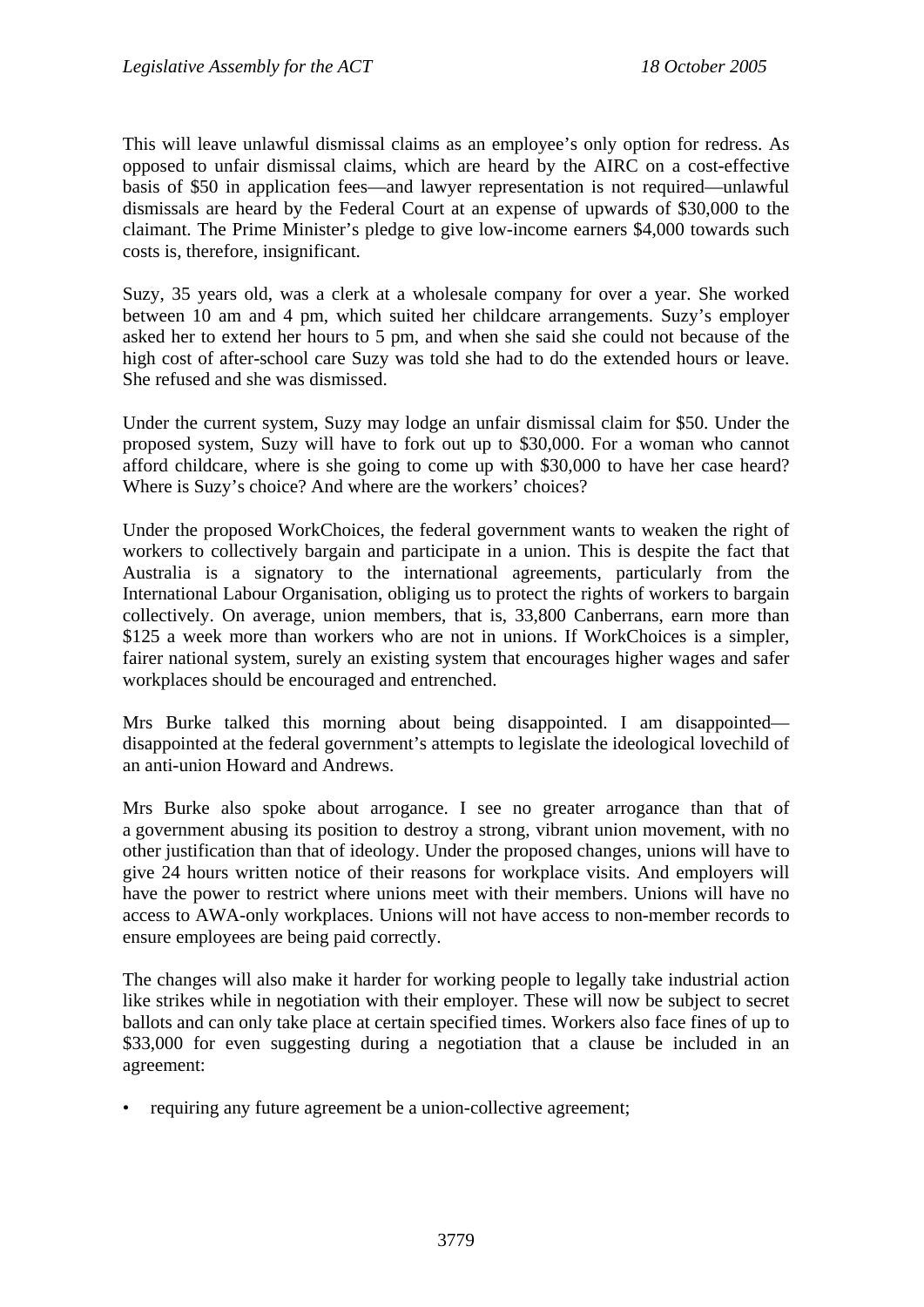This will leave unlawful dismissal claims as an employee's only option for redress. As opposed to unfair dismissal claims, which are heard by the AIRC on a cost-effective basis of $50 in application fees—and lawyer representation is not required—unlawful dismissals are heard by the Federal Court at an expense of upwards of $30,000 to the claimant. The Prime Minister's pledge to give low-income earners $4,000 towards such costs is, therefore, insignificant.

Suzy, 35 years old, was a clerk at a wholesale company for over a year. She worked between 10 am and 4 pm, which suited her childcare arrangements. Suzy's employer asked her to extend her hours to 5 pm, and when she said she could not because of the high cost of after-school care Suzy was told she had to do the extended hours or leave. She refused and she was dismissed.

Under the current system, Suzy may lodge an unfair dismissal claim for $50. Under the proposed system, Suzy will have to fork out up to $30,000. For a woman who cannot afford childcare, where is she going to come up with $30,000 to have her case heard? Where is Suzy's choice? And where are the workers' choices?

Under the proposed WorkChoices, the federal government wants to weaken the right of workers to collectively bargain and participate in a union. This is despite the fact that Australia is a signatory to the international agreements, particularly from the International Labour Organisation, obliging us to protect the rights of workers to bargain collectively. On average, union members, that is, 33,800 Canberrans, earn more than $125 a week more than workers who are not in unions. If WorkChoices is a simpler, fairer national system, surely an existing system that encourages higher wages and safer workplaces should be encouraged and entrenched.

Mrs Burke talked this morning about being disappointed. I am disappointed—disappointed at the federal government's attempts to legislate the ideological lovechild of an anti-union Howard and Andrews.

Mrs Burke also spoke about arrogance. I see no greater arrogance than that of a government abusing its position to destroy a strong, vibrant union movement, with no other justification than that of ideology. Under the proposed changes, unions will have to give 24 hours written notice of their reasons for workplace visits. And employers will have the power to restrict where unions meet with their members. Unions will have no access to AWA-only workplaces. Unions will not have access to non-member records to ensure employees are being paid correctly.

The changes will also make it harder for working people to legally take industrial action like strikes while in negotiation with their employer. These will now be subject to secret ballots and can only take place at certain specified times. Workers also face fines of up to $33,000 for even suggesting during a negotiation that a clause be included in an agreement:

- requiring any future agreement be a union-collective agreement;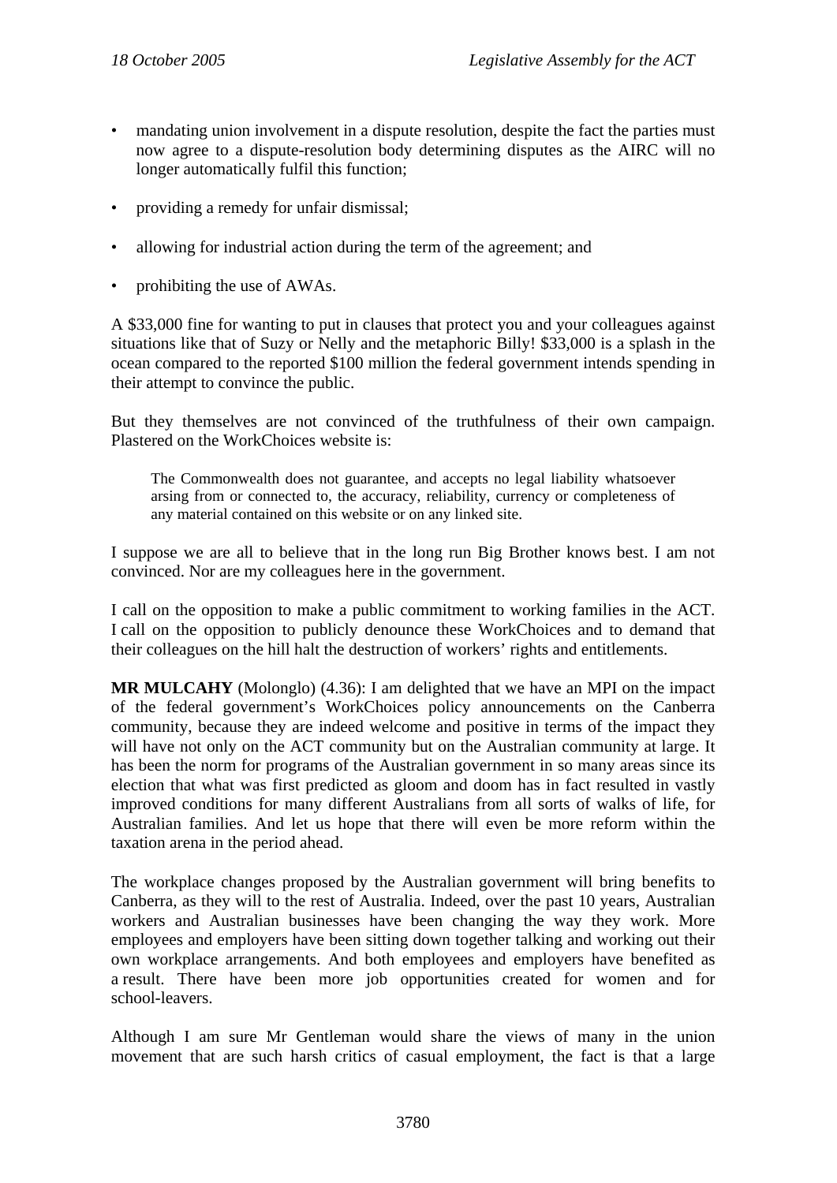- mandating union involvement in a dispute resolution, despite the fact the parties must now agree to a dispute-resolution body determining disputes as the AIRC will no longer automatically fulfil this function;
- providing a remedy for unfair dismissal;
- allowing for industrial action during the term of the agreement; and
- prohibiting the use of AWAs.

A $33,000 fine for wanting to put in clauses that protect you and your colleagues against situations like that of Suzy or Nelly and the metaphoric Billy! $33,000 is a splash in the ocean compared to the reported $100 million the federal government intends spending in their attempt to convince the public.

But they themselves are not convinced of the truthfulness of their own campaign. Plastered on the WorkChoices website is:

> The Commonwealth does not guarantee, and accepts no legal liability whatsoever arsing from or connected to, the accuracy, reliability, currency or completeness of any material contained on this website or on any linked site.

I suppose we are all to believe that in the long run Big Brother knows best. I am not convinced. Nor are my colleagues here in the government.

I call on the opposition to make a public commitment to working families in the ACT. I call on the opposition to publicly denounce these WorkChoices and to demand that their colleagues on the hill halt the destruction of workers' rights and entitlements.

**MR MULCAHY** (Molonglo) (4.36): I am delighted that we have an MPI on the impact of the federal government's WorkChoices policy announcements on the Canberra community, because they are indeed welcome and positive in terms of the impact they will have not only on the ACT community but on the Australian community at large. It has been the norm for programs of the Australian government in so many areas since its election that what was first predicted as gloom and doom has in fact resulted in vastly improved conditions for many different Australians from all sorts of walks of life, for Australian families. And let us hope that there will even be more reform within the taxation arena in the period ahead.

The workplace changes proposed by the Australian government will bring benefits to Canberra, as they will to the rest of Australia. Indeed, over the past 10 years, Australian workers and Australian businesses have been changing the way they work. More employees and employers have been sitting down together talking and working out their own workplace arrangements. And both employees and employers have benefited as a result. There have been more job opportunities created for women and for school-leavers.

Although I am sure Mr Gentleman would share the views of many in the union movement that are such harsh critics of casual employment, the fact is that a large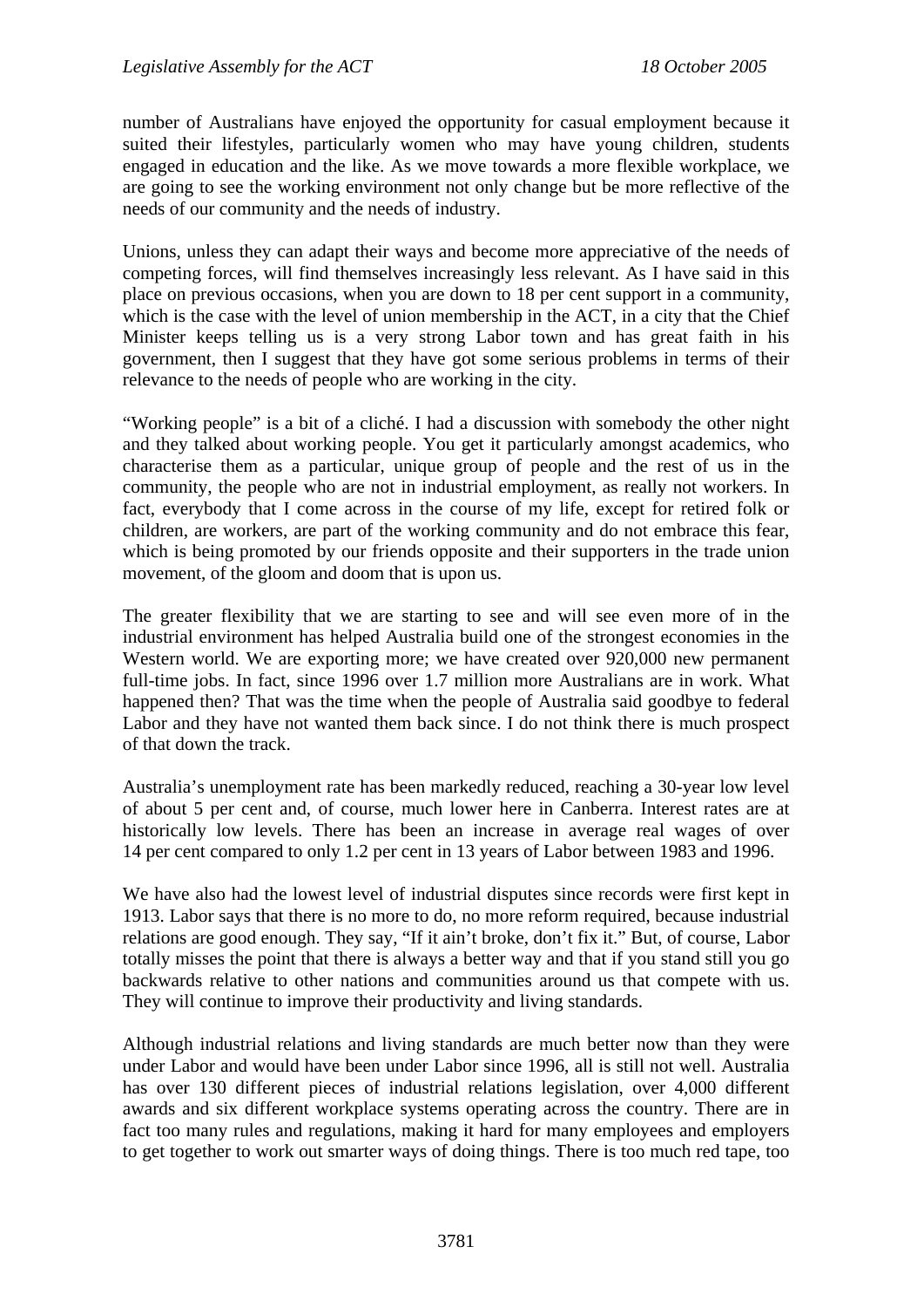number of Australians have enjoyed the opportunity for casual employment because it suited their lifestyles, particularly women who may have young children, students engaged in education and the like. As we move towards a more flexible workplace, we are going to see the working environment not only change but be more reflective of the needs of our community and the needs of industry.

Unions, unless they can adapt their ways and become more appreciative of the needs of competing forces, will find themselves increasingly less relevant. As I have said in this place on previous occasions, when you are down to 18 per cent support in a community, which is the case with the level of union membership in the ACT, in a city that the Chief Minister keeps telling us is a very strong Labor town and has great faith in his government, then I suggest that they have got some serious problems in terms of their relevance to the needs of people who are working in the city.

"Working people" is a bit of a cliché. I had a discussion with somebody the other night and they talked about working people. You get it particularly amongst academics, who characterise them as a particular, unique group of people and the rest of us in the community, the people who are not in industrial employment, as really not workers. In fact, everybody that I come across in the course of my life, except for retired folk or children, are workers, are part of the working community and do not embrace this fear, which is being promoted by our friends opposite and their supporters in the trade union movement, of the gloom and doom that is upon us.

The greater flexibility that we are starting to see and will see even more of in the industrial environment has helped Australia build one of the strongest economies in the Western world. We are exporting more; we have created over 920,000 new permanent full-time jobs. In fact, since 1996 over 1.7 million more Australians are in work. What happened then? That was the time when the people of Australia said goodbye to federal Labor and they have not wanted them back since. I do not think there is much prospect of that down the track.

Australia's unemployment rate has been markedly reduced, reaching a 30-year low level of about 5 per cent and, of course, much lower here in Canberra. Interest rates are at historically low levels. There has been an increase in average real wages of over 14 per cent compared to only 1.2 per cent in 13 years of Labor between 1983 and 1996.

We have also had the lowest level of industrial disputes since records were first kept in 1913. Labor says that there is no more to do, no more reform required, because industrial relations are good enough. They say, "If it ain't broke, don't fix it." But, of course, Labor totally misses the point that there is always a better way and that if you stand still you go backwards relative to other nations and communities around us that compete with us. They will continue to improve their productivity and living standards.

Although industrial relations and living standards are much better now than they were under Labor and would have been under Labor since 1996, all is still not well. Australia has over 130 different pieces of industrial relations legislation, over 4,000 different awards and six different workplace systems operating across the country. There are in fact too many rules and regulations, making it hard for many employees and employers to get together to work out smarter ways of doing things. There is too much red tape, too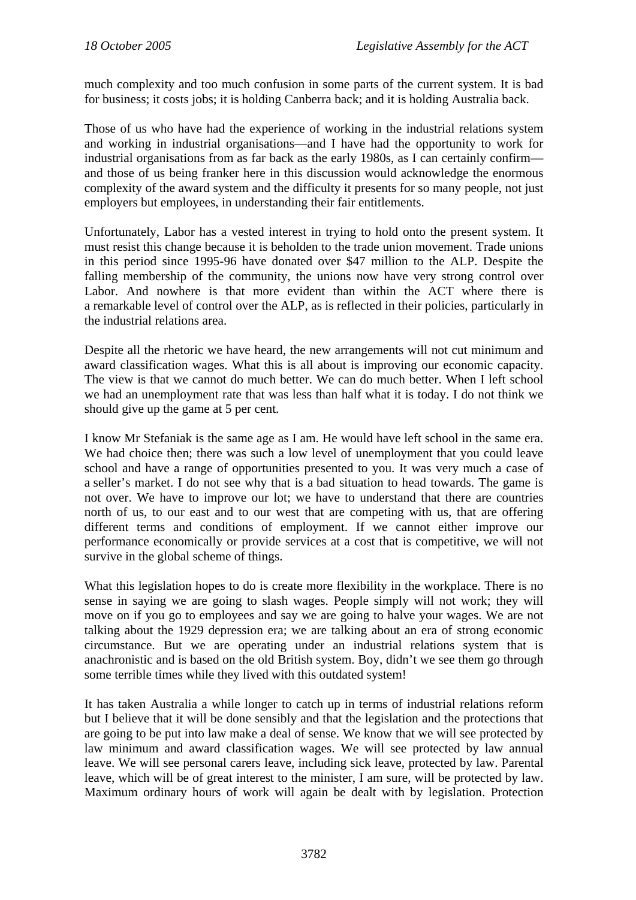much complexity and too much confusion in some parts of the current system. It is bad for business; it costs jobs; it is holding Canberra back; and it is holding Australia back.

Those of us who have had the experience of working in the industrial relations system and working in industrial organisations—and I have had the opportunity to work for industrial organisations from as far back as the early 1980s, as I can certainly confirm—and those of us being franker here in this discussion would acknowledge the enormous complexity of the award system and the difficulty it presents for so many people, not just employers but employees, in understanding their fair entitlements.

Unfortunately, Labor has a vested interest in trying to hold onto the present system. It must resist this change because it is beholden to the trade union movement. Trade unions in this period since 1995-96 have donated over $47 million to the ALP. Despite the falling membership of the community, the unions now have very strong control over Labor. And nowhere is that more evident than within the ACT where there is a remarkable level of control over the ALP, as is reflected in their policies, particularly in the industrial relations area.

Despite all the rhetoric we have heard, the new arrangements will not cut minimum and award classification wages. What this is all about is improving our economic capacity. The view is that we cannot do much better. We can do much better. When I left school we had an unemployment rate that was less than half what it is today. I do not think we should give up the game at 5 per cent.

I know Mr Stefaniak is the same age as I am. He would have left school in the same era. We had choice then; there was such a low level of unemployment that you could leave school and have a range of opportunities presented to you. It was very much a case of a seller's market. I do not see why that is a bad situation to head towards. The game is not over. We have to improve our lot; we have to understand that there are countries north of us, to our east and to our west that are competing with us, that are offering different terms and conditions of employment. If we cannot either improve our performance economically or provide services at a cost that is competitive, we will not survive in the global scheme of things.

What this legislation hopes to do is create more flexibility in the workplace. There is no sense in saying we are going to slash wages. People simply will not work; they will move on if you go to employees and say we are going to halve your wages. We are not talking about the 1929 depression era; we are talking about an era of strong economic circumstance. But we are operating under an industrial relations system that is anachronistic and is based on the old British system. Boy, didn't we see them go through some terrible times while they lived with this outdated system!

It has taken Australia a while longer to catch up in terms of industrial relations reform but I believe that it will be done sensibly and that the legislation and the protections that are going to be put into law make a deal of sense. We know that we will see protected by law minimum and award classification wages. We will see protected by law annual leave. We will see personal carers leave, including sick leave, protected by law. Parental leave, which will be of great interest to the minister, I am sure, will be protected by law. Maximum ordinary hours of work will again be dealt with by legislation. Protection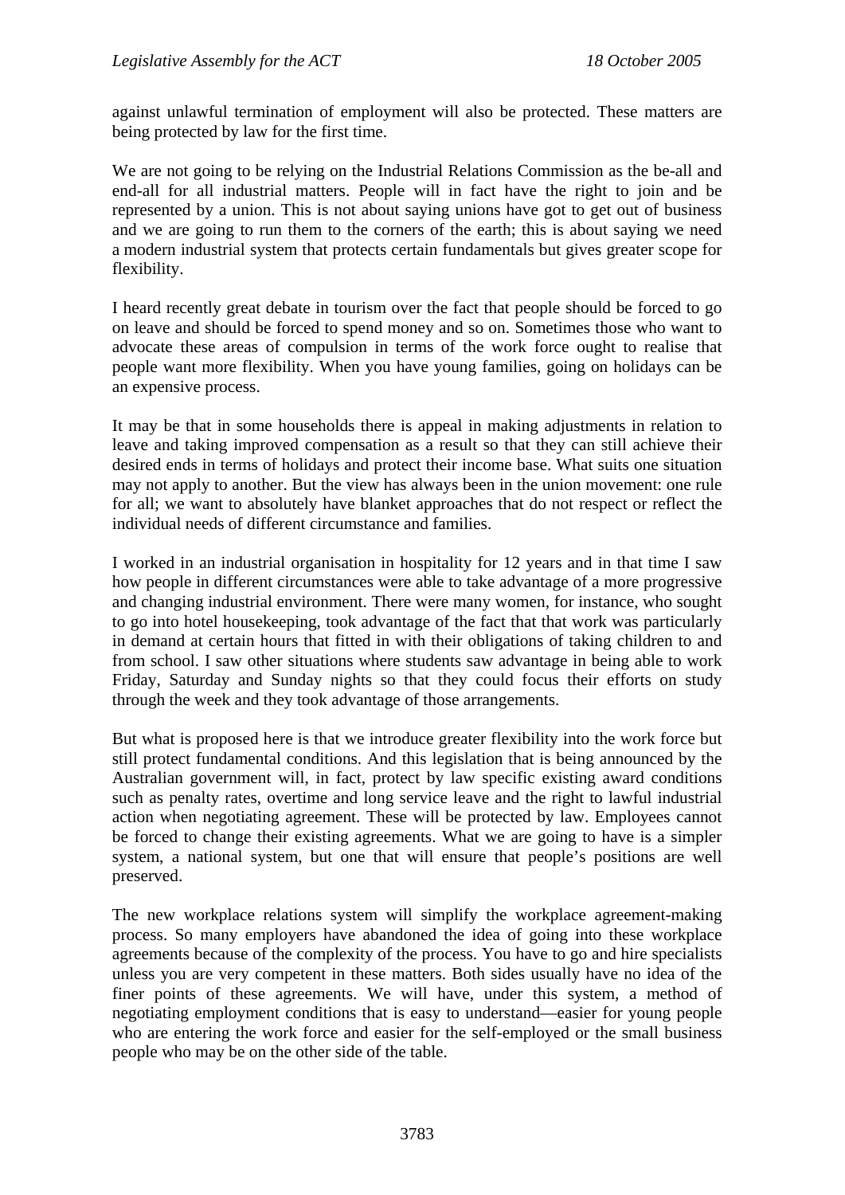against unlawful termination of employment will also be protected. These matters are being protected by law for the first time.

We are not going to be relying on the Industrial Relations Commission as the be-all and end-all for all industrial matters. People will in fact have the right to join and be represented by a union. This is not about saying unions have got to get out of business and we are going to run them to the corners of the earth; this is about saying we need a modern industrial system that protects certain fundamentals but gives greater scope for flexibility.

I heard recently great debate in tourism over the fact that people should be forced to go on leave and should be forced to spend money and so on. Sometimes those who want to advocate these areas of compulsion in terms of the work force ought to realise that people want more flexibility. When you have young families, going on holidays can be an expensive process.

It may be that in some households there is appeal in making adjustments in relation to leave and taking improved compensation as a result so that they can still achieve their desired ends in terms of holidays and protect their income base. What suits one situation may not apply to another. But the view has always been in the union movement: one rule for all; we want to absolutely have blanket approaches that do not respect or reflect the individual needs of different circumstance and families.

I worked in an industrial organisation in hospitality for 12 years and in that time I saw how people in different circumstances were able to take advantage of a more progressive and changing industrial environment. There were many women, for instance, who sought to go into hotel housekeeping, took advantage of the fact that that work was particularly in demand at certain hours that fitted in with their obligations of taking children to and from school. I saw other situations where students saw advantage in being able to work Friday, Saturday and Sunday nights so that they could focus their efforts on study through the week and they took advantage of those arrangements.

But what is proposed here is that we introduce greater flexibility into the work force but still protect fundamental conditions. And this legislation that is being announced by the Australian government will, in fact, protect by law specific existing award conditions such as penalty rates, overtime and long service leave and the right to lawful industrial action when negotiating agreement. These will be protected by law. Employees cannot be forced to change their existing agreements. What we are going to have is a simpler system, a national system, but one that will ensure that people's positions are well preserved.

The new workplace relations system will simplify the workplace agreement-making process. So many employers have abandoned the idea of going into these workplace agreements because of the complexity of the process. You have to go and hire specialists unless you are very competent in these matters. Both sides usually have no idea of the finer points of these agreements. We will have, under this system, a method of negotiating employment conditions that is easy to understand—easier for young people who are entering the work force and easier for the self-employed or the small business people who may be on the other side of the table.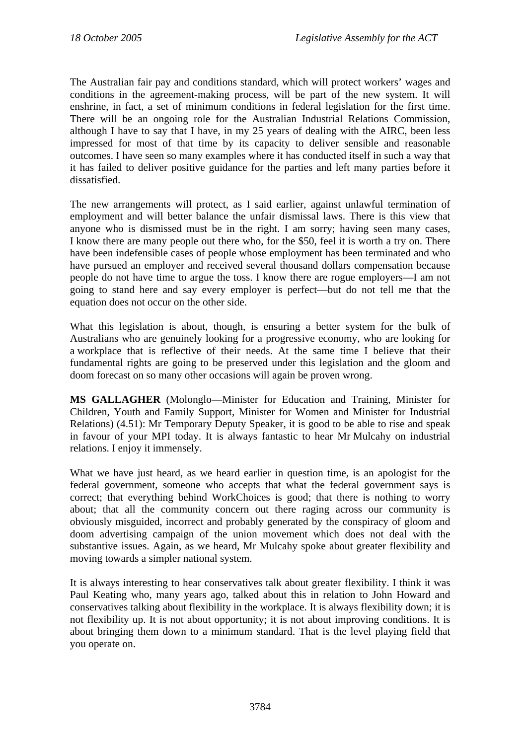The Australian fair pay and conditions standard, which will protect workers' wages and conditions in the agreement-making process, will be part of the new system. It will enshrine, in fact, a set of minimum conditions in federal legislation for the first time. There will be an ongoing role for the Australian Industrial Relations Commission, although I have to say that I have, in my 25 years of dealing with the AIRC, been less impressed for most of that time by its capacity to deliver sensible and reasonable outcomes. I have seen so many examples where it has conducted itself in such a way that it has failed to deliver positive guidance for the parties and left many parties before it dissatisfied.

The new arrangements will protect, as I said earlier, against unlawful termination of employment and will better balance the unfair dismissal laws. There is this view that anyone who is dismissed must be in the right. I am sorry; having seen many cases, I know there are many people out there who, for the $50, feel it is worth a try on. There have been indefensible cases of people whose employment has been terminated and who have pursued an employer and received several thousand dollars compensation because people do not have time to argue the toss. I know there are rogue employers—I am not going to stand here and say every employer is perfect—but do not tell me that the equation does not occur on the other side.

What this legislation is about, though, is ensuring a better system for the bulk of Australians who are genuinely looking for a progressive economy, who are looking for a workplace that is reflective of their needs. At the same time I believe that their fundamental rights are going to be preserved under this legislation and the gloom and doom forecast on so many other occasions will again be proven wrong.

**MS GALLAGHER** (Molonglo—Minister for Education and Training, Minister for Children, Youth and Family Support, Minister for Women and Minister for Industrial Relations) (4.51): Mr Temporary Deputy Speaker, it is good to be able to rise and speak in favour of your MPI today. It is always fantastic to hear Mr Mulcahy on industrial relations. I enjoy it immensely.

What we have just heard, as we heard earlier in question time, is an apologist for the federal government, someone who accepts that what the federal government says is correct; that everything behind WorkChoices is good; that there is nothing to worry about; that all the community concern out there raging across our community is obviously misguided, incorrect and probably generated by the conspiracy of gloom and doom advertising campaign of the union movement which does not deal with the substantive issues. Again, as we heard, Mr Mulcahy spoke about greater flexibility and moving towards a simpler national system.

It is always interesting to hear conservatives talk about greater flexibility. I think it was Paul Keating who, many years ago, talked about this in relation to John Howard and conservatives talking about flexibility in the workplace. It is always flexibility down; it is not flexibility up. It is not about opportunity; it is not about improving conditions. It is about bringing them down to a minimum standard. That is the level playing field that you operate on.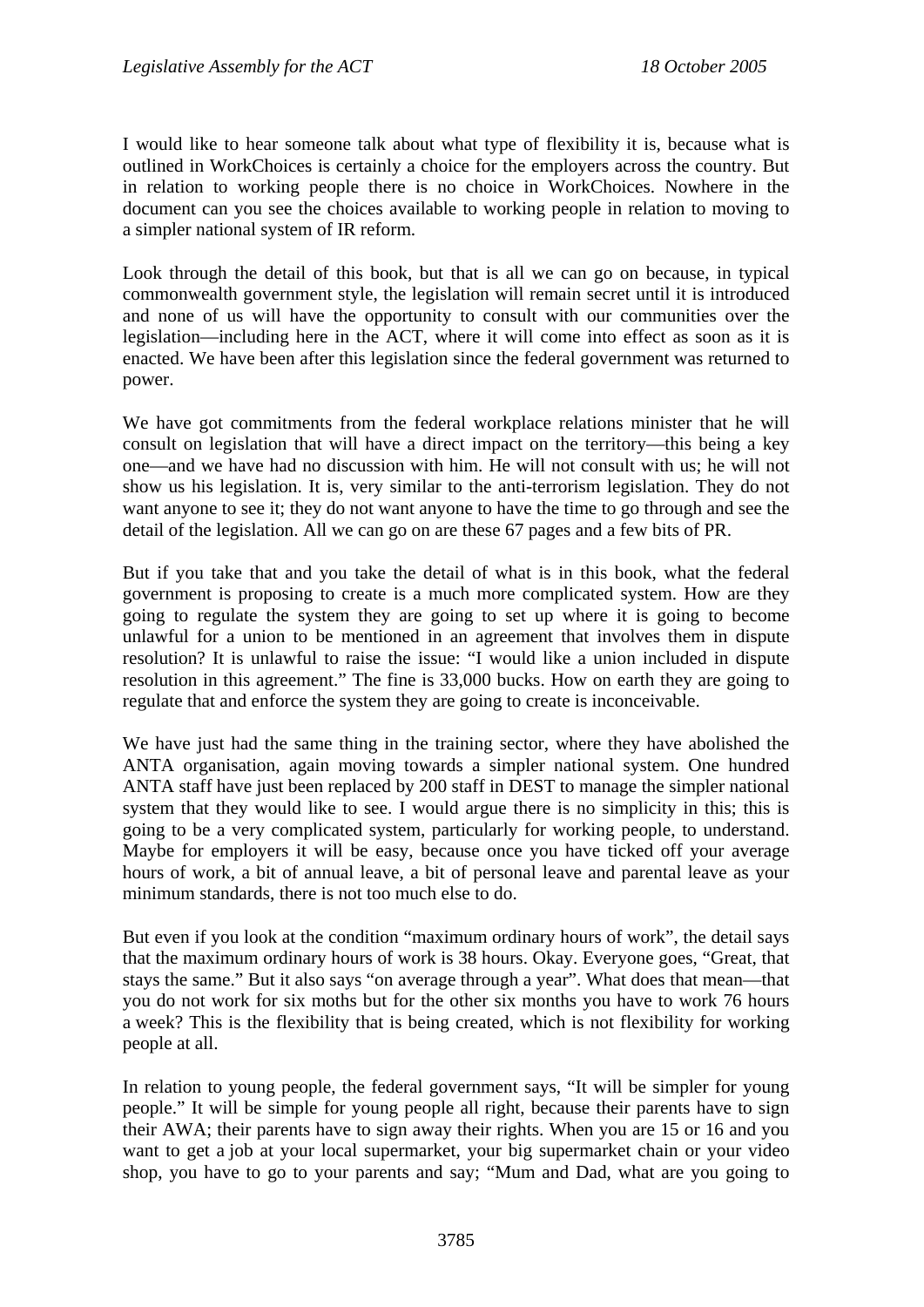I would like to hear someone talk about what type of flexibility it is, because what is outlined in WorkChoices is certainly a choice for the employers across the country. But in relation to working people there is no choice in WorkChoices. Nowhere in the document can you see the choices available to working people in relation to moving to a simpler national system of IR reform.

Look through the detail of this book, but that is all we can go on because, in typical commonwealth government style, the legislation will remain secret until it is introduced and none of us will have the opportunity to consult with our communities over the legislation—including here in the ACT, where it will come into effect as soon as it is enacted. We have been after this legislation since the federal government was returned to power.

We have got commitments from the federal workplace relations minister that he will consult on legislation that will have a direct impact on the territory—this being a key one—and we have had no discussion with him. He will not consult with us; he will not show us his legislation. It is, very similar to the anti-terrorism legislation. They do not want anyone to see it; they do not want anyone to have the time to go through and see the detail of the legislation. All we can go on are these 67 pages and a few bits of PR.

But if you take that and you take the detail of what is in this book, what the federal government is proposing to create is a much more complicated system. How are they going to regulate the system they are going to set up where it is going to become unlawful for a union to be mentioned in an agreement that involves them in dispute resolution? It is unlawful to raise the issue: "I would like a union included in dispute resolution in this agreement." The fine is 33,000 bucks. How on earth they are going to regulate that and enforce the system they are going to create is inconceivable.

We have just had the same thing in the training sector, where they have abolished the ANTA organisation, again moving towards a simpler national system. One hundred ANTA staff have just been replaced by 200 staff in DEST to manage the simpler national system that they would like to see. I would argue there is no simplicity in this; this is going to be a very complicated system, particularly for working people, to understand. Maybe for employers it will be easy, because once you have ticked off your average hours of work, a bit of annual leave, a bit of personal leave and parental leave as your minimum standards, there is not too much else to do.

But even if you look at the condition "maximum ordinary hours of work", the detail says that the maximum ordinary hours of work is 38 hours. Okay. Everyone goes, "Great, that stays the same." But it also says "on average through a year". What does that mean—that you do not work for six moths but for the other six months you have to work 76 hours a week? This is the flexibility that is being created, which is not flexibility for working people at all.

In relation to young people, the federal government says, "It will be simpler for young people." It will be simple for young people all right, because their parents have to sign their AWA; their parents have to sign away their rights. When you are 15 or 16 and you want to get a job at your local supermarket, your big supermarket chain or your video shop, you have to go to your parents and say; "Mum and Dad, what are you going to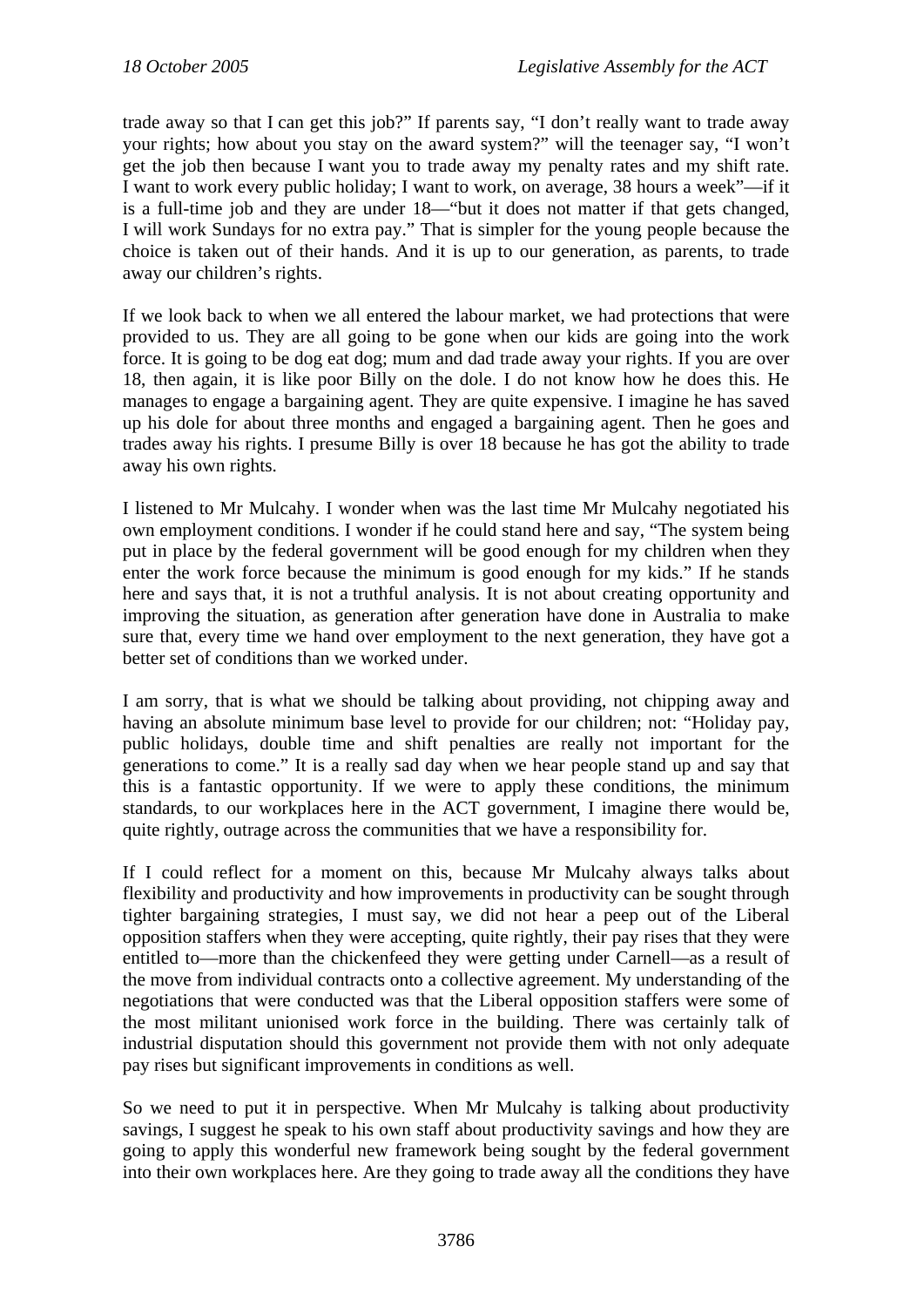trade away so that I can get this job?" If parents say, "I don't really want to trade away your rights; how about you stay on the award system?" will the teenager say, "I won't get the job then because I want you to trade away my penalty rates and my shift rate. I want to work every public holiday; I want to work, on average, 38 hours a week"—if it is a full-time job and they are under 18—"but it does not matter if that gets changed, I will work Sundays for no extra pay." That is simpler for the young people because the choice is taken out of their hands. And it is up to our generation, as parents, to trade away our children's rights.

If we look back to when we all entered the labour market, we had protections that were provided to us. They are all going to be gone when our kids are going into the work force. It is going to be dog eat dog; mum and dad trade away your rights. If you are over 18, then again, it is like poor Billy on the dole. I do not know how he does this. He manages to engage a bargaining agent. They are quite expensive. I imagine he has saved up his dole for about three months and engaged a bargaining agent. Then he goes and trades away his rights. I presume Billy is over 18 because he has got the ability to trade away his own rights.

I listened to Mr Mulcahy. I wonder when was the last time Mr Mulcahy negotiated his own employment conditions. I wonder if he could stand here and say, "The system being put in place by the federal government will be good enough for my children when they enter the work force because the minimum is good enough for my kids." If he stands here and says that, it is not a truthful analysis. It is not about creating opportunity and improving the situation, as generation after generation have done in Australia to make sure that, every time we hand over employment to the next generation, they have got a better set of conditions than we worked under.

I am sorry, that is what we should be talking about providing, not chipping away and having an absolute minimum base level to provide for our children; not: "Holiday pay, public holidays, double time and shift penalties are really not important for the generations to come." It is a really sad day when we hear people stand up and say that this is a fantastic opportunity. If we were to apply these conditions, the minimum standards, to our workplaces here in the ACT government, I imagine there would be, quite rightly, outrage across the communities that we have a responsibility for.

If I could reflect for a moment on this, because Mr Mulcahy always talks about flexibility and productivity and how improvements in productivity can be sought through tighter bargaining strategies, I must say, we did not hear a peep out of the Liberal opposition staffers when they were accepting, quite rightly, their pay rises that they were entitled to—more than the chickenfeed they were getting under Carnell—as a result of the move from individual contracts onto a collective agreement. My understanding of the negotiations that were conducted was that the Liberal opposition staffers were some of the most militant unionised work force in the building. There was certainly talk of industrial disputation should this government not provide them with not only adequate pay rises but significant improvements in conditions as well.

So we need to put it in perspective. When Mr Mulcahy is talking about productivity savings, I suggest he speak to his own staff about productivity savings and how they are going to apply this wonderful new framework being sought by the federal government into their own workplaces here. Are they going to trade away all the conditions they have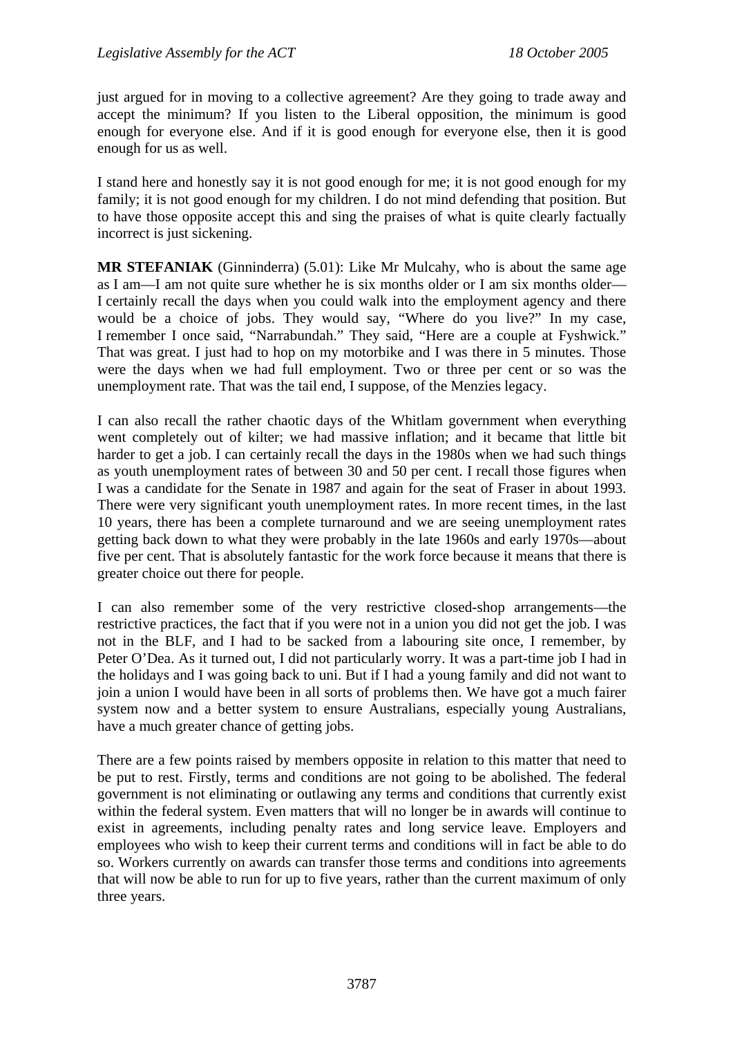just argued for in moving to a collective agreement? Are they going to trade away and accept the minimum? If you listen to the Liberal opposition, the minimum is good enough for everyone else. And if it is good enough for everyone else, then it is good enough for us as well.

I stand here and honestly say it is not good enough for me; it is not good enough for my family; it is not good enough for my children. I do not mind defending that position. But to have those opposite accept this and sing the praises of what is quite clearly factually incorrect is just sickening.

**MR STEFANIAK** (Ginninderra) (5.01): Like Mr Mulcahy, who is about the same age as I am—I am not quite sure whether he is six months older or I am six months older—I certainly recall the days when you could walk into the employment agency and there would be a choice of jobs. They would say, "Where do you live?" In my case, I remember I once said, "Narrabundah." They said, "Here are a couple at Fyshwick." That was great. I just had to hop on my motorbike and I was there in 5 minutes. Those were the days when we had full employment. Two or three per cent or so was the unemployment rate. That was the tail end, I suppose, of the Menzies legacy.

I can also recall the rather chaotic days of the Whitlam government when everything went completely out of kilter; we had massive inflation; and it became that little bit harder to get a job. I can certainly recall the days in the 1980s when we had such things as youth unemployment rates of between 30 and 50 per cent. I recall those figures when I was a candidate for the Senate in 1987 and again for the seat of Fraser in about 1993. There were very significant youth unemployment rates. In more recent times, in the last 10 years, there has been a complete turnaround and we are seeing unemployment rates getting back down to what they were probably in the late 1960s and early 1970s—about five per cent. That is absolutely fantastic for the work force because it means that there is greater choice out there for people.

I can also remember some of the very restrictive closed-shop arrangements—the restrictive practices, the fact that if you were not in a union you did not get the job. I was not in the BLF, and I had to be sacked from a labouring site once, I remember, by Peter O'Dea. As it turned out, I did not particularly worry. It was a part-time job I had in the holidays and I was going back to uni. But if I had a young family and did not want to join a union I would have been in all sorts of problems then. We have got a much fairer system now and a better system to ensure Australians, especially young Australians, have a much greater chance of getting jobs.

There are a few points raised by members opposite in relation to this matter that need to be put to rest. Firstly, terms and conditions are not going to be abolished. The federal government is not eliminating or outlawing any terms and conditions that currently exist within the federal system. Even matters that will no longer be in awards will continue to exist in agreements, including penalty rates and long service leave. Employers and employees who wish to keep their current terms and conditions will in fact be able to do so. Workers currently on awards can transfer those terms and conditions into agreements that will now be able to run for up to five years, rather than the current maximum of only three years.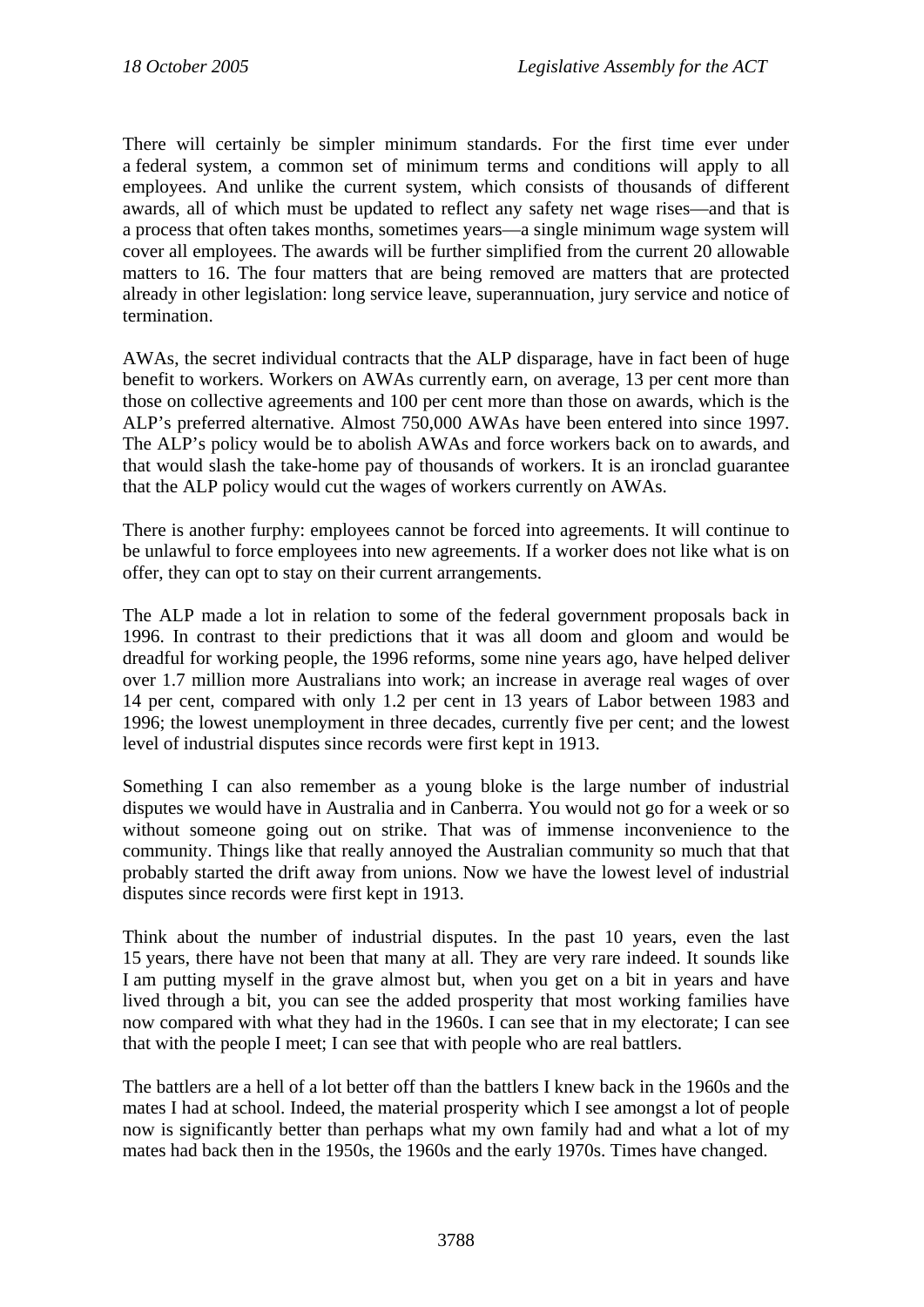There will certainly be simpler minimum standards. For the first time ever under a federal system, a common set of minimum terms and conditions will apply to all employees. And unlike the current system, which consists of thousands of different awards, all of which must be updated to reflect any safety net wage rises—and that is a process that often takes months, sometimes years—a single minimum wage system will cover all employees. The awards will be further simplified from the current 20 allowable matters to 16. The four matters that are being removed are matters that are protected already in other legislation: long service leave, superannuation, jury service and notice of termination.

AWAs, the secret individual contracts that the ALP disparage, have in fact been of huge benefit to workers. Workers on AWAs currently earn, on average, 13 per cent more than those on collective agreements and 100 per cent more than those on awards, which is the ALP's preferred alternative. Almost 750,000 AWAs have been entered into since 1997. The ALP's policy would be to abolish AWAs and force workers back on to awards, and that would slash the take-home pay of thousands of workers. It is an ironclad guarantee that the ALP policy would cut the wages of workers currently on AWAs.

There is another furphy: employees cannot be forced into agreements. It will continue to be unlawful to force employees into new agreements. If a worker does not like what is on offer, they can opt to stay on their current arrangements.

The ALP made a lot in relation to some of the federal government proposals back in 1996. In contrast to their predictions that it was all doom and gloom and would be dreadful for working people, the 1996 reforms, some nine years ago, have helped deliver over 1.7 million more Australians into work; an increase in average real wages of over 14 per cent, compared with only 1.2 per cent in 13 years of Labor between 1983 and 1996; the lowest unemployment in three decades, currently five per cent; and the lowest level of industrial disputes since records were first kept in 1913.

Something I can also remember as a young bloke is the large number of industrial disputes we would have in Australia and in Canberra. You would not go for a week or so without someone going out on strike. That was of immense inconvenience to the community. Things like that really annoyed the Australian community so much that that probably started the drift away from unions. Now we have the lowest level of industrial disputes since records were first kept in 1913.

Think about the number of industrial disputes. In the past 10 years, even the last 15 years, there have not been that many at all. They are very rare indeed. It sounds like I am putting myself in the grave almost but, when you get on a bit in years and have lived through a bit, you can see the added prosperity that most working families have now compared with what they had in the 1960s. I can see that in my electorate; I can see that with the people I meet; I can see that with people who are real battlers.

The battlers are a hell of a lot better off than the battlers I knew back in the 1960s and the mates I had at school. Indeed, the material prosperity which I see amongst a lot of people now is significantly better than perhaps what my own family had and what a lot of my mates had back then in the 1950s, the 1960s and the early 1970s. Times have changed.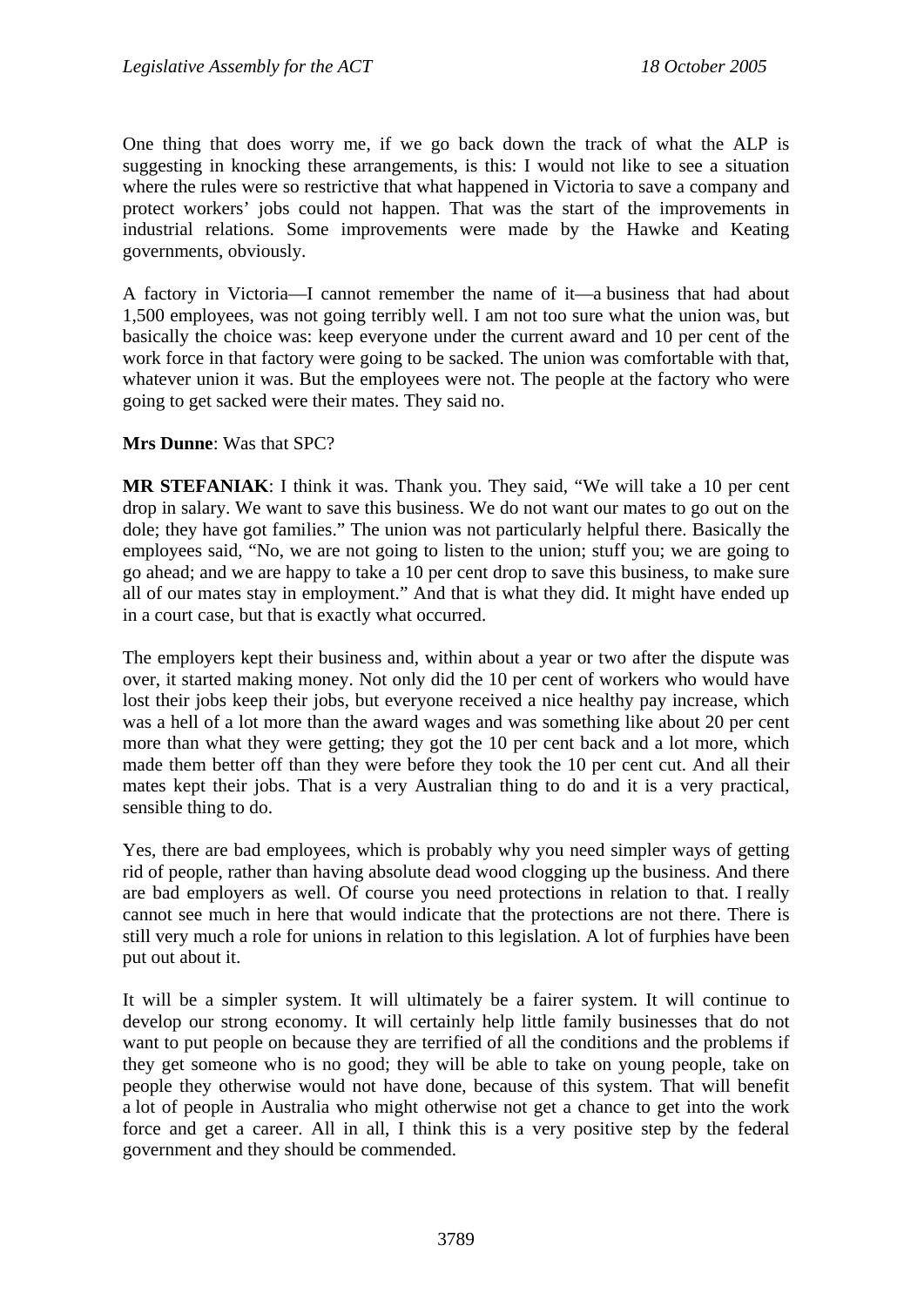One thing that does worry me, if we go back down the track of what the ALP is suggesting in knocking these arrangements, is this: I would not like to see a situation where the rules were so restrictive that what happened in Victoria to save a company and protect workers' jobs could not happen. That was the start of the improvements in industrial relations. Some improvements were made by the Hawke and Keating governments, obviously.

A factory in Victoria—I cannot remember the name of it—a business that had about 1,500 employees, was not going terribly well. I am not too sure what the union was, but basically the choice was: keep everyone under the current award and 10 per cent of the work force in that factory were going to be sacked. The union was comfortable with that, whatever union it was. But the employees were not. The people at the factory who were going to get sacked were their mates. They said no.

**Mrs Dunne**: Was that SPC?

**MR STEFANIAK**: I think it was. Thank you. They said, "We will take a 10 per cent drop in salary. We want to save this business. We do not want our mates to go out on the dole; they have got families." The union was not particularly helpful there. Basically the employees said, "No, we are not going to listen to the union; stuff you; we are going to go ahead; and we are happy to take a 10 per cent drop to save this business, to make sure all of our mates stay in employment." And that is what they did. It might have ended up in a court case, but that is exactly what occurred.

The employers kept their business and, within about a year or two after the dispute was over, it started making money. Not only did the 10 per cent of workers who would have lost their jobs keep their jobs, but everyone received a nice healthy pay increase, which was a hell of a lot more than the award wages and was something like about 20 per cent more than what they were getting; they got the 10 per cent back and a lot more, which made them better off than they were before they took the 10 per cent cut. And all their mates kept their jobs. That is a very Australian thing to do and it is a very practical, sensible thing to do.

Yes, there are bad employees, which is probably why you need simpler ways of getting rid of people, rather than having absolute dead wood clogging up the business. And there are bad employers as well. Of course you need protections in relation to that. I really cannot see much in here that would indicate that the protections are not there. There is still very much a role for unions in relation to this legislation. A lot of furphies have been put out about it.

It will be a simpler system. It will ultimately be a fairer system. It will continue to develop our strong economy. It will certainly help little family businesses that do not want to put people on because they are terrified of all the conditions and the problems if they get someone who is no good; they will be able to take on young people, take on people they otherwise would not have done, because of this system. That will benefit a lot of people in Australia who might otherwise not get a chance to get into the work force and get a career. All in all, I think this is a very positive step by the federal government and they should be commended.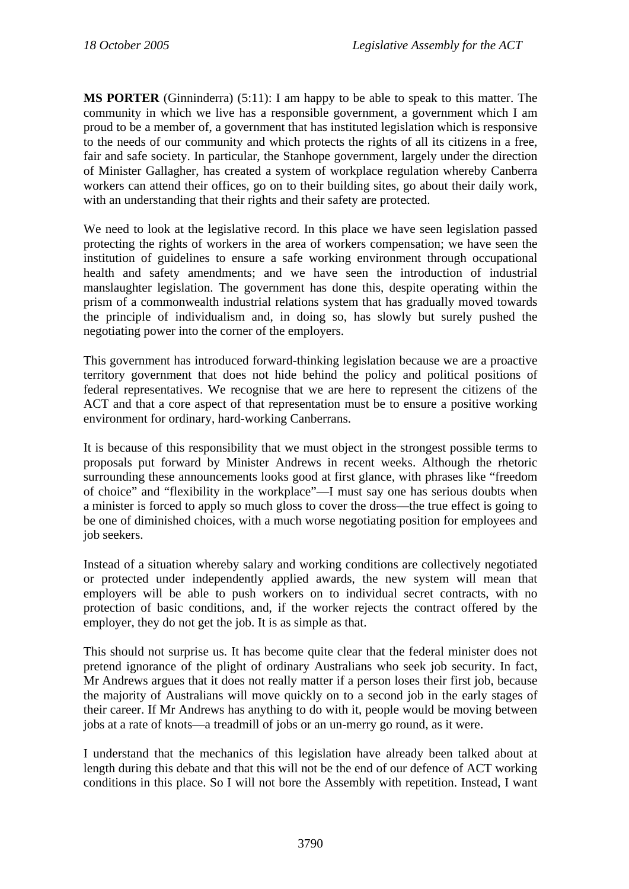**MS PORTER** (Ginninderra) (5:11): I am happy to be able to speak to this matter. The community in which we live has a responsible government, a government which I am proud to be a member of, a government that has instituted legislation which is responsive to the needs of our community and which protects the rights of all its citizens in a free, fair and safe society. In particular, the Stanhope government, largely under the direction of Minister Gallagher, has created a system of workplace regulation whereby Canberra workers can attend their offices, go on to their building sites, go about their daily work, with an understanding that their rights and their safety are protected.

We need to look at the legislative record. In this place we have seen legislation passed protecting the rights of workers in the area of workers compensation; we have seen the institution of guidelines to ensure a safe working environment through occupational health and safety amendments; and we have seen the introduction of industrial manslaughter legislation. The government has done this, despite operating within the prism of a commonwealth industrial relations system that has gradually moved towards the principle of individualism and, in doing so, has slowly but surely pushed the negotiating power into the corner of the employers.

This government has introduced forward-thinking legislation because we are a proactive territory government that does not hide behind the policy and political positions of federal representatives. We recognise that we are here to represent the citizens of the ACT and that a core aspect of that representation must be to ensure a positive working environment for ordinary, hard-working Canberrans.

It is because of this responsibility that we must object in the strongest possible terms to proposals put forward by Minister Andrews in recent weeks. Although the rhetoric surrounding these announcements looks good at first glance, with phrases like "freedom of choice" and "flexibility in the workplace"—I must say one has serious doubts when a minister is forced to apply so much gloss to cover the dross—the true effect is going to be one of diminished choices, with a much worse negotiating position for employees and job seekers.

Instead of a situation whereby salary and working conditions are collectively negotiated or protected under independently applied awards, the new system will mean that employers will be able to push workers on to individual secret contracts, with no protection of basic conditions, and, if the worker rejects the contract offered by the employer, they do not get the job. It is as simple as that.

This should not surprise us. It has become quite clear that the federal minister does not pretend ignorance of the plight of ordinary Australians who seek job security. In fact, Mr Andrews argues that it does not really matter if a person loses their first job, because the majority of Australians will move quickly on to a second job in the early stages of their career. If Mr Andrews has anything to do with it, people would be moving between jobs at a rate of knots—a treadmill of jobs or an un-merry go round, as it were.

I understand that the mechanics of this legislation have already been talked about at length during this debate and that this will not be the end of our defence of ACT working conditions in this place. So I will not bore the Assembly with repetition. Instead, I want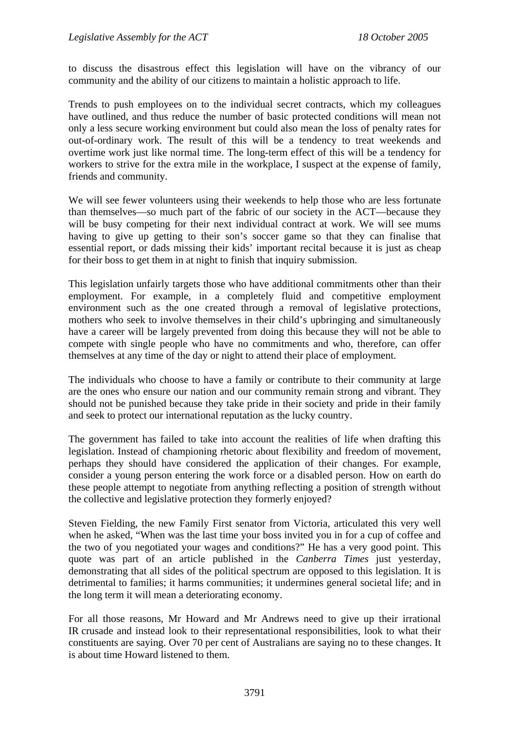to discuss the disastrous effect this legislation will have on the vibrancy of our community and the ability of our citizens to maintain a holistic approach to life.

Trends to push employees on to the individual secret contracts, which my colleagues have outlined, and thus reduce the number of basic protected conditions will mean not only a less secure working environment but could also mean the loss of penalty rates for out-of-ordinary work. The result of this will be a tendency to treat weekends and overtime work just like normal time. The long-term effect of this will be a tendency for workers to strive for the extra mile in the workplace, I suspect at the expense of family, friends and community.

We will see fewer volunteers using their weekends to help those who are less fortunate than themselves—so much part of the fabric of our society in the ACT—because they will be busy competing for their next individual contract at work. We will see mums having to give up getting to their son's soccer game so that they can finalise that essential report, or dads missing their kids' important recital because it is just as cheap for their boss to get them in at night to finish that inquiry submission.

This legislation unfairly targets those who have additional commitments other than their employment. For example, in a completely fluid and competitive employment environment such as the one created through a removal of legislative protections, mothers who seek to involve themselves in their child's upbringing and simultaneously have a career will be largely prevented from doing this because they will not be able to compete with single people who have no commitments and who, therefore, can offer themselves at any time of the day or night to attend their place of employment.

The individuals who choose to have a family or contribute to their community at large are the ones who ensure our nation and our community remain strong and vibrant. They should not be punished because they take pride in their society and pride in their family and seek to protect our international reputation as the lucky country.

The government has failed to take into account the realities of life when drafting this legislation. Instead of championing rhetoric about flexibility and freedom of movement, perhaps they should have considered the application of their changes. For example, consider a young person entering the work force or a disabled person. How on earth do these people attempt to negotiate from anything reflecting a position of strength without the collective and legislative protection they formerly enjoyed?

Steven Fielding, the new Family First senator from Victoria, articulated this very well when he asked, "When was the last time your boss invited you in for a cup of coffee and the two of you negotiated your wages and conditions?" He has a very good point. This quote was part of an article published in the *Canberra Times* just yesterday, demonstrating that all sides of the political spectrum are opposed to this legislation. It is detrimental to families; it harms communities; it undermines general societal life; and in the long term it will mean a deteriorating economy.

For all those reasons, Mr Howard and Mr Andrews need to give up their irrational IR crusade and instead look to their representational responsibilities, look to what their constituents are saying. Over 70 per cent of Australians are saying no to these changes. It is about time Howard listened to them.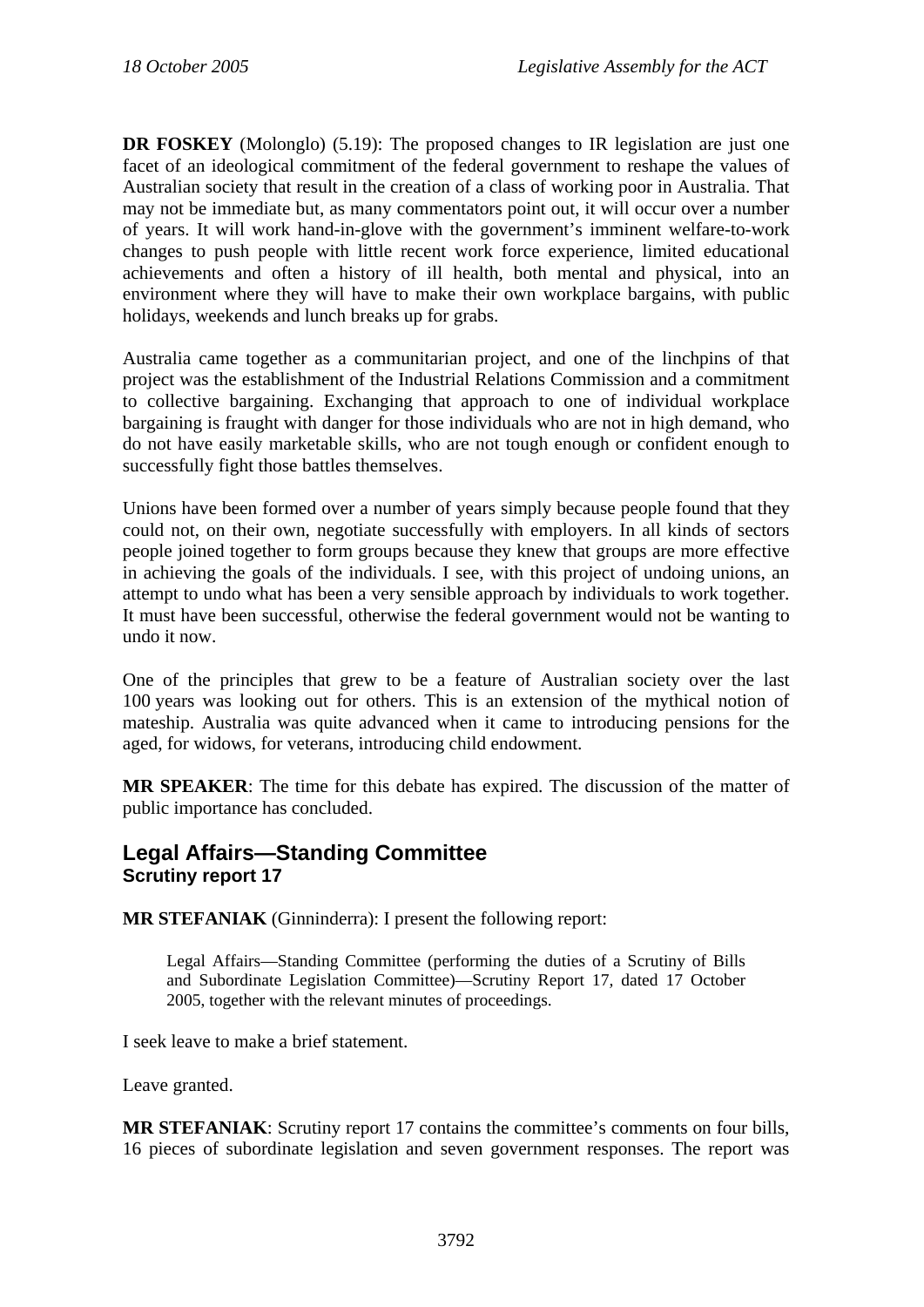**DR FOSKEY** (Molonglo) (5.19): The proposed changes to IR legislation are just one facet of an ideological commitment of the federal government to reshape the values of Australian society that result in the creation of a class of working poor in Australia. That may not be immediate but, as many commentators point out, it will occur over a number of years. It will work hand-in-glove with the government's imminent welfare-to-work changes to push people with little recent work force experience, limited educational achievements and often a history of ill health, both mental and physical, into an environment where they will have to make their own workplace bargains, with public holidays, weekends and lunch breaks up for grabs.

Australia came together as a communitarian project, and one of the linchpins of that project was the establishment of the Industrial Relations Commission and a commitment to collective bargaining. Exchanging that approach to one of individual workplace bargaining is fraught with danger for those individuals who are not in high demand, who do not have easily marketable skills, who are not tough enough or confident enough to successfully fight those battles themselves.

Unions have been formed over a number of years simply because people found that they could not, on their own, negotiate successfully with employers. In all kinds of sectors people joined together to form groups because they knew that groups are more effective in achieving the goals of the individuals. I see, with this project of undoing unions, an attempt to undo what has been a very sensible approach by individuals to work together. It must have been successful, otherwise the federal government would not be wanting to undo it now.

One of the principles that grew to be a feature of Australian society over the last 100 years was looking out for others. This is an extension of the mythical notion of mateship. Australia was quite advanced when it came to introducing pensions for the aged, for widows, for veterans, introducing child endowment.

**MR SPEAKER**: The time for this debate has expired. The discussion of the matter of public importance has concluded.

## Legal Affairs—Standing Committee
### Scrutiny report 17

**MR STEFANIAK** (Ginninderra): I present the following report:

> Legal Affairs—Standing Committee (performing the duties of a Scrutiny of Bills and Subordinate Legislation Committee)—Scrutiny Report 17, dated 17 October 2005, together with the relevant minutes of proceedings.

I seek leave to make a brief statement.

Leave granted.

**MR STEFANIAK**: Scrutiny report 17 contains the committee's comments on four bills, 16 pieces of subordinate legislation and seven government responses. The report was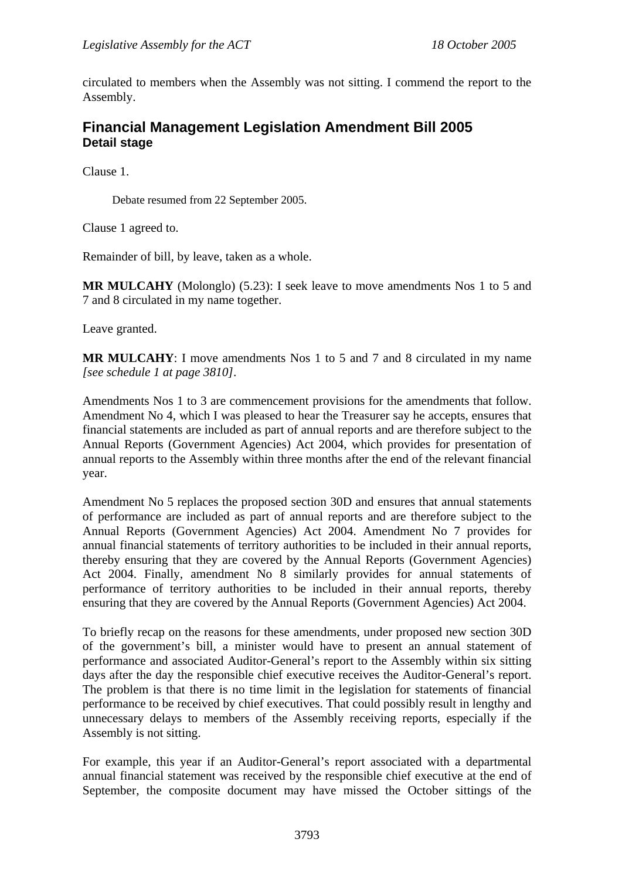circulated to members when the Assembly was not sitting. I commend the report to the Assembly.

## Financial Management Legislation Amendment Bill 2005
### Detail stage

Clause 1.

Debate resumed from 22 September 2005.

Clause 1 agreed to.

Remainder of bill, by leave, taken as a whole.

**MR MULCAHY** (Molonglo) (5.23): I seek leave to move amendments Nos 1 to 5 and 7 and 8 circulated in my name together.

Leave granted.

**MR MULCAHY**: I move amendments Nos 1 to 5 and 7 and 8 circulated in my name *[see schedule 1 at page 3810]*.

Amendments Nos 1 to 3 are commencement provisions for the amendments that follow. Amendment No 4, which I was pleased to hear the Treasurer say he accepts, ensures that financial statements are included as part of annual reports and are therefore subject to the Annual Reports (Government Agencies) Act 2004, which provides for presentation of annual reports to the Assembly within three months after the end of the relevant financial year.

Amendment No 5 replaces the proposed section 30D and ensures that annual statements of performance are included as part of annual reports and are therefore subject to the Annual Reports (Government Agencies) Act 2004. Amendment No 7 provides for annual financial statements of territory authorities to be included in their annual reports, thereby ensuring that they are covered by the Annual Reports (Government Agencies) Act 2004. Finally, amendment No 8 similarly provides for annual statements of performance of territory authorities to be included in their annual reports, thereby ensuring that they are covered by the Annual Reports (Government Agencies) Act 2004.

To briefly recap on the reasons for these amendments, under proposed new section 30D of the government's bill, a minister would have to present an annual statement of performance and associated Auditor-General's report to the Assembly within six sitting days after the day the responsible chief executive receives the Auditor-General's report. The problem is that there is no time limit in the legislation for statements of financial performance to be received by chief executives. That could possibly result in lengthy and unnecessary delays to members of the Assembly receiving reports, especially if the Assembly is not sitting.

For example, this year if an Auditor-General's report associated with a departmental annual financial statement was received by the responsible chief executive at the end of September, the composite document may have missed the October sittings of the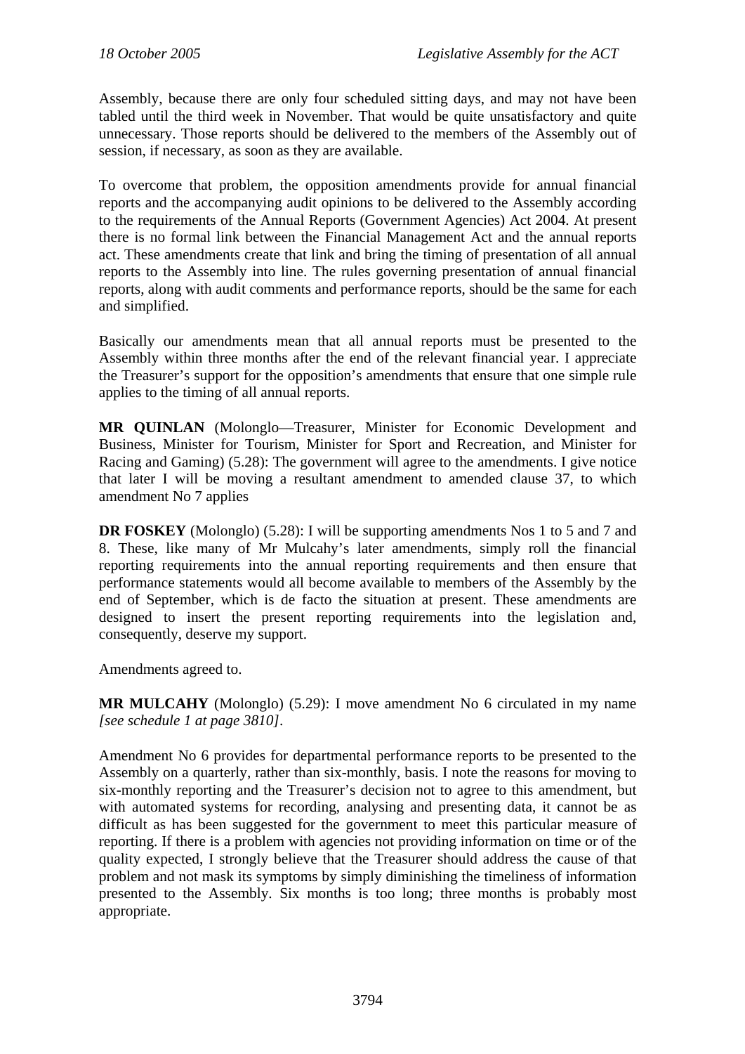Assembly, because there are only four scheduled sitting days, and may not have been tabled until the third week in November. That would be quite unsatisfactory and quite unnecessary. Those reports should be delivered to the members of the Assembly out of session, if necessary, as soon as they are available.

To overcome that problem, the opposition amendments provide for annual financial reports and the accompanying audit opinions to be delivered to the Assembly according to the requirements of the Annual Reports (Government Agencies) Act 2004. At present there is no formal link between the Financial Management Act and the annual reports act. These amendments create that link and bring the timing of presentation of all annual reports to the Assembly into line. The rules governing presentation of annual financial reports, along with audit comments and performance reports, should be the same for each and simplified.

Basically our amendments mean that all annual reports must be presented to the Assembly within three months after the end of the relevant financial year. I appreciate the Treasurer's support for the opposition's amendments that ensure that one simple rule applies to the timing of all annual reports.

**MR QUINLAN** (Molonglo—Treasurer, Minister for Economic Development and Business, Minister for Tourism, Minister for Sport and Recreation, and Minister for Racing and Gaming) (5.28): The government will agree to the amendments. I give notice that later I will be moving a resultant amendment to amended clause 37, to which amendment No 7 applies

**DR FOSKEY** (Molonglo) (5.28): I will be supporting amendments Nos 1 to 5 and 7 and 8. These, like many of Mr Mulcahy's later amendments, simply roll the financial reporting requirements into the annual reporting requirements and then ensure that performance statements would all become available to members of the Assembly by the end of September, which is de facto the situation at present. These amendments are designed to insert the present reporting requirements into the legislation and, consequently, deserve my support.

Amendments agreed to.

**MR MULCAHY** (Molonglo) (5.29): I move amendment No 6 circulated in my name *[see schedule 1 at page 3810]*.

Amendment No 6 provides for departmental performance reports to be presented to the Assembly on a quarterly, rather than six-monthly, basis. I note the reasons for moving to six-monthly reporting and the Treasurer's decision not to agree to this amendment, but with automated systems for recording, analysing and presenting data, it cannot be as difficult as has been suggested for the government to meet this particular measure of reporting. If there is a problem with agencies not providing information on time or of the quality expected, I strongly believe that the Treasurer should address the cause of that problem and not mask its symptoms by simply diminishing the timeliness of information presented to the Assembly. Six months is too long; three months is probably most appropriate.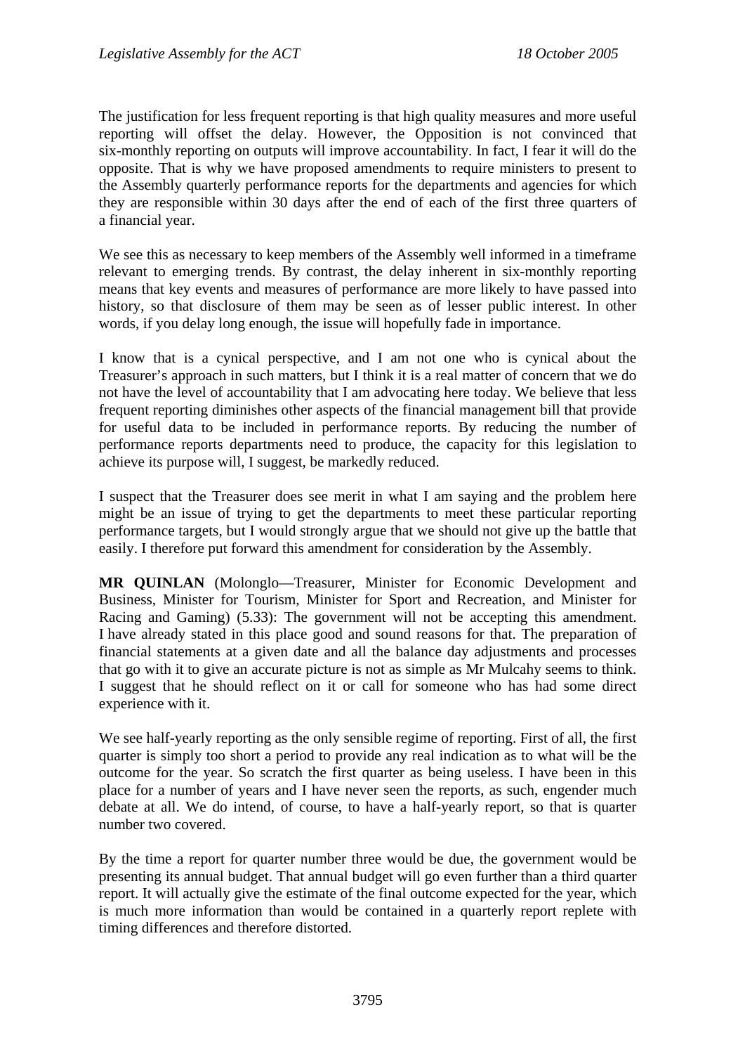The justification for less frequent reporting is that high quality measures and more useful reporting will offset the delay. However, the Opposition is not convinced that six-monthly reporting on outputs will improve accountability. In fact, I fear it will do the opposite. That is why we have proposed amendments to require ministers to present to the Assembly quarterly performance reports for the departments and agencies for which they are responsible within 30 days after the end of each of the first three quarters of a financial year.

We see this as necessary to keep members of the Assembly well informed in a timeframe relevant to emerging trends. By contrast, the delay inherent in six-monthly reporting means that key events and measures of performance are more likely to have passed into history, so that disclosure of them may be seen as of lesser public interest. In other words, if you delay long enough, the issue will hopefully fade in importance.

I know that is a cynical perspective, and I am not one who is cynical about the Treasurer's approach in such matters, but I think it is a real matter of concern that we do not have the level of accountability that I am advocating here today. We believe that less frequent reporting diminishes other aspects of the financial management bill that provide for useful data to be included in performance reports. By reducing the number of performance reports departments need to produce, the capacity for this legislation to achieve its purpose will, I suggest, be markedly reduced.

I suspect that the Treasurer does see merit in what I am saying and the problem here might be an issue of trying to get the departments to meet these particular reporting performance targets, but I would strongly argue that we should not give up the battle that easily. I therefore put forward this amendment for consideration by the Assembly.

**MR QUINLAN** (Molonglo—Treasurer, Minister for Economic Development and Business, Minister for Tourism, Minister for Sport and Recreation, and Minister for Racing and Gaming) (5.33): The government will not be accepting this amendment. I have already stated in this place good and sound reasons for that. The preparation of financial statements at a given date and all the balance day adjustments and processes that go with it to give an accurate picture is not as simple as Mr Mulcahy seems to think. I suggest that he should reflect on it or call for someone who has had some direct experience with it.

We see half-yearly reporting as the only sensible regime of reporting. First of all, the first quarter is simply too short a period to provide any real indication as to what will be the outcome for the year. So scratch the first quarter as being useless. I have been in this place for a number of years and I have never seen the reports, as such, engender much debate at all. We do intend, of course, to have a half-yearly report, so that is quarter number two covered.

By the time a report for quarter number three would be due, the government would be presenting its annual budget. That annual budget will go even further than a third quarter report. It will actually give the estimate of the final outcome expected for the year, which is much more information than would be contained in a quarterly report replete with timing differences and therefore distorted.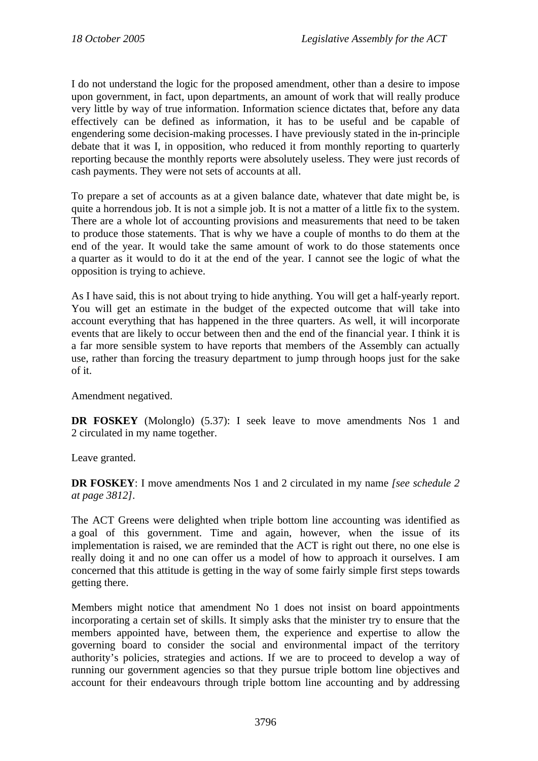I do not understand the logic for the proposed amendment, other than a desire to impose upon government, in fact, upon departments, an amount of work that will really produce very little by way of true information. Information science dictates that, before any data effectively can be defined as information, it has to be useful and be capable of engendering some decision-making processes. I have previously stated in the in-principle debate that it was I, in opposition, who reduced it from monthly reporting to quarterly reporting because the monthly reports were absolutely useless. They were just records of cash payments. They were not sets of accounts at all.

To prepare a set of accounts as at a given balance date, whatever that date might be, is quite a horrendous job. It is not a simple job. It is not a matter of a little fix to the system. There are a whole lot of accounting provisions and measurements that need to be taken to produce those statements. That is why we have a couple of months to do them at the end of the year. It would take the same amount of work to do those statements once a quarter as it would to do it at the end of the year. I cannot see the logic of what the opposition is trying to achieve.

As I have said, this is not about trying to hide anything. You will get a half-yearly report. You will get an estimate in the budget of the expected outcome that will take into account everything that has happened in the three quarters. As well, it will incorporate events that are likely to occur between then and the end of the financial year. I think it is a far more sensible system to have reports that members of the Assembly can actually use, rather than forcing the treasury department to jump through hoops just for the sake of it.

Amendment negatived.

**DR FOSKEY** (Molonglo) (5.37): I seek leave to move amendments Nos 1 and 2 circulated in my name together.

Leave granted.

**DR FOSKEY**: I move amendments Nos 1 and 2 circulated in my name *[see schedule 2 at page 3812]*.

The ACT Greens were delighted when triple bottom line accounting was identified as a goal of this government. Time and again, however, when the issue of its implementation is raised, we are reminded that the ACT is right out there, no one else is really doing it and no one can offer us a model of how to approach it ourselves. I am concerned that this attitude is getting in the way of some fairly simple first steps towards getting there.

Members might notice that amendment No 1 does not insist on board appointments incorporating a certain set of skills. It simply asks that the minister try to ensure that the members appointed have, between them, the experience and expertise to allow the governing board to consider the social and environmental impact of the territory authority's policies, strategies and actions. If we are to proceed to develop a way of running our government agencies so that they pursue triple bottom line objectives and account for their endeavours through triple bottom line accounting and by addressing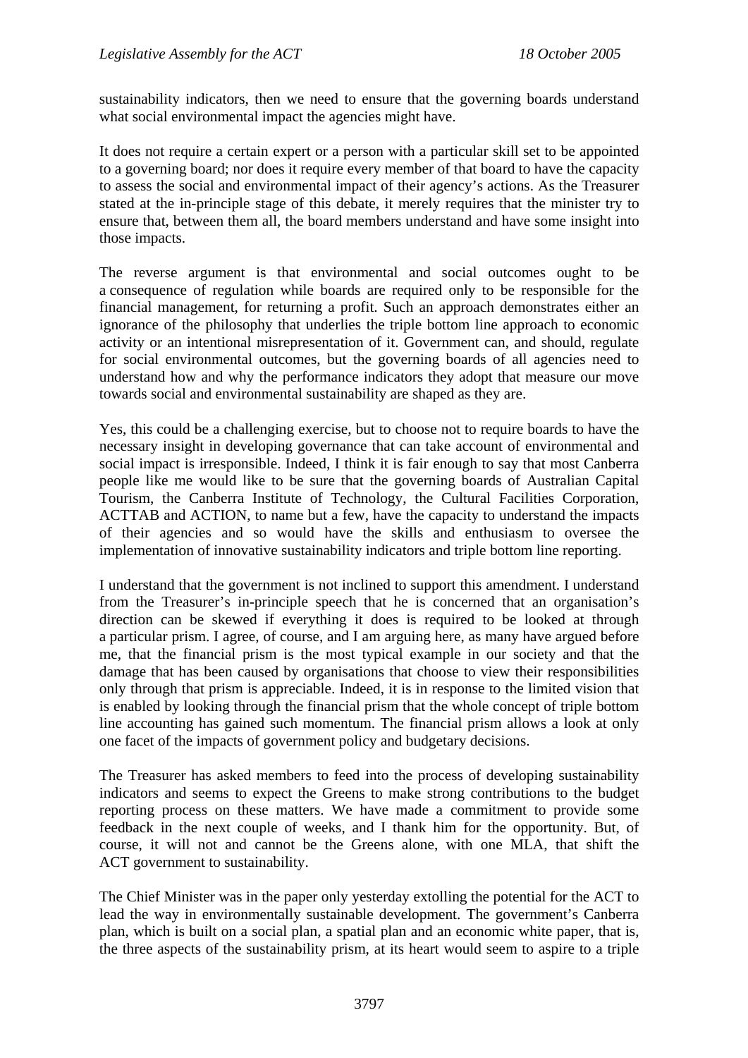sustainability indicators, then we need to ensure that the governing boards understand what social environmental impact the agencies might have.

It does not require a certain expert or a person with a particular skill set to be appointed to a governing board; nor does it require every member of that board to have the capacity to assess the social and environmental impact of their agency's actions. As the Treasurer stated at the in-principle stage of this debate, it merely requires that the minister try to ensure that, between them all, the board members understand and have some insight into those impacts.

The reverse argument is that environmental and social outcomes ought to be a consequence of regulation while boards are required only to be responsible for the financial management, for returning a profit. Such an approach demonstrates either an ignorance of the philosophy that underlies the triple bottom line approach to economic activity or an intentional misrepresentation of it. Government can, and should, regulate for social environmental outcomes, but the governing boards of all agencies need to understand how and why the performance indicators they adopt that measure our move towards social and environmental sustainability are shaped as they are.

Yes, this could be a challenging exercise, but to choose not to require boards to have the necessary insight in developing governance that can take account of environmental and social impact is irresponsible. Indeed, I think it is fair enough to say that most Canberra people like me would like to be sure that the governing boards of Australian Capital Tourism, the Canberra Institute of Technology, the Cultural Facilities Corporation, ACTTAB and ACTION, to name but a few, have the capacity to understand the impacts of their agencies and so would have the skills and enthusiasm to oversee the implementation of innovative sustainability indicators and triple bottom line reporting.

I understand that the government is not inclined to support this amendment. I understand from the Treasurer's in-principle speech that he is concerned that an organisation's direction can be skewed if everything it does is required to be looked at through a particular prism. I agree, of course, and I am arguing here, as many have argued before me, that the financial prism is the most typical example in our society and that the damage that has been caused by organisations that choose to view their responsibilities only through that prism is appreciable. Indeed, it is in response to the limited vision that is enabled by looking through the financial prism that the whole concept of triple bottom line accounting has gained such momentum. The financial prism allows a look at only one facet of the impacts of government policy and budgetary decisions.

The Treasurer has asked members to feed into the process of developing sustainability indicators and seems to expect the Greens to make strong contributions to the budget reporting process on these matters. We have made a commitment to provide some feedback in the next couple of weeks, and I thank him for the opportunity. But, of course, it will not and cannot be the Greens alone, with one MLA, that shift the ACT government to sustainability.

The Chief Minister was in the paper only yesterday extolling the potential for the ACT to lead the way in environmentally sustainable development. The government's Canberra plan, which is built on a social plan, a spatial plan and an economic white paper, that is, the three aspects of the sustainability prism, at its heart would seem to aspire to a triple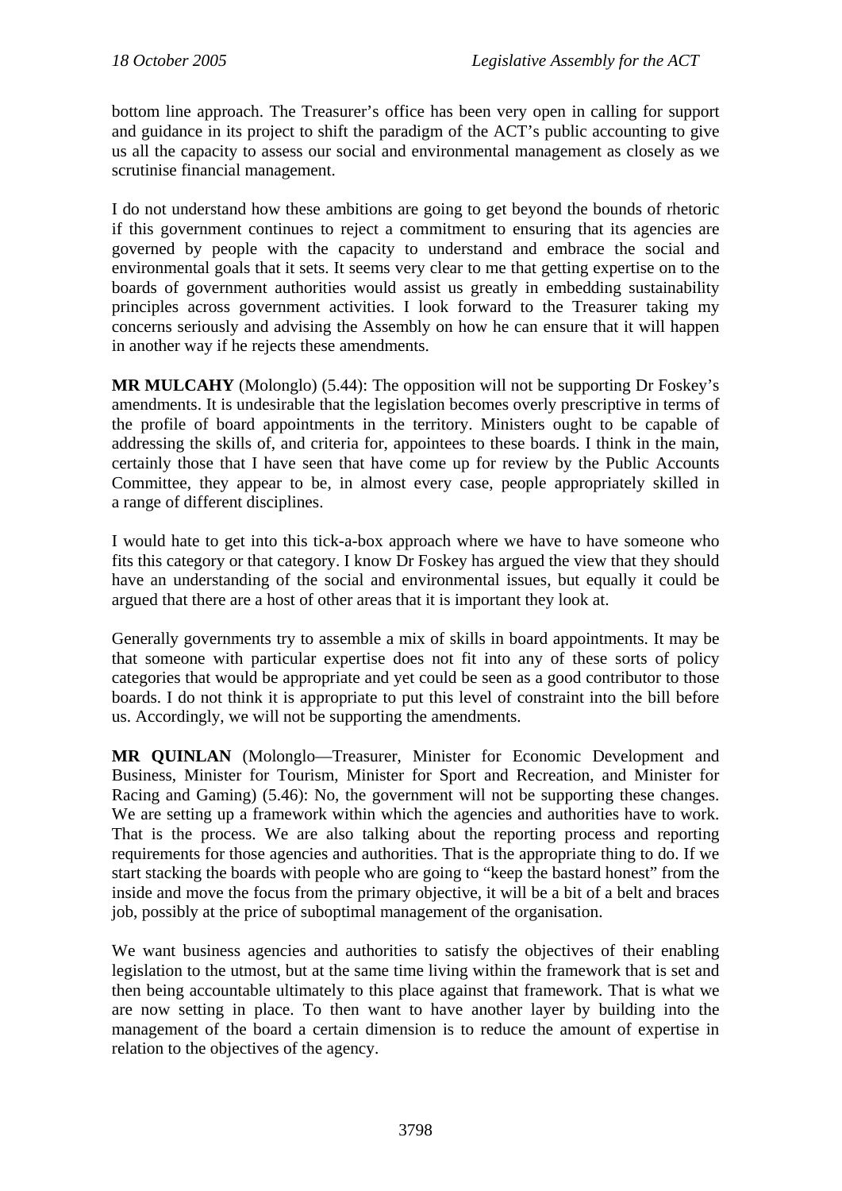bottom line approach. The Treasurer's office has been very open in calling for support and guidance in its project to shift the paradigm of the ACT's public accounting to give us all the capacity to assess our social and environmental management as closely as we scrutinise financial management.

I do not understand how these ambitions are going to get beyond the bounds of rhetoric if this government continues to reject a commitment to ensuring that its agencies are governed by people with the capacity to understand and embrace the social and environmental goals that it sets. It seems very clear to me that getting expertise on to the boards of government authorities would assist us greatly in embedding sustainability principles across government activities. I look forward to the Treasurer taking my concerns seriously and advising the Assembly on how he can ensure that it will happen in another way if he rejects these amendments.

**MR MULCAHY** (Molonglo) (5.44): The opposition will not be supporting Dr Foskey's amendments. It is undesirable that the legislation becomes overly prescriptive in terms of the profile of board appointments in the territory. Ministers ought to be capable of addressing the skills of, and criteria for, appointees to these boards. I think in the main, certainly those that I have seen that have come up for review by the Public Accounts Committee, they appear to be, in almost every case, people appropriately skilled in a range of different disciplines.

I would hate to get into this tick-a-box approach where we have to have someone who fits this category or that category. I know Dr Foskey has argued the view that they should have an understanding of the social and environmental issues, but equally it could be argued that there are a host of other areas that it is important they look at.

Generally governments try to assemble a mix of skills in board appointments. It may be that someone with particular expertise does not fit into any of these sorts of policy categories that would be appropriate and yet could be seen as a good contributor to those boards. I do not think it is appropriate to put this level of constraint into the bill before us. Accordingly, we will not be supporting the amendments.

**MR QUINLAN** (Molonglo—Treasurer, Minister for Economic Development and Business, Minister for Tourism, Minister for Sport and Recreation, and Minister for Racing and Gaming) (5.46): No, the government will not be supporting these changes. We are setting up a framework within which the agencies and authorities have to work. That is the process. We are also talking about the reporting process and reporting requirements for those agencies and authorities. That is the appropriate thing to do. If we start stacking the boards with people who are going to "keep the bastard honest" from the inside and move the focus from the primary objective, it will be a bit of a belt and braces job, possibly at the price of suboptimal management of the organisation.

We want business agencies and authorities to satisfy the objectives of their enabling legislation to the utmost, but at the same time living within the framework that is set and then being accountable ultimately to this place against that framework. That is what we are now setting in place. To then want to have another layer by building into the management of the board a certain dimension is to reduce the amount of expertise in relation to the objectives of the agency.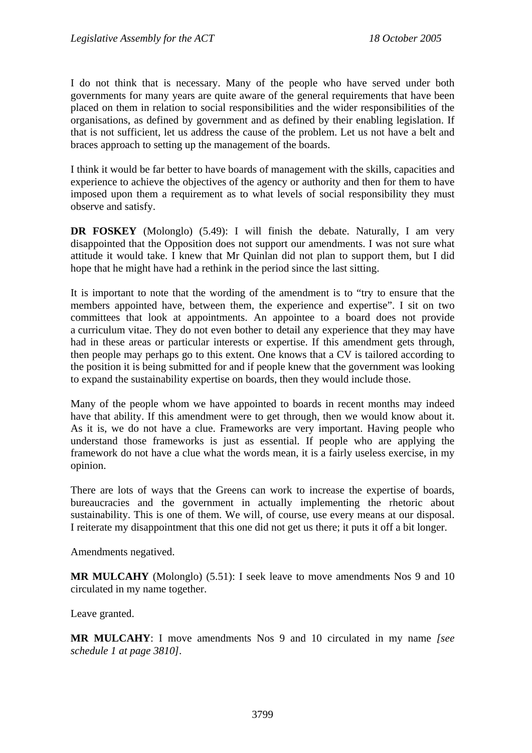I do not think that is necessary. Many of the people who have served under both governments for many years are quite aware of the general requirements that have been placed on them in relation to social responsibilities and the wider responsibilities of the organisations, as defined by government and as defined by their enabling legislation. If that is not sufficient, let us address the cause of the problem. Let us not have a belt and braces approach to setting up the management of the boards.

I think it would be far better to have boards of management with the skills, capacities and experience to achieve the objectives of the agency or authority and then for them to have imposed upon them a requirement as to what levels of social responsibility they must observe and satisfy.

**DR FOSKEY** (Molonglo) (5.49): I will finish the debate. Naturally, I am very disappointed that the Opposition does not support our amendments. I was not sure what attitude it would take. I knew that Mr Quinlan did not plan to support them, but I did hope that he might have had a rethink in the period since the last sitting.

It is important to note that the wording of the amendment is to "try to ensure that the members appointed have, between them, the experience and expertise". I sit on two committees that look at appointments. An appointee to a board does not provide a curriculum vitae. They do not even bother to detail any experience that they may have had in these areas or particular interests or expertise. If this amendment gets through, then people may perhaps go to this extent. One knows that a CV is tailored according to the position it is being submitted for and if people knew that the government was looking to expand the sustainability expertise on boards, then they would include those.

Many of the people whom we have appointed to boards in recent months may indeed have that ability. If this amendment were to get through, then we would know about it. As it is, we do not have a clue. Frameworks are very important. Having people who understand those frameworks is just as essential. If people who are applying the framework do not have a clue what the words mean, it is a fairly useless exercise, in my opinion.

There are lots of ways that the Greens can work to increase the expertise of boards, bureaucracies and the government in actually implementing the rhetoric about sustainability. This is one of them. We will, of course, use every means at our disposal. I reiterate my disappointment that this one did not get us there; it puts it off a bit longer.

Amendments negatived.

**MR MULCAHY** (Molonglo) (5.51): I seek leave to move amendments Nos 9 and 10 circulated in my name together.

Leave granted.

**MR MULCAHY**: I move amendments Nos 9 and 10 circulated in my name *[see schedule 1 at page 3810]*.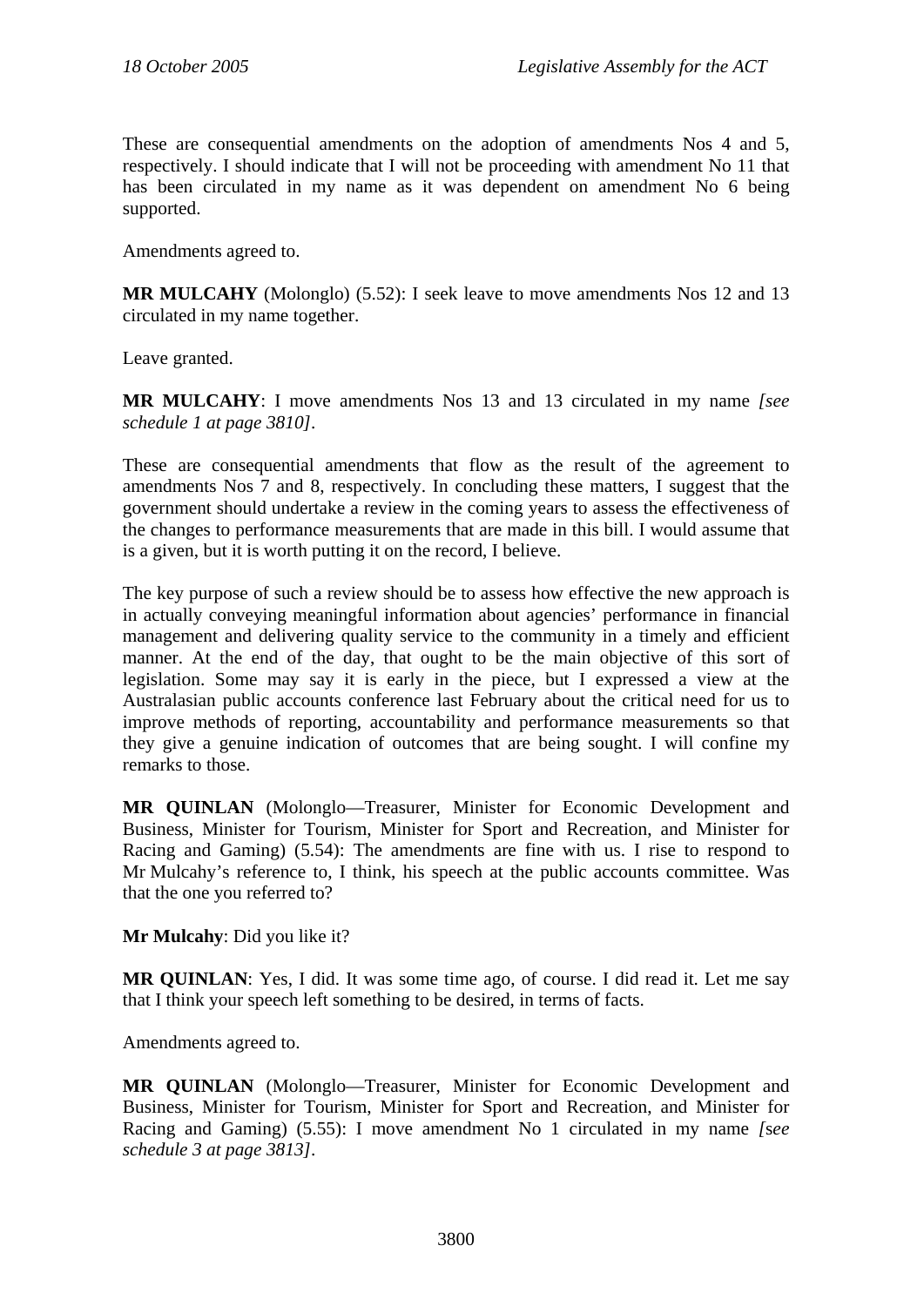These are consequential amendments on the adoption of amendments Nos 4 and 5, respectively. I should indicate that I will not be proceeding with amendment No 11 that has been circulated in my name as it was dependent on amendment No 6 being supported.

Amendments agreed to.

**MR MULCAHY** (Molonglo) (5.52): I seek leave to move amendments Nos 12 and 13 circulated in my name together.

Leave granted.

**MR MULCAHY**: I move amendments Nos 13 and 13 circulated in my name *[see schedule 1 at page 3810]*.

These are consequential amendments that flow as the result of the agreement to amendments Nos 7 and 8, respectively. In concluding these matters, I suggest that the government should undertake a review in the coming years to assess the effectiveness of the changes to performance measurements that are made in this bill. I would assume that is a given, but it is worth putting it on the record, I believe.

The key purpose of such a review should be to assess how effective the new approach is in actually conveying meaningful information about agencies' performance in financial management and delivering quality service to the community in a timely and efficient manner. At the end of the day, that ought to be the main objective of this sort of legislation. Some may say it is early in the piece, but I expressed a view at the Australasian public accounts conference last February about the critical need for us to improve methods of reporting, accountability and performance measurements so that they give a genuine indication of outcomes that are being sought. I will confine my remarks to those.

**MR QUINLAN** (Molonglo—Treasurer, Minister for Economic Development and Business, Minister for Tourism, Minister for Sport and Recreation, and Minister for Racing and Gaming) (5.54): The amendments are fine with us. I rise to respond to Mr Mulcahy's reference to, I think, his speech at the public accounts committee. Was that the one you referred to?

**Mr Mulcahy**: Did you like it?

**MR QUINLAN**: Yes, I did. It was some time ago, of course. I did read it. Let me say that I think your speech left something to be desired, in terms of facts.

Amendments agreed to.

**MR QUINLAN** (Molonglo—Treasurer, Minister for Economic Development and Business, Minister for Tourism, Minister for Sport and Recreation, and Minister for Racing and Gaming) (5.55): I move amendment No 1 circulated in my name *[see schedule 3 at page 3813]*.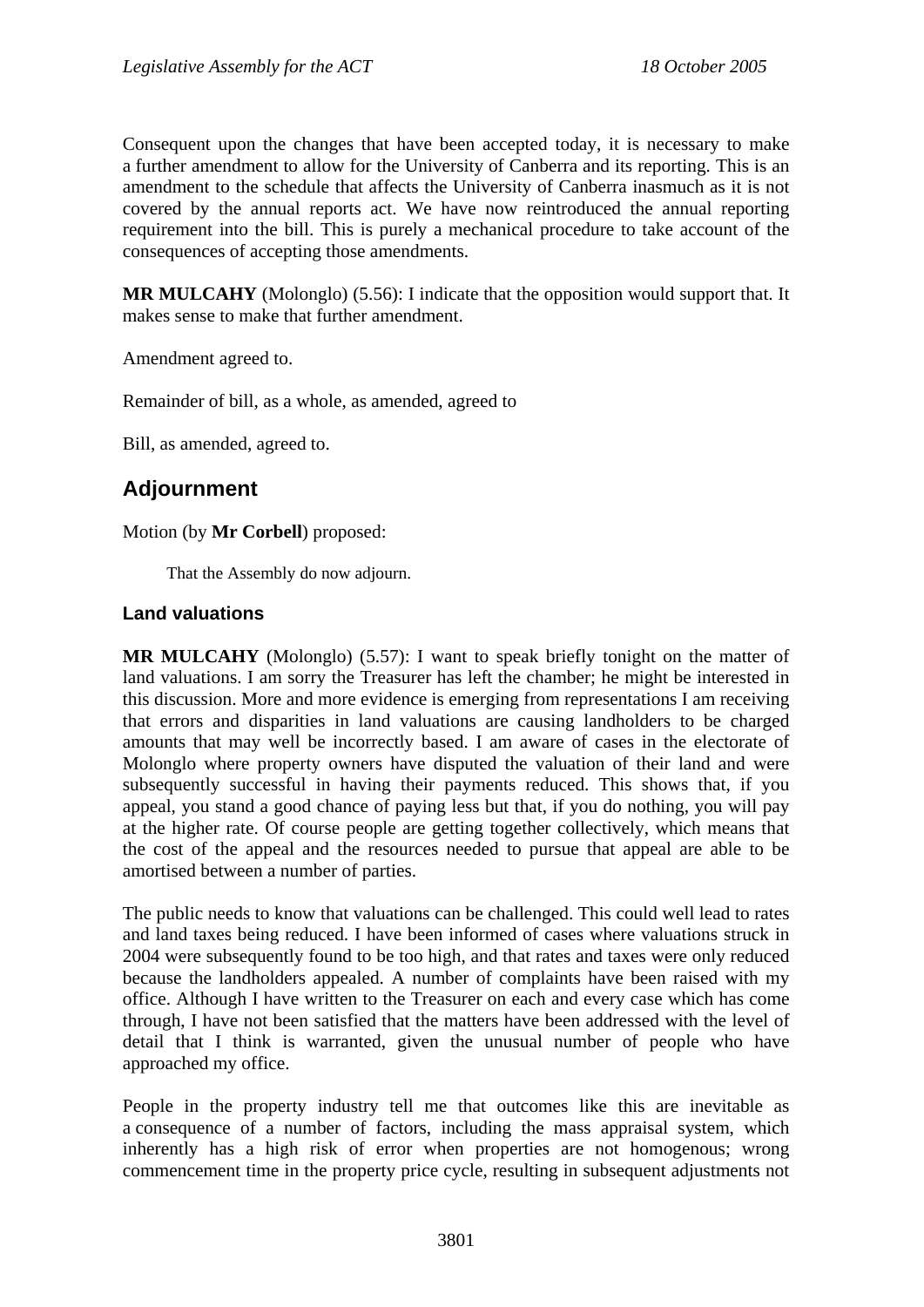Consequent upon the changes that have been accepted today, it is necessary to make a further amendment to allow for the University of Canberra and its reporting. This is an amendment to the schedule that affects the University of Canberra inasmuch as it is not covered by the annual reports act. We have now reintroduced the annual reporting requirement into the bill. This is purely a mechanical procedure to take account of the consequences of accepting those amendments.

**MR MULCAHY** (Molonglo) (5.56): I indicate that the opposition would support that. It makes sense to make that further amendment.

Amendment agreed to.

Remainder of bill, as a whole, as amended, agreed to

Bill, as amended, agreed to.

## Adjournment

Motion (by **Mr Corbell**) proposed:

> That the Assembly do now adjourn.

### Land valuations

**MR MULCAHY** (Molonglo) (5.57): I want to speak briefly tonight on the matter of land valuations. I am sorry the Treasurer has left the chamber; he might be interested in this discussion. More and more evidence is emerging from representations I am receiving that errors and disparities in land valuations are causing landholders to be charged amounts that may well be incorrectly based. I am aware of cases in the electorate of Molonglo where property owners have disputed the valuation of their land and were subsequently successful in having their payments reduced. This shows that, if you appeal, you stand a good chance of paying less but that, if you do nothing, you will pay at the higher rate. Of course people are getting together collectively, which means that the cost of the appeal and the resources needed to pursue that appeal are able to be amortised between a number of parties.

The public needs to know that valuations can be challenged. This could well lead to rates and land taxes being reduced. I have been informed of cases where valuations struck in 2004 were subsequently found to be too high, and that rates and taxes were only reduced because the landholders appealed. A number of complaints have been raised with my office. Although I have written to the Treasurer on each and every case which has come through, I have not been satisfied that the matters have been addressed with the level of detail that I think is warranted, given the unusual number of people who have approached my office.

People in the property industry tell me that outcomes like this are inevitable as a consequence of a number of factors, including the mass appraisal system, which inherently has a high risk of error when properties are not homogenous; wrong commencement time in the property price cycle, resulting in subsequent adjustments not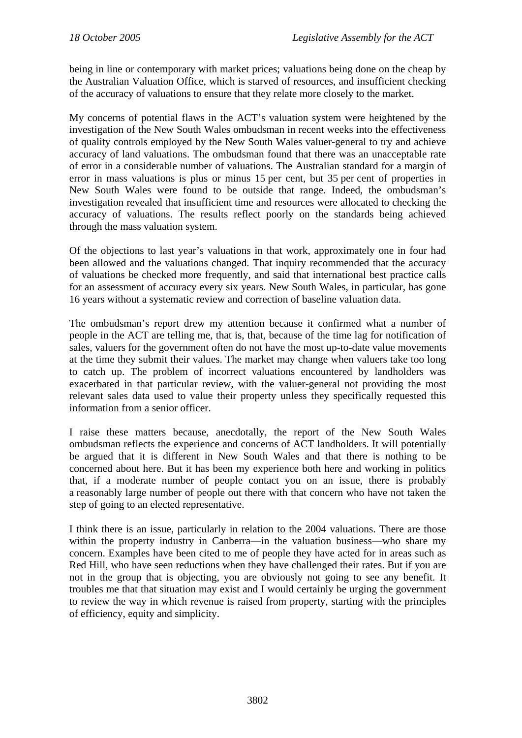being in line or contemporary with market prices; valuations being done on the cheap by the Australian Valuation Office, which is starved of resources, and insufficient checking of the accuracy of valuations to ensure that they relate more closely to the market.

My concerns of potential flaws in the ACT's valuation system were heightened by the investigation of the New South Wales ombudsman in recent weeks into the effectiveness of quality controls employed by the New South Wales valuer-general to try and achieve accuracy of land valuations. The ombudsman found that there was an unacceptable rate of error in a considerable number of valuations. The Australian standard for a margin of error in mass valuations is plus or minus 15 per cent, but 35 per cent of properties in New South Wales were found to be outside that range. Indeed, the ombudsman's investigation revealed that insufficient time and resources were allocated to checking the accuracy of valuations. The results reflect poorly on the standards being achieved through the mass valuation system.

Of the objections to last year's valuations in that work, approximately one in four had been allowed and the valuations changed. That inquiry recommended that the accuracy of valuations be checked more frequently, and said that international best practice calls for an assessment of accuracy every six years. New South Wales, in particular, has gone 16 years without a systematic review and correction of baseline valuation data.

The ombudsman's report drew my attention because it confirmed what a number of people in the ACT are telling me, that is, that, because of the time lag for notification of sales, valuers for the government often do not have the most up-to-date value movements at the time they submit their values. The market may change when valuers take too long to catch up. The problem of incorrect valuations encountered by landholders was exacerbated in that particular review, with the valuer-general not providing the most relevant sales data used to value their property unless they specifically requested this information from a senior officer.

I raise these matters because, anecdotally, the report of the New South Wales ombudsman reflects the experience and concerns of ACT landholders. It will potentially be argued that it is different in New South Wales and that there is nothing to be concerned about here. But it has been my experience both here and working in politics that, if a moderate number of people contact you on an issue, there is probably a reasonably large number of people out there with that concern who have not taken the step of going to an elected representative.

I think there is an issue, particularly in relation to the 2004 valuations. There are those within the property industry in Canberra—in the valuation business—who share my concern. Examples have been cited to me of people they have acted for in areas such as Red Hill, who have seen reductions when they have challenged their rates. But if you are not in the group that is objecting, you are obviously not going to see any benefit. It troubles me that that situation may exist and I would certainly be urging the government to review the way in which revenue is raised from property, starting with the principles of efficiency, equity and simplicity.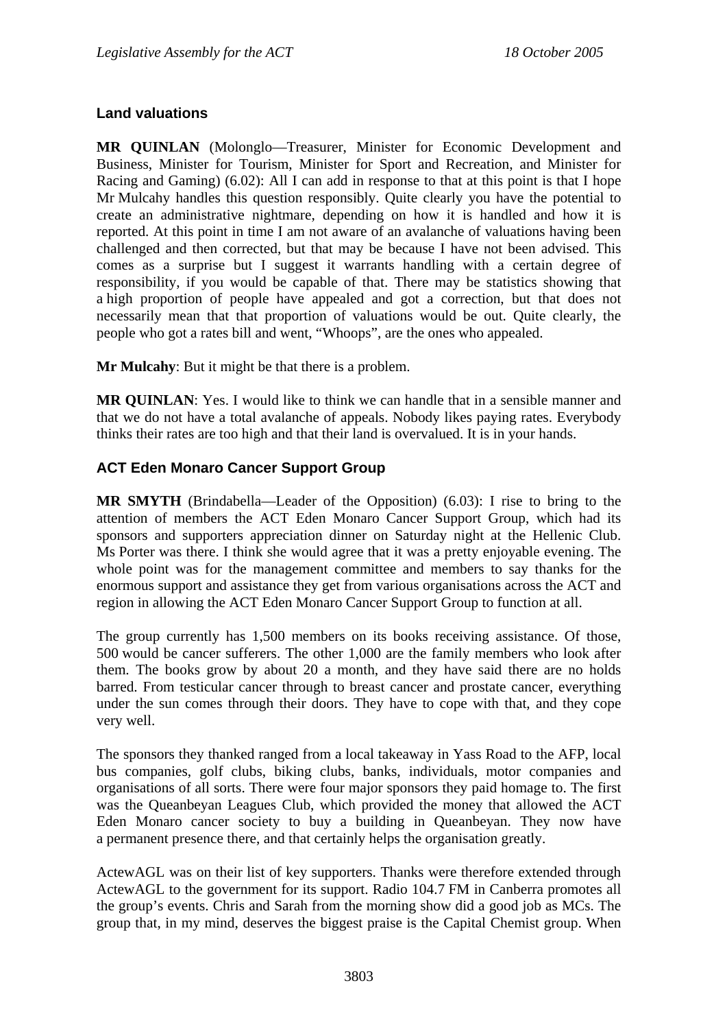## Land valuations

**MR QUINLAN** (Molonglo—Treasurer, Minister for Economic Development and Business, Minister for Tourism, Minister for Sport and Recreation, and Minister for Racing and Gaming) (6.02): All I can add in response to that at this point is that I hope Mr Mulcahy handles this question responsibly. Quite clearly you have the potential to create an administrative nightmare, depending on how it is handled and how it is reported. At this point in time I am not aware of an avalanche of valuations having been challenged and then corrected, but that may be because I have not been advised. This comes as a surprise but I suggest it warrants handling with a certain degree of responsibility, if you would be capable of that. There may be statistics showing that a high proportion of people have appealed and got a correction, but that does not necessarily mean that that proportion of valuations would be out. Quite clearly, the people who got a rates bill and went, "Whoops", are the ones who appealed.

**Mr Mulcahy**: But it might be that there is a problem.

**MR QUINLAN**: Yes. I would like to think we can handle that in a sensible manner and that we do not have a total avalanche of appeals. Nobody likes paying rates. Everybody thinks their rates are too high and that their land is overvalued. It is in your hands.

## ACT Eden Monaro Cancer Support Group

**MR SMYTH** (Brindabella—Leader of the Opposition) (6.03): I rise to bring to the attention of members the ACT Eden Monaro Cancer Support Group, which had its sponsors and supporters appreciation dinner on Saturday night at the Hellenic Club. Ms Porter was there. I think she would agree that it was a pretty enjoyable evening. The whole point was for the management committee and members to say thanks for the enormous support and assistance they get from various organisations across the ACT and region in allowing the ACT Eden Monaro Cancer Support Group to function at all.

The group currently has 1,500 members on its books receiving assistance. Of those, 500 would be cancer sufferers. The other 1,000 are the family members who look after them. The books grow by about 20 a month, and they have said there are no holds barred. From testicular cancer through to breast cancer and prostate cancer, everything under the sun comes through their doors. They have to cope with that, and they cope very well.

The sponsors they thanked ranged from a local takeaway in Yass Road to the AFP, local bus companies, golf clubs, biking clubs, banks, individuals, motor companies and organisations of all sorts. There were four major sponsors they paid homage to. The first was the Queanbeyan Leagues Club, which provided the money that allowed the ACT Eden Monaro cancer society to buy a building in Queanbeyan. They now have a permanent presence there, and that certainly helps the organisation greatly.

ActewAGL was on their list of key supporters. Thanks were therefore extended through ActewAGL to the government for its support. Radio 104.7 FM in Canberra promotes all the group's events. Chris and Sarah from the morning show did a good job as MCs. The group that, in my mind, deserves the biggest praise is the Capital Chemist group. When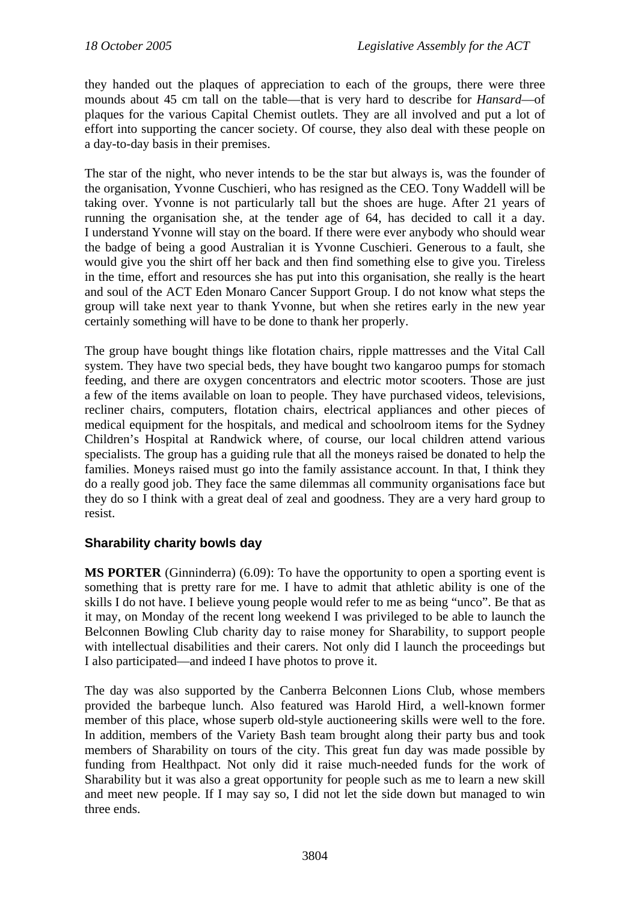they handed out the plaques of appreciation to each of the groups, there were three mounds about 45 cm tall on the table—that is very hard to describe for *Hansard*—of plaques for the various Capital Chemist outlets. They are all involved and put a lot of effort into supporting the cancer society. Of course, they also deal with these people on a day-to-day basis in their premises.

The star of the night, who never intends to be the star but always is, was the founder of the organisation, Yvonne Cuschieri, who has resigned as the CEO. Tony Waddell will be taking over. Yvonne is not particularly tall but the shoes are huge. After 21 years of running the organisation she, at the tender age of 64, has decided to call it a day. I understand Yvonne will stay on the board. If there were ever anybody who should wear the badge of being a good Australian it is Yvonne Cuschieri. Generous to a fault, she would give you the shirt off her back and then find something else to give you. Tireless in the time, effort and resources she has put into this organisation, she really is the heart and soul of the ACT Eden Monaro Cancer Support Group. I do not know what steps the group will take next year to thank Yvonne, but when she retires early in the new year certainly something will have to be done to thank her properly.

The group have bought things like flotation chairs, ripple mattresses and the Vital Call system. They have two special beds, they have bought two kangaroo pumps for stomach feeding, and there are oxygen concentrators and electric motor scooters. Those are just a few of the items available on loan to people. They have purchased videos, televisions, recliner chairs, computers, flotation chairs, electrical appliances and other pieces of medical equipment for the hospitals, and medical and schoolroom items for the Sydney Children's Hospital at Randwick where, of course, our local children attend various specialists. The group has a guiding rule that all the moneys raised be donated to help the families. Moneys raised must go into the family assistance account. In that, I think they do a really good job. They face the same dilemmas all community organisations face but they do so I think with a great deal of zeal and goodness. They are a very hard group to resist.

### Sharability charity bowls day

**MS PORTER** (Ginninderra) (6.09): To have the opportunity to open a sporting event is something that is pretty rare for me. I have to admit that athletic ability is one of the skills I do not have. I believe young people would refer to me as being "unco". Be that as it may, on Monday of the recent long weekend I was privileged to be able to launch the Belconnen Bowling Club charity day to raise money for Sharability, to support people with intellectual disabilities and their carers. Not only did I launch the proceedings but I also participated—and indeed I have photos to prove it.

The day was also supported by the Canberra Belconnen Lions Club, whose members provided the barbeque lunch. Also featured was Harold Hird, a well-known former member of this place, whose superb old-style auctioneering skills were well to the fore. In addition, members of the Variety Bash team brought along their party bus and took members of Sharability on tours of the city. This great fun day was made possible by funding from Healthpact. Not only did it raise much-needed funds for the work of Sharability but it was also a great opportunity for people such as me to learn a new skill and meet new people. If I may say so, I did not let the side down but managed to win three ends.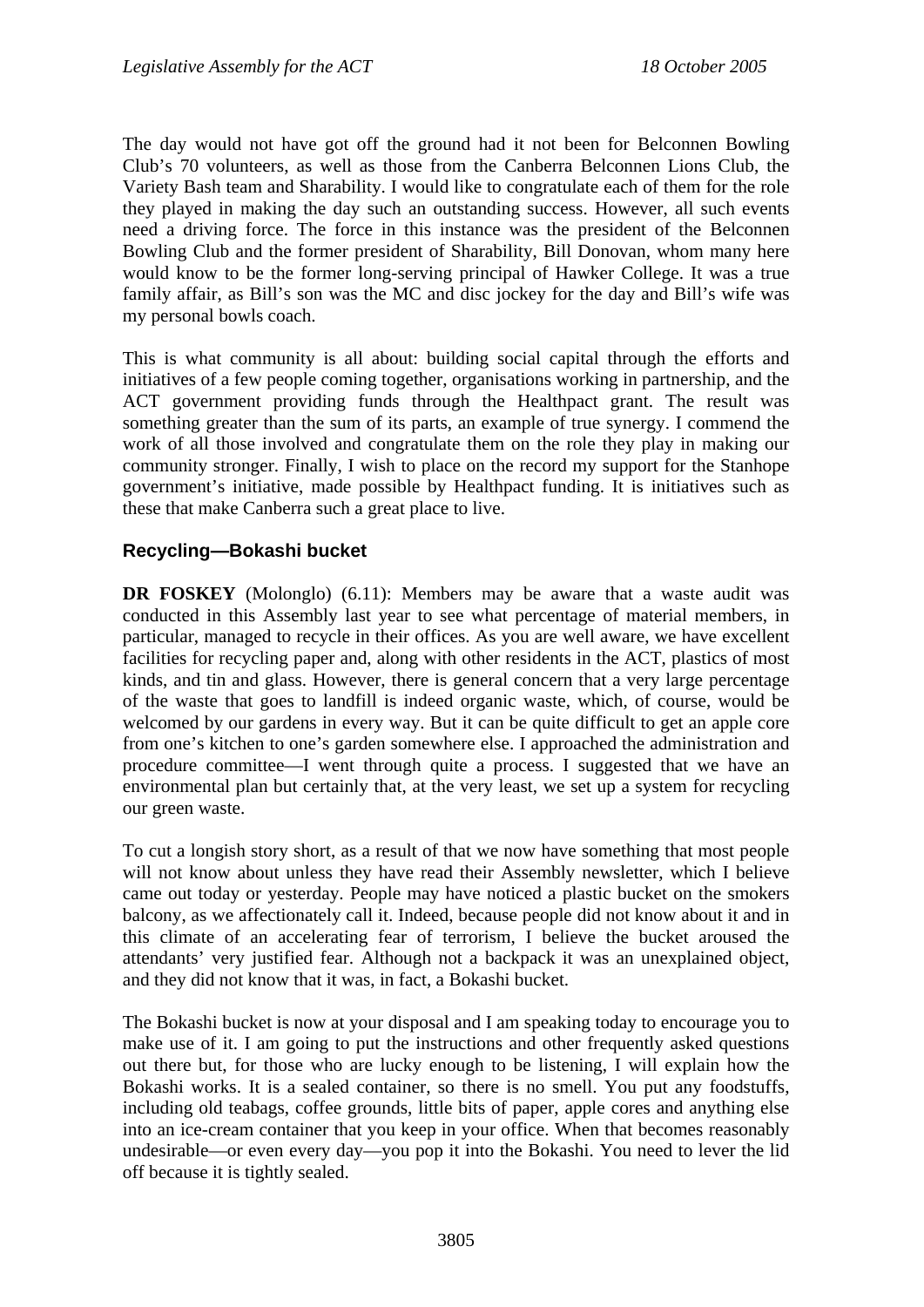The day would not have got off the ground had it not been for Belconnen Bowling Club's 70 volunteers, as well as those from the Canberra Belconnen Lions Club, the Variety Bash team and Sharability. I would like to congratulate each of them for the role they played in making the day such an outstanding success. However, all such events need a driving force. The force in this instance was the president of the Belconnen Bowling Club and the former president of Sharability, Bill Donovan, whom many here would know to be the former long-serving principal of Hawker College. It was a true family affair, as Bill's son was the MC and disc jockey for the day and Bill's wife was my personal bowls coach.

This is what community is all about: building social capital through the efforts and initiatives of a few people coming together, organisations working in partnership, and the ACT government providing funds through the Healthpact grant. The result was something greater than the sum of its parts, an example of true synergy. I commend the work of all those involved and congratulate them on the role they play in making our community stronger. Finally, I wish to place on the record my support for the Stanhope government's initiative, made possible by Healthpact funding. It is initiatives such as these that make Canberra such a great place to live.

### Recycling—Bokashi bucket

**DR FOSKEY** (Molonglo) (6.11): Members may be aware that a waste audit was conducted in this Assembly last year to see what percentage of material members, in particular, managed to recycle in their offices. As you are well aware, we have excellent facilities for recycling paper and, along with other residents in the ACT, plastics of most kinds, and tin and glass. However, there is general concern that a very large percentage of the waste that goes to landfill is indeed organic waste, which, of course, would be welcomed by our gardens in every way. But it can be quite difficult to get an apple core from one's kitchen to one's garden somewhere else. I approached the administration and procedure committee—I went through quite a process. I suggested that we have an environmental plan but certainly that, at the very least, we set up a system for recycling our green waste.

To cut a longish story short, as a result of that we now have something that most people will not know about unless they have read their Assembly newsletter, which I believe came out today or yesterday. People may have noticed a plastic bucket on the smokers balcony, as we affectionately call it. Indeed, because people did not know about it and in this climate of an accelerating fear of terrorism, I believe the bucket aroused the attendants' very justified fear. Although not a backpack it was an unexplained object, and they did not know that it was, in fact, a Bokashi bucket.

The Bokashi bucket is now at your disposal and I am speaking today to encourage you to make use of it. I am going to put the instructions and other frequently asked questions out there but, for those who are lucky enough to be listening, I will explain how the Bokashi works. It is a sealed container, so there is no smell. You put any foodstuffs, including old teabags, coffee grounds, little bits of paper, apple cores and anything else into an ice-cream container that you keep in your office. When that becomes reasonably undesirable—or even every day—you pop it into the Bokashi. You need to lever the lid off because it is tightly sealed.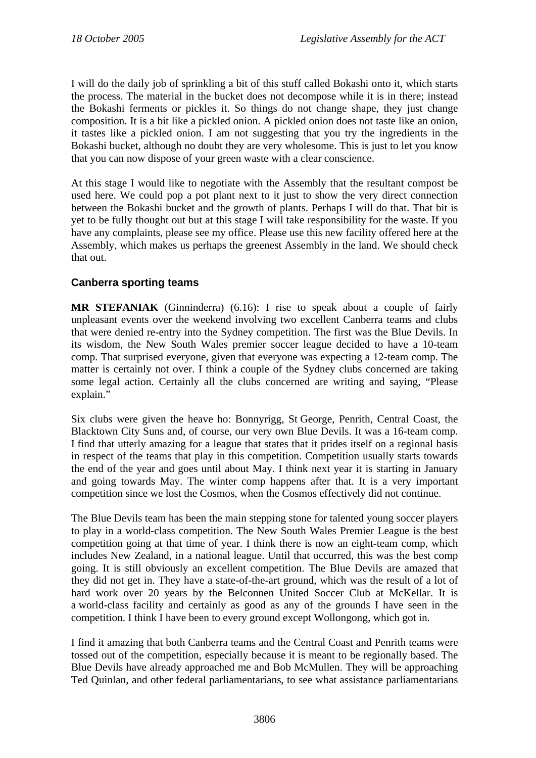I will do the daily job of sprinkling a bit of this stuff called Bokashi onto it, which starts the process. The material in the bucket does not decompose while it is in there; instead the Bokashi ferments or pickles it. So things do not change shape, they just change composition. It is a bit like a pickled onion. A pickled onion does not taste like an onion, it tastes like a pickled onion. I am not suggesting that you try the ingredients in the Bokashi bucket, although no doubt they are very wholesome. This is just to let you know that you can now dispose of your green waste with a clear conscience.

At this stage I would like to negotiate with the Assembly that the resultant compost be used here. We could pop a pot plant next to it just to show the very direct connection between the Bokashi bucket and the growth of plants. Perhaps I will do that. That bit is yet to be fully thought out but at this stage I will take responsibility for the waste. If you have any complaints, please see my office. Please use this new facility offered here at the Assembly, which makes us perhaps the greenest Assembly in the land. We should check that out.

### Canberra sporting teams

**MR STEFANIAK** (Ginninderra) (6.16): I rise to speak about a couple of fairly unpleasant events over the weekend involving two excellent Canberra teams and clubs that were denied re-entry into the Sydney competition. The first was the Blue Devils. In its wisdom, the New South Wales premier soccer league decided to have a 10-team comp. That surprised everyone, given that everyone was expecting a 12-team comp. The matter is certainly not over. I think a couple of the Sydney clubs concerned are taking some legal action. Certainly all the clubs concerned are writing and saying, "Please explain."

Six clubs were given the heave ho: Bonnyrigg, St George, Penrith, Central Coast, the Blacktown City Suns and, of course, our very own Blue Devils. It was a 16-team comp. I find that utterly amazing for a league that states that it prides itself on a regional basis in respect of the teams that play in this competition. Competition usually starts towards the end of the year and goes until about May. I think next year it is starting in January and going towards May. The winter comp happens after that. It is a very important competition since we lost the Cosmos, when the Cosmos effectively did not continue.

The Blue Devils team has been the main stepping stone for talented young soccer players to play in a world-class competition. The New South Wales Premier League is the best competition going at that time of year. I think there is now an eight-team comp, which includes New Zealand, in a national league. Until that occurred, this was the best comp going. It is still obviously an excellent competition. The Blue Devils are amazed that they did not get in. They have a state-of-the-art ground, which was the result of a lot of hard work over 20 years by the Belconnen United Soccer Club at McKellar. It is a world-class facility and certainly as good as any of the grounds I have seen in the competition. I think I have been to every ground except Wollongong, which got in.

I find it amazing that both Canberra teams and the Central Coast and Penrith teams were tossed out of the competition, especially because it is meant to be regionally based. The Blue Devils have already approached me and Bob McMullen. They will be approaching Ted Quinlan, and other federal parliamentarians, to see what assistance parliamentarians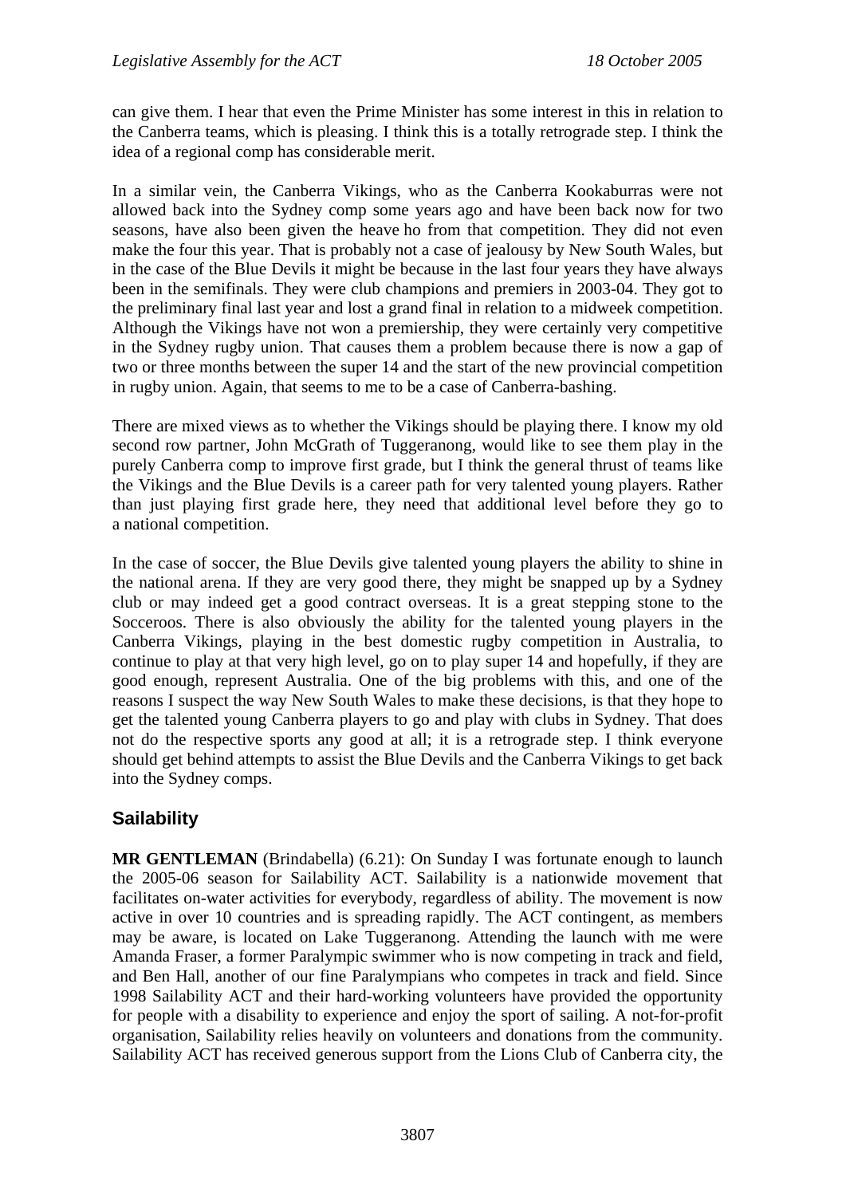can give them. I hear that even the Prime Minister has some interest in this in relation to the Canberra teams, which is pleasing. I think this is a totally retrograde step. I think the idea of a regional comp has considerable merit.

In a similar vein, the Canberra Vikings, who as the Canberra Kookaburras were not allowed back into the Sydney comp some years ago and have been back now for two seasons, have also been given the heave ho from that competition. They did not even make the four this year. That is probably not a case of jealousy by New South Wales, but in the case of the Blue Devils it might be because in the last four years they have always been in the semifinals. They were club champions and premiers in 2003-04. They got to the preliminary final last year and lost a grand final in relation to a midweek competition. Although the Vikings have not won a premiership, they were certainly very competitive in the Sydney rugby union. That causes them a problem because there is now a gap of two or three months between the super 14 and the start of the new provincial competition in rugby union. Again, that seems to me to be a case of Canberra-bashing.

There are mixed views as to whether the Vikings should be playing there. I know my old second row partner, John McGrath of Tuggeranong, would like to see them play in the purely Canberra comp to improve first grade, but I think the general thrust of teams like the Vikings and the Blue Devils is a career path for very talented young players. Rather than just playing first grade here, they need that additional level before they go to a national competition.

In the case of soccer, the Blue Devils give talented young players the ability to shine in the national arena. If they are very good there, they might be snapped up by a Sydney club or may indeed get a good contract overseas. It is a great stepping stone to the Socceroos. There is also obviously the ability for the talented young players in the Canberra Vikings, playing in the best domestic rugby competition in Australia, to continue to play at that very high level, go on to play super 14 and hopefully, if they are good enough, represent Australia. One of the big problems with this, and one of the reasons I suspect the way New South Wales to make these decisions, is that they hope to get the talented young Canberra players to go and play with clubs in Sydney. That does not do the respective sports any good at all; it is a retrograde step. I think everyone should get behind attempts to assist the Blue Devils and the Canberra Vikings to get back into the Sydney comps.

## Sailability

**MR GENTLEMAN** (Brindabella) (6.21): On Sunday I was fortunate enough to launch the 2005-06 season for Sailability ACT. Sailability is a nationwide movement that facilitates on-water activities for everybody, regardless of ability. The movement is now active in over 10 countries and is spreading rapidly. The ACT contingent, as members may be aware, is located on Lake Tuggeranong. Attending the launch with me were Amanda Fraser, a former Paralympic swimmer who is now competing in track and field, and Ben Hall, another of our fine Paralympians who competes in track and field. Since 1998 Sailability ACT and their hard-working volunteers have provided the opportunity for people with a disability to experience and enjoy the sport of sailing. A not-for-profit organisation, Sailability relies heavily on volunteers and donations from the community. Sailability ACT has received generous support from the Lions Club of Canberra city, the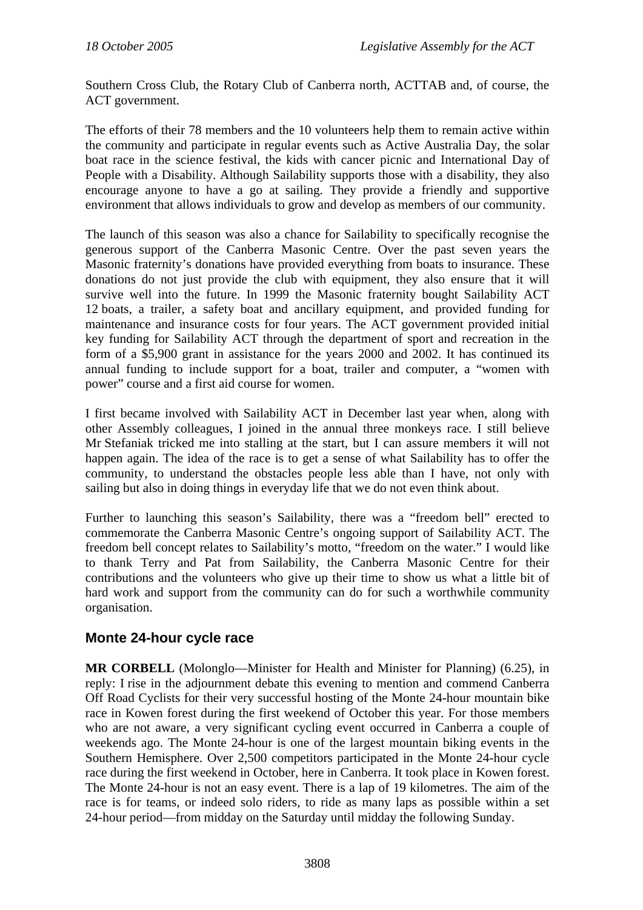Southern Cross Club, the Rotary Club of Canberra north, ACTTAB and, of course, the ACT government.

The efforts of their 78 members and the 10 volunteers help them to remain active within the community and participate in regular events such as Active Australia Day, the solar boat race in the science festival, the kids with cancer picnic and International Day of People with a Disability. Although Sailability supports those with a disability, they also encourage anyone to have a go at sailing. They provide a friendly and supportive environment that allows individuals to grow and develop as members of our community.

The launch of this season was also a chance for Sailability to specifically recognise the generous support of the Canberra Masonic Centre. Over the past seven years the Masonic fraternity's donations have provided everything from boats to insurance. These donations do not just provide the club with equipment, they also ensure that it will survive well into the future. In 1999 the Masonic fraternity bought Sailability ACT 12 boats, a trailer, a safety boat and ancillary equipment, and provided funding for maintenance and insurance costs for four years. The ACT government provided initial key funding for Sailability ACT through the department of sport and recreation in the form of a $5,900 grant in assistance for the years 2000 and 2002. It has continued its annual funding to include support for a boat, trailer and computer, a "women with power" course and a first aid course for women.

I first became involved with Sailability ACT in December last year when, along with other Assembly colleagues, I joined in the annual three monkeys race. I still believe Mr Stefaniak tricked me into stalling at the start, but I can assure members it will not happen again. The idea of the race is to get a sense of what Sailability has to offer the community, to understand the obstacles people less able than I have, not only with sailing but also in doing things in everyday life that we do not even think about.

Further to launching this season's Sailability, there was a "freedom bell" erected to commemorate the Canberra Masonic Centre's ongoing support of Sailability ACT. The freedom bell concept relates to Sailability's motto, "freedom on the water." I would like to thank Terry and Pat from Sailability, the Canberra Masonic Centre for their contributions and the volunteers who give up their time to show us what a little bit of hard work and support from the community can do for such a worthwhile community organisation.

## Monte 24-hour cycle race

**MR CORBELL** (Molonglo—Minister for Health and Minister for Planning) (6.25), in reply: I rise in the adjournment debate this evening to mention and commend Canberra Off Road Cyclists for their very successful hosting of the Monte 24-hour mountain bike race in Kowen forest during the first weekend of October this year. For those members who are not aware, a very significant cycling event occurred in Canberra a couple of weekends ago. The Monte 24-hour is one of the largest mountain biking events in the Southern Hemisphere. Over 2,500 competitors participated in the Monte 24-hour cycle race during the first weekend in October, here in Canberra. It took place in Kowen forest. The Monte 24-hour is not an easy event. There is a lap of 19 kilometres. The aim of the race is for teams, or indeed solo riders, to ride as many laps as possible within a set 24-hour period—from midday on the Saturday until midday the following Sunday.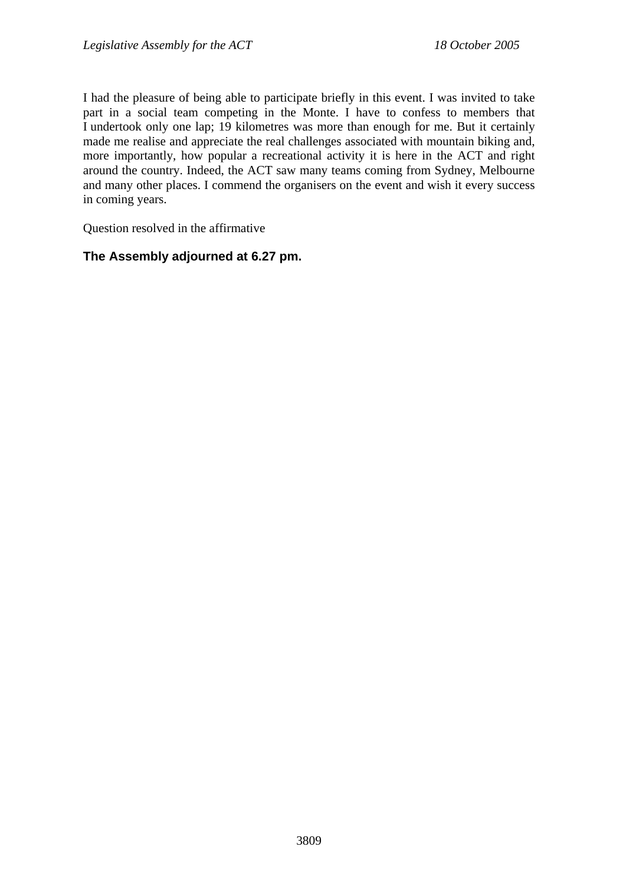I had the pleasure of being able to participate briefly in this event. I was invited to take part in a social team competing in the Monte. I have to confess to members that I undertook only one lap; 19 kilometres was more than enough for me. But it certainly made me realise and appreciate the real challenges associated with mountain biking and, more importantly, how popular a recreational activity it is here in the ACT and right around the country. Indeed, the ACT saw many teams coming from Sydney, Melbourne and many other places. I commend the organisers on the event and wish it every success in coming years.

Question resolved in the affirmative

**The Assembly adjourned at 6.27 pm.**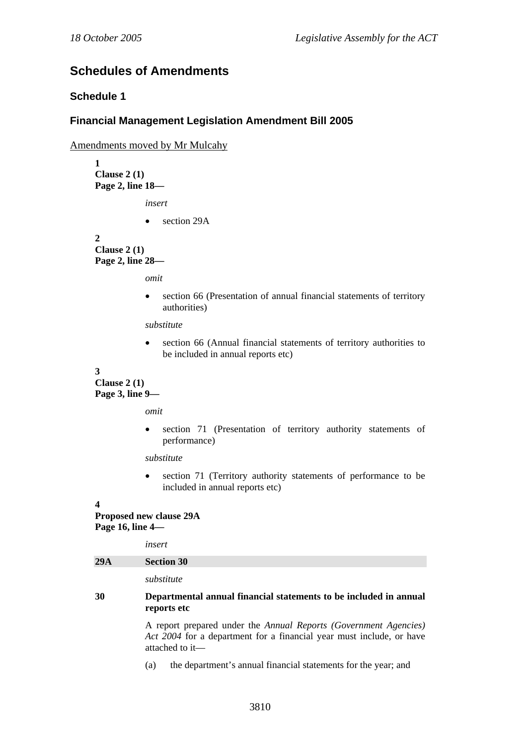## Schedules of Amendments

### Schedule 1

### Financial Management Legislation Amendment Bill 2005

Amendments moved by Mr Mulcahy

**1**
**Clause 2 (1)**
**Page 2, line 18—**

*insert*

- section 29A

**2**
**Clause 2 (1)**
**Page 2, line 28—**

*omit*

- section 66 (Presentation of annual financial statements of territory authorities)

*substitute*

- section 66 (Annual financial statements of territory authorities to be included in annual reports etc)

**3**
**Clause 2 (1)**
**Page 3, line 9—**

*omit*

- section 71 (Presentation of territory authority statements of performance)

*substitute*

- section 71 (Territory authority statements of performance to be included in annual reports etc)

**4**
**Proposed new clause 29A**
**Page 16, line 4—**

*insert*

**29A Section 30**

*substitute*

**30 Departmental annual financial statements to be included in annual reports etc**

A report prepared under the *Annual Reports (Government Agencies) Act 2004* for a department for a financial year must include, or have attached to it—

(a) the department's annual financial statements for the year; and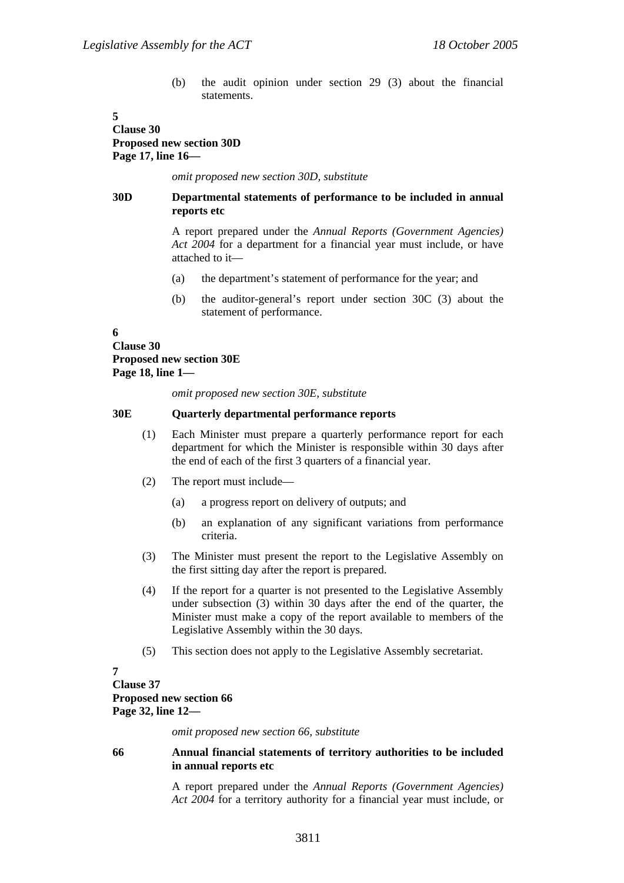(b) the audit opinion under section 29 (3) about the financial statements.

**5**
**Clause 30**
**Proposed new section 30D**
**Page 17, line 16—**

*omit proposed new section 30D, substitute*

**30D Departmental statements of performance to be included in annual reports etc**

A report prepared under the *Annual Reports (Government Agencies) Act 2004* for a department for a financial year must include, or have attached to it—

(a) the department's statement of performance for the year; and

(b) the auditor-general's report under section 30C (3) about the statement of performance.

**6**
**Clause 30**
**Proposed new section 30E**
**Page 18, line 1—**

*omit proposed new section 30E, substitute*

**30E Quarterly departmental performance reports**

(1) Each Minister must prepare a quarterly performance report for each department for which the Minister is responsible within 30 days after the end of each of the first 3 quarters of a financial year.

(2) The report must include—

(a) a progress report on delivery of outputs; and

(b) an explanation of any significant variations from performance criteria.

(3) The Minister must present the report to the Legislative Assembly on the first sitting day after the report is prepared.

(4) If the report for a quarter is not presented to the Legislative Assembly under subsection (3) within 30 days after the end of the quarter, the Minister must make a copy of the report available to members of the Legislative Assembly within the 30 days.

(5) This section does not apply to the Legislative Assembly secretariat.

**7**
**Clause 37**
**Proposed new section 66**
**Page 32, line 12—**

*omit proposed new section 66, substitute*

**66 Annual financial statements of territory authorities to be included in annual reports etc**

A report prepared under the *Annual Reports (Government Agencies) Act 2004* for a territory authority for a financial year must include, or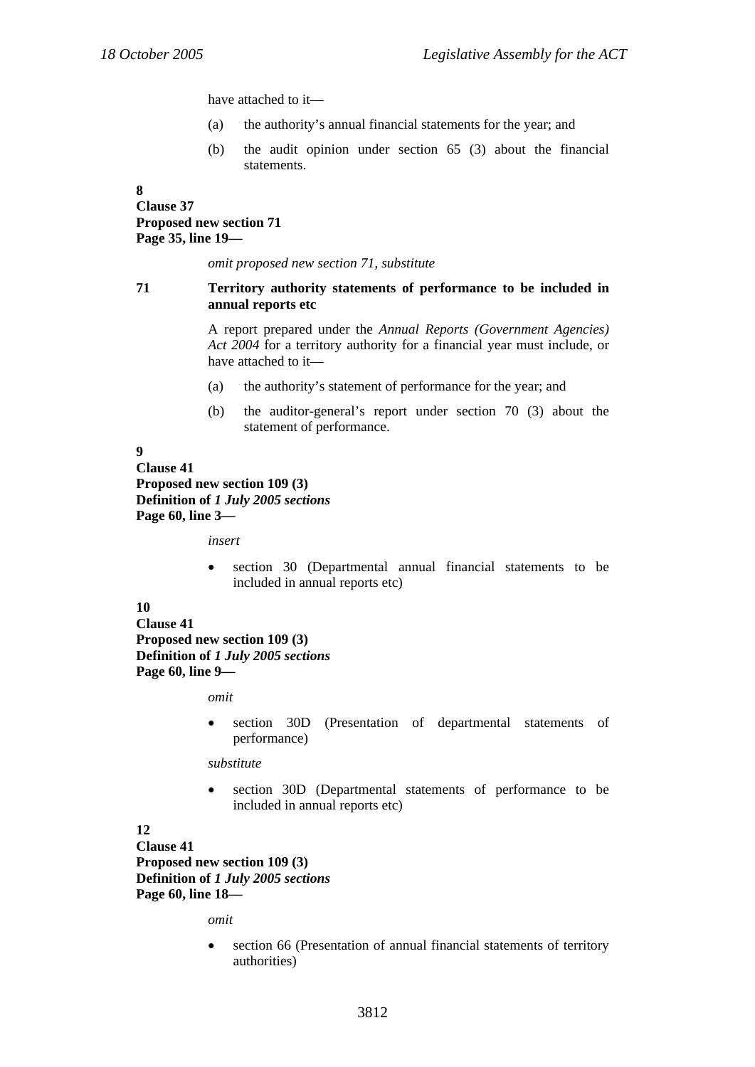have attached to it—

(a) the authority's annual financial statements for the year; and

(b) the audit opinion under section 65 (3) about the financial statements.

**8**
**Clause 37**
**Proposed new section 71**
**Page 35, line 19—**

*omit proposed new section 71, substitute*

**71 Territory authority statements of performance to be included in annual reports etc**

A report prepared under the *Annual Reports (Government Agencies) Act 2004* for a territory authority for a financial year must include, or have attached to it—

(a) the authority's statement of performance for the year; and

(b) the auditor-general's report under section 70 (3) about the statement of performance.

**9**
**Clause 41**
**Proposed new section 109 (3)**
**Definition of *1 July 2005 sections***
**Page 60, line 3—**

*insert*

- section 30 (Departmental annual financial statements to be included in annual reports etc)

**10**
**Clause 41**
**Proposed new section 109 (3)**
**Definition of *1 July 2005 sections***
**Page 60, line 9—**

*omit*

- section 30D (Presentation of departmental statements of performance)

*substitute*

- section 30D (Departmental statements of performance to be included in annual reports etc)

**12**
**Clause 41**
**Proposed new section 109 (3)**
**Definition of *1 July 2005 sections***
**Page 60, line 18—**

*omit*

- section 66 (Presentation of annual financial statements of territory authorities)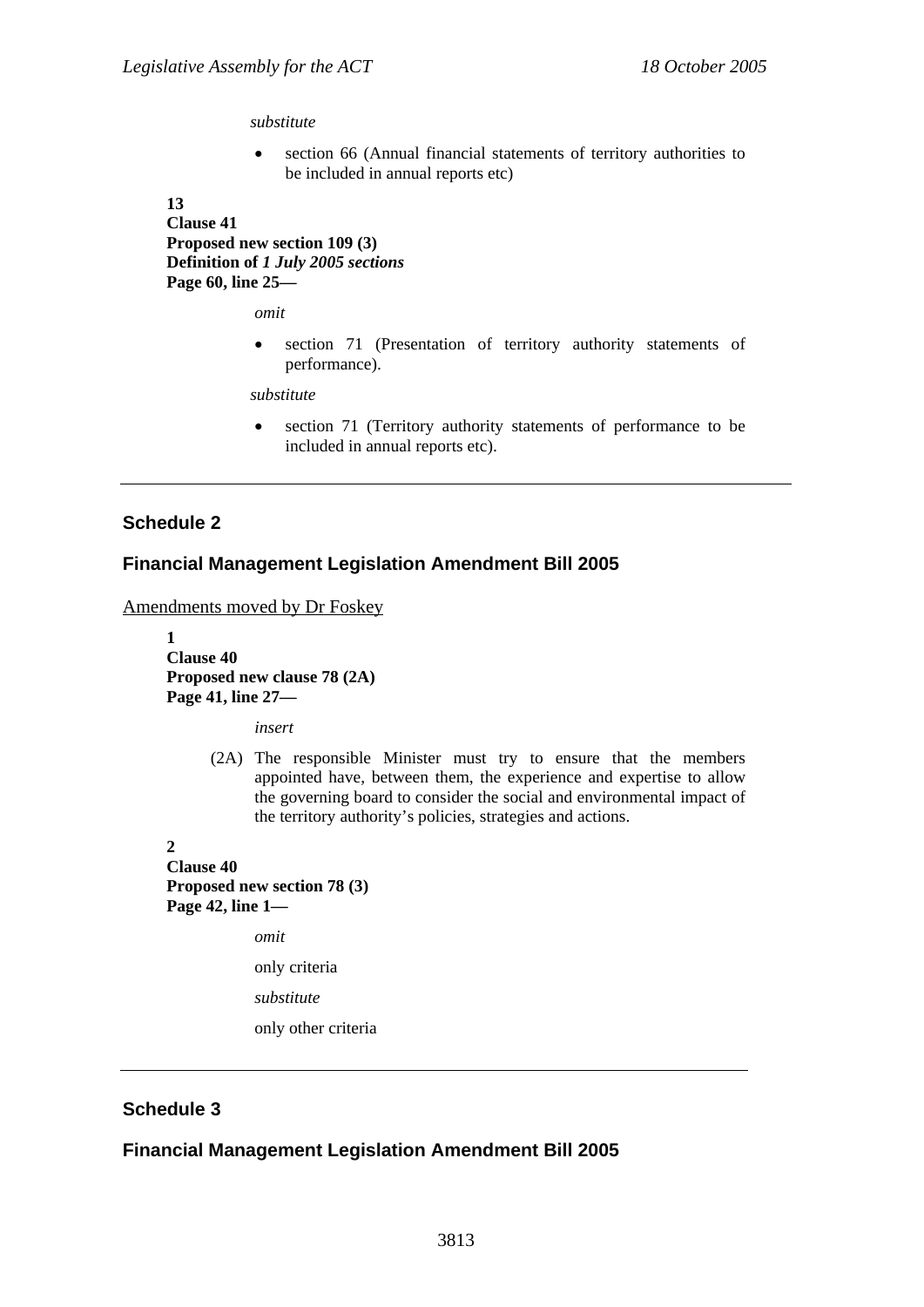*substitute*

- section 66 (Annual financial statements of territory authorities to be included in annual reports etc)

**13**
**Clause 41**
**Proposed new section 109 (3)**
**Definition of *1 July 2005 sections***
**Page 60, line 25—**

*omit*

- section 71 (Presentation of territory authority statements of performance).

*substitute*

- section 71 (Territory authority statements of performance to be included in annual reports etc).

---

## Schedule 2

## Financial Management Legislation Amendment Bill 2005

Amendments moved by Dr Foskey

**1**
**Clause 40**
**Proposed new clause 78 (2A)**
**Page 41, line 27—**

*insert*

(2A) The responsible Minister must try to ensure that the members appointed have, between them, the experience and expertise to allow the governing board to consider the social and environmental impact of the territory authority's policies, strategies and actions.

**2**
**Clause 40**
**Proposed new section 78 (3)**
**Page 42, line 1—**

*omit*

only criteria

*substitute*

only other criteria

---

## Schedule 3

## Financial Management Legislation Amendment Bill 2005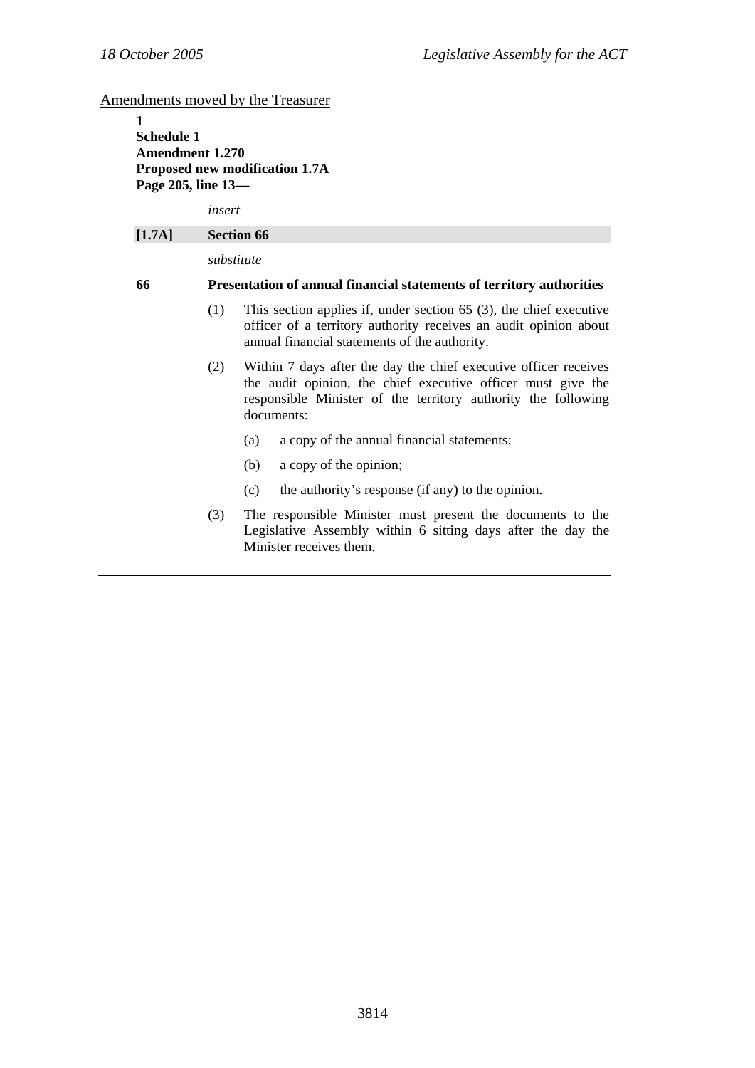Amendments moved by the Treasurer

**1**
**Schedule 1**
**Amendment 1.270**
**Proposed new modification 1.7A**
**Page 205, line 13—**

*insert*

**[1.7A] Section 66**

*substitute*

**66 Presentation of annual financial statements of territory authorities**

(1) This section applies if, under section 65 (3), the chief executive officer of a territory authority receives an audit opinion about annual financial statements of the authority.

(2) Within 7 days after the day the chief executive officer receives the audit opinion, the chief executive officer must give the responsible Minister of the territory authority the following documents:

(a) a copy of the annual financial statements;

(b) a copy of the opinion;

(c) the authority's response (if any) to the opinion.

(3) The responsible Minister must present the documents to the Legislative Assembly within 6 sitting days after the day the Minister receives them.